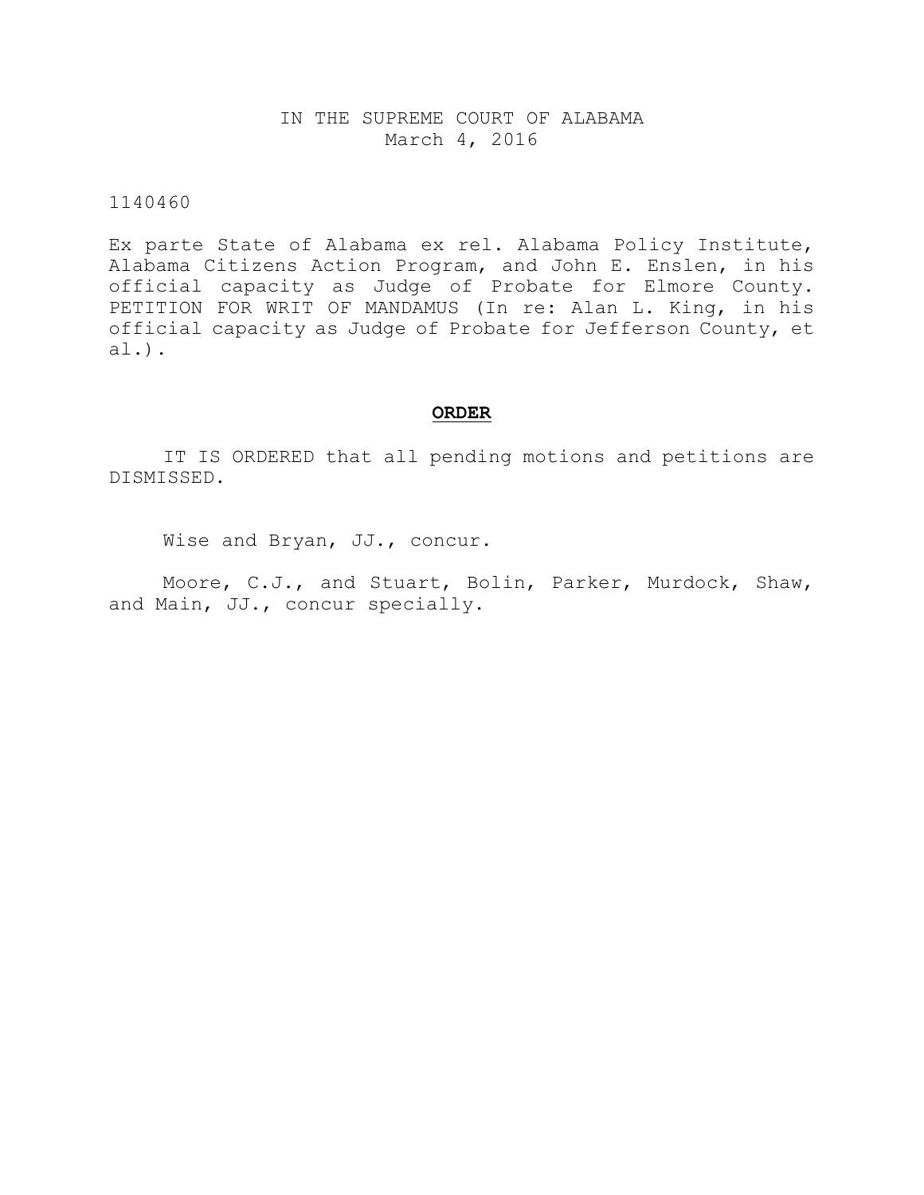IN THE SUPREME COURT OF ALABAMA
March 4, 2016

1140460

Ex parte State of Alabama ex rel. Alabama Policy Institute, Alabama Citizens Action Program, and John E. Enslen, in his official capacity as Judge of Probate for Elmore County. PETITION FOR WRIT OF MANDAMUS (In re: Alan L. King, in his official capacity as Judge of Probate for Jefferson County, et al.).

**ORDER**

IT IS ORDERED that all pending motions and petitions are DISMISSED.

Wise and Bryan, JJ., concur.

Moore, C.J., and Stuart, Bolin, Parker, Murdock, Shaw, and Main, JJ., concur specially.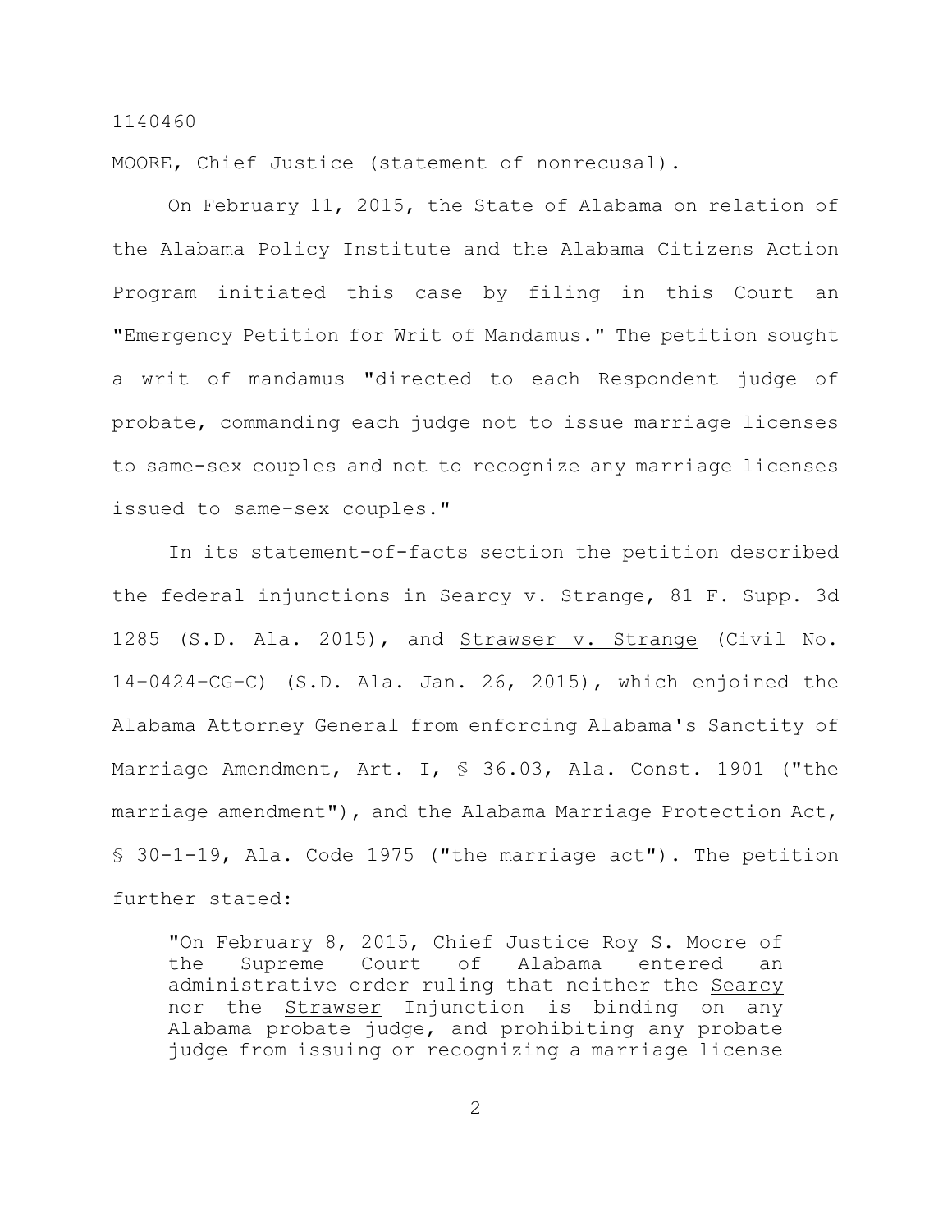1140460

MOORE, Chief Justice (statement of nonrecusal).

On February 11, 2015, the State of Alabama on relation of the Alabama Policy Institute and the Alabama Citizens Action Program initiated this case by filing in this Court an "Emergency Petition for Writ of Mandamus." The petition sought a writ of mandamus "directed to each Respondent judge of probate, commanding each judge not to issue marriage licenses to same-sex couples and not to recognize any marriage licenses issued to same-sex couples."

In its statement-of-facts section the petition described the federal injunctions in Searcy v. Strange, 81 F. Supp. 3d 1285 (S.D. Ala. 2015), and Strawser v. Strange (Civil No. 14–0424–CG–C) (S.D. Ala. Jan. 26, 2015), which enjoined the Alabama Attorney General from enforcing Alabama's Sanctity of Marriage Amendment, Art. I, § 36.03, Ala. Const. 1901 ("the marriage amendment"), and the Alabama Marriage Protection Act, § 30-1-19, Ala. Code 1975 ("the marriage act"). The petition further stated:

> "On February 8, 2015, Chief Justice Roy S. Moore of the Supreme Court of Alabama entered an administrative order ruling that neither the Searcy nor the Strawser Injunction is binding on any Alabama probate judge, and prohibiting any probate judge from issuing or recognizing a marriage license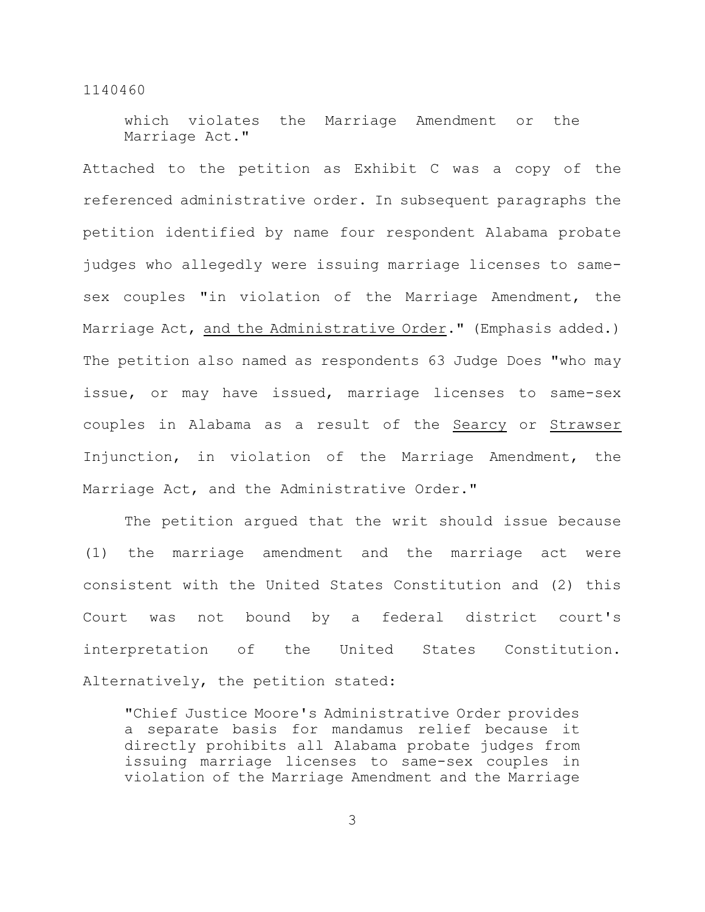> which violates the Marriage Amendment or the Marriage Act."

Attached to the petition as Exhibit C was a copy of the referenced administrative order. In subsequent paragraphs the petition identified by name four respondent Alabama probate judges who allegedly were issuing marriage licenses to same-sex couples "in violation of the Marriage Amendment, the Marriage Act, and the Administrative Order." (Emphasis added.) The petition also named as respondents 63 Judge Does "who may issue, or may have issued, marriage licenses to same-sex couples in Alabama as a result of the *Searcy* or *Strawser* Injunction, in violation of the Marriage Amendment, the Marriage Act, and the Administrative Order."

The petition argued that the writ should issue because (1) the marriage amendment and the marriage act were consistent with the United States Constitution and (2) this Court was not bound by a federal district court's interpretation of the United States Constitution. Alternatively, the petition stated:

> "Chief Justice Moore's Administrative Order provides a separate basis for mandamus relief because it directly prohibits all Alabama probate judges from issuing marriage licenses to same-sex couples in violation of the Marriage Amendment and the Marriage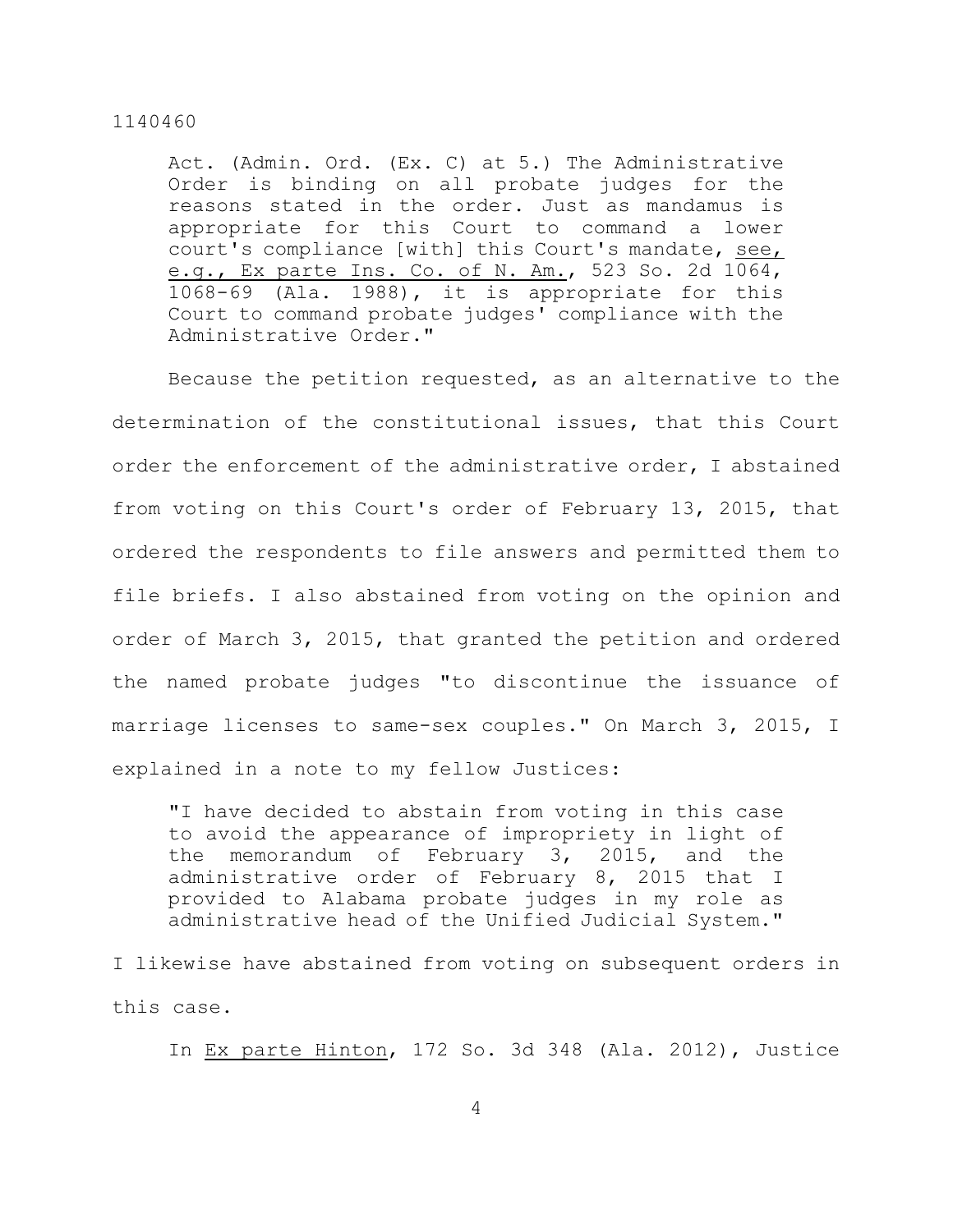> Act. (Admin. Ord. (Ex. C) at 5.) The Administrative Order is binding on all probate judges for the reasons stated in the order. Just as mandamus is appropriate for this Court to command a lower court's compliance [with] this Court's mandate, see, e.g., Ex parte Ins. Co. of N. Am., 523 So. 2d 1064, 1068-69 (Ala. 1988), it is appropriate for this Court to command probate judges' compliance with the Administrative Order."

Because the petition requested, as an alternative to the determination of the constitutional issues, that this Court order the enforcement of the administrative order, I abstained from voting on this Court's order of February 13, 2015, that ordered the respondents to file answers and permitted them to file briefs. I also abstained from voting on the opinion and order of March 3, 2015, that granted the petition and ordered the named probate judges "to discontinue the issuance of marriage licenses to same-sex couples." On March 3, 2015, I explained in a note to my fellow Justices:

> "I have decided to abstain from voting in this case to avoid the appearance of impropriety in light of the memorandum of February 3, 2015, and the administrative order of February 8, 2015 that I provided to Alabama probate judges in my role as administrative head of the Unified Judicial System."

I likewise have abstained from voting on subsequent orders in this case.

In Ex parte Hinton, 172 So. 3d 348 (Ala. 2012), Justice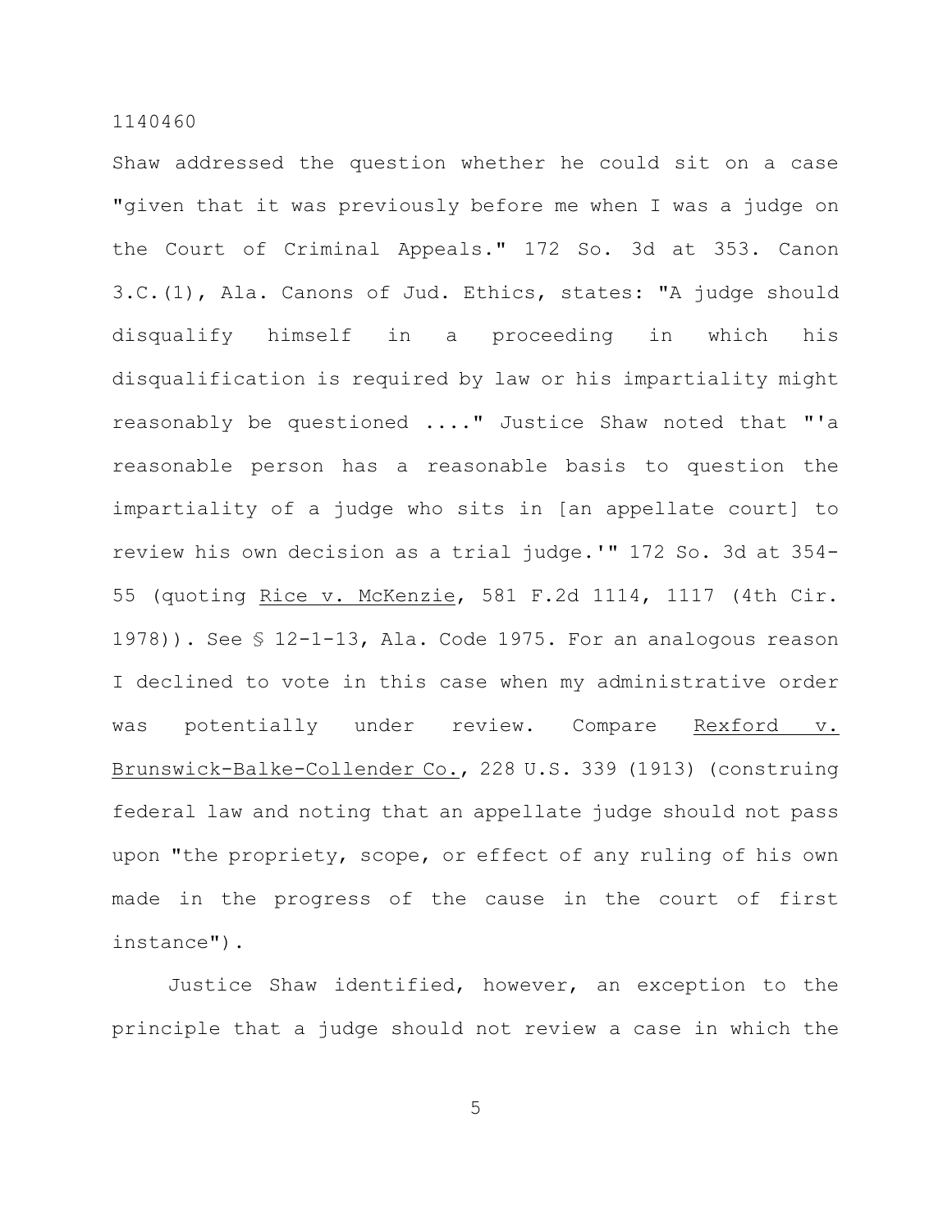Shaw addressed the question whether he could sit on a case "given that it was previously before me when I was a judge on the Court of Criminal Appeals." 172 So. 3d at 353. Canon 3.C.(1), Ala. Canons of Jud. Ethics, states: "A judge should disqualify himself in a proceeding in which his disqualification is required by law or his impartiality might reasonably be questioned ...." Justice Shaw noted that "'a reasonable person has a reasonable basis to question the impartiality of a judge who sits in [an appellate court] to review his own decision as a trial judge.'" 172 So. 3d at 354-55 (quoting Rice v. McKenzie, 581 F.2d 1114, 1117 (4th Cir. 1978)). See § 12-1-13, Ala. Code 1975. For an analogous reason I declined to vote in this case when my administrative order was potentially under review. Compare Rexford v. Brunswick-Balke-Collender Co., 228 U.S. 339 (1913) (construing federal law and noting that an appellate judge should not pass upon "the propriety, scope, or effect of any ruling of his own made in the progress of the cause in the court of first instance").

Justice Shaw identified, however, an exception to the principle that a judge should not review a case in which the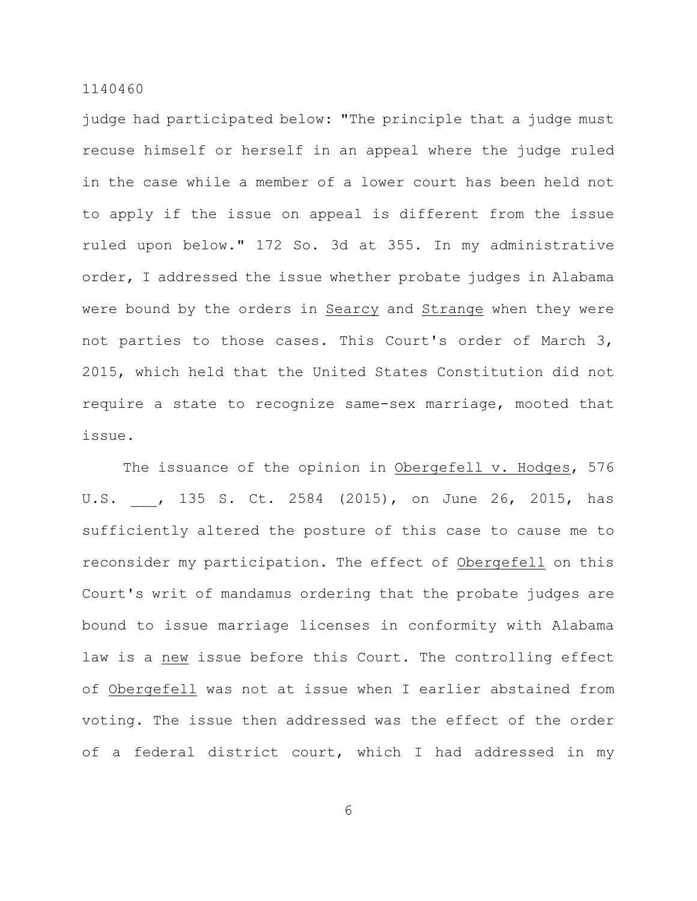judge had participated below: "The principle that a judge must recuse himself or herself in an appeal where the judge ruled in the case while a member of a lower court has been held not to apply if the issue on appeal is different from the issue ruled upon below." 172 So. 3d at 355. In my administrative order, I addressed the issue whether probate judges in Alabama were bound by the orders in Searcy and Strange when they were not parties to those cases. This Court's order of March 3, 2015, which held that the United States Constitution did not require a state to recognize same-sex marriage, mooted that issue.

The issuance of the opinion in Obergefell v. Hodges, 576 U.S. ___, 135 S. Ct. 2584 (2015), on June 26, 2015, has sufficiently altered the posture of this case to cause me to reconsider my participation. The effect of Obergefell on this Court's writ of mandamus ordering that the probate judges are bound to issue marriage licenses in conformity with Alabama law is a new issue before this Court. The controlling effect of Obergefell was not at issue when I earlier abstained from voting. The issue then addressed was the effect of the order of a federal district court, which I had addressed in my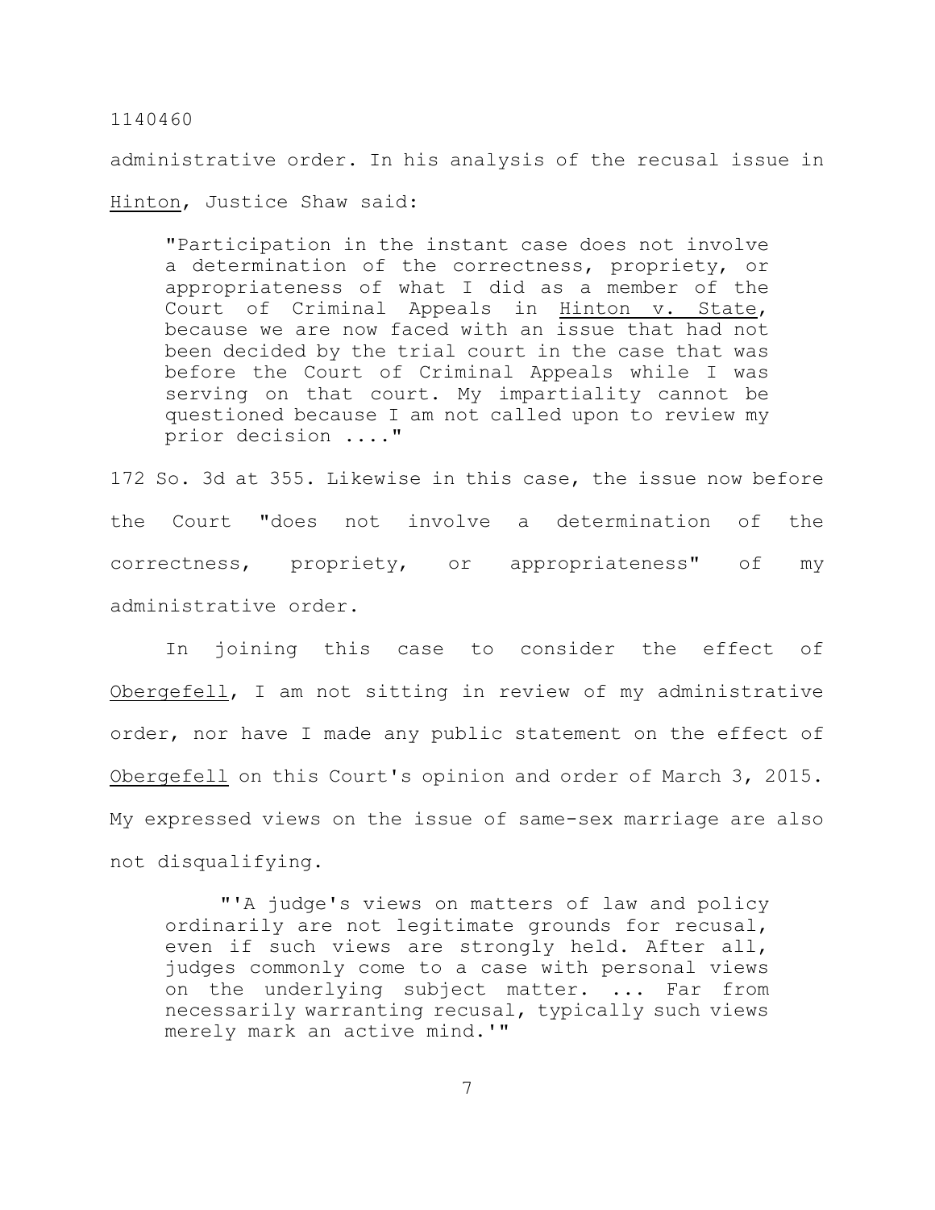administrative order. In his analysis of the recusal issue in Hinton, Justice Shaw said:

> "Participation in the instant case does not involve a determination of the correctness, propriety, or appropriateness of what I did as a member of the Court of Criminal Appeals in Hinton v. State, because we are now faced with an issue that had not been decided by the trial court in the case that was before the Court of Criminal Appeals while I was serving on that court. My impartiality cannot be questioned because I am not called upon to review my prior decision ...."

172 So. 3d at 355. Likewise in this case, the issue now before the Court "does not involve a determination of the correctness, propriety, or appropriateness" of my administrative order.

In joining this case to consider the effect of Obergefell, I am not sitting in review of my administrative order, nor have I made any public statement on the effect of Obergefell on this Court's opinion and order of March 3, 2015. My expressed views on the issue of same-sex marriage are also not disqualifying.

> "'A judge's views on matters of law and policy ordinarily are not legitimate grounds for recusal, even if such views are strongly held. After all, judges commonly come to a case with personal views on the underlying subject matter. ... Far from necessarily warranting recusal, typically such views merely mark an active mind.'"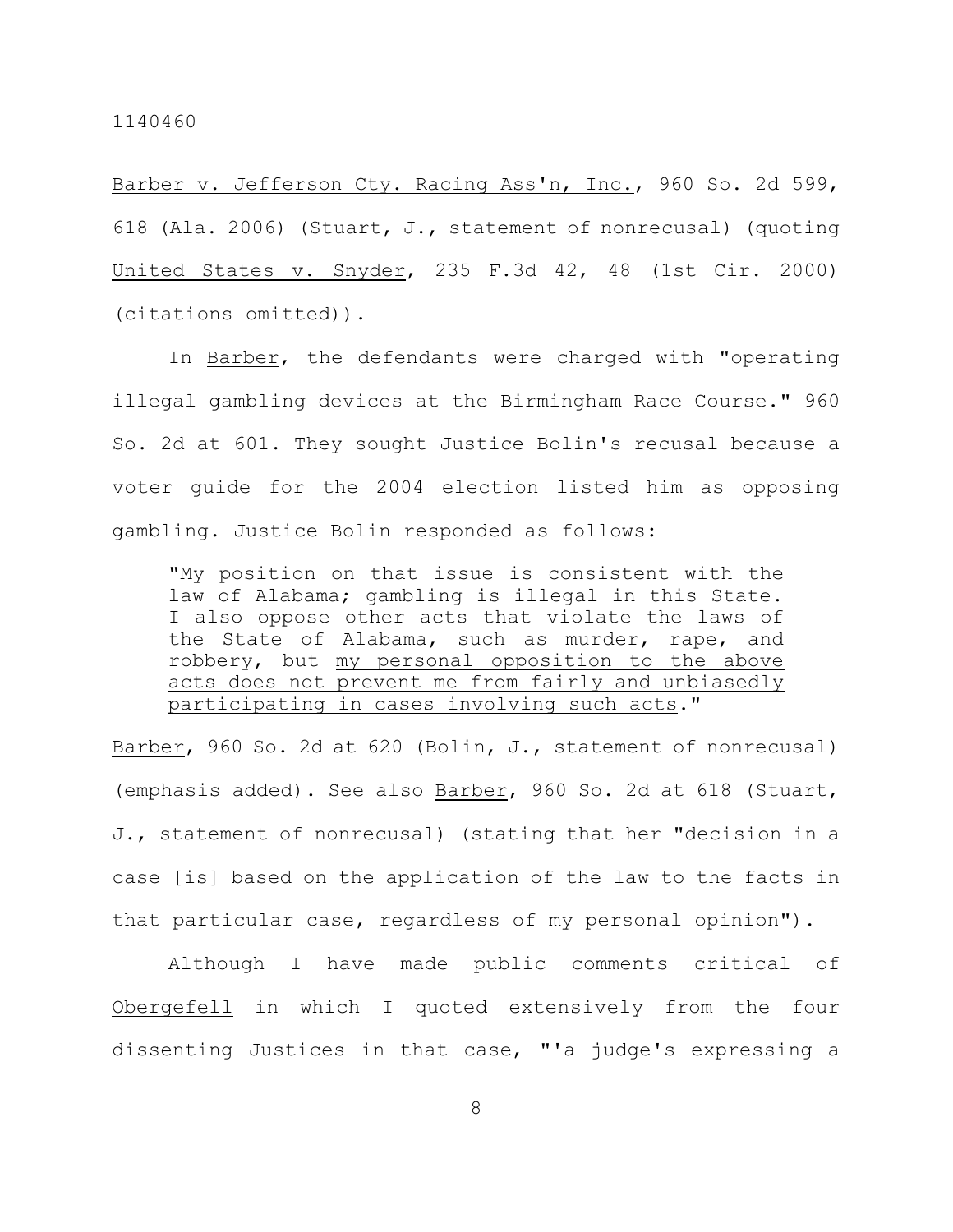Barber v. Jefferson Cty. Racing Ass'n, Inc., 960 So. 2d 599, 618 (Ala. 2006) (Stuart, J., statement of nonrecusal) (quoting United States v. Snyder, 235 F.3d 42, 48 (1st Cir. 2000) (citations omitted)).

In Barber, the defendants were charged with "operating illegal gambling devices at the Birmingham Race Course." 960 So. 2d at 601. They sought Justice Bolin's recusal because a voter guide for the 2004 election listed him as opposing gambling. Justice Bolin responded as follows:

> "My position on that issue is consistent with the law of Alabama; gambling is illegal in this State. I also oppose other acts that violate the laws of the State of Alabama, such as murder, rape, and robbery, but my personal opposition to the above acts does not prevent me from fairly and unbiasedly participating in cases involving such acts."

Barber, 960 So. 2d at 620 (Bolin, J., statement of nonrecusal) (emphasis added). See also Barber, 960 So. 2d at 618 (Stuart, J., statement of nonrecusal) (stating that her "decision in a case [is] based on the application of the law to the facts in that particular case, regardless of my personal opinion").

Although I have made public comments critical of Obergefell in which I quoted extensively from the four dissenting Justices in that case, "'a judge's expressing a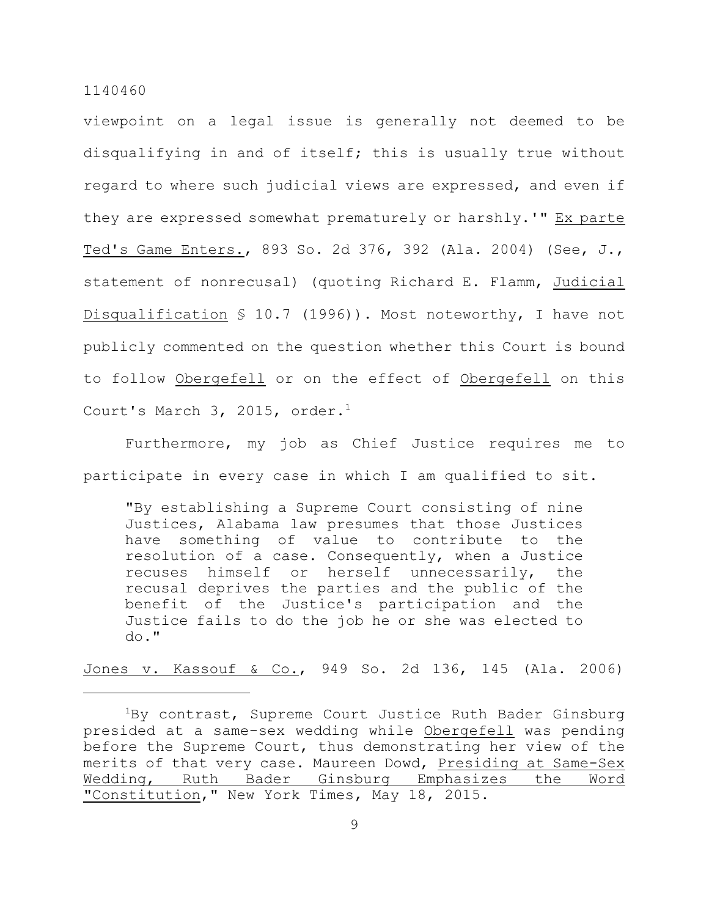viewpoint on a legal issue is generally not deemed to be disqualifying in and of itself; this is usually true without regard to where such judicial views are expressed, and even if they are expressed somewhat prematurely or harshly.'" Ex parte Ted's Game Enters., 893 So. 2d 376, 392 (Ala. 2004) (See, J., statement of nonrecusal) (quoting Richard E. Flamm, Judicial Disqualification § 10.7 (1996)). Most noteworthy, I have not publicly commented on the question whether this Court is bound to follow Obergefell or on the effect of Obergefell on this Court's March 3, 2015, order.[1]

Furthermore, my job as Chief Justice requires me to participate in every case in which I am qualified to sit.

> "By establishing a Supreme Court consisting of nine Justices, Alabama law presumes that those Justices have something of value to contribute to the resolution of a case. Consequently, when a Justice recuses himself or herself unnecessarily, the recusal deprives the parties and the public of the benefit of the Justice's participation and the Justice fails to do the job he or she was elected to do."

Jones v. Kassouf & Co., 949 So. 2d 136, 145 (Ala. 2006)

[1] By contrast, Supreme Court Justice Ruth Bader Ginsburg presided at a same-sex wedding while Obergefell was pending before the Supreme Court, thus demonstrating her view of the merits of that very case. Maureen Dowd, Presiding at Same-Sex Wedding, Ruth Bader Ginsburg Emphasizes the Word "Constitution," New York Times, May 18, 2015.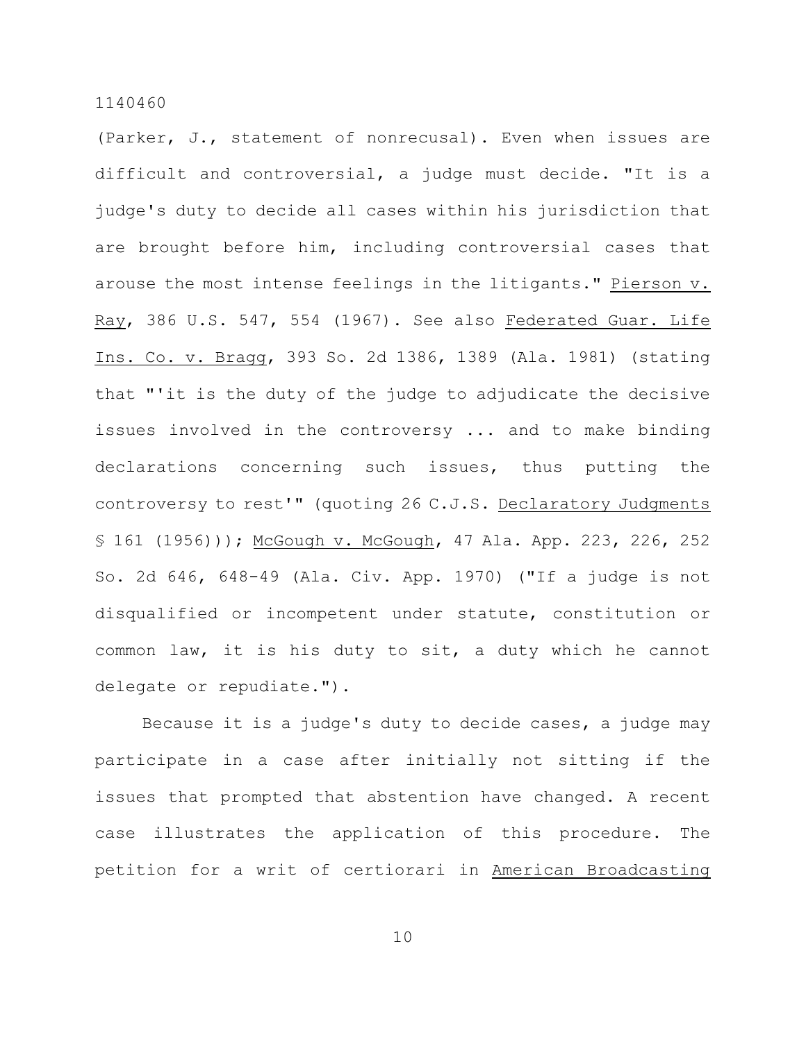(Parker, J., statement of nonrecusal). Even when issues are difficult and controversial, a judge must decide. "It is a judge's duty to decide all cases within his jurisdiction that are brought before him, including controversial cases that arouse the most intense feelings in the litigants." Pierson v. Ray, 386 U.S. 547, 554 (1967). See also Federated Guar. Life Ins. Co. v. Bragg, 393 So. 2d 1386, 1389 (Ala. 1981) (stating that "'it is the duty of the judge to adjudicate the decisive issues involved in the controversy ... and to make binding declarations concerning such issues, thus putting the controversy to rest'" (quoting 26 C.J.S. Declaratory Judgments § 161 (1956))); McGough v. McGough, 47 Ala. App. 223, 226, 252 So. 2d 646, 648-49 (Ala. Civ. App. 1970) ("If a judge is not disqualified or incompetent under statute, constitution or common law, it is his duty to sit, a duty which he cannot delegate or repudiate.").

Because it is a judge's duty to decide cases, a judge may participate in a case after initially not sitting if the issues that prompted that abstention have changed. A recent case illustrates the application of this procedure. The petition for a writ of certiorari in American Broadcasting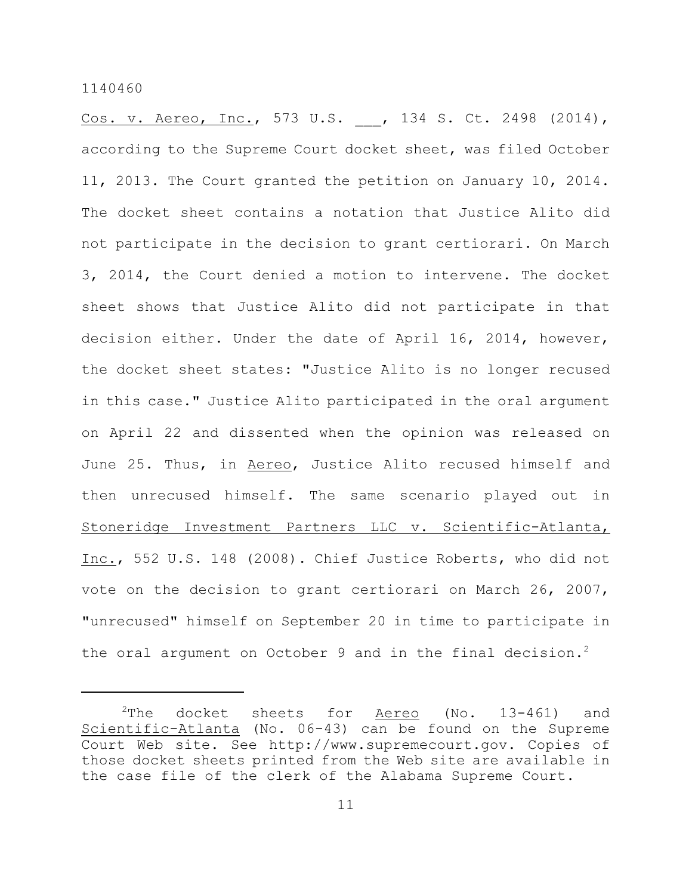Cos. v. Aereo, Inc., 573 U.S. ___, 134 S. Ct. 2498 (2014), according to the Supreme Court docket sheet, was filed October 11, 2013. The Court granted the petition on January 10, 2014. The docket sheet contains a notation that Justice Alito did not participate in the decision to grant certiorari. On March 3, 2014, the Court denied a motion to intervene. The docket sheet shows that Justice Alito did not participate in that decision either. Under the date of April 16, 2014, however, the docket sheet states: "Justice Alito is no longer recused in this case." Justice Alito participated in the oral argument on April 22 and dissented when the opinion was released on June 25. Thus, in Aereo, Justice Alito recused himself and then unrecused himself. The same scenario played out in Stoneridge Investment Partners LLC v. Scientific-Atlanta, Inc., 552 U.S. 148 (2008). Chief Justice Roberts, who did not vote on the decision to grant certiorari on March 26, 2007, "unrecused" himself on September 20 in time to participate in the oral argument on October 9 and in the final decision.[2]

---

[2]The docket sheets for Aereo (No. 13-461) and Scientific-Atlanta (No. 06-43) can be found on the Supreme Court Web site. See http://www.supremecourt.gov. Copies of those docket sheets printed from the Web site are available in the case file of the clerk of the Alabama Supreme Court.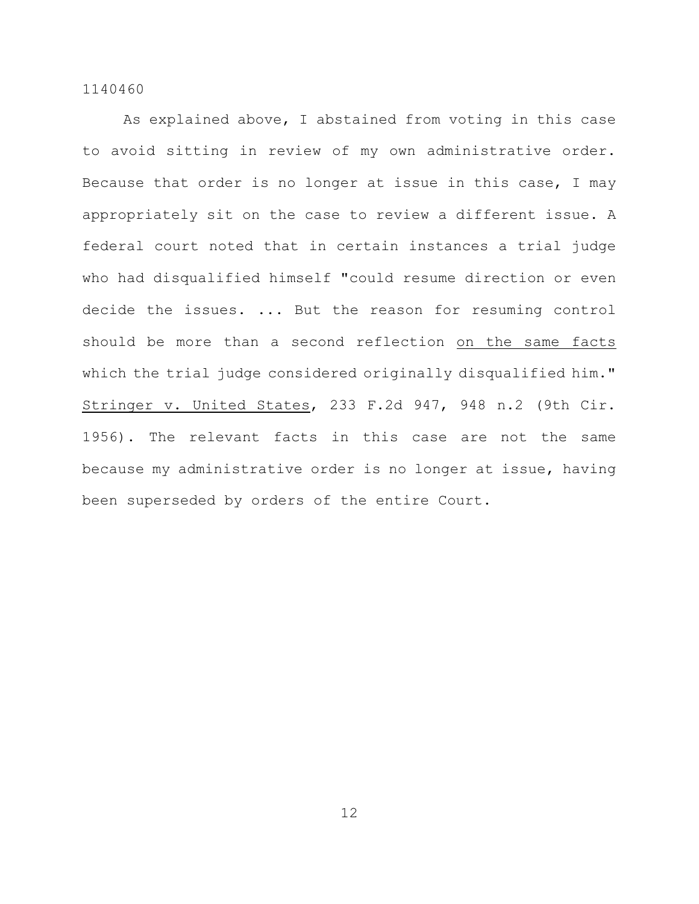As explained above, I abstained from voting in this case to avoid sitting in review of my own administrative order. Because that order is no longer at issue in this case, I may appropriately sit on the case to review a different issue. A federal court noted that in certain instances a trial judge who had disqualified himself "could resume direction or even decide the issues. ... But the reason for resuming control should be more than a second reflection <u>on the same facts</u> which the trial judge considered originally disqualified him." <u>Stringer v. United States</u>, 233 F.2d 947, 948 n.2 (9th Cir. 1956). The relevant facts in this case are not the same because my administrative order is no longer at issue, having been superseded by orders of the entire Court.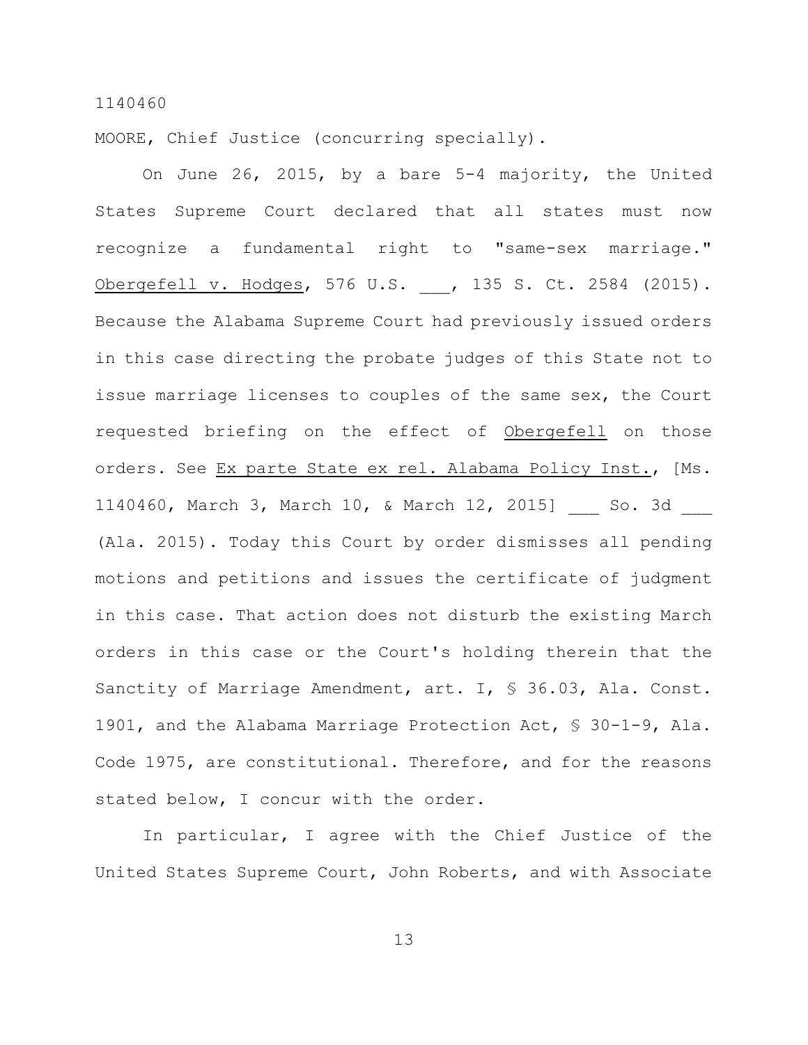1140460

MOORE, Chief Justice (concurring specially).

On June 26, 2015, by a bare 5-4 majority, the United States Supreme Court declared that all states must now recognize a fundamental right to "same-sex marriage." Obergefell v. Hodges, 576 U.S. ___, 135 S. Ct. 2584 (2015). Because the Alabama Supreme Court had previously issued orders in this case directing the probate judges of this State not to issue marriage licenses to couples of the same sex, the Court requested briefing on the effect of Obergefell on those orders. See Ex parte State ex rel. Alabama Policy Inst., [Ms. 1140460, March 3, March 10, & March 12, 2015] ___ So. 3d ___ (Ala. 2015). Today this Court by order dismisses all pending motions and petitions and issues the certificate of judgment in this case. That action does not disturb the existing March orders in this case or the Court's holding therein that the Sanctity of Marriage Amendment, art. I, § 36.03, Ala. Const. 1901, and the Alabama Marriage Protection Act, § 30-1-9, Ala. Code 1975, are constitutional. Therefore, and for the reasons stated below, I concur with the order.

In particular, I agree with the Chief Justice of the United States Supreme Court, John Roberts, and with Associate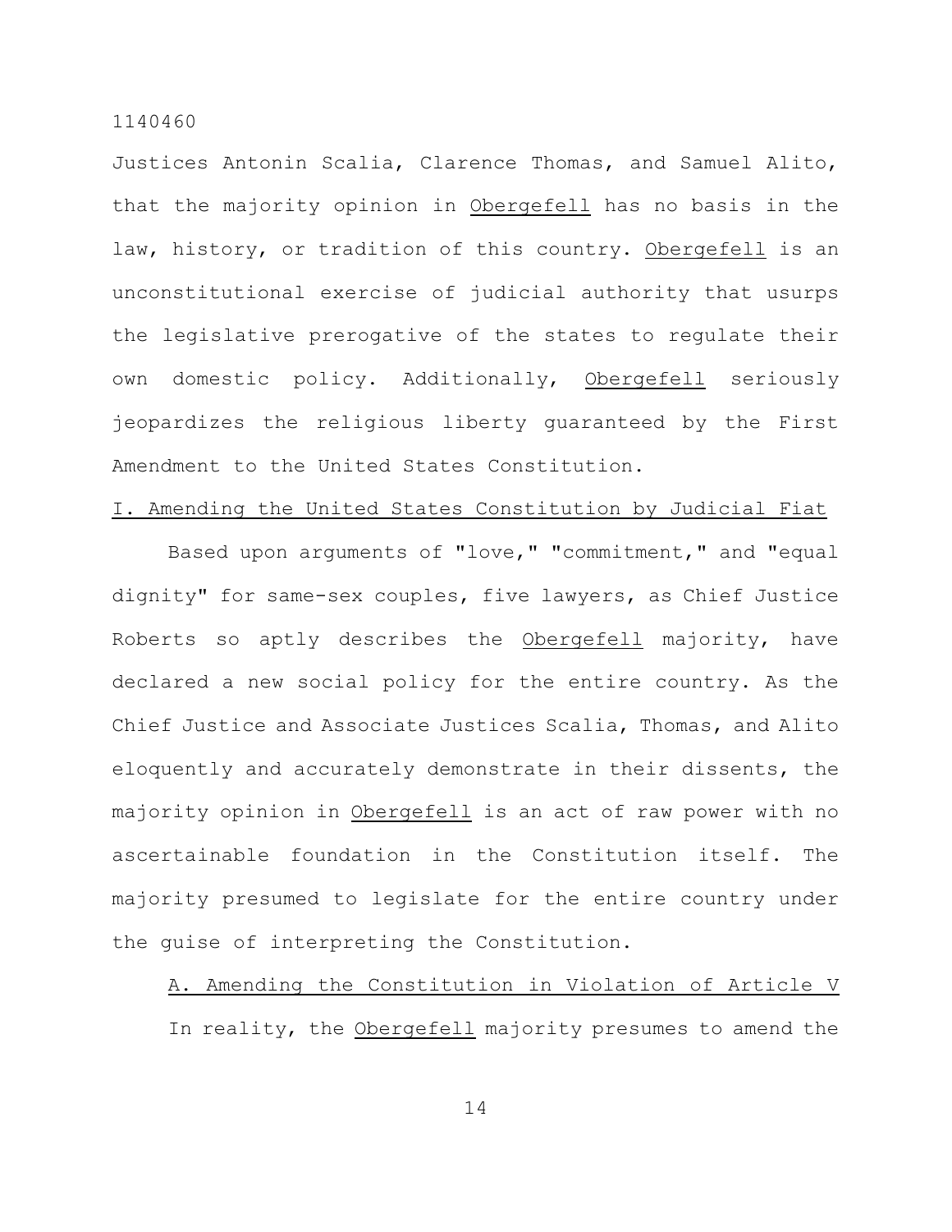Justices Antonin Scalia, Clarence Thomas, and Samuel Alito, that the majority opinion in Obergefell has no basis in the law, history, or tradition of this country. Obergefell is an unconstitutional exercise of judicial authority that usurps the legislative prerogative of the states to regulate their own domestic policy. Additionally, Obergefell seriously jeopardizes the religious liberty guaranteed by the First Amendment to the United States Constitution.

## I. Amending the United States Constitution by Judicial Fiat

Based upon arguments of "love," "commitment," and "equal dignity" for same-sex couples, five lawyers, as Chief Justice Roberts so aptly describes the Obergefell majority, have declared a new social policy for the entire country. As the Chief Justice and Associate Justices Scalia, Thomas, and Alito eloquently and accurately demonstrate in their dissents, the majority opinion in Obergefell is an act of raw power with no ascertainable foundation in the Constitution itself. The majority presumed to legislate for the entire country under the guise of interpreting the Constitution.

### A. Amending the Constitution in Violation of Article V

In reality, the Obergefell majority presumes to amend the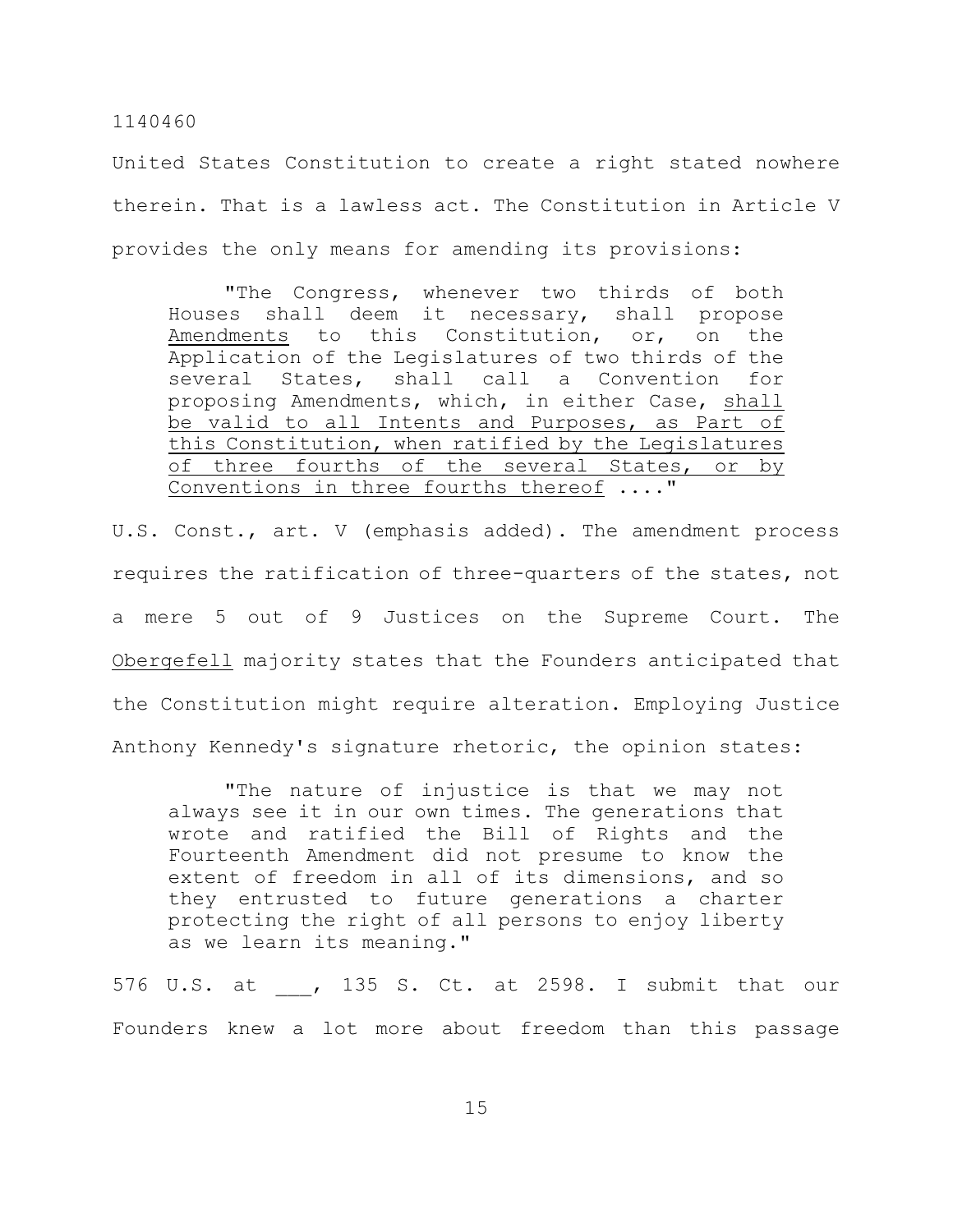United States Constitution to create a right stated nowhere therein. That is a lawless act. The Constitution in Article V provides the only means for amending its provisions:

> "The Congress, whenever two thirds of both Houses shall deem it necessary, shall propose <u>Amendments</u> to this Constitution, or, on the Application of the Legislatures of two thirds of the several States, shall call a Convention for proposing Amendments, which, in either Case, <u>shall be valid to all Intents and Purposes, as Part of this Constitution, when ratified by the Legislatures of three fourths of the several States, or by Conventions in three fourths thereof</u> ...."

U.S. Const., art. V (emphasis added). The amendment process requires the ratification of three-quarters of the states, not a mere 5 out of 9 Justices on the Supreme Court. The <u>Obergefell</u> majority states that the Founders anticipated that the Constitution might require alteration. Employing Justice Anthony Kennedy's signature rhetoric, the opinion states:

> "The nature of injustice is that we may not always see it in our own times. The generations that wrote and ratified the Bill of Rights and the Fourteenth Amendment did not presume to know the extent of freedom in all of its dimensions, and so they entrusted to future generations a charter protecting the right of all persons to enjoy liberty as we learn its meaning."

576 U.S. at ___, 135 S. Ct. at 2598. I submit that our Founders knew a lot more about freedom than this passage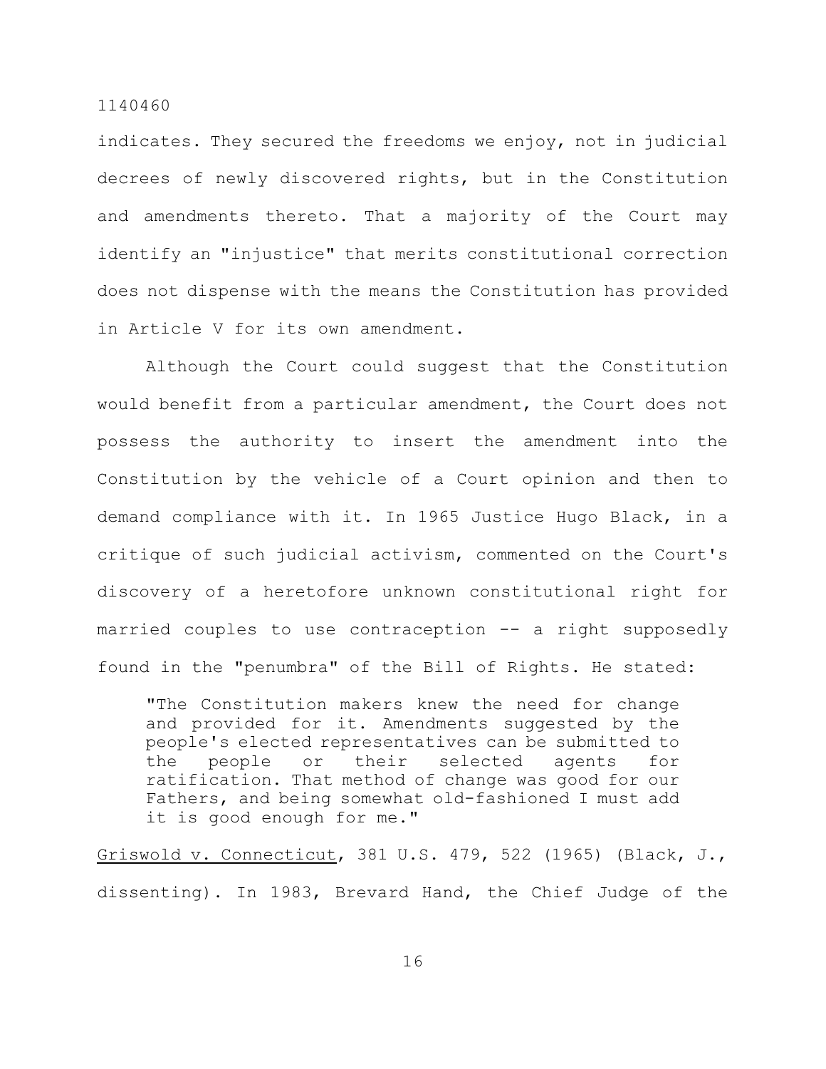indicates. They secured the freedoms we enjoy, not in judicial decrees of newly discovered rights, but in the Constitution and amendments thereto. That a majority of the Court may identify an "injustice" that merits constitutional correction does not dispense with the means the Constitution has provided in Article V for its own amendment.

Although the Court could suggest that the Constitution would benefit from a particular amendment, the Court does not possess the authority to insert the amendment into the Constitution by the vehicle of a Court opinion and then to demand compliance with it. In 1965 Justice Hugo Black, in a critique of such judicial activism, commented on the Court's discovery of a heretofore unknown constitutional right for married couples to use contraception -- a right supposedly found in the "penumbra" of the Bill of Rights. He stated:

> "The Constitution makers knew the need for change and provided for it. Amendments suggested by the people's elected representatives can be submitted to the people or their selected agents for ratification. That method of change was good for our Fathers, and being somewhat old-fashioned I must add it is good enough for me."

Griswold v. Connecticut, 381 U.S. 479, 522 (1965) (Black, J., dissenting). In 1983, Brevard Hand, the Chief Judge of the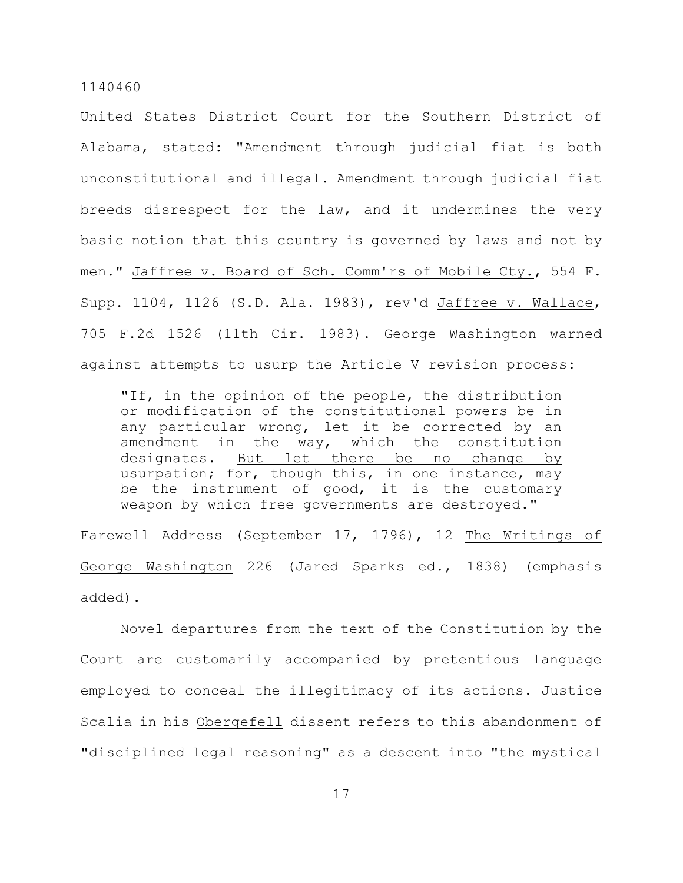United States District Court for the Southern District of Alabama, stated: "Amendment through judicial fiat is both unconstitutional and illegal. Amendment through judicial fiat breeds disrespect for the law, and it undermines the very basic notion that this country is governed by laws and not by men." _Jaffree v. Board of Sch. Comm'rs of Mobile Cty._, 554 F. Supp. 1104, 1126 (S.D. Ala. 1983), rev'd _Jaffree v. Wallace_, 705 F.2d 1526 (11th Cir. 1983). George Washington warned against attempts to usurp the Article V revision process:

> "If, in the opinion of the people, the distribution or modification of the constitutional powers be in any particular wrong, let it be corrected by an amendment in the way, which the constitution designates. _But let there be no change by usurpation_; for, though this, in one instance, may be the instrument of good, it is the customary weapon by which free governments are destroyed."

Farewell Address (September 17, 1796), 12 _The Writings of George Washington_ 226 (Jared Sparks ed., 1838) (emphasis added).

Novel departures from the text of the Constitution by the Court are customarily accompanied by pretentious language employed to conceal the illegitimacy of its actions. Justice Scalia in his _Obergefell_ dissent refers to this abandonment of "disciplined legal reasoning" as a descent into "the mystical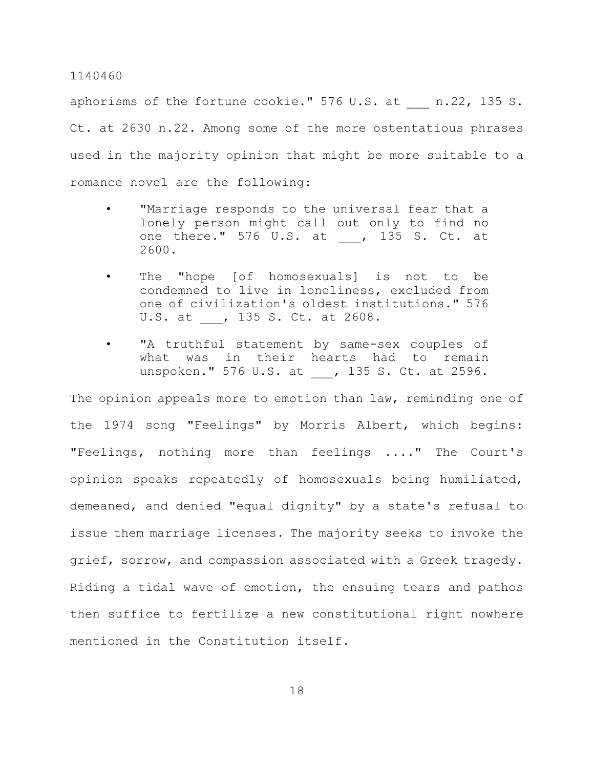aphorisms of the fortune cookie." 576 U.S. at ___ n.22, 135 S. Ct. at 2630 n.22. Among some of the more ostentatious phrases used in the majority opinion that might be more suitable to a romance novel are the following:

- "Marriage responds to the universal fear that a lonely person might call out only to find no one there." 576 U.S. at ___, 135 S. Ct. at 2600.
- The "hope [of homosexuals] is not to be condemned to live in loneliness, excluded from one of civilization's oldest institutions." 576 U.S. at ___, 135 S. Ct. at 2608.
- "A truthful statement by same-sex couples of what was in their hearts had to remain unspoken." 576 U.S. at ___, 135 S. Ct. at 2596.

The opinion appeals more to emotion than law, reminding one of the 1974 song "Feelings" by Morris Albert, which begins: "Feelings, nothing more than feelings ...." The Court's opinion speaks repeatedly of homosexuals being humiliated, demeaned, and denied "equal dignity" by a state's refusal to issue them marriage licenses. The majority seeks to invoke the grief, sorrow, and compassion associated with a Greek tragedy. Riding a tidal wave of emotion, the ensuing tears and pathos then suffice to fertilize a new constitutional right nowhere mentioned in the Constitution itself.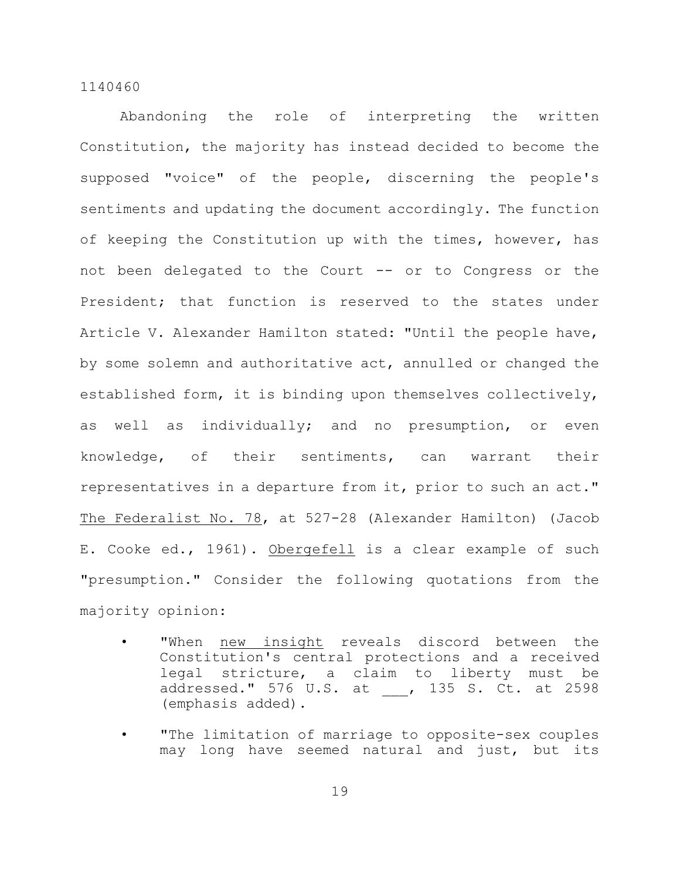Abandoning the role of interpreting the written Constitution, the majority has instead decided to become the supposed "voice" of the people, discerning the people's sentiments and updating the document accordingly. The function of keeping the Constitution up with the times, however, has not been delegated to the Court -- or to Congress or the President; that function is reserved to the states under Article V. Alexander Hamilton stated: "Until the people have, by some solemn and authoritative act, annulled or changed the established form, it is binding upon themselves collectively, as well as individually; and no presumption, or even knowledge, of their sentiments, can warrant their representatives in a departure from it, prior to such an act." The Federalist No. 78, at 527-28 (Alexander Hamilton) (Jacob E. Cooke ed., 1961). Obergefell is a clear example of such "presumption." Consider the following quotations from the majority opinion:

- "When new insight reveals discord between the Constitution's central protections and a received legal stricture, a claim to liberty must be addressed." 576 U.S. at ___, 135 S. Ct. at 2598 (emphasis added).

- "The limitation of marriage to opposite-sex couples may long have seemed natural and just, but its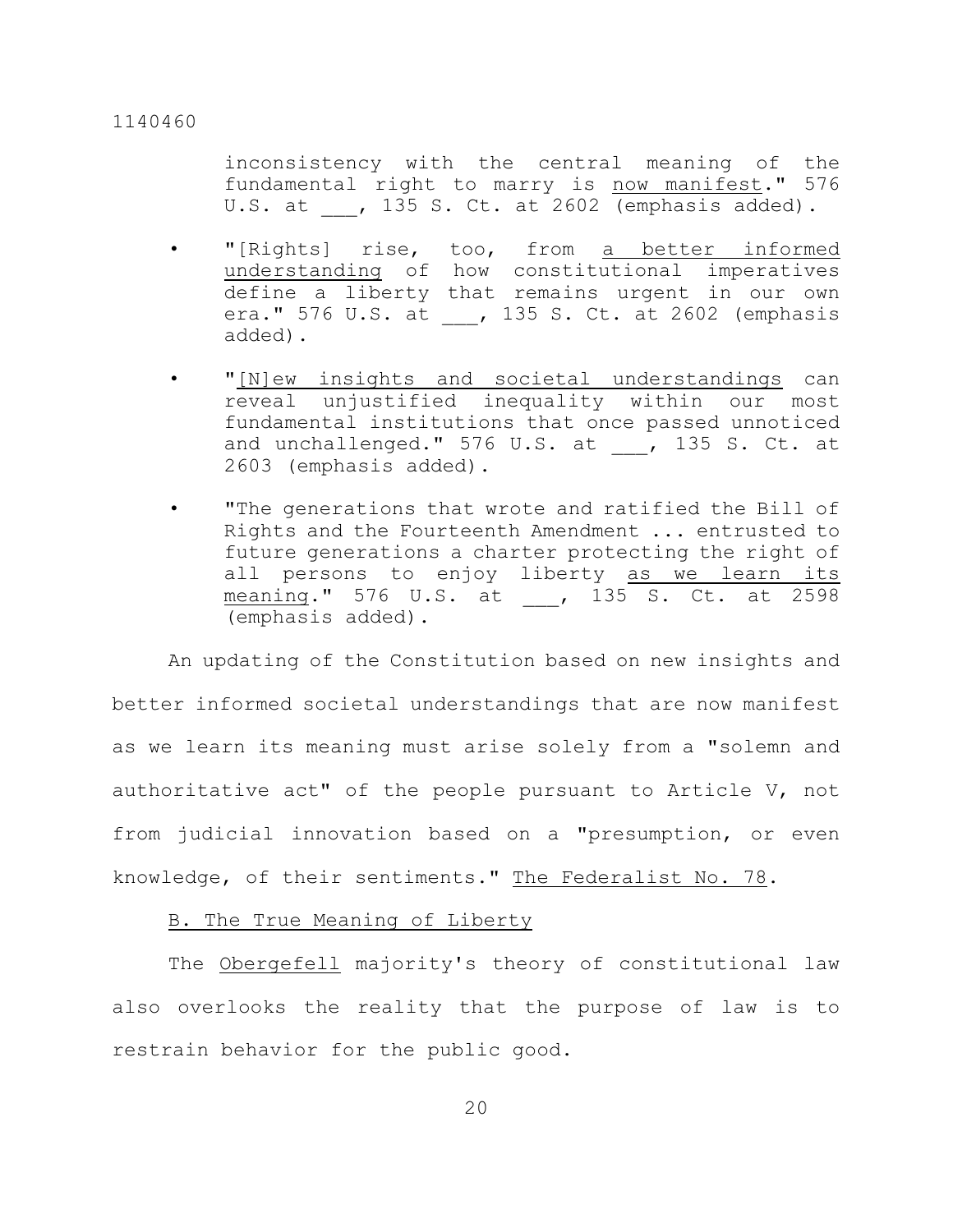inconsistency with the central meaning of the fundamental right to marry is <u>now manifest</u>." 576 U.S. at ___, 135 S. Ct. at 2602 (emphasis added).

- "[Rights] rise, too, from <u>a better informed understanding</u> of how constitutional imperatives define a liberty that remains urgent in our own era." 576 U.S. at ___, 135 S. Ct. at 2602 (emphasis added).
- "<u>[N]ew insights and societal understandings</u> can reveal unjustified inequality within our most fundamental institutions that once passed unnoticed and unchallenged." 576 U.S. at ___, 135 S. Ct. at 2603 (emphasis added).
- "The generations that wrote and ratified the Bill of Rights and the Fourteenth Amendment ... entrusted to future generations a charter protecting the right of all persons to enjoy liberty <u>as we learn its meaning</u>." 576 U.S. at ___, 135 S. Ct. at 2598 (emphasis added).

An updating of the Constitution based on new insights and better informed societal understandings that are now manifest as we learn its meaning must arise solely from a "solemn and authoritative act" of the people pursuant to Article V, not from judicial innovation based on a "presumption, or even knowledge, of their sentiments." <u>The Federalist No. 78</u>.

<u>B. The True Meaning of Liberty</u>

The <u>Obergefell</u> majority's theory of constitutional law also overlooks the reality that the purpose of law is to restrain behavior for the public good.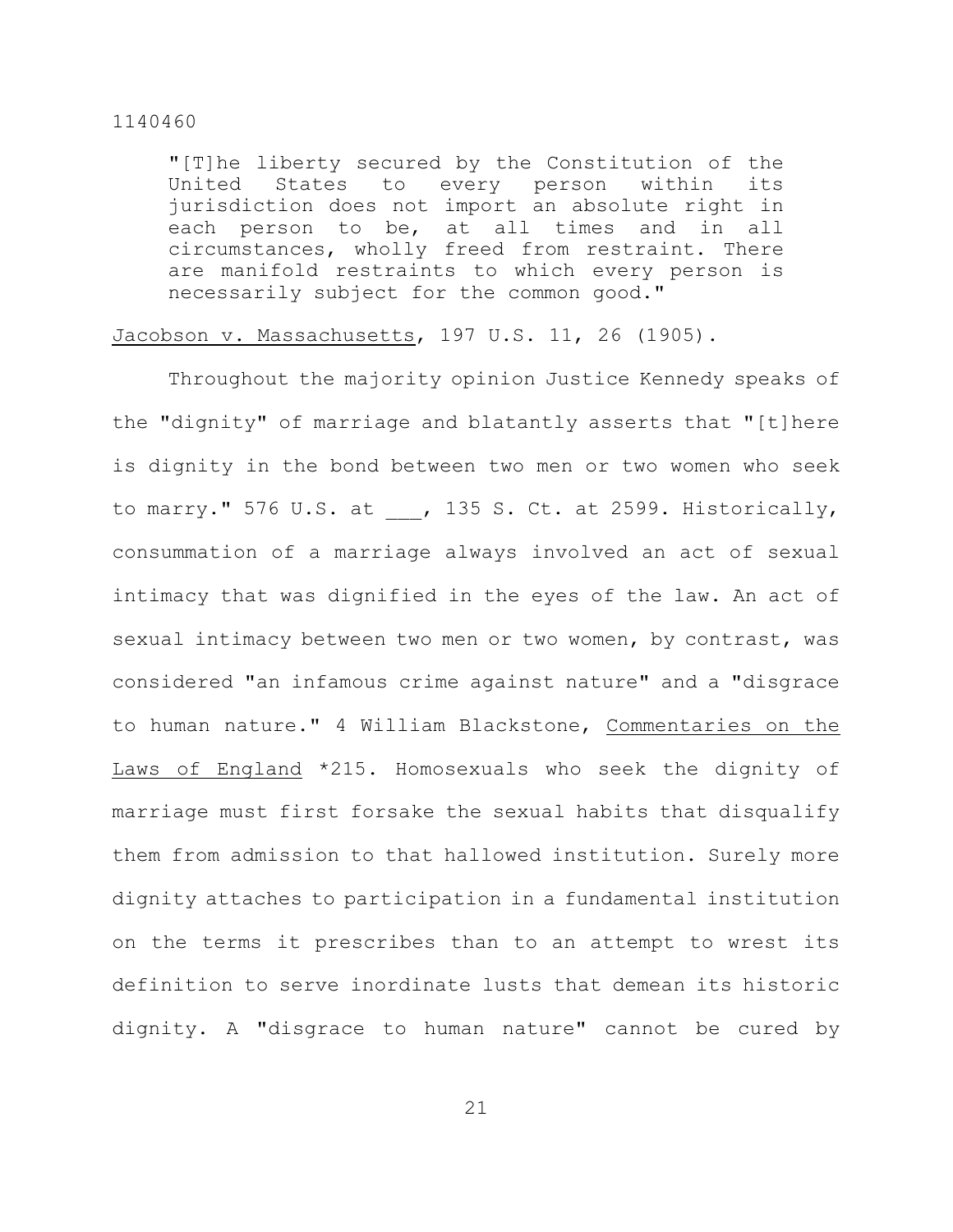> "[T]he liberty secured by the Constitution of the United States to every person within its jurisdiction does not import an absolute right in each person to be, at all times and in all circumstances, wholly freed from restraint. There are manifold restraints to which every person is necessarily subject for the common good."

Jacobson v. Massachusetts, 197 U.S. 11, 26 (1905).

Throughout the majority opinion Justice Kennedy speaks of the "dignity" of marriage and blatantly asserts that "[t]here is dignity in the bond between two men or two women who seek to marry." 576 U.S. at ___, 135 S. Ct. at 2599. Historically, consummation of a marriage always involved an act of sexual intimacy that was dignified in the eyes of the law. An act of sexual intimacy between two men or two women, by contrast, was considered "an infamous crime against nature" and a "disgrace to human nature." 4 William Blackstone, Commentaries on the Laws of England *215. Homosexuals who seek the dignity of marriage must first forsake the sexual habits that disqualify them from admission to that hallowed institution. Surely more dignity attaches to participation in a fundamental institution on the terms it prescribes than to an attempt to wrest its definition to serve inordinate lusts that demean its historic dignity. A "disgrace to human nature" cannot be cured by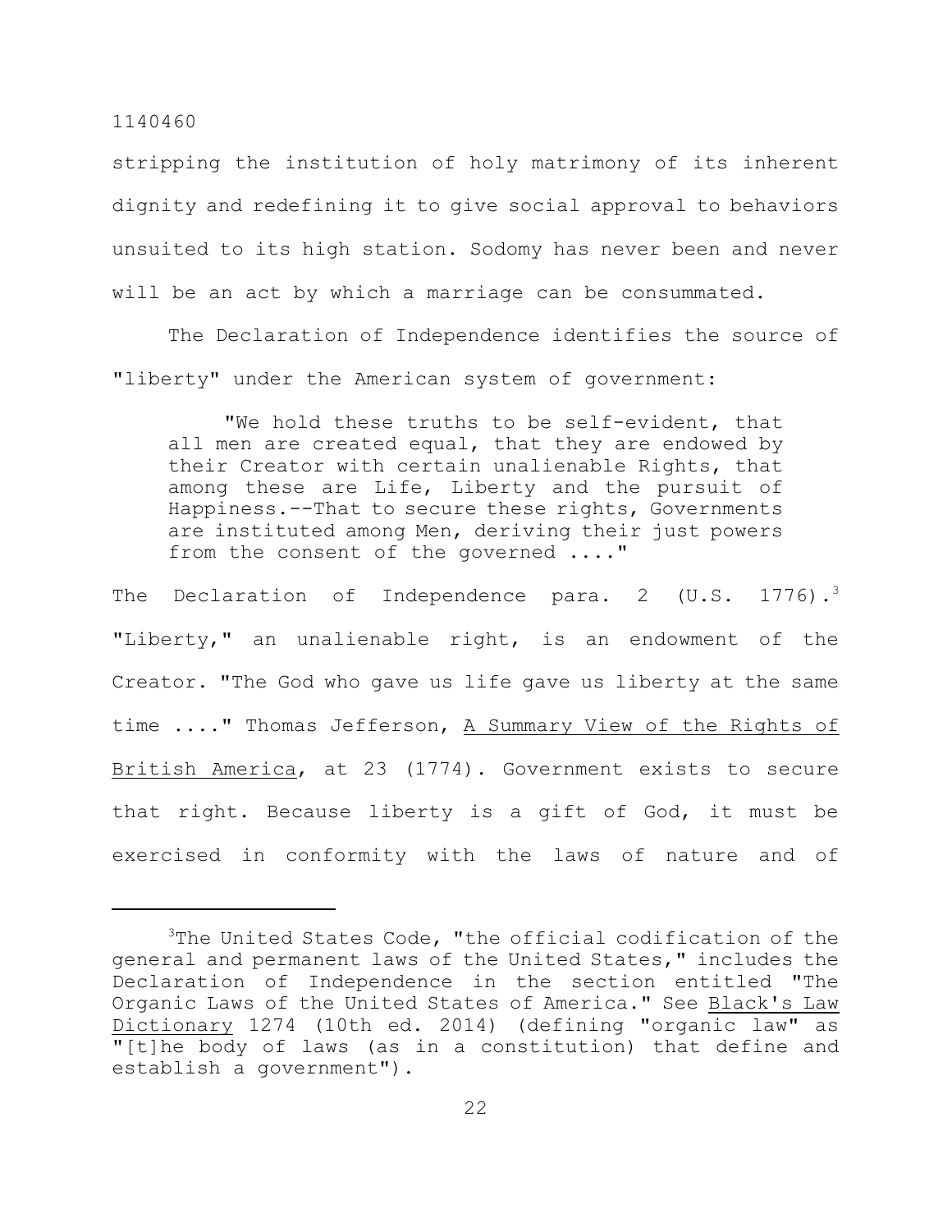stripping the institution of holy matrimony of its inherent dignity and redefining it to give social approval to behaviors unsuited to its high station. Sodomy has never been and never will be an act by which a marriage can be consummated.

The Declaration of Independence identifies the source of "liberty" under the American system of government:

> "We hold these truths to be self-evident, that all men are created equal, that they are endowed by their Creator with certain unalienable Rights, that among these are Life, Liberty and the pursuit of Happiness.--That to secure these rights, Governments are instituted among Men, deriving their just powers from the consent of the governed ...."

The Declaration of Independence para. 2 (U.S. 1776).[3] "Liberty," an unalienable right, is an endowment of the Creator. "The God who gave us life gave us liberty at the same time ...." Thomas Jefferson, A Summary View of the Rights of British America, at 23 (1774). Government exists to secure that right. Because liberty is a gift of God, it must be exercised in conformity with the laws of nature and of

---

[3]The United States Code, "the official codification of the general and permanent laws of the United States," includes the Declaration of Independence in the section entitled "The Organic Laws of the United States of America." See Black's Law Dictionary 1274 (10th ed. 2014) (defining "organic law" as "[t]he body of laws (as in a constitution) that define and establish a government").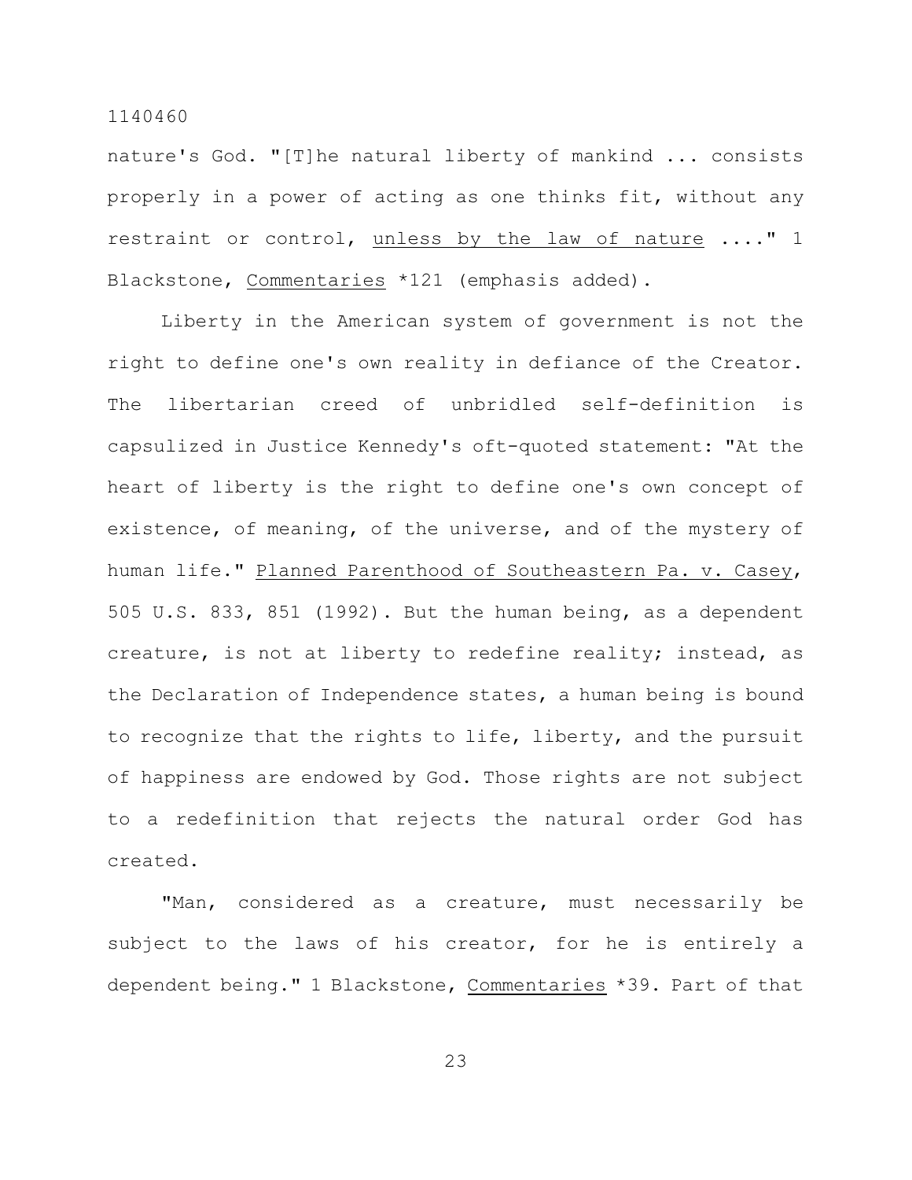nature's God. "[T]he natural liberty of mankind ... consists properly in a power of acting as one thinks fit, without any restraint or control, <u>unless by the law of nature</u> ...." 1 Blackstone, <u>Commentaries</u> *121 (emphasis added).

Liberty in the American system of government is not the right to define one's own reality in defiance of the Creator. The libertarian creed of unbridled self-definition is capsulized in Justice Kennedy's oft-quoted statement: "At the heart of liberty is the right to define one's own concept of existence, of meaning, of the universe, and of the mystery of human life." <u>Planned Parenthood of Southeastern Pa. v. Casey</u>, 505 U.S. 833, 851 (1992). But the human being, as a dependent creature, is not at liberty to redefine reality; instead, as the Declaration of Independence states, a human being is bound to recognize that the rights to life, liberty, and the pursuit of happiness are endowed by God. Those rights are not subject to a redefinition that rejects the natural order God has created.

"Man, considered as a creature, must necessarily be subject to the laws of his creator, for he is entirely a dependent being." 1 Blackstone, <u>Commentaries</u> *39. Part of that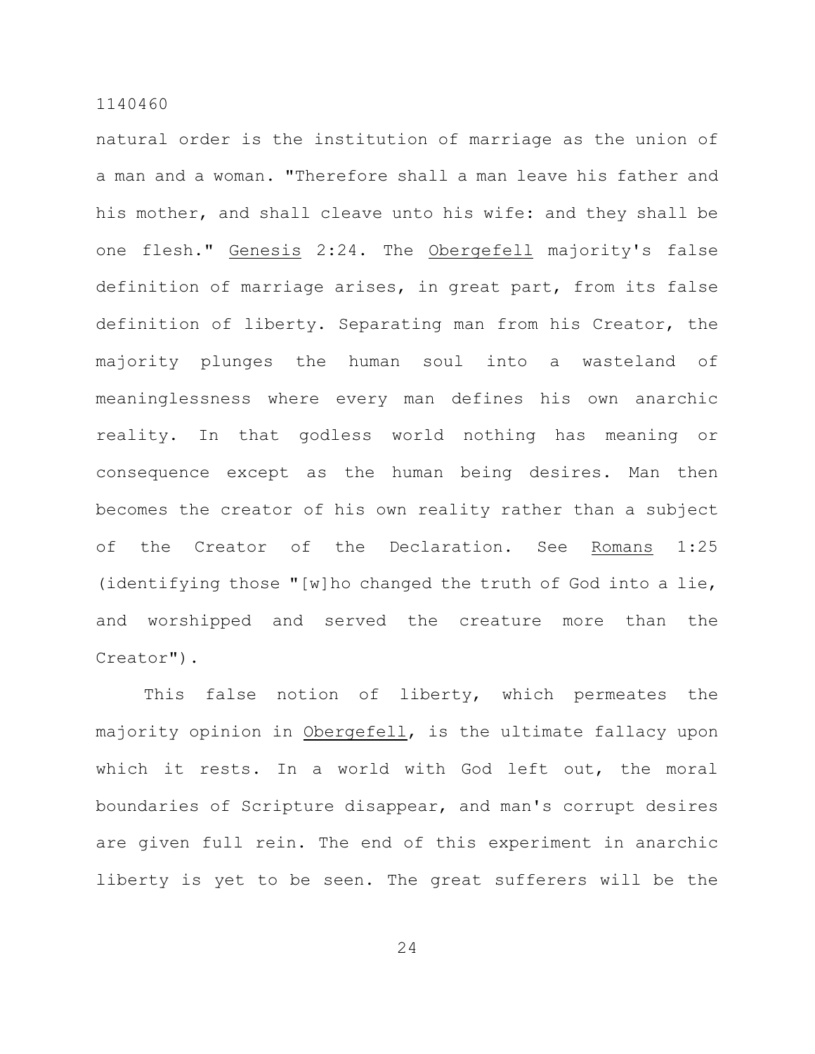natural order is the institution of marriage as the union of a man and a woman. "Therefore shall a man leave his father and his mother, and shall cleave unto his wife: and they shall be one flesh." Genesis 2:24. The Obergefell majority's false definition of marriage arises, in great part, from its false definition of liberty. Separating man from his Creator, the majority plunges the human soul into a wasteland of meaninglessness where every man defines his own anarchic reality. In that godless world nothing has meaning or consequence except as the human being desires. Man then becomes the creator of his own reality rather than a subject of the Creator of the Declaration. See Romans 1:25 (identifying those "[w]ho changed the truth of God into a lie, and worshipped and served the creature more than the Creator").

This false notion of liberty, which permeates the majority opinion in Obergefell, is the ultimate fallacy upon which it rests. In a world with God left out, the moral boundaries of Scripture disappear, and man's corrupt desires are given full rein. The end of this experiment in anarchic liberty is yet to be seen. The great sufferers will be the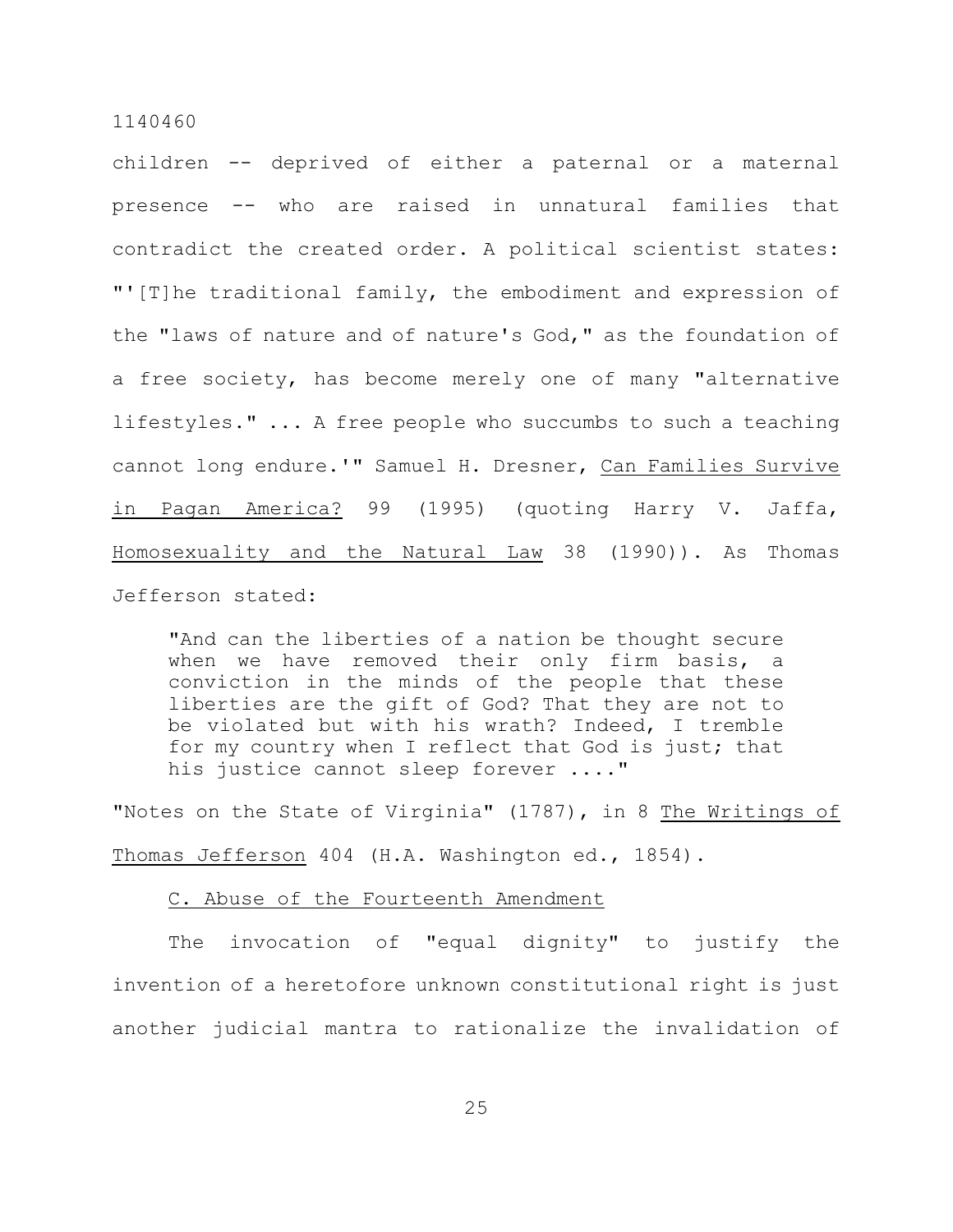children -- deprived of either a paternal or a maternal presence -- who are raised in unnatural families that contradict the created order. A political scientist states: "'[T]he traditional family, the embodiment and expression of the "laws of nature and of nature's God," as the foundation of a free society, has become merely one of many "alternative lifestyles." ... A free people who succumbs to such a teaching cannot long endure.'" Samuel H. Dresner, Can Families Survive in Pagan America? 99 (1995) (quoting Harry V. Jaffa, Homosexuality and the Natural Law 38 (1990)). As Thomas Jefferson stated:

> "And can the liberties of a nation be thought secure when we have removed their only firm basis, a conviction in the minds of the people that these liberties are the gift of God? That they are not to be violated but with his wrath? Indeed, I tremble for my country when I reflect that God is just; that his justice cannot sleep forever ...."

"Notes on the State of Virginia" (1787), in 8 The Writings of Thomas Jefferson 404 (H.A. Washington ed., 1854).

### C. Abuse of the Fourteenth Amendment

The invocation of "equal dignity" to justify the invention of a heretofore unknown constitutional right is just another judicial mantra to rationalize the invalidation of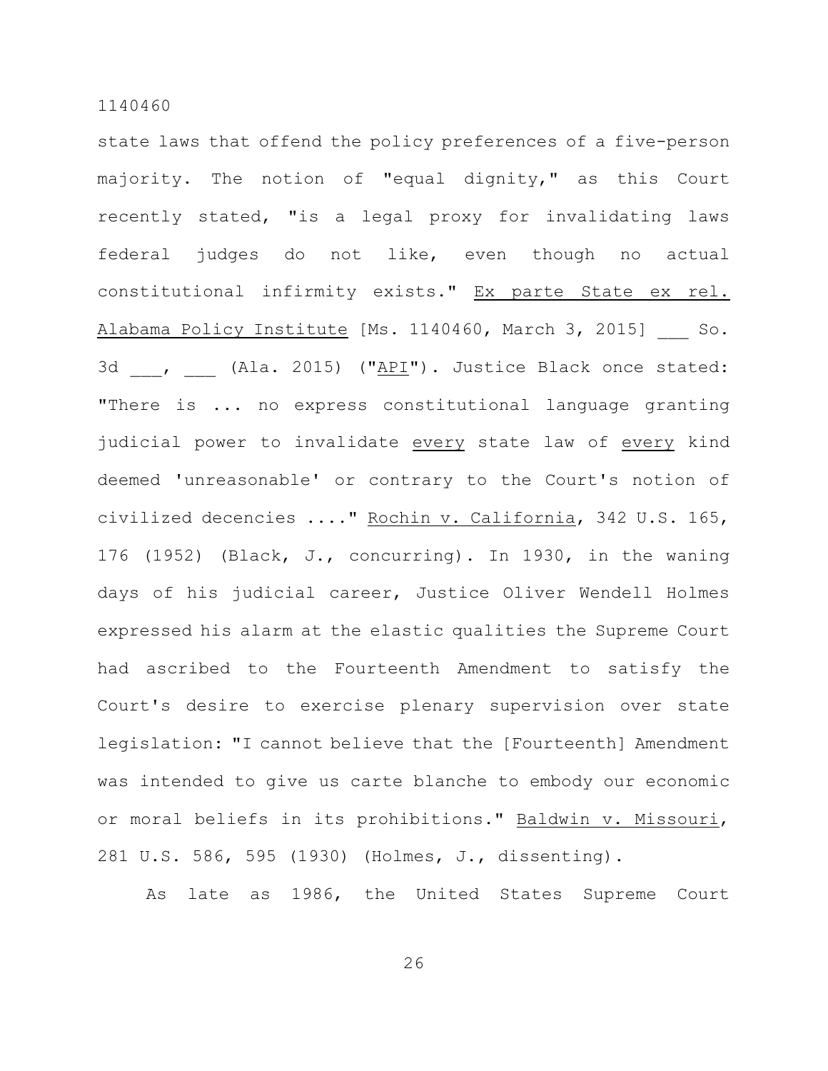state laws that offend the policy preferences of a five-person majority. The notion of "equal dignity," as this Court recently stated, "is a legal proxy for invalidating laws federal judges do not like, even though no actual constitutional infirmity exists." Ex parte State ex rel. Alabama Policy Institute [Ms. 1140460, March 3, 2015] ___ So. 3d ___, ___ (Ala. 2015) ("API"). Justice Black once stated: "There is ... no express constitutional language granting judicial power to invalidate every state law of every kind deemed 'unreasonable' or contrary to the Court's notion of civilized decencies ...." Rochin v. California, 342 U.S. 165, 176 (1952) (Black, J., concurring). In 1930, in the waning days of his judicial career, Justice Oliver Wendell Holmes expressed his alarm at the elastic qualities the Supreme Court had ascribed to the Fourteenth Amendment to satisfy the Court's desire to exercise plenary supervision over state legislation: "I cannot believe that the [Fourteenth] Amendment was intended to give us carte blanche to embody our economic or moral beliefs in its prohibitions." Baldwin v. Missouri, 281 U.S. 586, 595 (1930) (Holmes, J., dissenting).

As late as 1986, the United States Supreme Court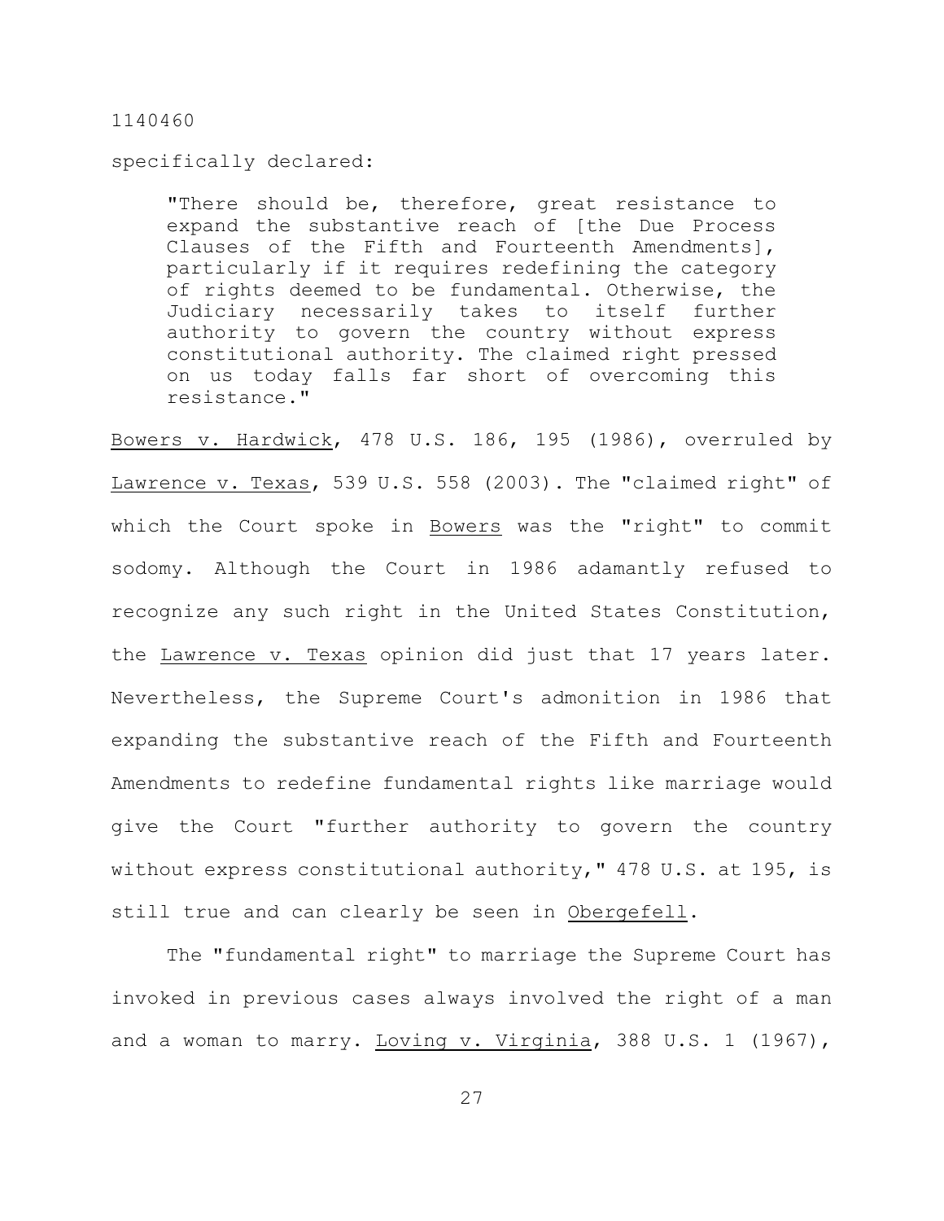specifically declared:

> "There should be, therefore, great resistance to expand the substantive reach of [the Due Process Clauses of the Fifth and Fourteenth Amendments], particularly if it requires redefining the category of rights deemed to be fundamental. Otherwise, the Judiciary necessarily takes to itself further authority to govern the country without express constitutional authority. The claimed right pressed on us today falls far short of overcoming this resistance."

Bowers v. Hardwick, 478 U.S. 186, 195 (1986), overruled by Lawrence v. Texas, 539 U.S. 558 (2003). The "claimed right" of which the Court spoke in Bowers was the "right" to commit sodomy. Although the Court in 1986 adamantly refused to recognize any such right in the United States Constitution, the Lawrence v. Texas opinion did just that 17 years later. Nevertheless, the Supreme Court's admonition in 1986 that expanding the substantive reach of the Fifth and Fourteenth Amendments to redefine fundamental rights like marriage would give the Court "further authority to govern the country without express constitutional authority," 478 U.S. at 195, is still true and can clearly be seen in Obergefell.

The "fundamental right" to marriage the Supreme Court has invoked in previous cases always involved the right of a man and a woman to marry. Loving v. Virginia, 388 U.S. 1 (1967),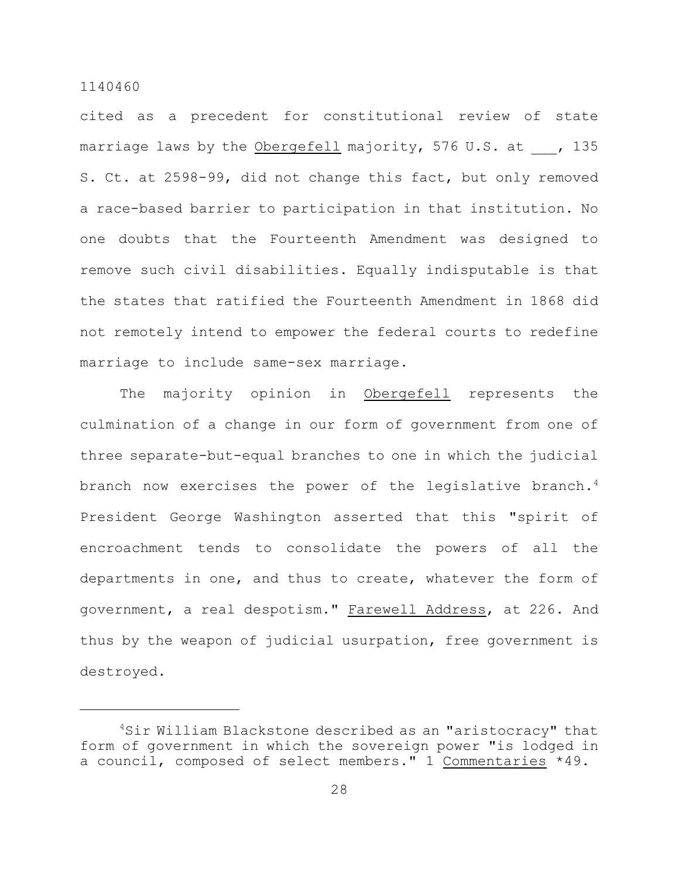cited as a precedent for constitutional review of state marriage laws by the Obergefell majority, 576 U.S. at ___, 135 S. Ct. at 2598-99, did not change this fact, but only removed a race-based barrier to participation in that institution. No one doubts that the Fourteenth Amendment was designed to remove such civil disabilities. Equally indisputable is that the states that ratified the Fourteenth Amendment in 1868 did not remotely intend to empower the federal courts to redefine marriage to include same-sex marriage.

The majority opinion in Obergefell represents the culmination of a change in our form of government from one of three separate-but-equal branches to one in which the judicial branch now exercises the power of the legislative branch.[4] President George Washington asserted that this "spirit of encroachment tends to consolidate the powers of all the departments in one, and thus to create, whatever the form of government, a real despotism." Farewell Address, at 226. And thus by the weapon of judicial usurpation, free government is destroyed.

---

[4]Sir William Blackstone described as an "aristocracy" that form of government in which the sovereign power "is lodged in a council, composed of select members." 1 Commentaries *49.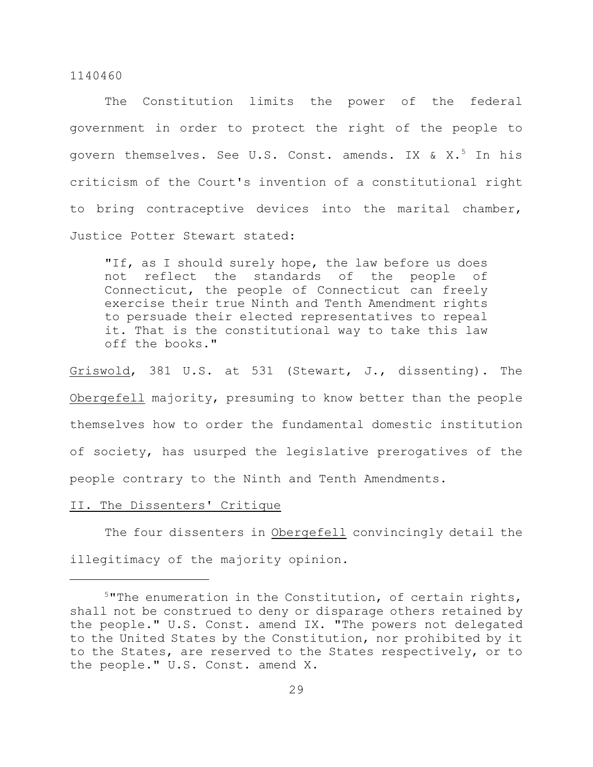The Constitution limits the power of the federal government in order to protect the right of the people to govern themselves. See U.S. Const. amends. IX & X.[5] In his criticism of the Court's invention of a constitutional right to bring contraceptive devices into the marital chamber, Justice Potter Stewart stated:

> "If, as I should surely hope, the law before us does not reflect the standards of the people of Connecticut, the people of Connecticut can freely exercise their true Ninth and Tenth Amendment rights to persuade their elected representatives to repeal it. That is the constitutional way to take this law off the books."

Griswold, 381 U.S. at 531 (Stewart, J., dissenting). The Obergefell majority, presuming to know better than the people themselves how to order the fundamental domestic institution of society, has usurped the legislative prerogatives of the people contrary to the Ninth and Tenth Amendments.

## II. The Dissenters' Critique

The four dissenters in Obergefell convincingly detail the illegitimacy of the majority opinion.

---

[5] "The enumeration in the Constitution, of certain rights, shall not be construed to deny or disparage others retained by the people." U.S. Const. amend IX. "The powers not delegated to the United States by the Constitution, nor prohibited by it to the States, are reserved to the States respectively, or to the people." U.S. Const. amend X.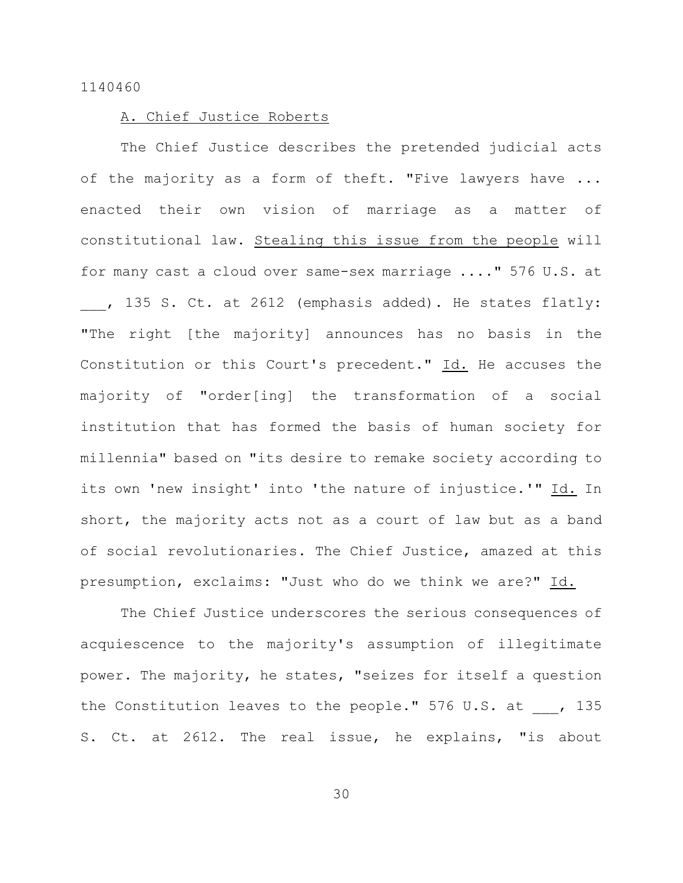A. Chief Justice Roberts

The Chief Justice describes the pretended judicial acts of the majority as a form of theft. "Five lawyers have ... enacted their own vision of marriage as a matter of constitutional law. Stealing this issue from the people will for many cast a cloud over same-sex marriage ...." 576 U.S. at ___, 135 S. Ct. at 2612 (emphasis added). He states flatly: "The right [the majority] announces has no basis in the Constitution or this Court's precedent." Id. He accuses the majority of "order[ing] the transformation of a social institution that has formed the basis of human society for millennia" based on "its desire to remake society according to its own 'new insight' into 'the nature of injustice.'" Id. In short, the majority acts not as a court of law but as a band of social revolutionaries. The Chief Justice, amazed at this presumption, exclaims: "Just who do we think we are?" Id.

The Chief Justice underscores the serious consequences of acquiescence to the majority's assumption of illegitimate power. The majority, he states, "seizes for itself a question the Constitution leaves to the people." 576 U.S. at ___, 135 S. Ct. at 2612. The real issue, he explains, "is about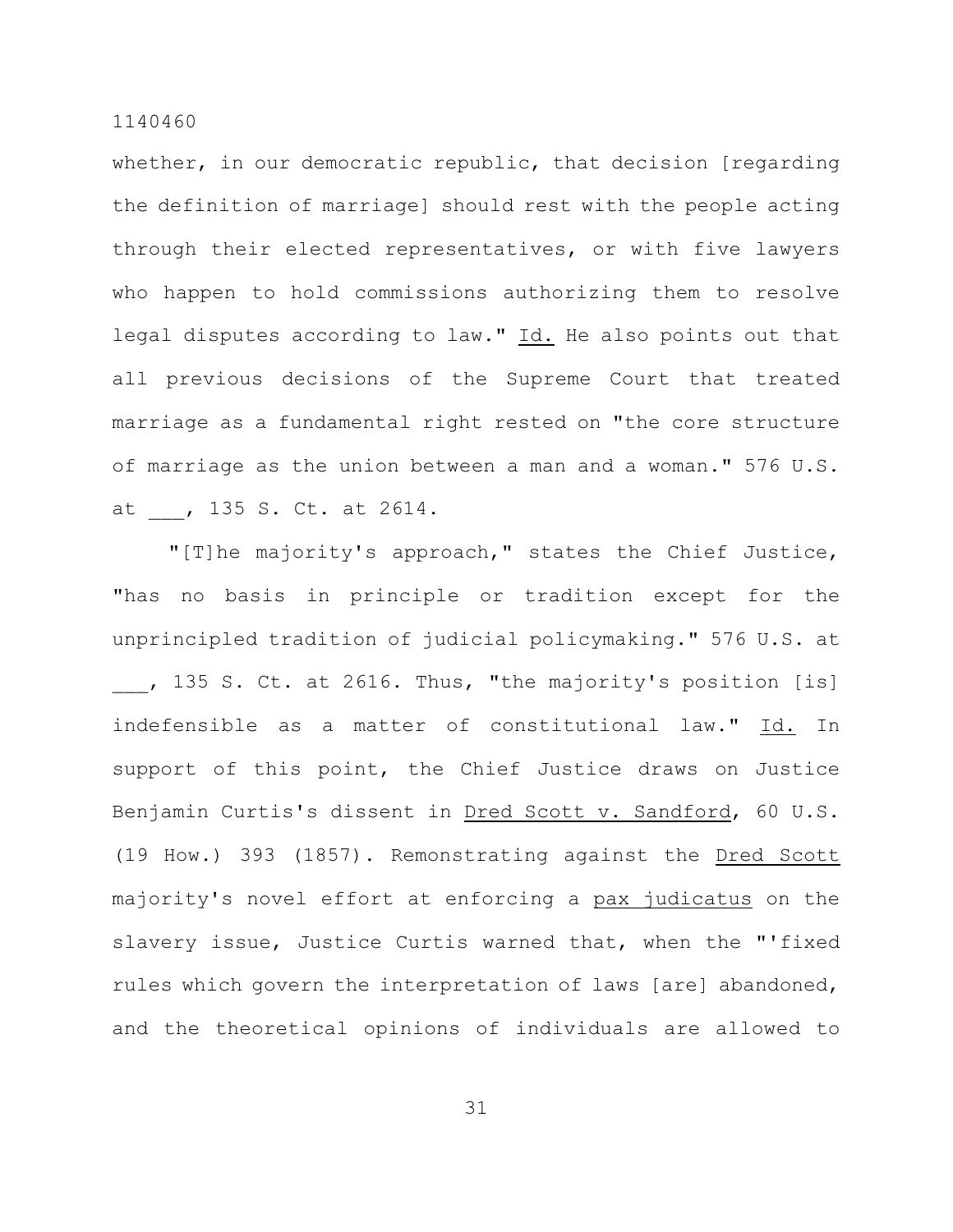whether, in our democratic republic, that decision [regarding the definition of marriage] should rest with the people acting through their elected representatives, or with five lawyers who happen to hold commissions authorizing them to resolve legal disputes according to law." Id. He also points out that all previous decisions of the Supreme Court that treated marriage as a fundamental right rested on "the core structure of marriage as the union between a man and a woman." 576 U.S. at ___, 135 S. Ct. at 2614.

"[T]he majority's approach," states the Chief Justice, "has no basis in principle or tradition except for the unprincipled tradition of judicial policymaking." 576 U.S. at ___, 135 S. Ct. at 2616. Thus, "the majority's position [is] indefensible as a matter of constitutional law." Id. In support of this point, the Chief Justice draws on Justice Benjamin Curtis's dissent in Dred Scott v. Sandford, 60 U.S. (19 How.) 393 (1857). Remonstrating against the Dred Scott majority's novel effort at enforcing a pax judicatus on the slavery issue, Justice Curtis warned that, when the "'fixed rules which govern the interpretation of laws [are] abandoned, and the theoretical opinions of individuals are allowed to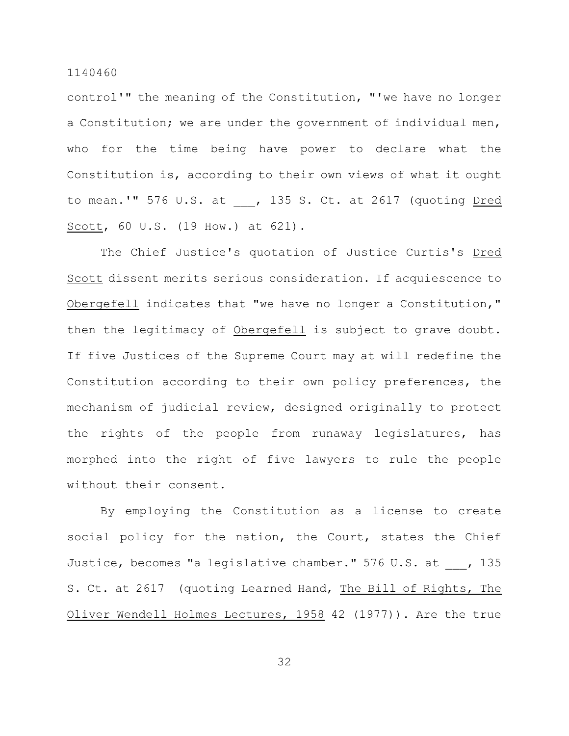control'" the meaning of the Constitution, "'we have no longer a Constitution; we are under the government of individual men, who for the time being have power to declare what the Constitution is, according to their own views of what it ought to mean.'" 576 U.S. at ___, 135 S. Ct. at 2617 (quoting *Dred Scott*, 60 U.S. (19 How.) at 621).

The Chief Justice's quotation of Justice Curtis's *Dred Scott* dissent merits serious consideration. If acquiescence to *Obergefell* indicates that "we have no longer a Constitution," then the legitimacy of *Obergefell* is subject to grave doubt. If five Justices of the Supreme Court may at will redefine the Constitution according to their own policy preferences, the mechanism of judicial review, designed originally to protect the rights of the people from runaway legislatures, has morphed into the right of five lawyers to rule the people without their consent.

By employing the Constitution as a license to create social policy for the nation, the Court, states the Chief Justice, becomes "a legislative chamber." 576 U.S. at ___, 135 S. Ct. at 2617 (quoting Learned Hand, *The Bill of Rights, The Oliver Wendell Holmes Lectures, 1958* 42 (1977)). Are the true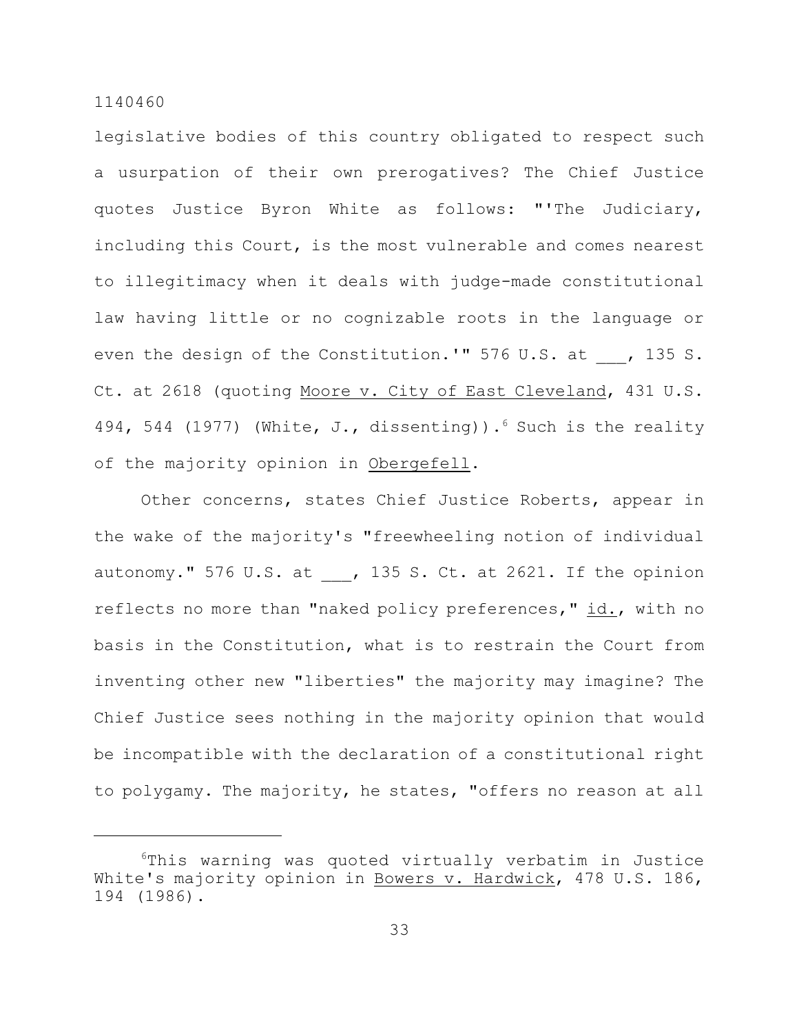legislative bodies of this country obligated to respect such a usurpation of their own prerogatives? The Chief Justice quotes Justice Byron White as follows: "'The Judiciary, including this Court, is the most vulnerable and comes nearest to illegitimacy when it deals with judge-made constitutional law having little or no cognizable roots in the language or even the design of the Constitution.'" 576 U.S. at ___, 135 S. Ct. at 2618 (quoting Moore v. City of East Cleveland, 431 U.S. 494, 544 (1977) (White, J., dissenting)).[6] Such is the reality of the majority opinion in Obergefell.

Other concerns, states Chief Justice Roberts, appear in the wake of the majority's "freewheeling notion of individual autonomy." 576 U.S. at ___, 135 S. Ct. at 2621. If the opinion reflects no more than "naked policy preferences," id., with no basis in the Constitution, what is to restrain the Court from inventing other new "liberties" the majority may imagine? The Chief Justice sees nothing in the majority opinion that would be incompatible with the declaration of a constitutional right to polygamy. The majority, he states, "offers no reason at all

---

[6]This warning was quoted virtually verbatim in Justice White's majority opinion in Bowers v. Hardwick, 478 U.S. 186, 194 (1986).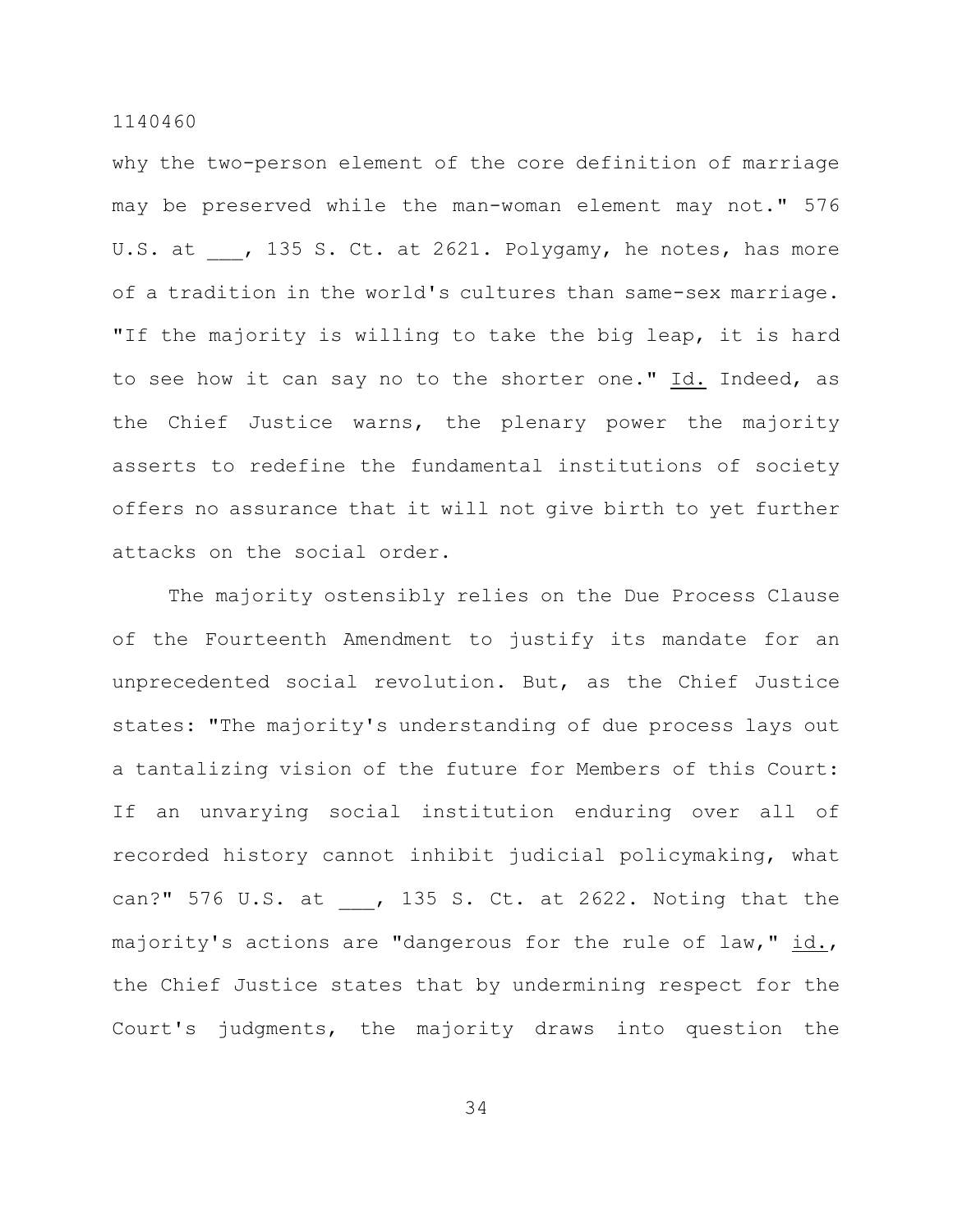why the two-person element of the core definition of marriage may be preserved while the man-woman element may not." 576 U.S. at ___, 135 S. Ct. at 2621. Polygamy, he notes, has more of a tradition in the world's cultures than same-sex marriage. "If the majority is willing to take the big leap, it is hard to see how it can say no to the shorter one." Id. Indeed, as the Chief Justice warns, the plenary power the majority asserts to redefine the fundamental institutions of society offers no assurance that it will not give birth to yet further attacks on the social order.

The majority ostensibly relies on the Due Process Clause of the Fourteenth Amendment to justify its mandate for an unprecedented social revolution. But, as the Chief Justice states: "The majority's understanding of due process lays out a tantalizing vision of the future for Members of this Court: If an unvarying social institution enduring over all of recorded history cannot inhibit judicial policymaking, what can?" 576 U.S. at ___, 135 S. Ct. at 2622. Noting that the majority's actions are "dangerous for the rule of law," id., the Chief Justice states that by undermining respect for the Court's judgments, the majority draws into question the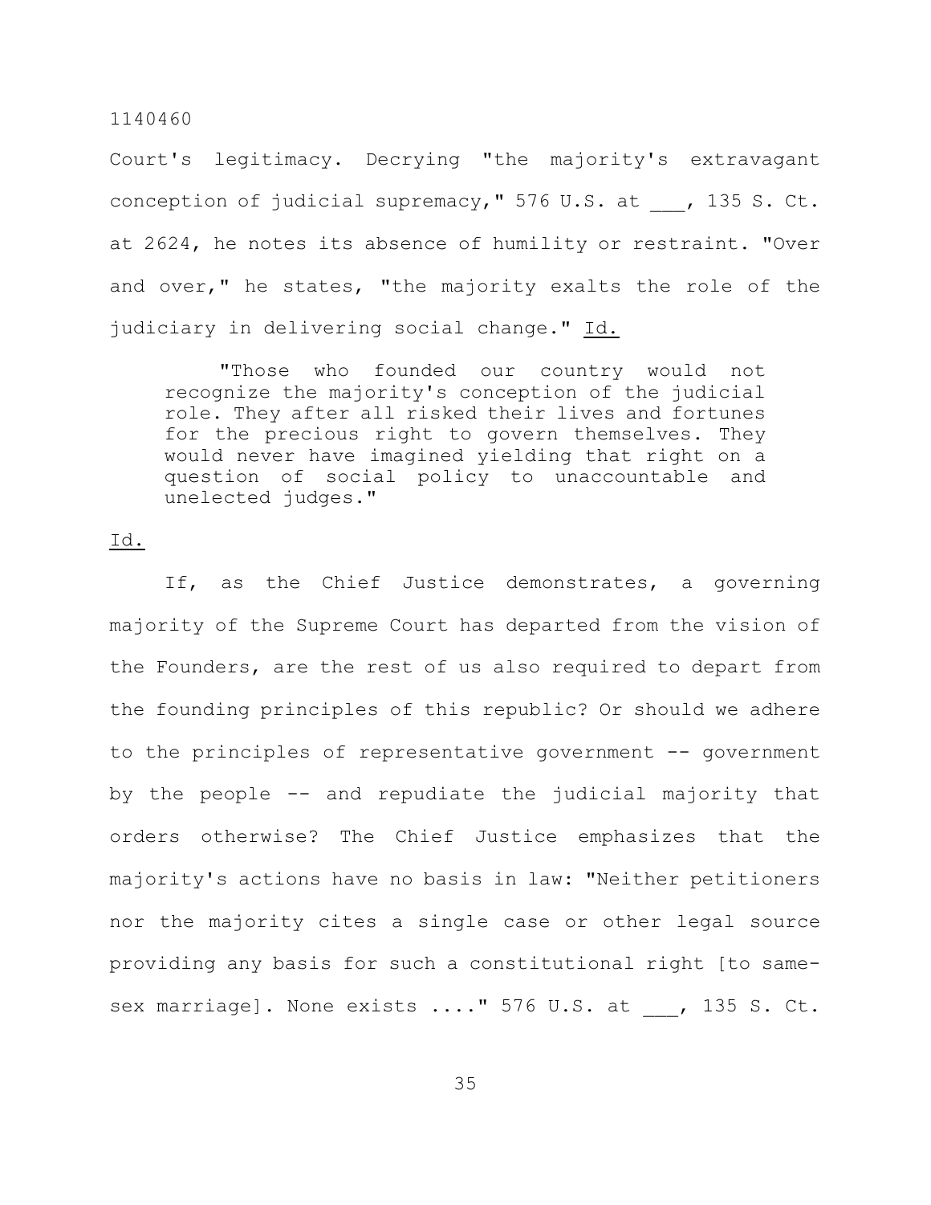Court's legitimacy. Decrying "the majority's extravagant conception of judicial supremacy," 576 U.S. at ___, 135 S. Ct. at 2624, he notes its absence of humility or restraint. "Over and over," he states, "the majority exalts the role of the judiciary in delivering social change." Id.

> "Those who founded our country would not recognize the majority's conception of the judicial role. They after all risked their lives and fortunes for the precious right to govern themselves. They would never have imagined yielding that right on a question of social policy to unaccountable and unelected judges."

Id.

If, as the Chief Justice demonstrates, a governing majority of the Supreme Court has departed from the vision of the Founders, are the rest of us also required to depart from the founding principles of this republic? Or should we adhere to the principles of representative government -- government by the people -- and repudiate the judicial majority that orders otherwise? The Chief Justice emphasizes that the majority's actions have no basis in law: "Neither petitioners nor the majority cites a single case or other legal source providing any basis for such a constitutional right [to same-sex marriage]. None exists ...." 576 U.S. at ___, 135 S. Ct.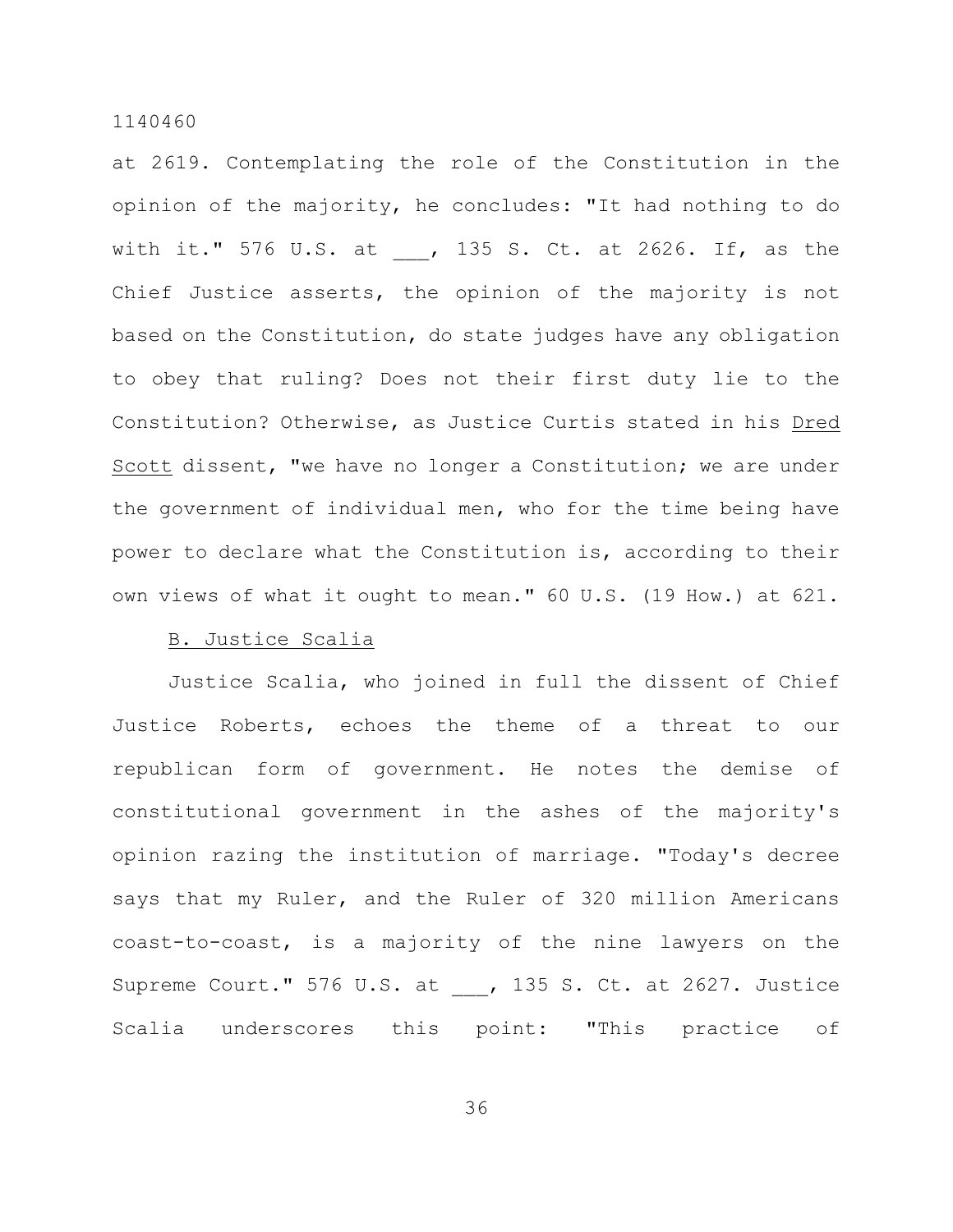at 2619. Contemplating the role of the Constitution in the opinion of the majority, he concludes: "It had nothing to do with it." 576 U.S. at ___, 135 S. Ct. at 2626. If, as the Chief Justice asserts, the opinion of the majority is not based on the Constitution, do state judges have any obligation to obey that ruling? Does not their first duty lie to the Constitution? Otherwise, as Justice Curtis stated in his Dred Scott dissent, "we have no longer a Constitution; we are under the government of individual men, who for the time being have power to declare what the Constitution is, according to their own views of what it ought to mean." 60 U.S. (19 How.) at 621.

B. Justice Scalia

Justice Scalia, who joined in full the dissent of Chief Justice Roberts, echoes the theme of a threat to our republican form of government. He notes the demise of constitutional government in the ashes of the majority's opinion razing the institution of marriage. "Today's decree says that my Ruler, and the Ruler of 320 million Americans coast-to-coast, is a majority of the nine lawyers on the Supreme Court." 576 U.S. at ___, 135 S. Ct. at 2627. Justice Scalia underscores this point: "This practice of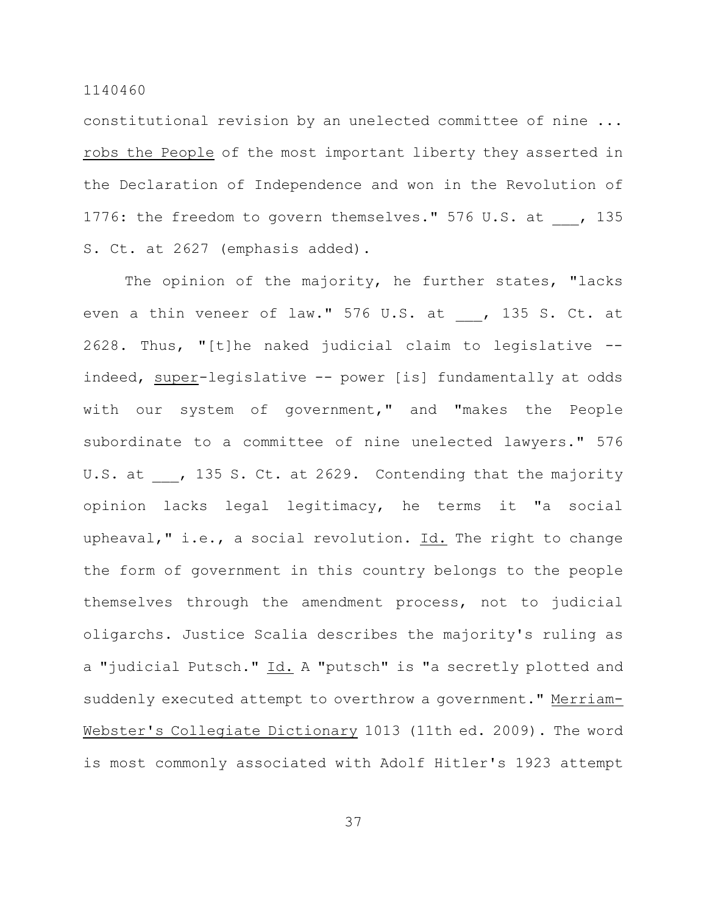constitutional revision by an unelected committee of nine ... <u>robs the People</u> of the most important liberty they asserted in the Declaration of Independence and won in the Revolution of 1776: the freedom to govern themselves." 576 U.S. at ___, 135 S. Ct. at 2627 (emphasis added).

The opinion of the majority, he further states, "lacks even a thin veneer of law." 576 U.S. at ___, 135 S. Ct. at 2628. Thus, "[t]he naked judicial claim to legislative -- indeed, <u>super</u>-legislative -- power [is] fundamentally at odds with our system of government," and "makes the People subordinate to a committee of nine unelected lawyers." 576 U.S. at ___, 135 S. Ct. at 2629. Contending that the majority opinion lacks legal legitimacy, he terms it "a social upheaval," i.e., a social revolution. <u>Id.</u> The right to change the form of government in this country belongs to the people themselves through the amendment process, not to judicial oligarchs. Justice Scalia describes the majority's ruling as a "judicial Putsch." <u>Id.</u> A "putsch" is "a secretly plotted and suddenly executed attempt to overthrow a government." <u>Merriam-Webster's Collegiate Dictionary</u> 1013 (11th ed. 2009). The word is most commonly associated with Adolf Hitler's 1923 attempt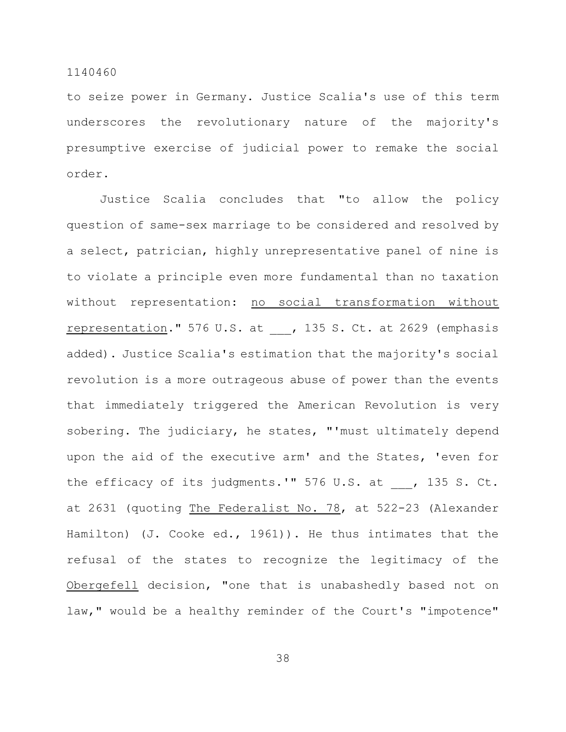to seize power in Germany. Justice Scalia's use of this term underscores the revolutionary nature of the majority's presumptive exercise of judicial power to remake the social order.

Justice Scalia concludes that "to allow the policy question of same-sex marriage to be considered and resolved by a select, patrician, highly unrepresentative panel of nine is to violate a principle even more fundamental than no taxation without representation: <u>no social transformation without representation</u>." 576 U.S. at ___, 135 S. Ct. at 2629 (emphasis added). Justice Scalia's estimation that the majority's social revolution is a more outrageous abuse of power than the events that immediately triggered the American Revolution is very sobering. The judiciary, he states, "'must ultimately depend upon the aid of the executive arm' and the States, 'even for the efficacy of its judgments.'" 576 U.S. at ___, 135 S. Ct. at 2631 (quoting <u>The Federalist No. 78</u>, at 522-23 (Alexander Hamilton) (J. Cooke ed., 1961)). He thus intimates that the refusal of the states to recognize the legitimacy of the <u>Obergefell</u> decision, "one that is unabashedly based not on law," would be a healthy reminder of the Court's "impotence"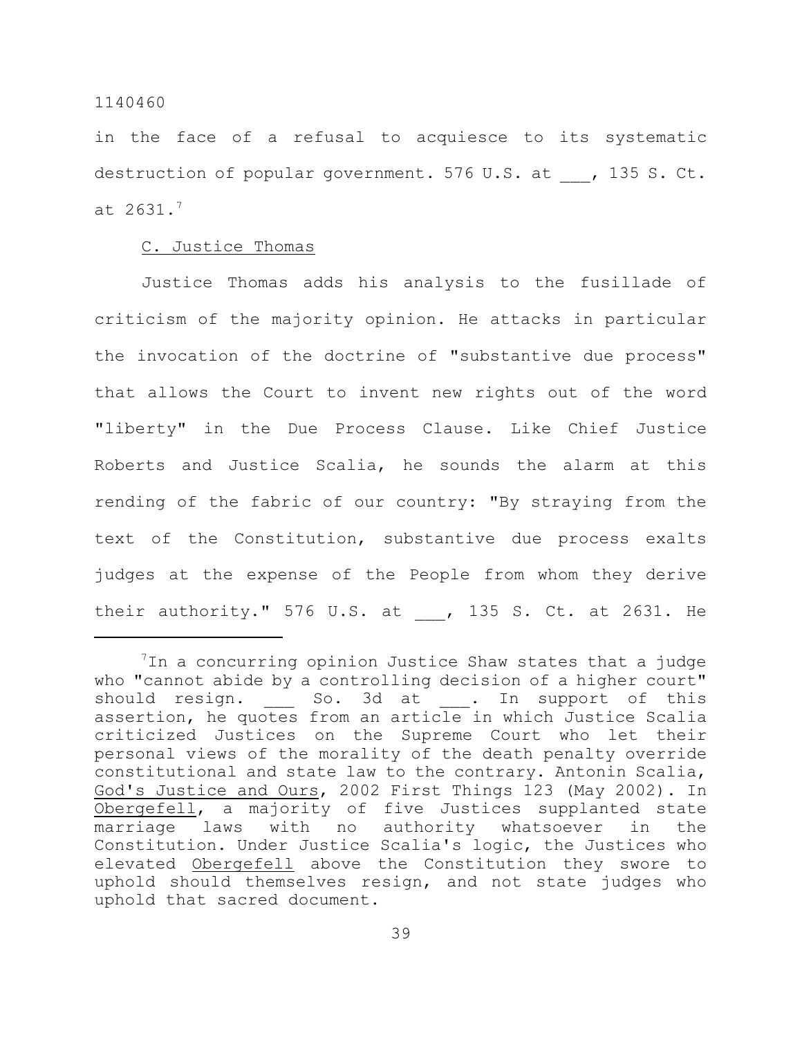in the face of a refusal to acquiesce to its systematic destruction of popular government. 576 U.S. at ___, 135 S. Ct. at 2631.[7]

C. Justice Thomas

Justice Thomas adds his analysis to the fusillade of criticism of the majority opinion. He attacks in particular the invocation of the doctrine of "substantive due process" that allows the Court to invent new rights out of the word "liberty" in the Due Process Clause. Like Chief Justice Roberts and Justice Scalia, he sounds the alarm at this rending of the fabric of our country: "By straying from the text of the Constitution, substantive due process exalts judges at the expense of the People from whom they derive their authority." 576 U.S. at ___, 135 S. Ct. at 2631. He

---

[7]In a concurring opinion Justice Shaw states that a judge who "cannot abide by a controlling decision of a higher court" should resign. ___ So. 3d at ___. In support of this assertion, he quotes from an article in which Justice Scalia criticized Justices on the Supreme Court who let their personal views of the morality of the death penalty override constitutional and state law to the contrary. Antonin Scalia, God's Justice and Ours, 2002 First Things 123 (May 2002). In Obergefell, a majority of five Justices supplanted state marriage laws with no authority whatsoever in the Constitution. Under Justice Scalia's logic, the Justices who elevated Obergefell above the Constitution they swore to uphold should themselves resign, and not state judges who uphold that sacred document.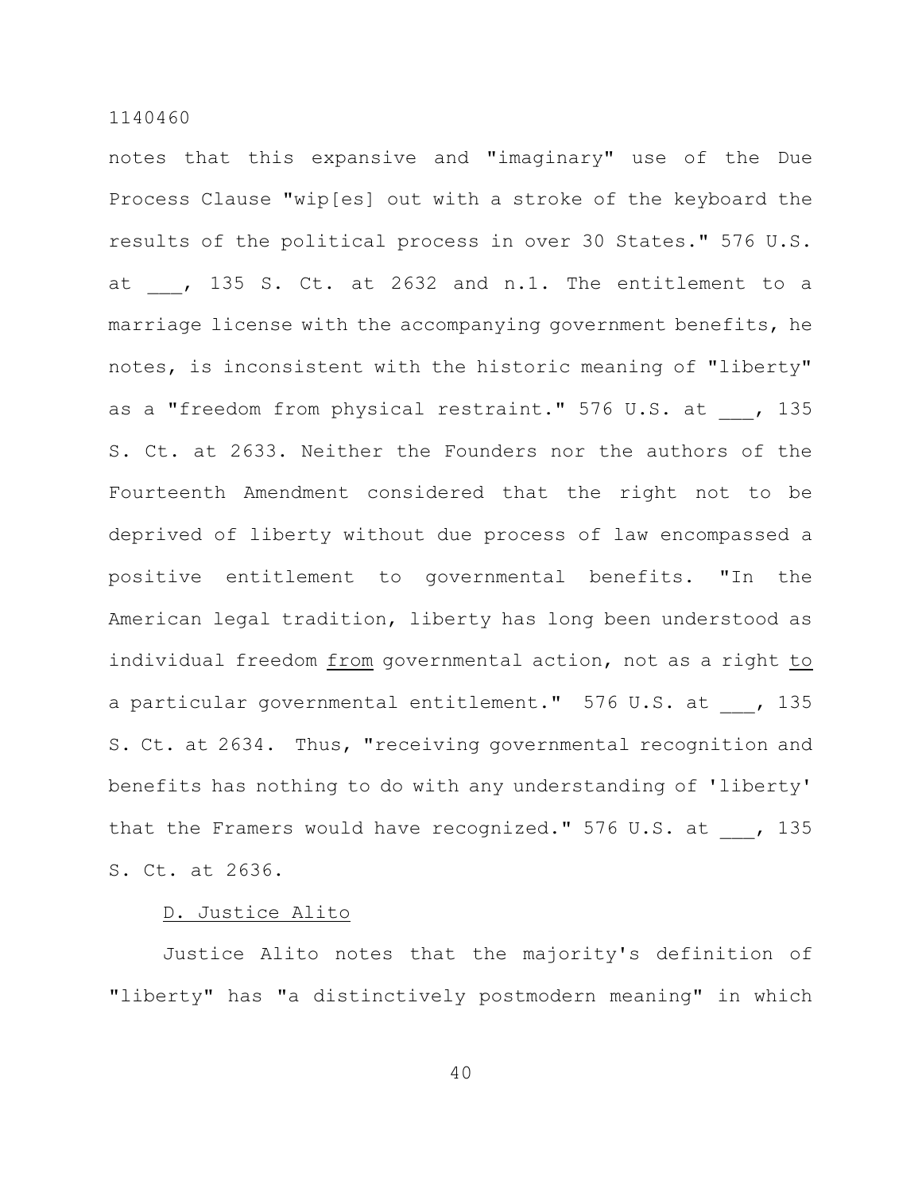notes that this expansive and "imaginary" use of the Due Process Clause "wip[es] out with a stroke of the keyboard the results of the political process in over 30 States." 576 U.S. at ___, 135 S. Ct. at 2632 and n.1. The entitlement to a marriage license with the accompanying government benefits, he notes, is inconsistent with the historic meaning of "liberty" as a "freedom from physical restraint." 576 U.S. at ___, 135 S. Ct. at 2633. Neither the Founders nor the authors of the Fourteenth Amendment considered that the right not to be deprived of liberty without due process of law encompassed a positive entitlement to governmental benefits. "In the American legal tradition, liberty has long been understood as individual freedom <u>from</u> governmental action, not as a right <u>to</u> a particular governmental entitlement." 576 U.S. at ___, 135 S. Ct. at 2634. Thus, "receiving governmental recognition and benefits has nothing to do with any understanding of 'liberty' that the Framers would have recognized." 576 U.S. at ___, 135 S. Ct. at 2636.

<u>D. Justice Alito</u>

Justice Alito notes that the majority's definition of "liberty" has "a distinctively postmodern meaning" in which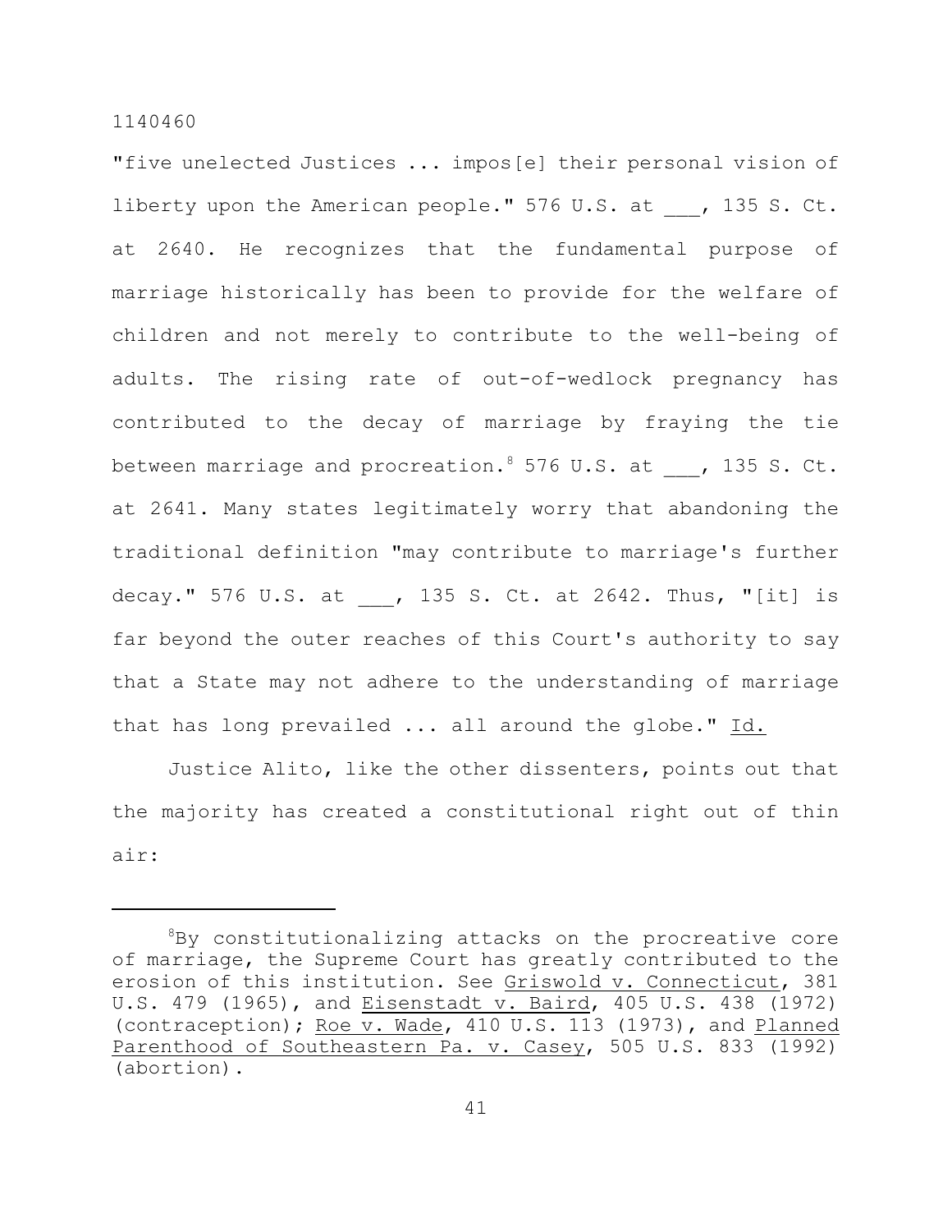"five unelected Justices ... impos[e] their personal vision of liberty upon the American people." 576 U.S. at ___, 135 S. Ct. at 2640. He recognizes that the fundamental purpose of marriage historically has been to provide for the welfare of children and not merely to contribute to the well-being of adults. The rising rate of out-of-wedlock pregnancy has contributed to the decay of marriage by fraying the tie between marriage and procreation.[8] 576 U.S. at ___, 135 S. Ct. at 2641. Many states legitimately worry that abandoning the traditional definition "may contribute to marriage's further decay." 576 U.S. at ___, 135 S. Ct. at 2642. Thus, "[it] is far beyond the outer reaches of this Court's authority to say that a State may not adhere to the understanding of marriage that has long prevailed ... all around the globe." Id.

Justice Alito, like the other dissenters, points out that the majority has created a constitutional right out of thin air:

---

[8]By constitutionalizing attacks on the procreative core of marriage, the Supreme Court has greatly contributed to the erosion of this institution. See Griswold v. Connecticut, 381 U.S. 479 (1965), and Eisenstadt v. Baird, 405 U.S. 438 (1972) (contraception); Roe v. Wade, 410 U.S. 113 (1973), and Planned Parenthood of Southeastern Pa. v. Casey, 505 U.S. 833 (1992) (abortion).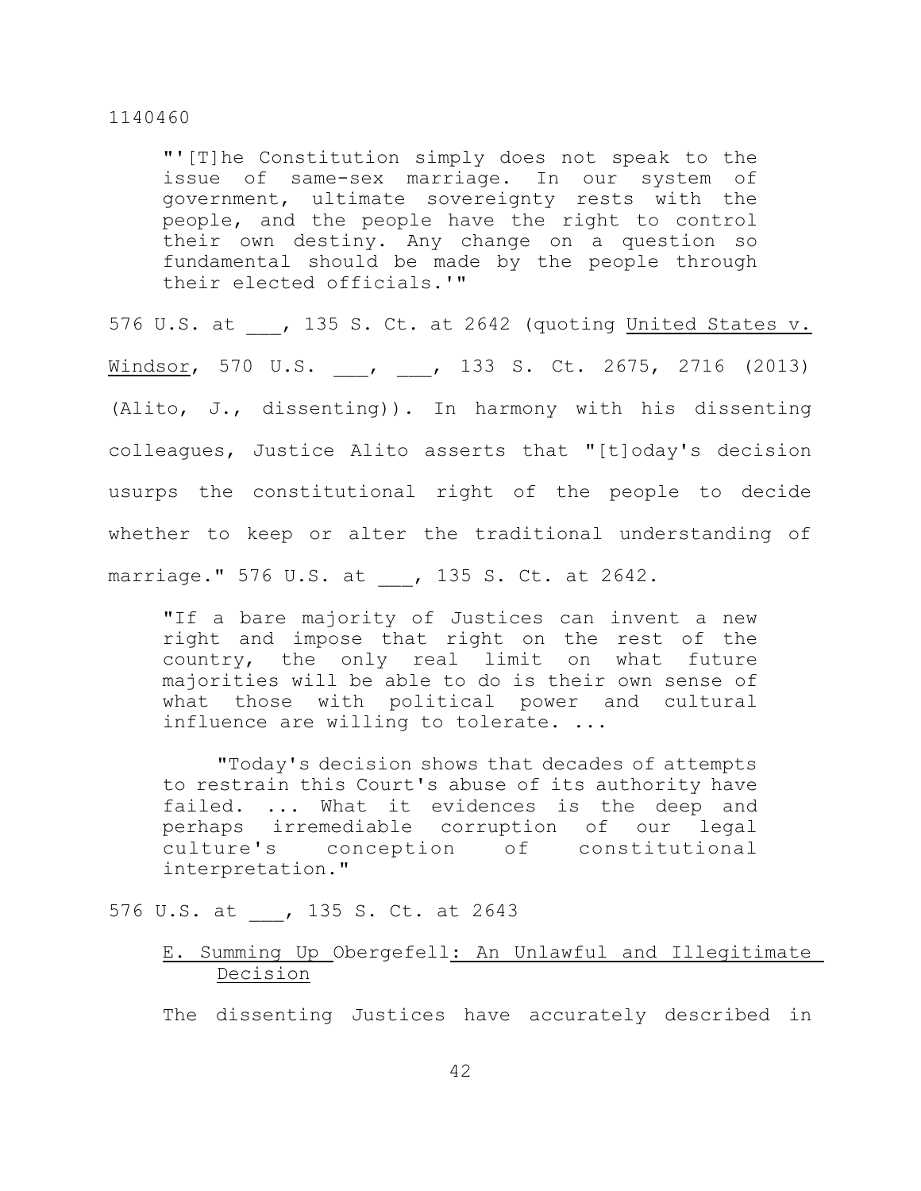> "'[T]he Constitution simply does not speak to the issue of same-sex marriage. In our system of government, ultimate sovereignty rests with the people, and the people have the right to control their own destiny. Any change on a question so fundamental should be made by the people through their elected officials.'"

576 U.S. at ___, 135 S. Ct. at 2642 (quoting United States v. Windsor, 570 U.S. ___, ___, 133 S. Ct. 2675, 2716 (2013) (Alito, J., dissenting)). In harmony with his dissenting colleagues, Justice Alito asserts that "[t]oday's decision usurps the constitutional right of the people to decide whether to keep or alter the traditional understanding of marriage." 576 U.S. at ___, 135 S. Ct. at 2642.

> "If a bare majority of Justices can invent a new right and impose that right on the rest of the country, the only real limit on what future majorities will be able to do is their own sense of what those with political power and cultural influence are willing to tolerate. ...
>
> "Today's decision shows that decades of attempts to restrain this Court's abuse of its authority have failed. ... What it evidences is the deep and perhaps irremediable corruption of our legal culture's conception of constitutional interpretation."

576 U.S. at ___, 135 S. Ct. at 2643

### E. Summing Up *Obergefell*: An Unlawful and Illegitimate Decision

The dissenting Justices have accurately described in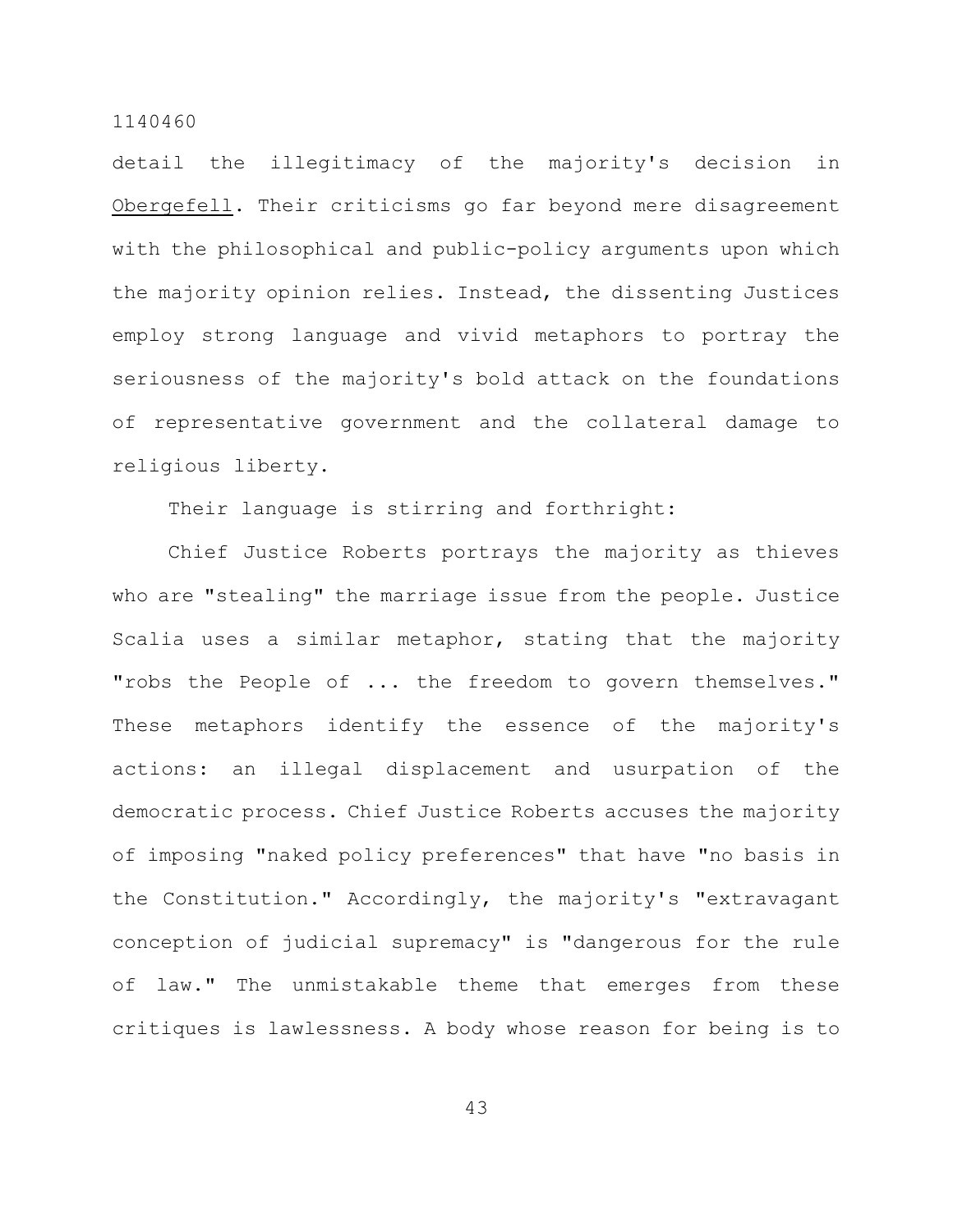detail the illegitimacy of the majority's decision in Obergefell. Their criticisms go far beyond mere disagreement with the philosophical and public-policy arguments upon which the majority opinion relies. Instead, the dissenting Justices employ strong language and vivid metaphors to portray the seriousness of the majority's bold attack on the foundations of representative government and the collateral damage to religious liberty.

Their language is stirring and forthright:

Chief Justice Roberts portrays the majority as thieves who are "stealing" the marriage issue from the people. Justice Scalia uses a similar metaphor, stating that the majority "robs the People of ... the freedom to govern themselves." These metaphors identify the essence of the majority's actions: an illegal displacement and usurpation of the democratic process. Chief Justice Roberts accuses the majority of imposing "naked policy preferences" that have "no basis in the Constitution." Accordingly, the majority's "extravagant conception of judicial supremacy" is "dangerous for the rule of law." The unmistakable theme that emerges from these critiques is lawlessness. A body whose reason for being is to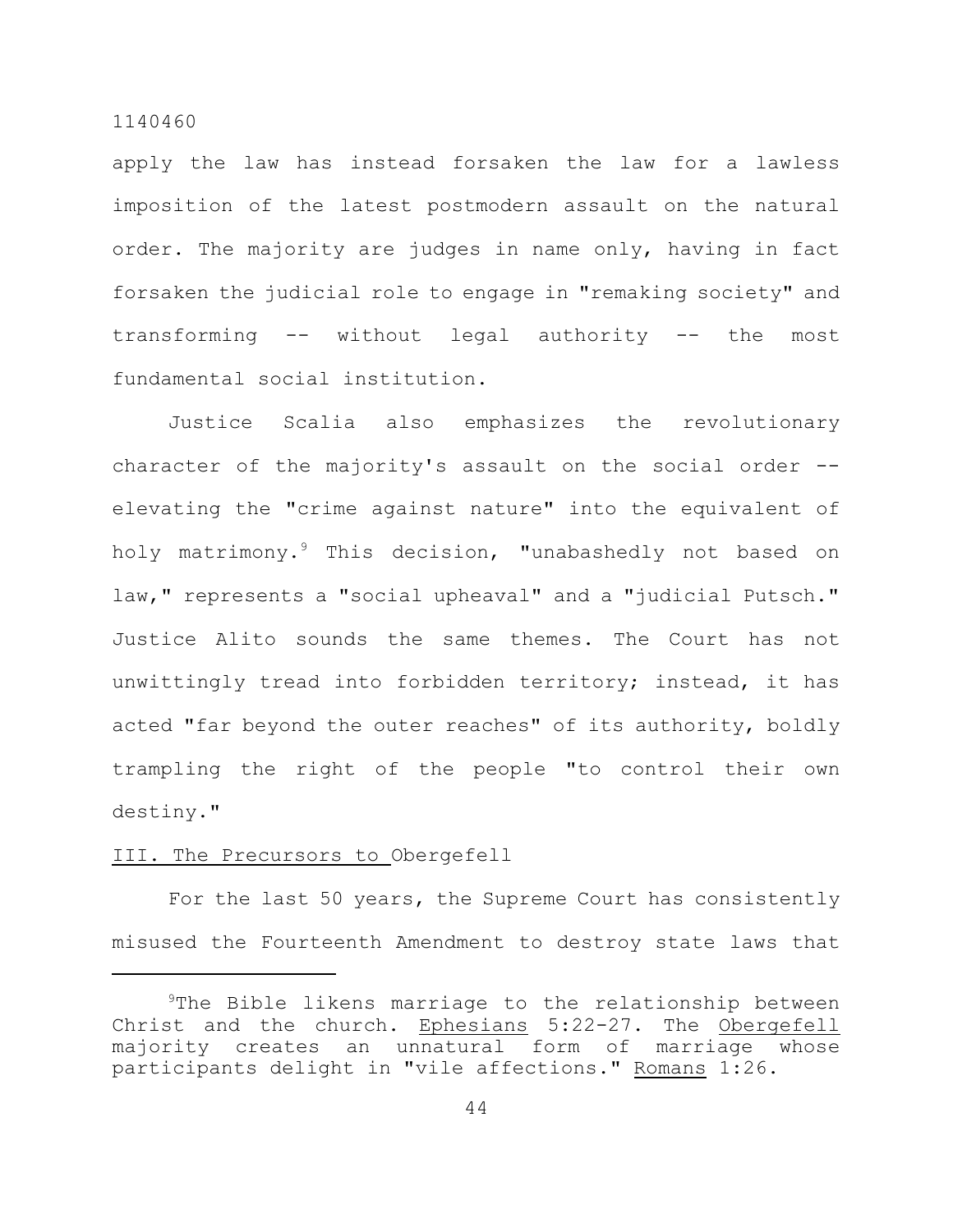apply the law has instead forsaken the law for a lawless imposition of the latest postmodern assault on the natural order. The majority are judges in name only, having in fact forsaken the judicial role to engage in "remaking society" and transforming -- without legal authority -- the most fundamental social institution.

Justice Scalia also emphasizes the revolutionary character of the majority's assault on the social order -- elevating the "crime against nature" into the equivalent of holy matrimony.[9] This decision, "unabashedly not based on law," represents a "social upheaval" and a "judicial Putsch." Justice Alito sounds the same themes. The Court has not unwittingly tread into forbidden territory; instead, it has acted "far beyond the outer reaches" of its authority, boldly trampling the right of the people "to control their own destiny."

III. The Precursors to *Obergefell*

For the last 50 years, the Supreme Court has consistently misused the Fourteenth Amendment to destroy state laws that

---

[9]The Bible likens marriage to the relationship between Christ and the church. *Ephesians* 5:22-27. The *Obergefell* majority creates an unnatural form of marriage whose participants delight in "vile affections." *Romans* 1:26.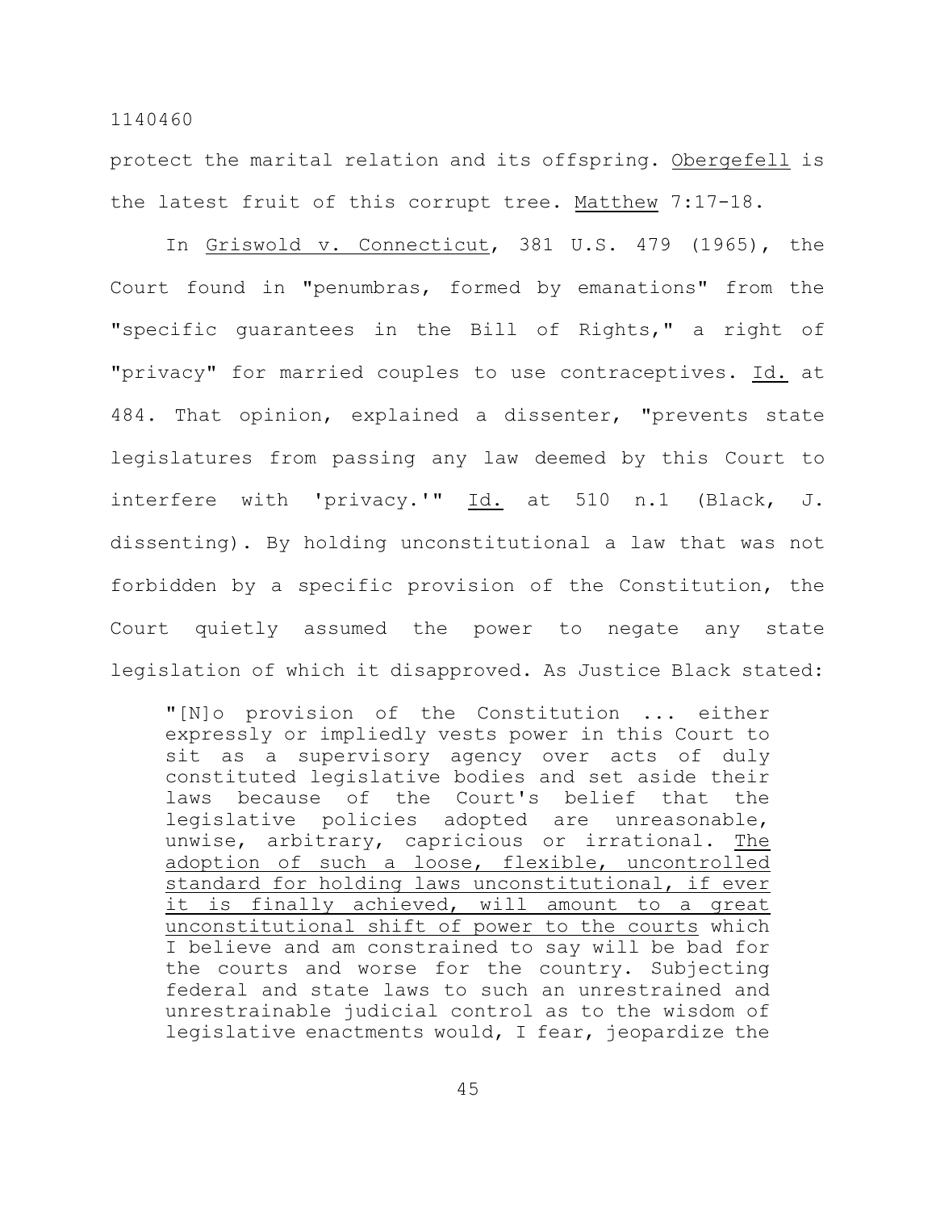protect the marital relation and its offspring. <u>Obergefell</u> is the latest fruit of this corrupt tree. <u>Matthew</u> 7:17-18.

In <u>Griswold v. Connecticut</u>, 381 U.S. 479 (1965), the Court found in "penumbras, formed by emanations" from the "specific guarantees in the Bill of Rights," a right of "privacy" for married couples to use contraceptives. <u>Id.</u> at 484. That opinion, explained a dissenter, "prevents state legislatures from passing any law deemed by this Court to interfere with 'privacy.'" <u>Id.</u> at 510 n.1 (Black, J. dissenting). By holding unconstitutional a law that was not forbidden by a specific provision of the Constitution, the Court quietly assumed the power to negate any state legislation of which it disapproved. As Justice Black stated:

> "[N]o provision of the Constitution ... either expressly or impliedly vests power in this Court to sit as a supervisory agency over acts of duly constituted legislative bodies and set aside their laws because of the Court's belief that the legislative policies adopted are unreasonable, unwise, arbitrary, capricious or irrational. <u>The adoption of such a loose, flexible, uncontrolled standard for holding laws unconstitutional, if ever it is finally achieved, will amount to a great unconstitutional shift of power to the courts</u> which I believe and am constrained to say will be bad for the courts and worse for the country. Subjecting federal and state laws to such an unrestrained and unrestrainable judicial control as to the wisdom of legislative enactments would, I fear, jeopardize the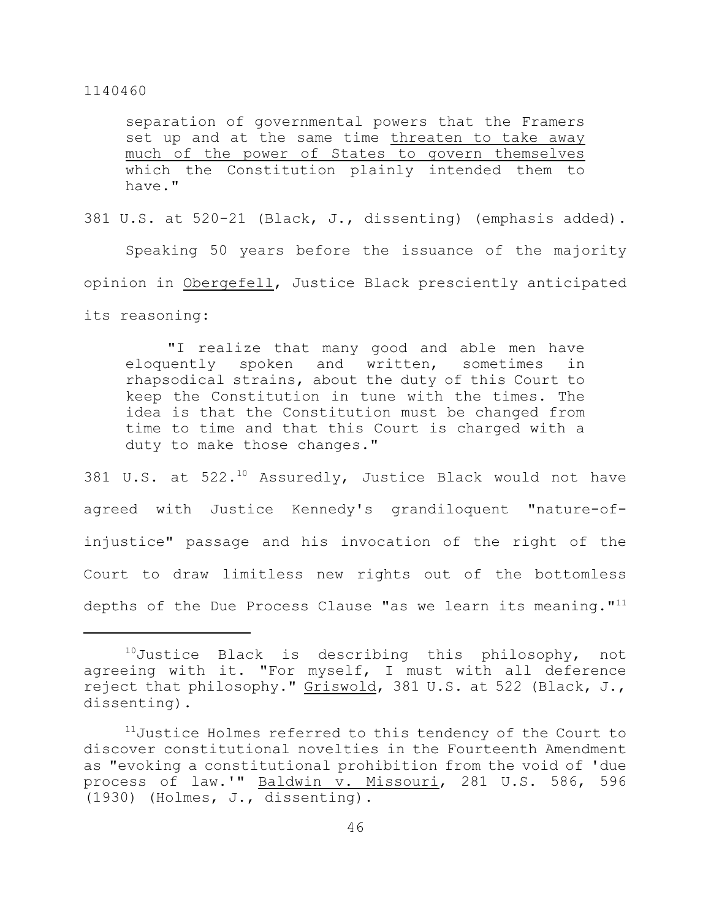separation of governmental powers that the Framers set up and at the same time threaten to take away much of the power of States to govern themselves which the Constitution plainly intended them to have."

381 U.S. at 520-21 (Black, J., dissenting) (emphasis added).

Speaking 50 years before the issuance of the majority opinion in Obergefell, Justice Black presciently anticipated its reasoning:

> "I realize that many good and able men have eloquently spoken and written, sometimes in rhapsodical strains, about the duty of this Court to keep the Constitution in tune with the times. The idea is that the Constitution must be changed from time to time and that this Court is charged with a duty to make those changes."

381 U.S. at 522.[10] Assuredly, Justice Black would not have agreed with Justice Kennedy's grandiloquent "nature-of-injustice" passage and his invocation of the right of the Court to draw limitless new rights out of the bottomless depths of the Due Process Clause "as we learn its meaning."[11]

---

[10]Justice Black is describing this philosophy, not agreeing with it. "For myself, I must with all deference reject that philosophy." Griswold, 381 U.S. at 522 (Black, J., dissenting).

[11]Justice Holmes referred to this tendency of the Court to discover constitutional novelties in the Fourteenth Amendment as "evoking a constitutional prohibition from the void of 'due process of law.'" Baldwin v. Missouri, 281 U.S. 586, 596 (1930) (Holmes, J., dissenting).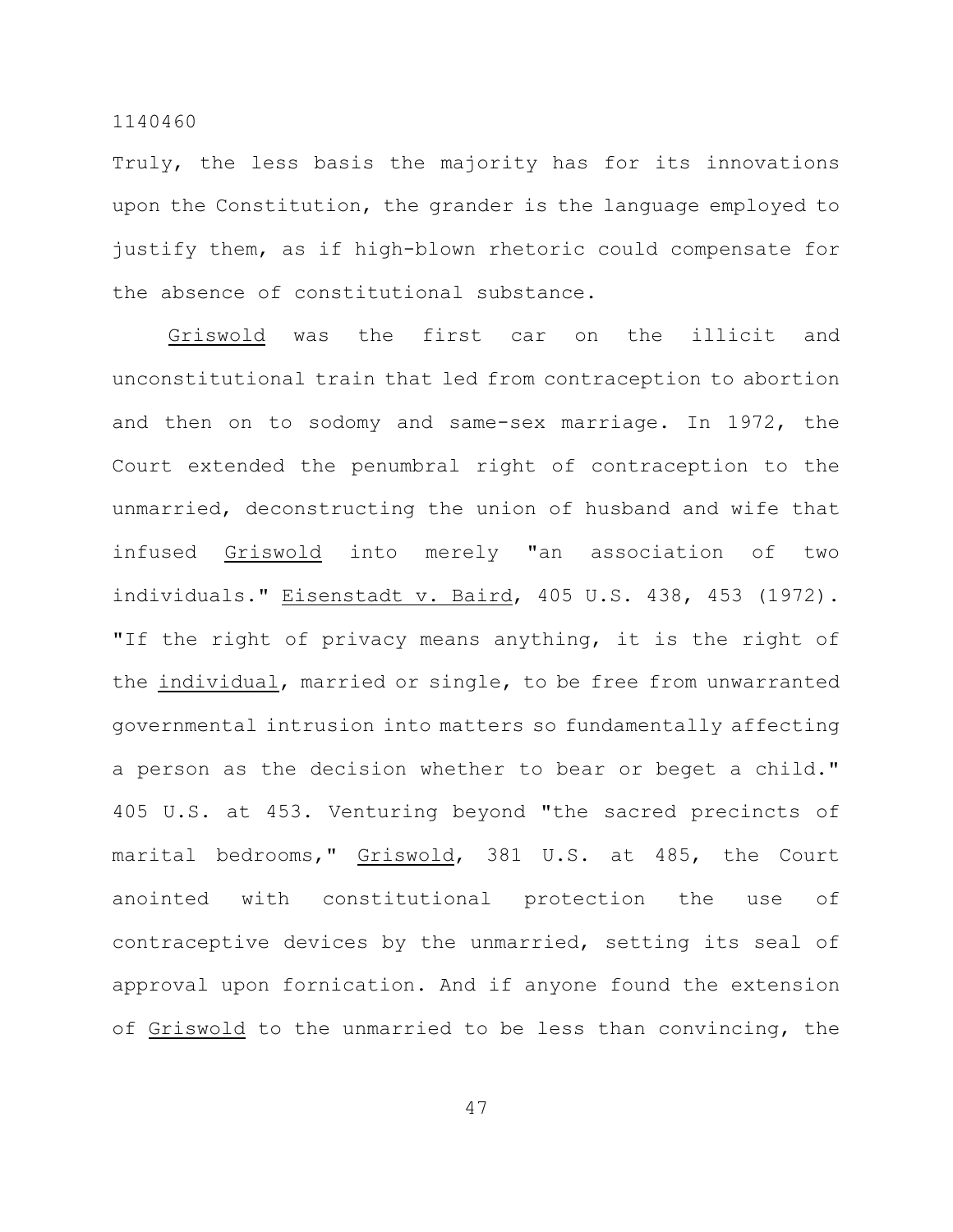Truly, the less basis the majority has for its innovations upon the Constitution, the grander is the language employed to justify them, as if high-blown rhetoric could compensate for the absence of constitutional substance.

Griswold was the first car on the illicit and unconstitutional train that led from contraception to abortion and then on to sodomy and same-sex marriage. In 1972, the Court extended the penumbral right of contraception to the unmarried, deconstructing the union of husband and wife that infused Griswold into merely "an association of two individuals." Eisenstadt v. Baird, 405 U.S. 438, 453 (1972). "If the right of privacy means anything, it is the right of the individual, married or single, to be free from unwarranted governmental intrusion into matters so fundamentally affecting a person as the decision whether to bear or beget a child." 405 U.S. at 453. Venturing beyond "the sacred precincts of marital bedrooms," Griswold, 381 U.S. at 485, the Court anointed with constitutional protection the use of contraceptive devices by the unmarried, setting its seal of approval upon fornication. And if anyone found the extension of Griswold to the unmarried to be less than convincing, the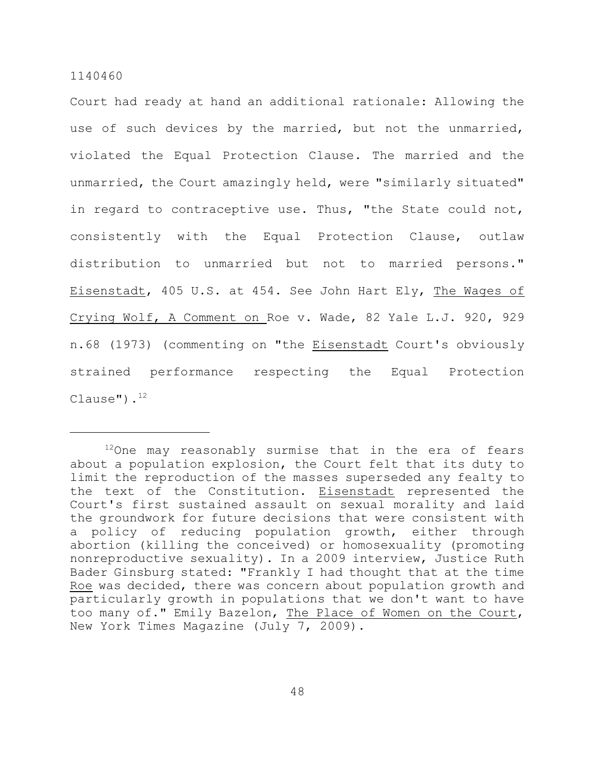Court had ready at hand an additional rationale: Allowing the use of such devices by the married, but not the unmarried, violated the Equal Protection Clause. The married and the unmarried, the Court amazingly held, were "similarly situated" in regard to contraceptive use. Thus, "the State could not, consistently with the Equal Protection Clause, outlaw distribution to unmarried but not to married persons." Eisenstadt, 405 U.S. at 454. See John Hart Ely, The Wages of Crying Wolf, A Comment on Roe v. Wade, 82 Yale L.J. 920, 929 n.68 (1973) (commenting on "the Eisenstadt Court's obviously strained performance respecting the Equal Protection Clause").[12]

---

[12] One may reasonably surmise that in the era of fears about a population explosion, the Court felt that its duty to limit the reproduction of the masses superseded any fealty to the text of the Constitution. Eisenstadt represented the Court's first sustained assault on sexual morality and laid the groundwork for future decisions that were consistent with a policy of reducing population growth, either through abortion (killing the conceived) or homosexuality (promoting nonreproductive sexuality). In a 2009 interview, Justice Ruth Bader Ginsburg stated: "Frankly I had thought that at the time Roe was decided, there was concern about population growth and particularly growth in populations that we don't want to have too many of." Emily Bazelon, The Place of Women on the Court, New York Times Magazine (July 7, 2009).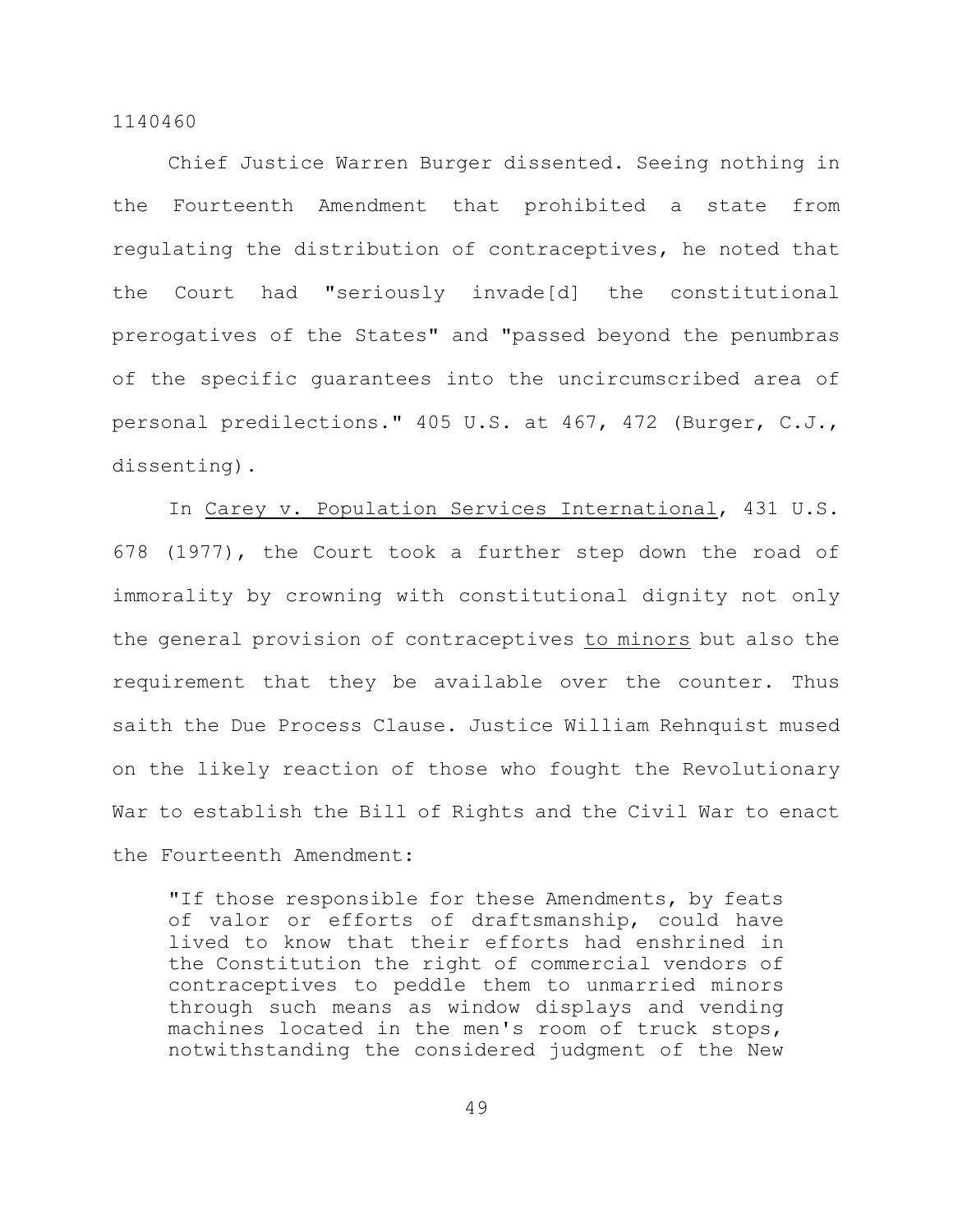Chief Justice Warren Burger dissented. Seeing nothing in the Fourteenth Amendment that prohibited a state from regulating the distribution of contraceptives, he noted that the Court had "seriously invade[d] the constitutional prerogatives of the States" and "passed beyond the penumbras of the specific guarantees into the uncircumscribed area of personal predilections." 405 U.S. at 467, 472 (Burger, C.J., dissenting).

In Carey v. Population Services International, 431 U.S. 678 (1977), the Court took a further step down the road of immorality by crowning with constitutional dignity not only the general provision of contraceptives to minors but also the requirement that they be available over the counter. Thus saith the Due Process Clause. Justice William Rehnquist mused on the likely reaction of those who fought the Revolutionary War to establish the Bill of Rights and the Civil War to enact the Fourteenth Amendment:

> "If those responsible for these Amendments, by feats of valor or efforts of draftsmanship, could have lived to know that their efforts had enshrined in the Constitution the right of commercial vendors of contraceptives to peddle them to unmarried minors through such means as window displays and vending machines located in the men's room of truck stops, notwithstanding the considered judgment of the New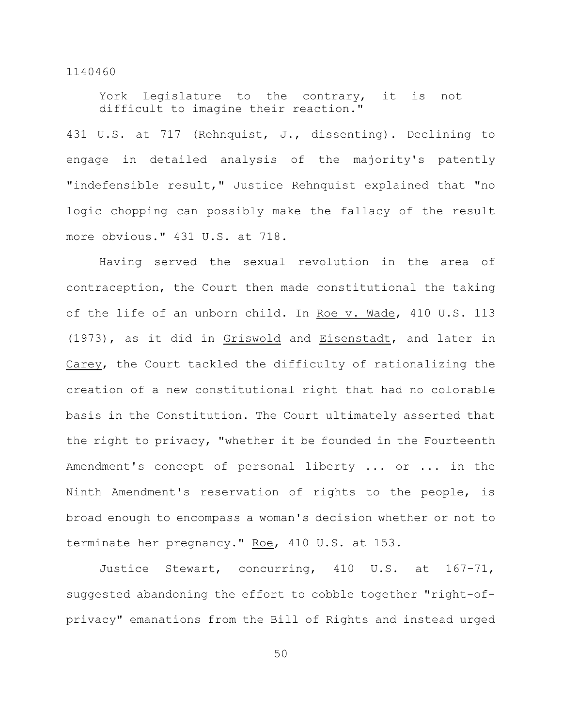> York Legislature to the contrary, it is not difficult to imagine their reaction."

431 U.S. at 717 (Rehnquist, J., dissenting). Declining to engage in detailed analysis of the majority's patently "indefensible result," Justice Rehnquist explained that "no logic chopping can possibly make the fallacy of the result more obvious." 431 U.S. at 718.

Having served the sexual revolution in the area of contraception, the Court then made constitutional the taking of the life of an unborn child. In Roe v. Wade, 410 U.S. 113 (1973), as it did in Griswold and Eisenstadt, and later in Carey, the Court tackled the difficulty of rationalizing the creation of a new constitutional right that had no colorable basis in the Constitution. The Court ultimately asserted that the right to privacy, "whether it be founded in the Fourteenth Amendment's concept of personal liberty ... or ... in the Ninth Amendment's reservation of rights to the people, is broad enough to encompass a woman's decision whether or not to terminate her pregnancy." Roe, 410 U.S. at 153.

Justice Stewart, concurring, 410 U.S. at 167-71, suggested abandoning the effort to cobble together "right-of-privacy" emanations from the Bill of Rights and instead urged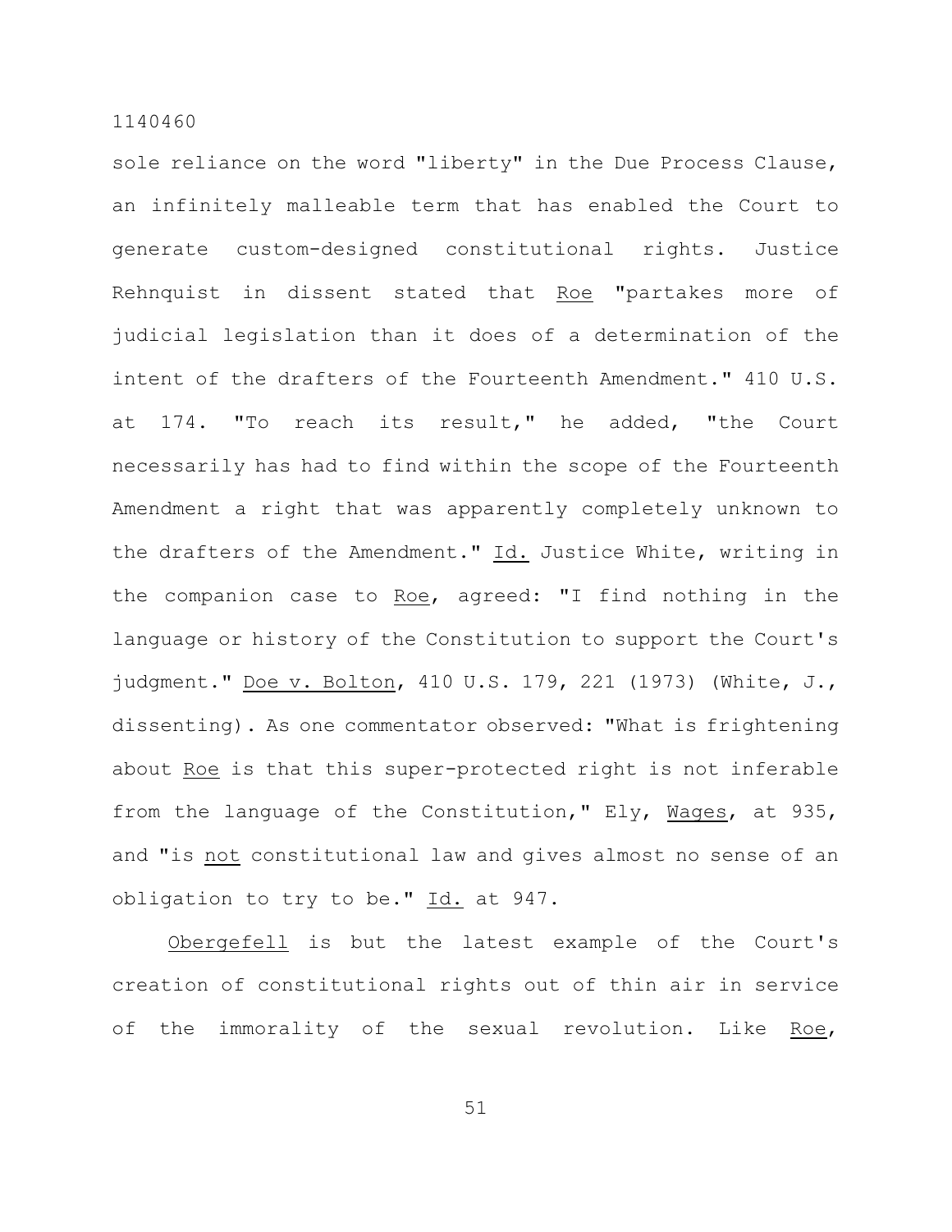sole reliance on the word "liberty" in the Due Process Clause, an infinitely malleable term that has enabled the Court to generate custom-designed constitutional rights. Justice Rehnquist in dissent stated that _Roe_ "partakes more of judicial legislation than it does of a determination of the intent of the drafters of the Fourteenth Amendment." 410 U.S. at 174. "To reach its result," he added, "the Court necessarily has had to find within the scope of the Fourteenth Amendment a right that was apparently completely unknown to the drafters of the Amendment." _Id._ Justice White, writing in the companion case to _Roe_, agreed: "I find nothing in the language or history of the Constitution to support the Court's judgment." _Doe v. Bolton_, 410 U.S. 179, 221 (1973) (White, J., dissenting). As one commentator observed: "What is frightening about _Roe_ is that this super-protected right is not inferable from the language of the Constitution," Ely, _Wages_, at 935, and "is _not_ constitutional law and gives almost no sense of an obligation to try to be." _Id._ at 947.

_Obergefell_ is but the latest example of the Court's creation of constitutional rights out of thin air in service of the immorality of the sexual revolution. Like _Roe_,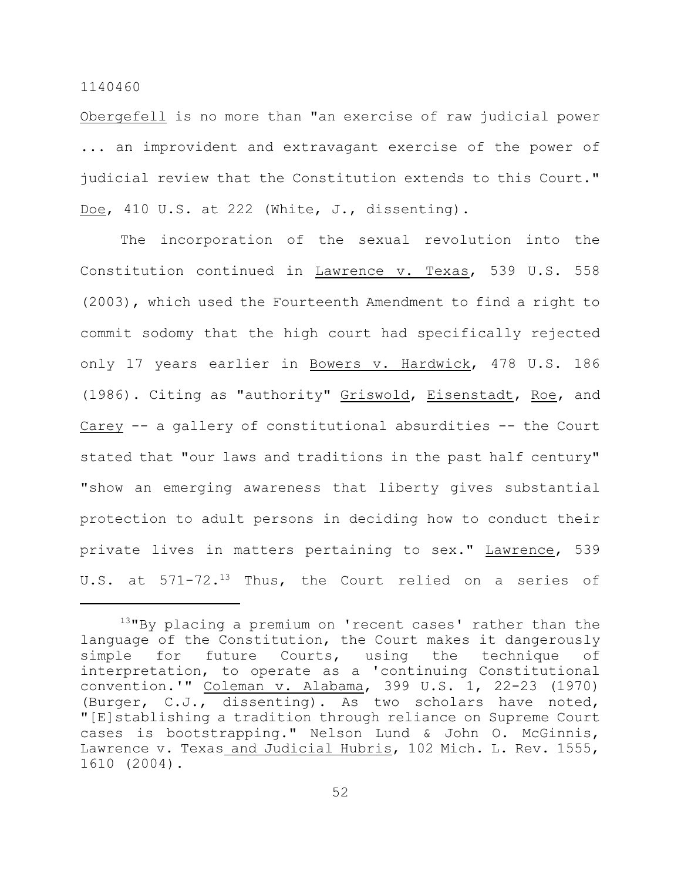*Obergefell* is no more than "an exercise of raw judicial power ... an improvident and extravagant exercise of the power of judicial review that the Constitution extends to this Court." *Doe*, 410 U.S. at 222 (White, J., dissenting).

The incorporation of the sexual revolution into the Constitution continued in *Lawrence v. Texas*, 539 U.S. 558 (2003), which used the Fourteenth Amendment to find a right to commit sodomy that the high court had specifically rejected only 17 years earlier in *Bowers v. Hardwick*, 478 U.S. 186 (1986). Citing as "authority" *Griswold*, *Eisenstadt*, *Roe*, and *Carey* -- a gallery of constitutional absurdities -- the Court stated that "our laws and traditions in the past half century" "show an emerging awareness that liberty gives substantial protection to adult persons in deciding how to conduct their private lives in matters pertaining to sex." *Lawrence*, 539 U.S. at 571-72.[13] Thus, the Court relied on a series of

---

[13]"By placing a premium on 'recent cases' rather than the language of the Constitution, the Court makes it dangerously simple for future Courts, using the technique of interpretation, to operate as a 'continuing Constitutional convention.'" *Coleman v. Alabama*, 399 U.S. 1, 22-23 (1970) (Burger, C.J., dissenting). As two scholars have noted, "[E]stablishing a tradition through reliance on Supreme Court cases is bootstrapping." Nelson Lund & John O. McGinnis, *Lawrence v. Texas and Judicial Hubris*, 102 Mich. L. Rev. 1555, 1610 (2004).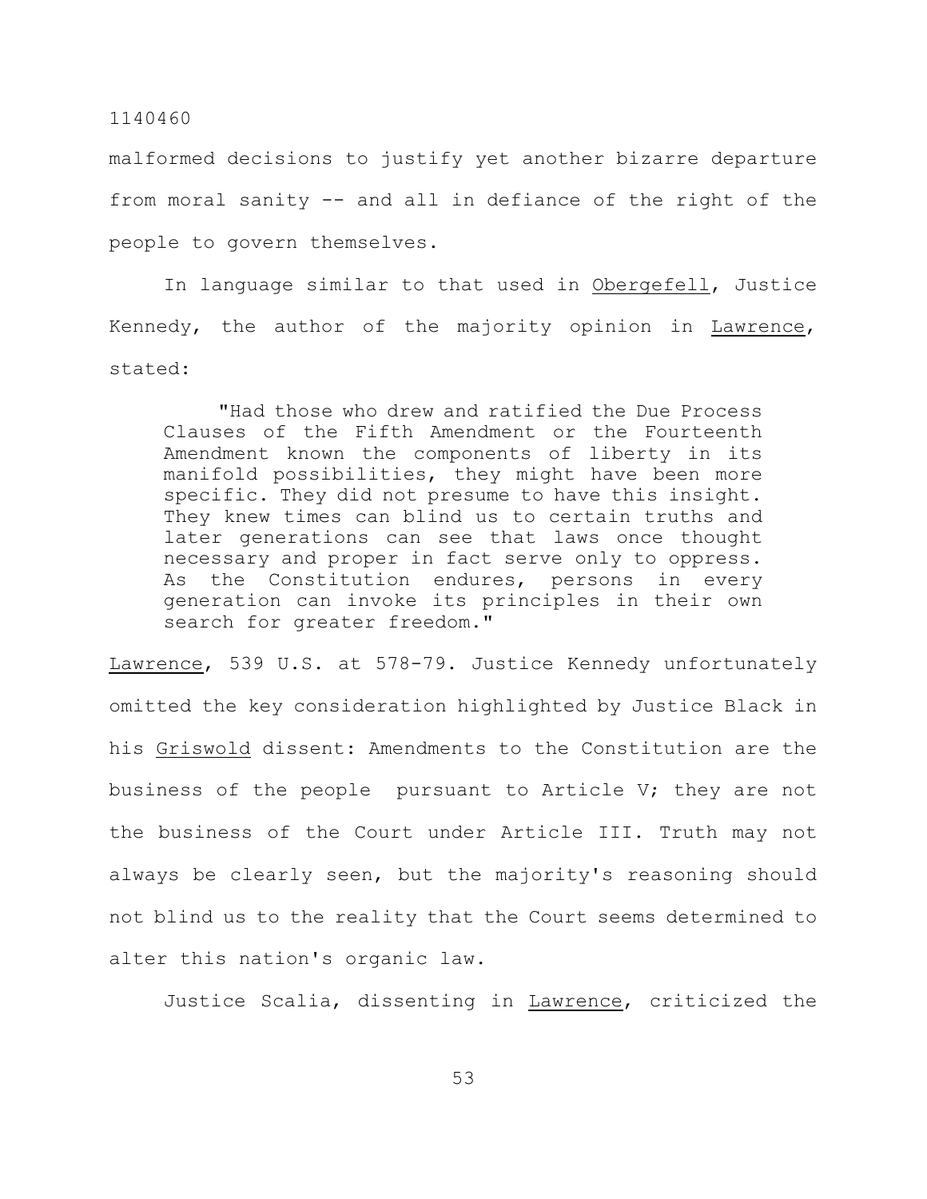malformed decisions to justify yet another bizarre departure from moral sanity -- and all in defiance of the right of the people to govern themselves.

In language similar to that used in Obergefell, Justice Kennedy, the author of the majority opinion in Lawrence, stated:

> "Had those who drew and ratified the Due Process Clauses of the Fifth Amendment or the Fourteenth Amendment known the components of liberty in its manifold possibilities, they might have been more specific. They did not presume to have this insight. They knew times can blind us to certain truths and later generations can see that laws once thought necessary and proper in fact serve only to oppress. As the Constitution endures, persons in every generation can invoke its principles in their own search for greater freedom."

Lawrence, 539 U.S. at 578-79. Justice Kennedy unfortunately omitted the key consideration highlighted by Justice Black in his Griswold dissent: Amendments to the Constitution are the business of the people pursuant to Article V; they are not the business of the Court under Article III. Truth may not always be clearly seen, but the majority's reasoning should not blind us to the reality that the Court seems determined to alter this nation's organic law.

Justice Scalia, dissenting in Lawrence, criticized the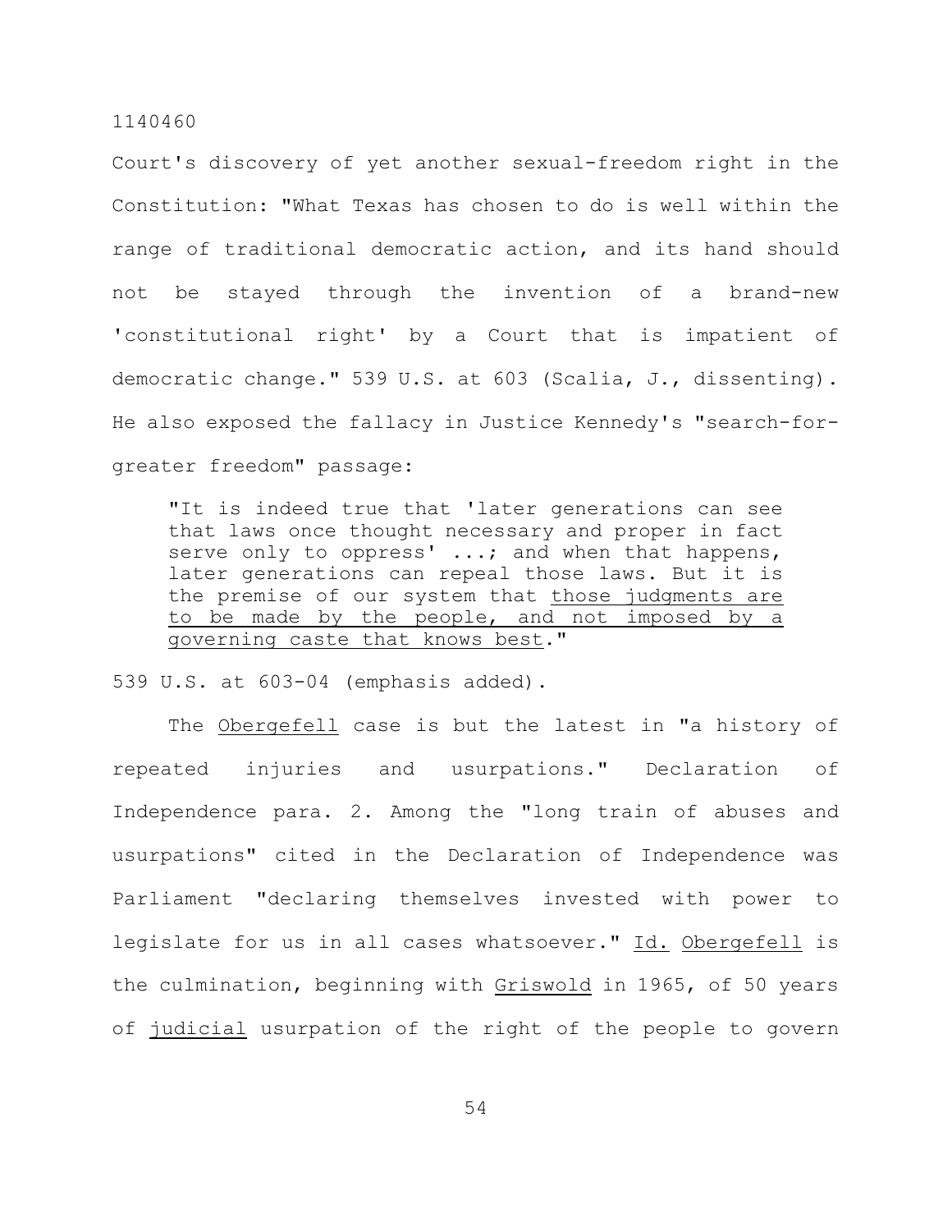Court's discovery of yet another sexual-freedom right in the Constitution: "What Texas has chosen to do is well within the range of traditional democratic action, and its hand should not be stayed through the invention of a brand-new 'constitutional right' by a Court that is impatient of democratic change." 539 U.S. at 603 (Scalia, J., dissenting). He also exposed the fallacy in Justice Kennedy's "search-for-greater freedom" passage:

> "It is indeed true that 'later generations can see that laws once thought necessary and proper in fact serve only to oppress' ...; and when that happens, later generations can repeal those laws. But it is the premise of our system that <u>those judgments are to be made by the people, and not imposed by a governing caste that knows best</u>."

539 U.S. at 603-04 (emphasis added).

The <u>Obergefell</u> case is but the latest in "a history of repeated injuries and usurpations." Declaration of Independence para. 2. Among the "long train of abuses and usurpations" cited in the Declaration of Independence was Parliament "declaring themselves invested with power to legislate for us in all cases whatsoever." <u>Id.</u> <u>Obergefell</u> is the culmination, beginning with <u>Griswold</u> in 1965, of 50 years of <u>judicial</u> usurpation of the right of the people to govern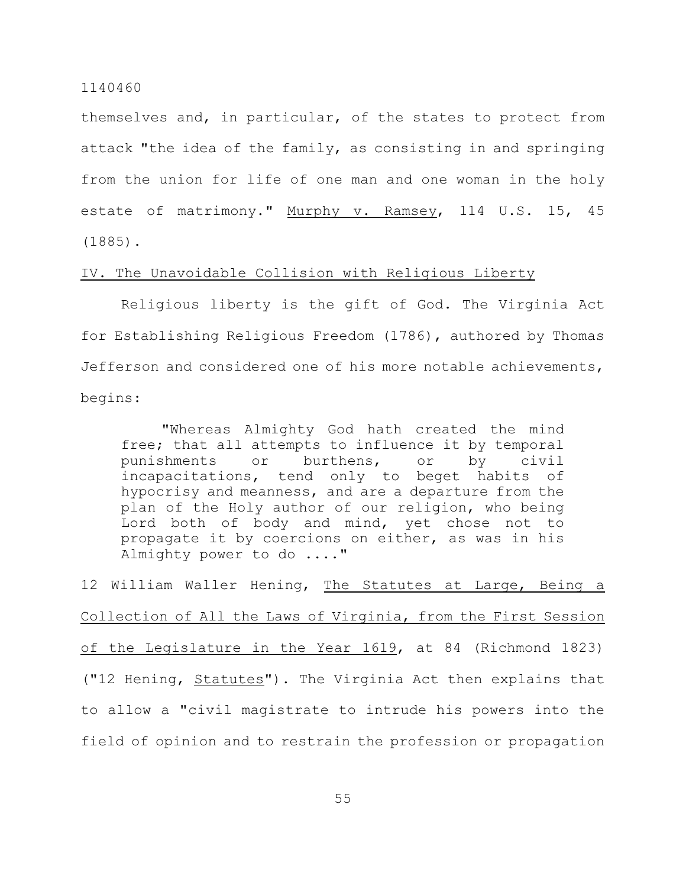themselves and, in particular, of the states to protect from attack "the idea of the family, as consisting in and springing from the union for life of one man and one woman in the holy estate of matrimony." Murphy v. Ramsey, 114 U.S. 15, 45 (1885).

## IV. The Unavoidable Collision with Religious Liberty

Religious liberty is the gift of God. The Virginia Act for Establishing Religious Freedom (1786), authored by Thomas Jefferson and considered one of his more notable achievements, begins:

> "Whereas Almighty God hath created the mind free; that all attempts to influence it by temporal punishments or burthens, or by civil incapacitations, tend only to beget habits of hypocrisy and meanness, and are a departure from the plan of the Holy author of our religion, who being Lord both of body and mind, yet chose not to propagate it by coercions on either, as was in his Almighty power to do ...."

12 William Waller Hening, The Statutes at Large, Being a Collection of All the Laws of Virginia, from the First Session of the Legislature in the Year 1619, at 84 (Richmond 1823) ("12 Hening, Statutes"). The Virginia Act then explains that to allow a "civil magistrate to intrude his powers into the field of opinion and to restrain the profession or propagation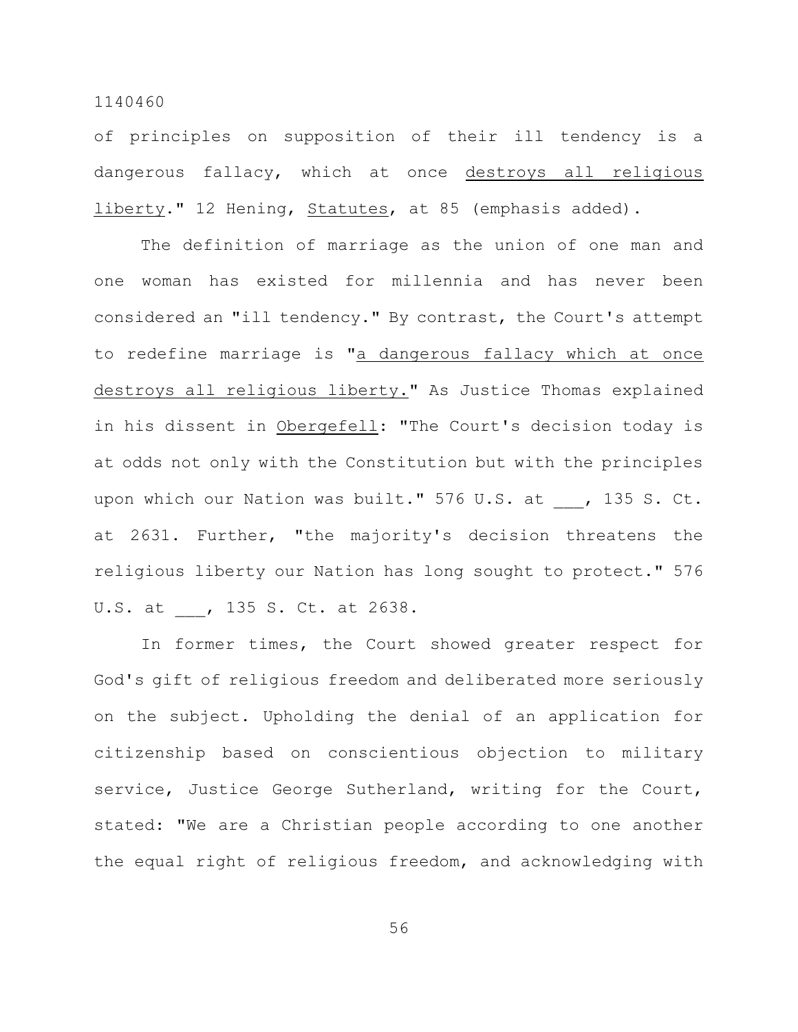of principles on supposition of their ill tendency is a dangerous fallacy, which at once <u>destroys all religious liberty</u>." 12 Hening, *Statutes*, at 85 (emphasis added).

The definition of marriage as the union of one man and one woman has existed for millennia and has never been considered an "ill tendency." By contrast, the Court's attempt to redefine marriage is "<u>a dangerous fallacy which at once destroys all religious liberty.</u>" As Justice Thomas explained in his dissent in *Obergefell*: "The Court's decision today is at odds not only with the Constitution but with the principles upon which our Nation was built." 576 U.S. at ___, 135 S. Ct. at 2631. Further, "the majority's decision threatens the religious liberty our Nation has long sought to protect." 576 U.S. at ___, 135 S. Ct. at 2638.

In former times, the Court showed greater respect for God's gift of religious freedom and deliberated more seriously on the subject. Upholding the denial of an application for citizenship based on conscientious objection to military service, Justice George Sutherland, writing for the Court, stated: "We are a Christian people according to one another the equal right of religious freedom, and acknowledging with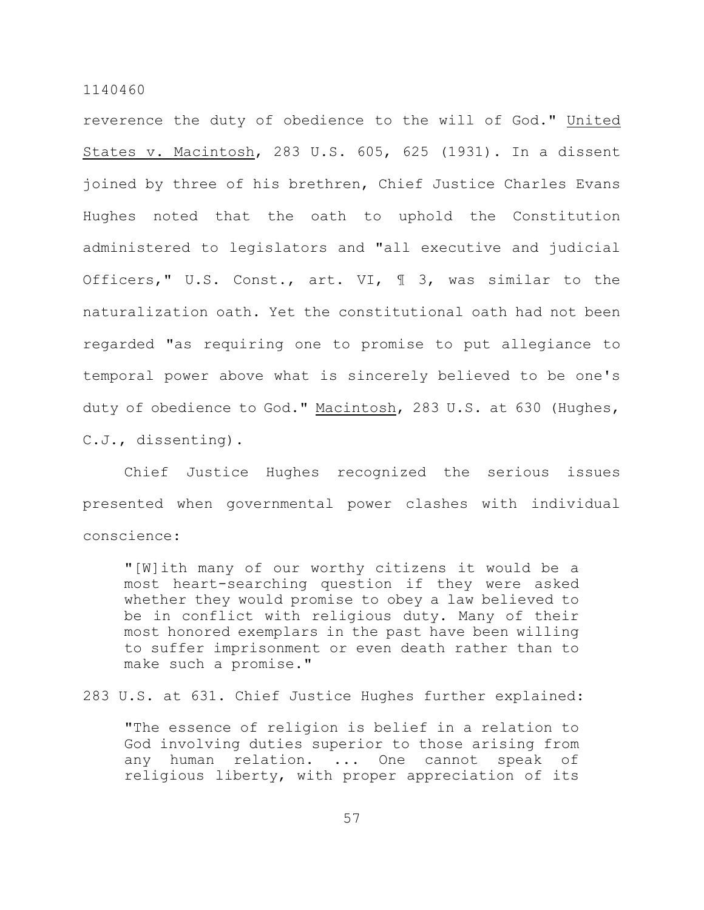reverence the duty of obedience to the will of God." United States v. Macintosh, 283 U.S. 605, 625 (1931). In a dissent joined by three of his brethren, Chief Justice Charles Evans Hughes noted that the oath to uphold the Constitution administered to legislators and "all executive and judicial Officers," U.S. Const., art. VI, ¶ 3, was similar to the naturalization oath. Yet the constitutional oath had not been regarded "as requiring one to promise to put allegiance to temporal power above what is sincerely believed to be one's duty of obedience to God." Macintosh, 283 U.S. at 630 (Hughes, C.J., dissenting).

Chief Justice Hughes recognized the serious issues presented when governmental power clashes with individual conscience:

> "[W]ith many of our worthy citizens it would be a most heart-searching question if they were asked whether they would promise to obey a law believed to be in conflict with religious duty. Many of their most honored exemplars in the past have been willing to suffer imprisonment or even death rather than to make such a promise."

283 U.S. at 631. Chief Justice Hughes further explained:

> "The essence of religion is belief in a relation to God involving duties superior to those arising from any human relation. ... One cannot speak of religious liberty, with proper appreciation of its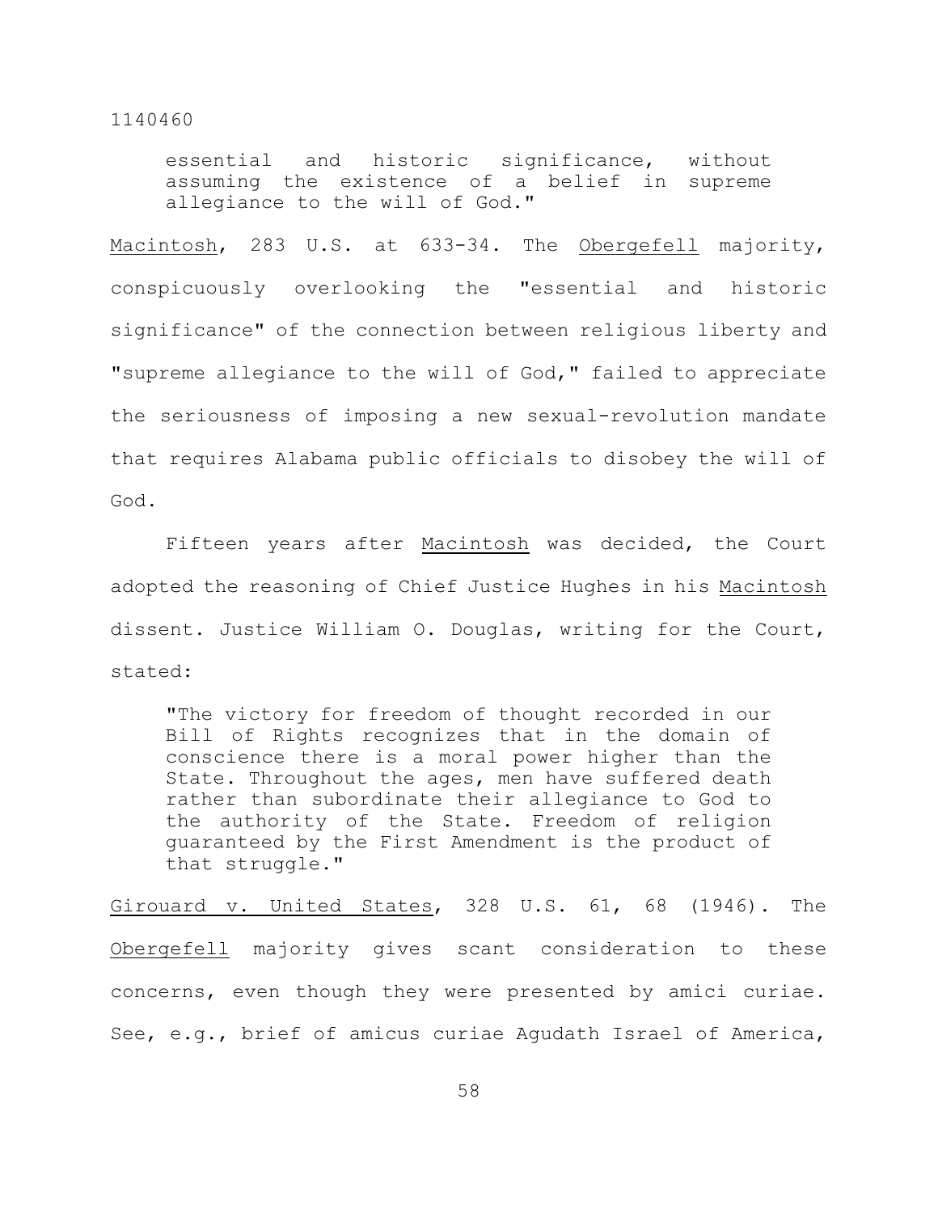> essential and historic significance, without assuming the existence of a belief in supreme allegiance to the will of God."

Macintosh, 283 U.S. at 633-34. The Obergefell majority, conspicuously overlooking the "essential and historic significance" of the connection between religious liberty and "supreme allegiance to the will of God," failed to appreciate the seriousness of imposing a new sexual-revolution mandate that requires Alabama public officials to disobey the will of God.

Fifteen years after Macintosh was decided, the Court adopted the reasoning of Chief Justice Hughes in his Macintosh dissent. Justice William O. Douglas, writing for the Court, stated:

> "The victory for freedom of thought recorded in our Bill of Rights recognizes that in the domain of conscience there is a moral power higher than the State. Throughout the ages, men have suffered death rather than subordinate their allegiance to God to the authority of the State. Freedom of religion guaranteed by the First Amendment is the product of that struggle."

Girouard v. United States, 328 U.S. 61, 68 (1946). The Obergefell majority gives scant consideration to these concerns, even though they were presented by amici curiae. See, e.g., brief of amicus curiae Agudath Israel of America,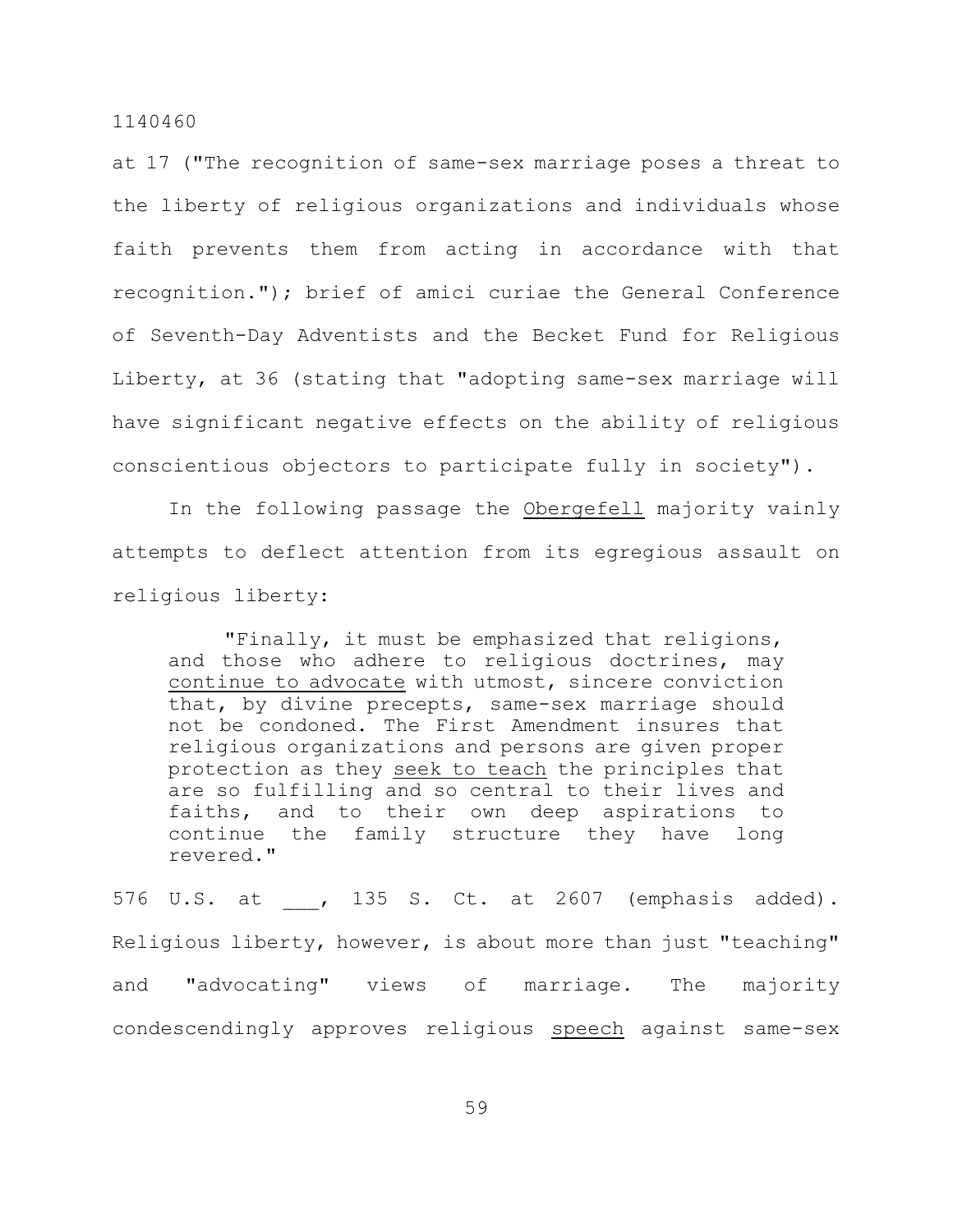at 17 ("The recognition of same-sex marriage poses a threat to the liberty of religious organizations and individuals whose faith prevents them from acting in accordance with that recognition."); brief of amici curiae the General Conference of Seventh-Day Adventists and the Becket Fund for Religious Liberty, at 36 (stating that "adopting same-sex marriage will have significant negative effects on the ability of religious conscientious objectors to participate fully in society").

In the following passage the Obergefell majority vainly attempts to deflect attention from its egregious assault on religious liberty:

> "Finally, it must be emphasized that religions, and those who adhere to religious doctrines, may continue to advocate with utmost, sincere conviction that, by divine precepts, same-sex marriage should not be condoned. The First Amendment insures that religious organizations and persons are given proper protection as they seek to teach the principles that are so fulfilling and so central to their lives and faiths, and to their own deep aspirations to continue the family structure they have long revered."

576 U.S. at ___, 135 S. Ct. at 2607 (emphasis added). Religious liberty, however, is about more than just "teaching" and "advocating" views of marriage. The majority condescendingly approves religious speech against same-sex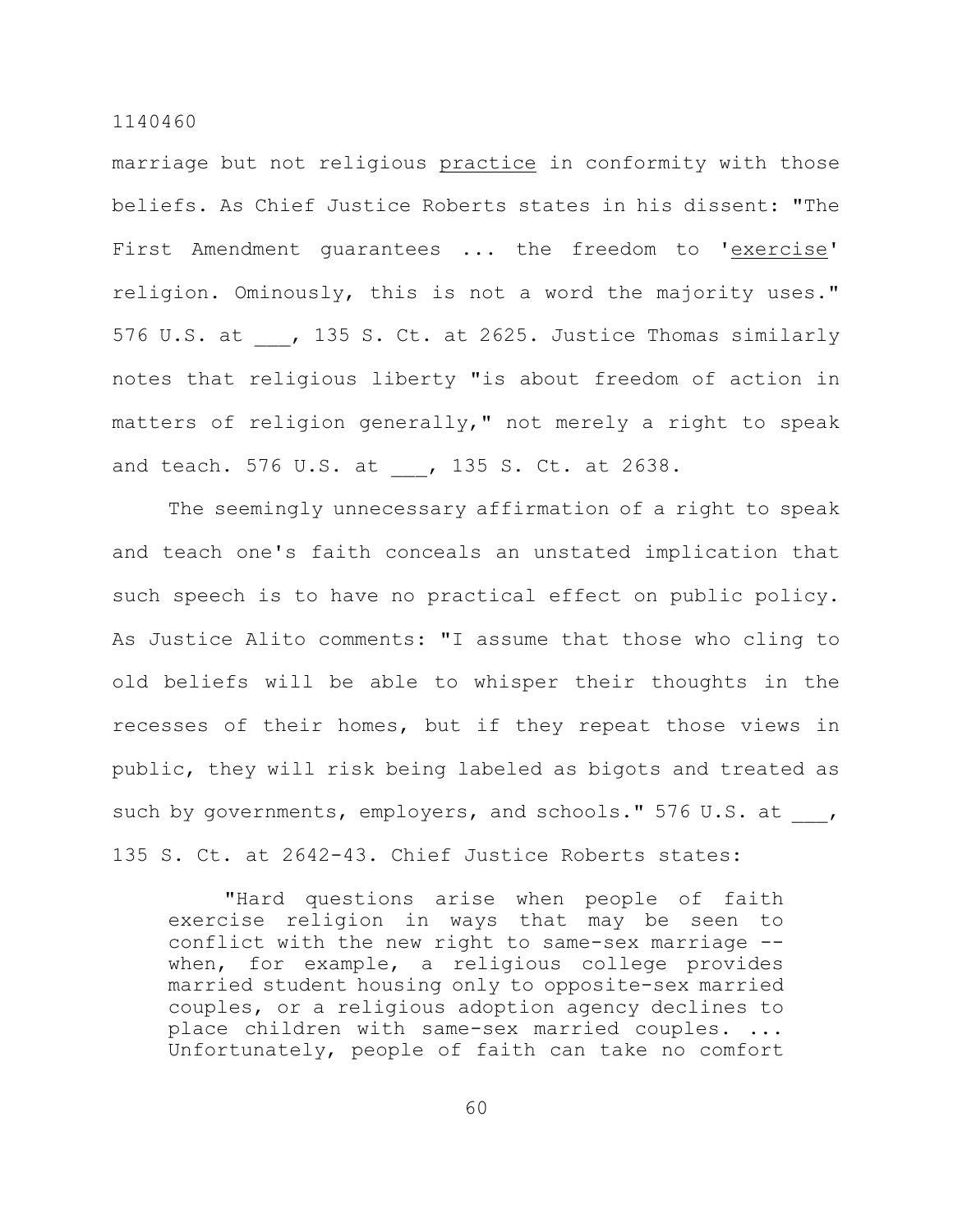marriage but not religious <u>practice</u> in conformity with those beliefs. As Chief Justice Roberts states in his dissent: "The First Amendment guarantees ... the freedom to '<u>exercise</u>' religion. Ominously, this is not a word the majority uses." 576 U.S. at ___, 135 S. Ct. at 2625. Justice Thomas similarly notes that religious liberty "is about freedom of action in matters of religion generally," not merely a right to speak and teach. 576 U.S. at ___, 135 S. Ct. at 2638.

The seemingly unnecessary affirmation of a right to speak and teach one's faith conceals an unstated implication that such speech is to have no practical effect on public policy. As Justice Alito comments: "I assume that those who cling to old beliefs will be able to whisper their thoughts in the recesses of their homes, but if they repeat those views in public, they will risk being labeled as bigots and treated as such by governments, employers, and schools." 576 U.S. at ___, 135 S. Ct. at 2642-43. Chief Justice Roberts states:

> "Hard questions arise when people of faith exercise religion in ways that may be seen to conflict with the new right to same-sex marriage -- when, for example, a religious college provides married student housing only to opposite-sex married couples, or a religious adoption agency declines to place children with same-sex married couples. ... Unfortunately, people of faith can take no comfort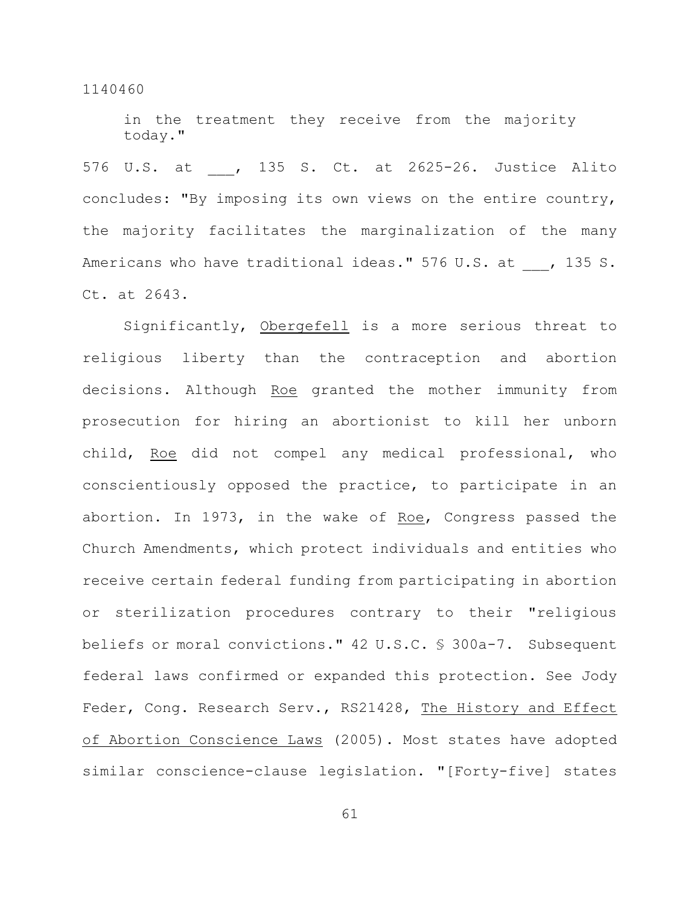in the treatment they receive from the majority today."

576 U.S. at ___, 135 S. Ct. at 2625-26. Justice Alito concludes: "By imposing its own views on the entire country, the majority facilitates the marginalization of the many Americans who have traditional ideas." 576 U.S. at ___, 135 S. Ct. at 2643.

Significantly, Obergefell is a more serious threat to religious liberty than the contraception and abortion decisions. Although Roe granted the mother immunity from prosecution for hiring an abortionist to kill her unborn child, Roe did not compel any medical professional, who conscientiously opposed the practice, to participate in an abortion. In 1973, in the wake of Roe, Congress passed the Church Amendments, which protect individuals and entities who receive certain federal funding from participating in abortion or sterilization procedures contrary to their "religious beliefs or moral convictions." 42 U.S.C. § 300a-7. Subsequent federal laws confirmed or expanded this protection. See Jody Feder, Cong. Research Serv., RS21428, The History and Effect of Abortion Conscience Laws (2005). Most states have adopted similar conscience-clause legislation. "[Forty-five] states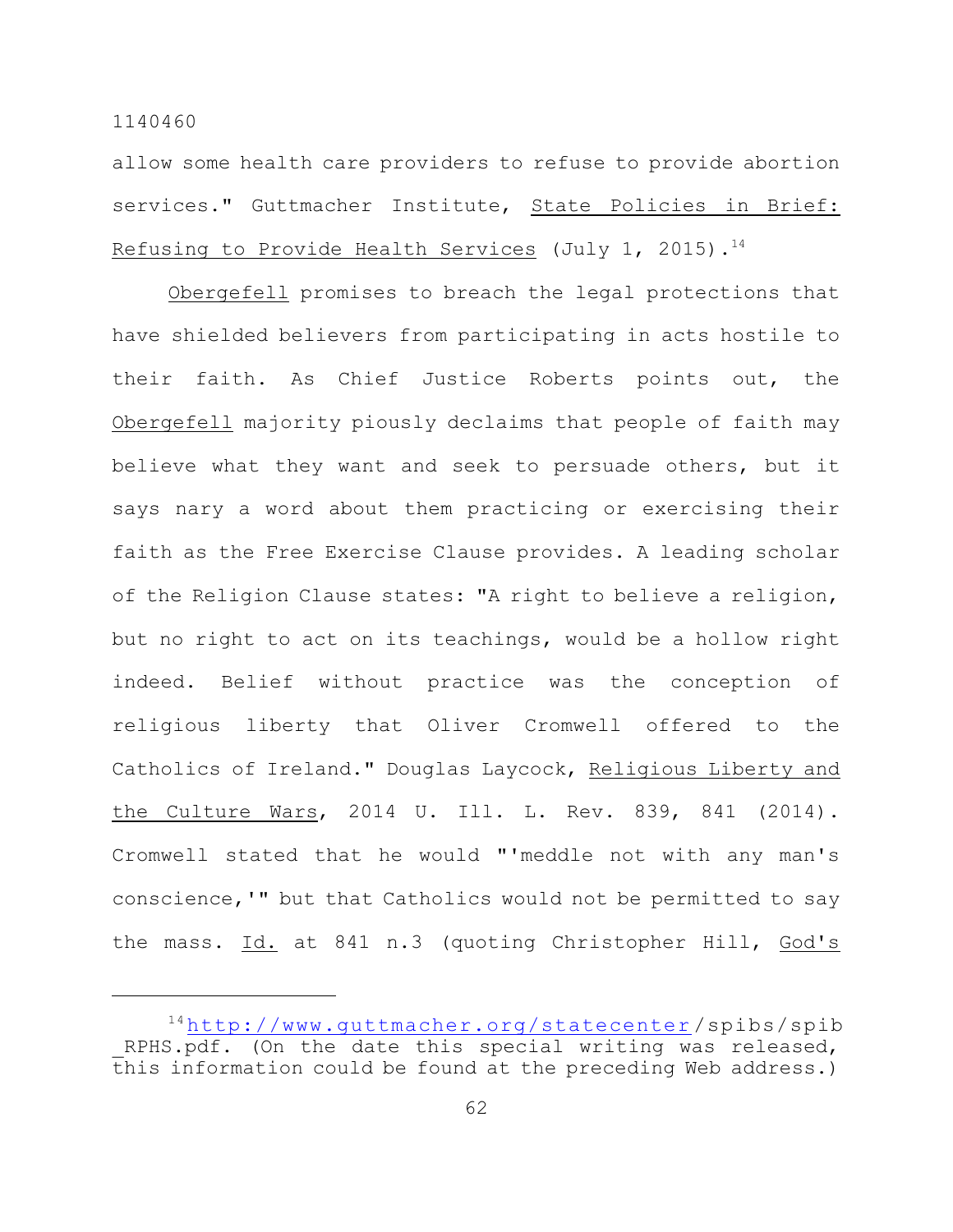allow some health care providers to refuse to provide abortion services." Guttmacher Institute, State Policies in Brief: Refusing to Provide Health Services (July 1, 2015).[14]

Obergefell promises to breach the legal protections that have shielded believers from participating in acts hostile to their faith. As Chief Justice Roberts points out, the Obergefell majority piously declaims that people of faith may believe what they want and seek to persuade others, but it says nary a word about them practicing or exercising their faith as the Free Exercise Clause provides. A leading scholar of the Religion Clause states: "A right to believe a religion, but no right to act on its teachings, would be a hollow right indeed. Belief without practice was the conception of religious liberty that Oliver Cromwell offered to the Catholics of Ireland." Douglas Laycock, Religious Liberty and the Culture Wars, 2014 U. Ill. L. Rev. 839, 841 (2014). Cromwell stated that he would "'meddle not with any man's conscience,'" but that Catholics would not be permitted to say the mass. Id. at 841 n.3 (quoting Christopher Hill, God's

---

[14] http://www.guttmacher.org/statecenter/spibs/spib_RPHS.pdf. (On the date this special writing was released, this information could be found at the preceding Web address.)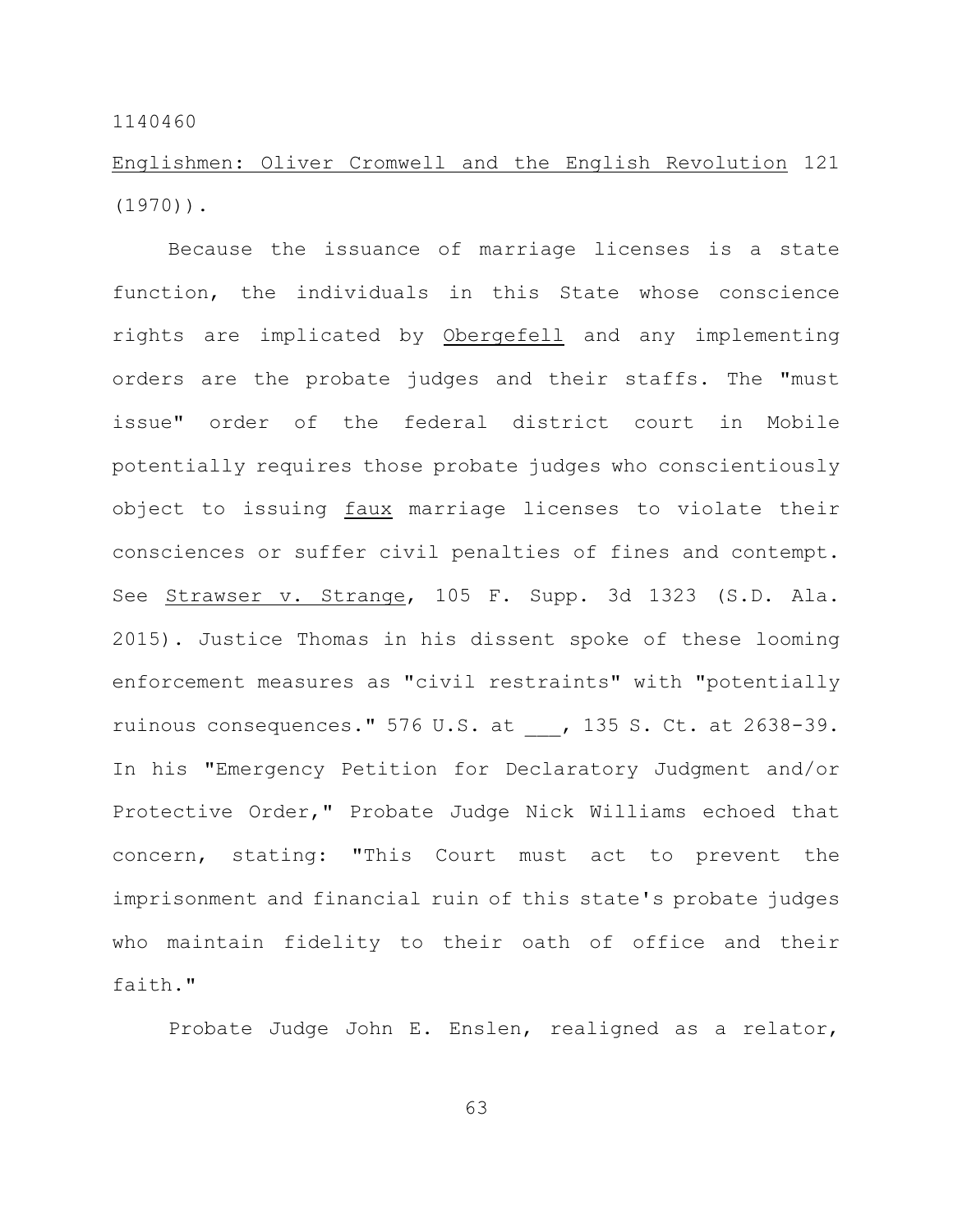Englishmen: Oliver Cromwell and the English Revolution 121 (1970)).

Because the issuance of marriage licenses is a state function, the individuals in this State whose conscience rights are implicated by Obergefell and any implementing orders are the probate judges and their staffs. The "must issue" order of the federal district court in Mobile potentially requires those probate judges who conscientiously object to issuing faux marriage licenses to violate their consciences or suffer civil penalties of fines and contempt. See Strawser v. Strange, 105 F. Supp. 3d 1323 (S.D. Ala. 2015). Justice Thomas in his dissent spoke of these looming enforcement measures as "civil restraints" with "potentially ruinous consequences." 576 U.S. at ___, 135 S. Ct. at 2638-39. In his "Emergency Petition for Declaratory Judgment and/or Protective Order," Probate Judge Nick Williams echoed that concern, stating: "This Court must act to prevent the imprisonment and financial ruin of this state's probate judges who maintain fidelity to their oath of office and their faith."

Probate Judge John E. Enslen, realigned as a relator,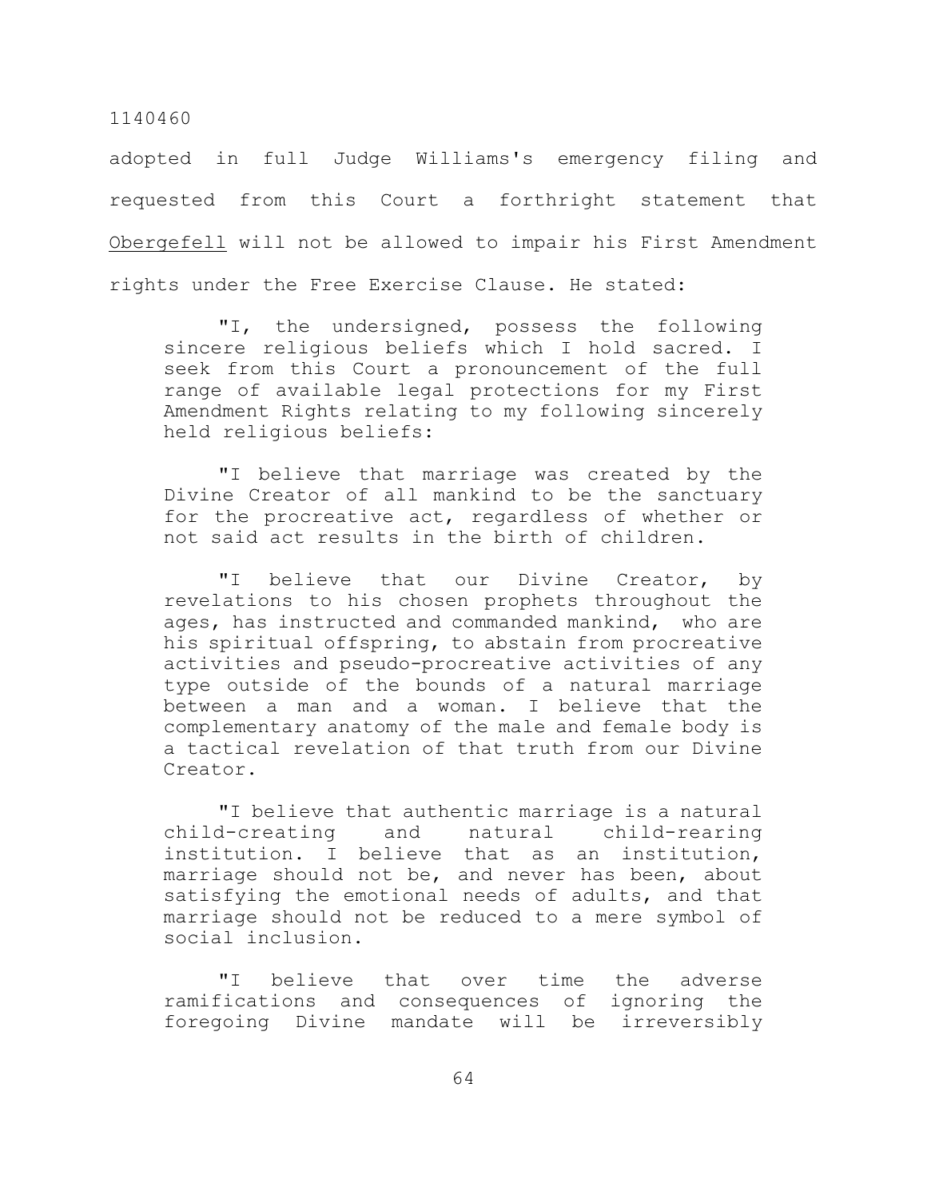adopted in full Judge Williams's emergency filing and requested from this Court a forthright statement that Obergefell will not be allowed to impair his First Amendment rights under the Free Exercise Clause. He stated:

> "I, the undersigned, possess the following sincere religious beliefs which I hold sacred. I seek from this Court a pronouncement of the full range of available legal protections for my First Amendment Rights relating to my following sincerely held religious beliefs:
>
> "I believe that marriage was created by the Divine Creator of all mankind to be the sanctuary for the procreative act, regardless of whether or not said act results in the birth of children.
>
> "I believe that our Divine Creator, by revelations to his chosen prophets throughout the ages, has instructed and commanded mankind, who are his spiritual offspring, to abstain from procreative activities and pseudo-procreative activities of any type outside of the bounds of a natural marriage between a man and a woman. I believe that the complementary anatomy of the male and female body is a tactical revelation of that truth from our Divine Creator.
>
> "I believe that authentic marriage is a natural child-creating and natural child-rearing institution. I believe that as an institution, marriage should not be, and never has been, about satisfying the emotional needs of adults, and that marriage should not be reduced to a mere symbol of social inclusion.
>
> "I believe that over time the adverse ramifications and consequences of ignoring the foregoing Divine mandate will be irreversibly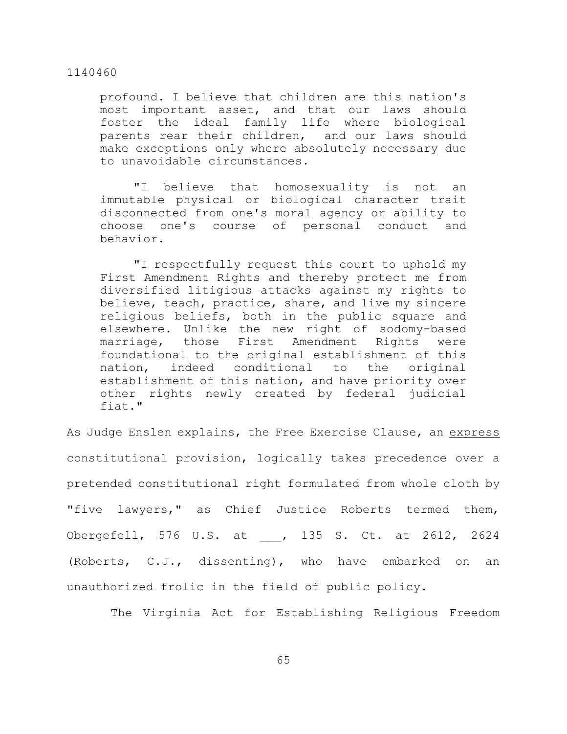> profound. I believe that children are this nation's most important asset, and that our laws should foster the ideal family life where biological parents rear their children, and our laws should make exceptions only where absolutely necessary due to unavoidable circumstances.
>
> "I believe that homosexuality is not an immutable physical or biological character trait disconnected from one's moral agency or ability to choose one's course of personal conduct and behavior.
>
> "I respectfully request this court to uphold my First Amendment Rights and thereby protect me from diversified litigious attacks against my rights to believe, teach, practice, share, and live my sincere religious beliefs, both in the public square and elsewhere. Unlike the new right of sodomy-based marriage, those First Amendment Rights were foundational to the original establishment of this nation, indeed conditional to the original establishment of this nation, and have priority over other rights newly created by federal judicial fiat."

As Judge Enslen explains, the Free Exercise Clause, an express constitutional provision, logically takes precedence over a pretended constitutional right formulated from whole cloth by "five lawyers," as Chief Justice Roberts termed them, Obergefell, 576 U.S. at ___, 135 S. Ct. at 2612, 2624 (Roberts, C.J., dissenting), who have embarked on an unauthorized frolic in the field of public policy.

The Virginia Act for Establishing Religious Freedom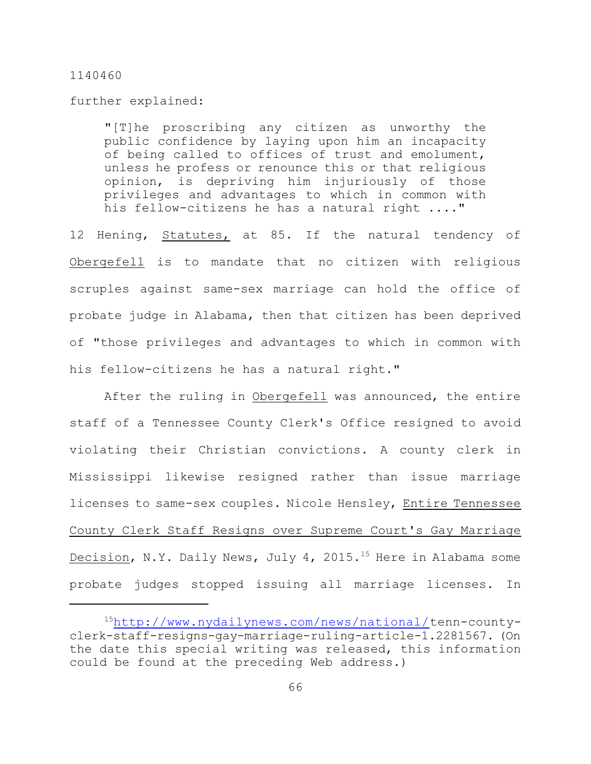further explained:

> "[T]he proscribing any citizen as unworthy the public confidence by laying upon him an incapacity of being called to offices of trust and emolument, unless he profess or renounce this or that religious opinion, is depriving him injuriously of those privileges and advantages to which in common with his fellow-citizens he has a natural right ...."

12 Hening, Statutes, at 85. If the natural tendency of Obergefell is to mandate that no citizen with religious scruples against same-sex marriage can hold the office of probate judge in Alabama, then that citizen has been deprived of "those privileges and advantages to which in common with his fellow-citizens he has a natural right."

After the ruling in Obergefell was announced, the entire staff of a Tennessee County Clerk's Office resigned to avoid violating their Christian convictions. A county clerk in Mississippi likewise resigned rather than issue marriage licenses to same-sex couples. Nicole Hensley, Entire Tennessee County Clerk Staff Resigns over Supreme Court's Gay Marriage Decision, N.Y. Daily News, July 4, 2015.[15] Here in Alabama some probate judges stopped issuing all marriage licenses. In

---

[15] http://www.nydailynews.com/news/national/tenn-county-clerk-staff-resigns-gay-marriage-ruling-article-1.2281567. (On the date this special writing was released, this information could be found at the preceding Web address.)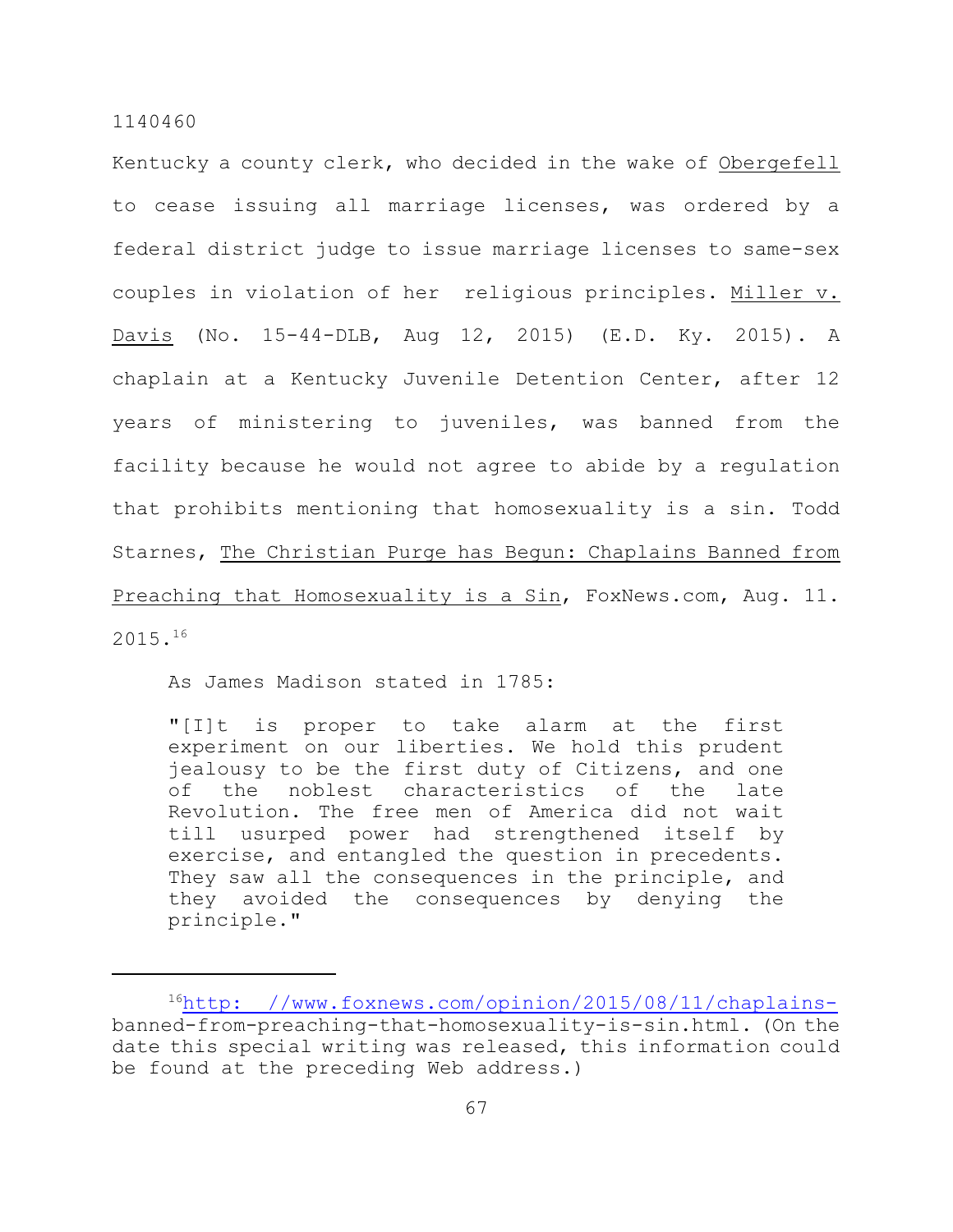Kentucky a county clerk, who decided in the wake of Obergefell to cease issuing all marriage licenses, was ordered by a federal district judge to issue marriage licenses to same-sex couples in violation of her religious principles. Miller v. Davis (No. 15-44-DLB, Aug 12, 2015) (E.D. Ky. 2015). A chaplain at a Kentucky Juvenile Detention Center, after 12 years of ministering to juveniles, was banned from the facility because he would not agree to abide by a regulation that prohibits mentioning that homosexuality is a sin. Todd Starnes, The Christian Purge has Begun: Chaplains Banned from Preaching that Homosexuality is a Sin, FoxNews.com, Aug. 11. 2015.[16]

As James Madison stated in 1785:

> "[I]t is proper to take alarm at the first experiment on our liberties. We hold this prudent jealousy to be the first duty of Citizens, and one of the noblest characteristics of the late Revolution. The free men of America did not wait till usurped power had strengthened itself by exercise, and entangled the question in precedents. They saw all the consequences in the principle, and they avoided the consequences by denying the principle."

---

[16]http: //www.foxnews.com/opinion/2015/08/11/chaplains-banned-from-preaching-that-homosexuality-is-sin.html. (On the date this special writing was released, this information could be found at the preceding Web address.)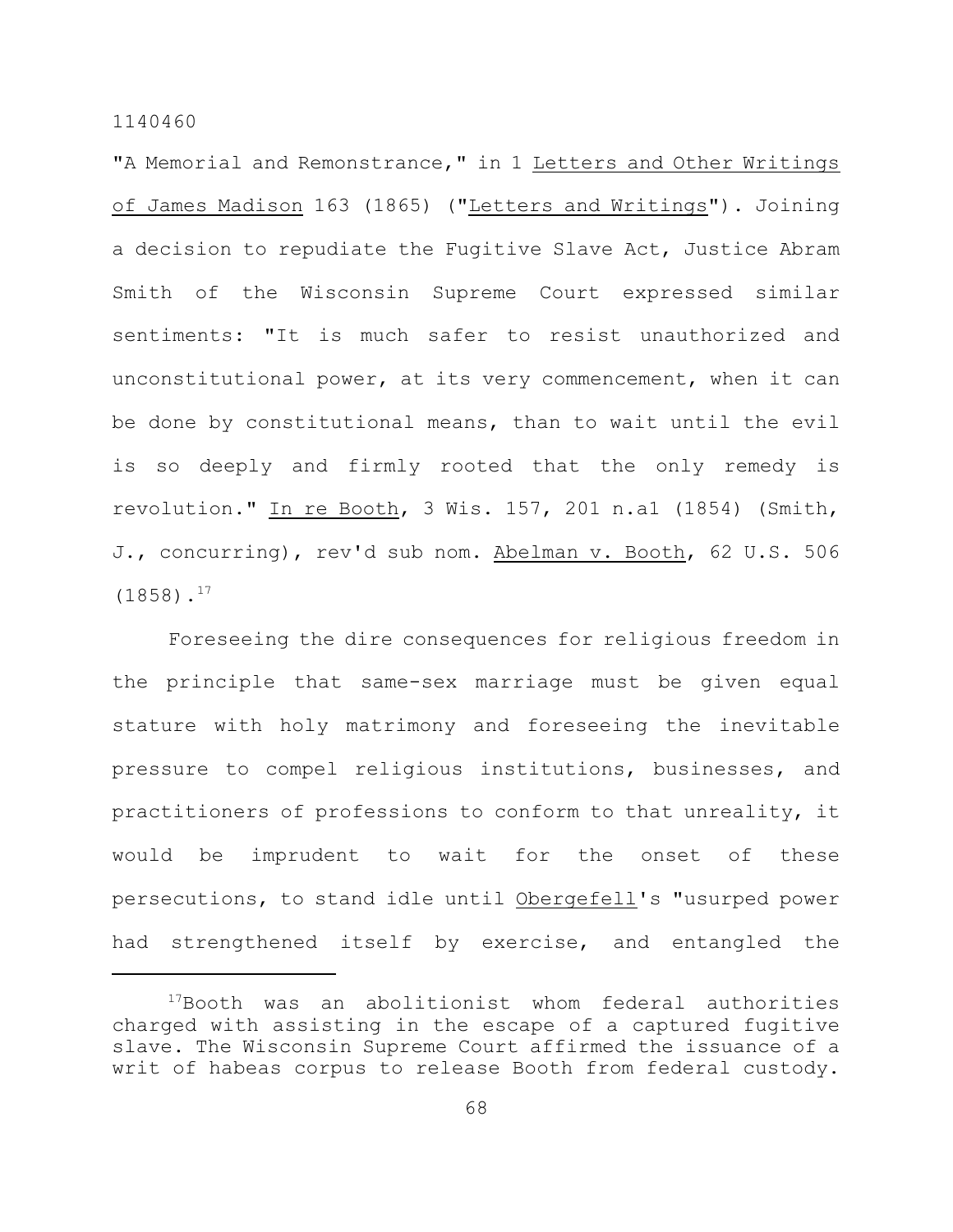"A Memorial and Remonstrance," in 1 Letters and Other Writings of James Madison 163 (1865) ("Letters and Writings"). Joining a decision to repudiate the Fugitive Slave Act, Justice Abram Smith of the Wisconsin Supreme Court expressed similar sentiments: "It is much safer to resist unauthorized and unconstitutional power, at its very commencement, when it can be done by constitutional means, than to wait until the evil is so deeply and firmly rooted that the only remedy is revolution." In re Booth, 3 Wis. 157, 201 n.a1 (1854) (Smith, J., concurring), rev'd sub nom. Abelman v. Booth, 62 U.S. 506 (1858).[17]

Foreseeing the dire consequences for religious freedom in the principle that same-sex marriage must be given equal stature with holy matrimony and foreseeing the inevitable pressure to compel religious institutions, businesses, and practitioners of professions to conform to that unreality, it would be imprudent to wait for the onset of these persecutions, to stand idle until Obergefell's "usurped power had strengthened itself by exercise, and entangled the

---

[17]Booth was an abolitionist whom federal authorities charged with assisting in the escape of a captured fugitive slave. The Wisconsin Supreme Court affirmed the issuance of a writ of habeas corpus to release Booth from federal custody.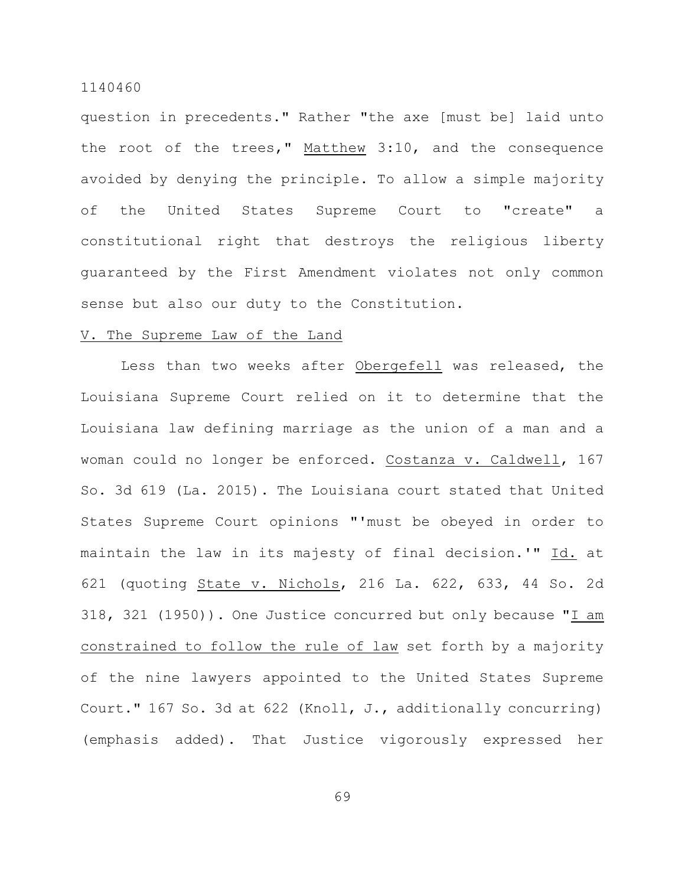question in precedents." Rather "the axe [must be] laid unto the root of the trees," Matthew 3:10, and the consequence avoided by denying the principle. To allow a simple majority of the United States Supreme Court to "create" a constitutional right that destroys the religious liberty guaranteed by the First Amendment violates not only common sense but also our duty to the Constitution.

V. The Supreme Law of the Land

Less than two weeks after Obergefell was released, the Louisiana Supreme Court relied on it to determine that the Louisiana law defining marriage as the union of a man and a woman could no longer be enforced. Costanza v. Caldwell, 167 So. 3d 619 (La. 2015). The Louisiana court stated that United States Supreme Court opinions "'must be obeyed in order to maintain the law in its majesty of final decision.'" Id. at 621 (quoting State v. Nichols, 216 La. 622, 633, 44 So. 2d 318, 321 (1950)). One Justice concurred but only because "I am constrained to follow the rule of law set forth by a majority of the nine lawyers appointed to the United States Supreme Court." 167 So. 3d at 622 (Knoll, J., additionally concurring) (emphasis added). That Justice vigorously expressed her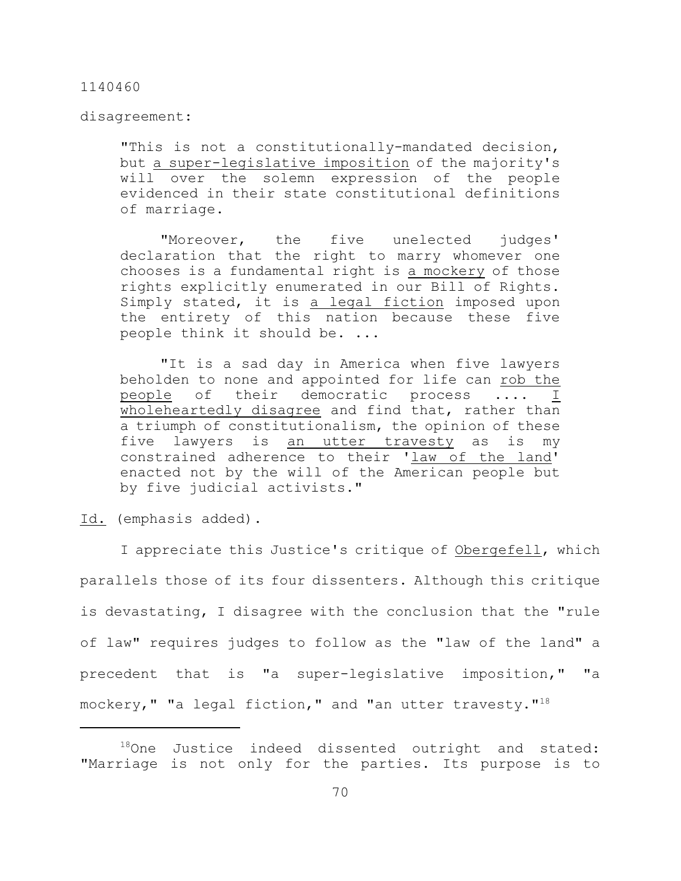disagreement:

> "This is not a constitutionally-mandated decision, but <u>a super-legislative imposition</u> of the majority's will over the solemn expression of the people evidenced in their state constitutional definitions of marriage.
>
> "Moreover, the five unelected judges' declaration that the right to marry whomever one chooses is a fundamental right is <u>a mockery</u> of those rights explicitly enumerated in our Bill of Rights. Simply stated, it is <u>a legal fiction</u> imposed upon the entirety of this nation because these five people think it should be. ...
>
> "It is a sad day in America when five lawyers beholden to none and appointed for life can <u>rob the people</u> of their democratic process .... <u>I wholeheartedly disagree</u> and find that, rather than a triumph of constitutionalism, the opinion of these five lawyers is <u>an utter travesty</u> as is my constrained adherence to their '<u>law of the land</u>' enacted not by the will of the American people but by five judicial activists."

<u>Id.</u> (emphasis added).

I appreciate this Justice's critique of <u>Obergefell</u>, which parallels those of its four dissenters. Although this critique is devastating, I disagree with the conclusion that the "rule of law" requires judges to follow as the "law of the land" a precedent that is "a super-legislative imposition," "a mockery," "a legal fiction," and "an utter travesty."[18]

---

[18]One Justice indeed dissented outright and stated: "Marriage is not only for the parties. Its purpose is to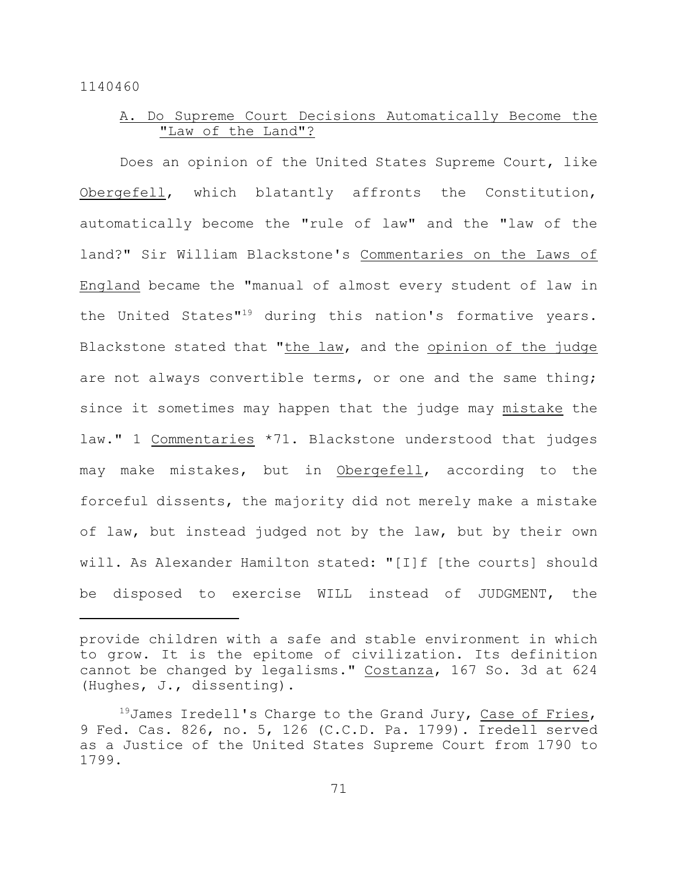## A. Do Supreme Court Decisions Automatically Become the "Law of the Land"?

Does an opinion of the United States Supreme Court, like Obergefell, which blatantly affronts the Constitution, automatically become the "rule of law" and the "law of the land?" Sir William Blackstone's Commentaries on the Laws of England became the "manual of almost every student of law in the United States"[19] during this nation's formative years. Blackstone stated that "the law, and the opinion of the judge are not always convertible terms, or one and the same thing; since it sometimes may happen that the judge may mistake the law." 1 Commentaries *71. Blackstone understood that judges may make mistakes, but in Obergefell, according to the forceful dissents, the majority did not merely make a mistake of law, but instead judged not by the law, but by their own will. As Alexander Hamilton stated: "[I]f [the courts] should be disposed to exercise WILL instead of JUDGMENT, the

---

provide children with a safe and stable environment in which to grow. It is the epitome of civilization. Its definition cannot be changed by legalisms." Costanza, 167 So. 3d at 624 (Hughes, J., dissenting).

[19] James Iredell's Charge to the Grand Jury, Case of Fries, 9 Fed. Cas. 826, no. 5, 126 (C.C.D. Pa. 1799). Iredell served as a Justice of the United States Supreme Court from 1790 to 1799.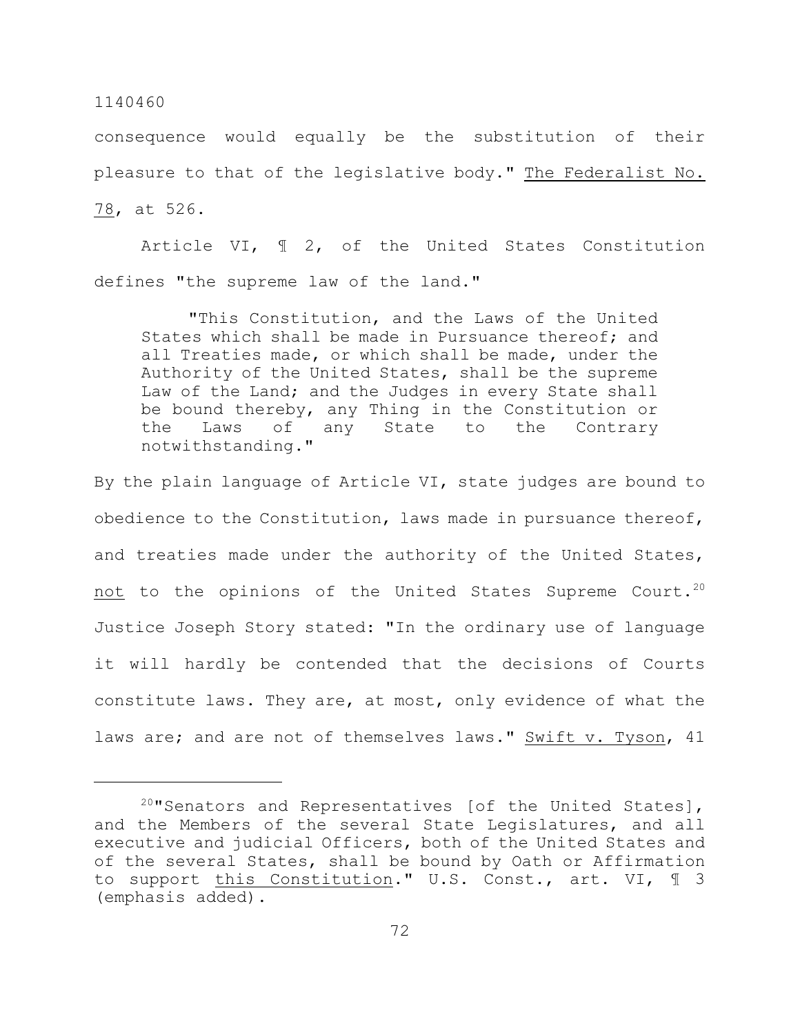consequence would equally be the substitution of their pleasure to that of the legislative body." The Federalist No. 78, at 526.

Article VI, ¶ 2, of the United States Constitution defines "the supreme law of the land."

> "This Constitution, and the Laws of the United States which shall be made in Pursuance thereof; and all Treaties made, or which shall be made, under the Authority of the United States, shall be the supreme Law of the Land; and the Judges in every State shall be bound thereby, any Thing in the Constitution or the Laws of any State to the Contrary notwithstanding."

By the plain language of Article VI, state judges are bound to obedience to the Constitution, laws made in pursuance thereof, and treaties made under the authority of the United States, not to the opinions of the United States Supreme Court.[20] Justice Joseph Story stated: "In the ordinary use of language it will hardly be contended that the decisions of Courts constitute laws. They are, at most, only evidence of what the laws are; and are not of themselves laws." Swift v. Tyson, 41

---

[20] "Senators and Representatives [of the United States], and the Members of the several State Legislatures, and all executive and judicial Officers, both of the United States and of the several States, shall be bound by Oath or Affirmation to support this Constitution." U.S. Const., art. VI, ¶ 3 (emphasis added).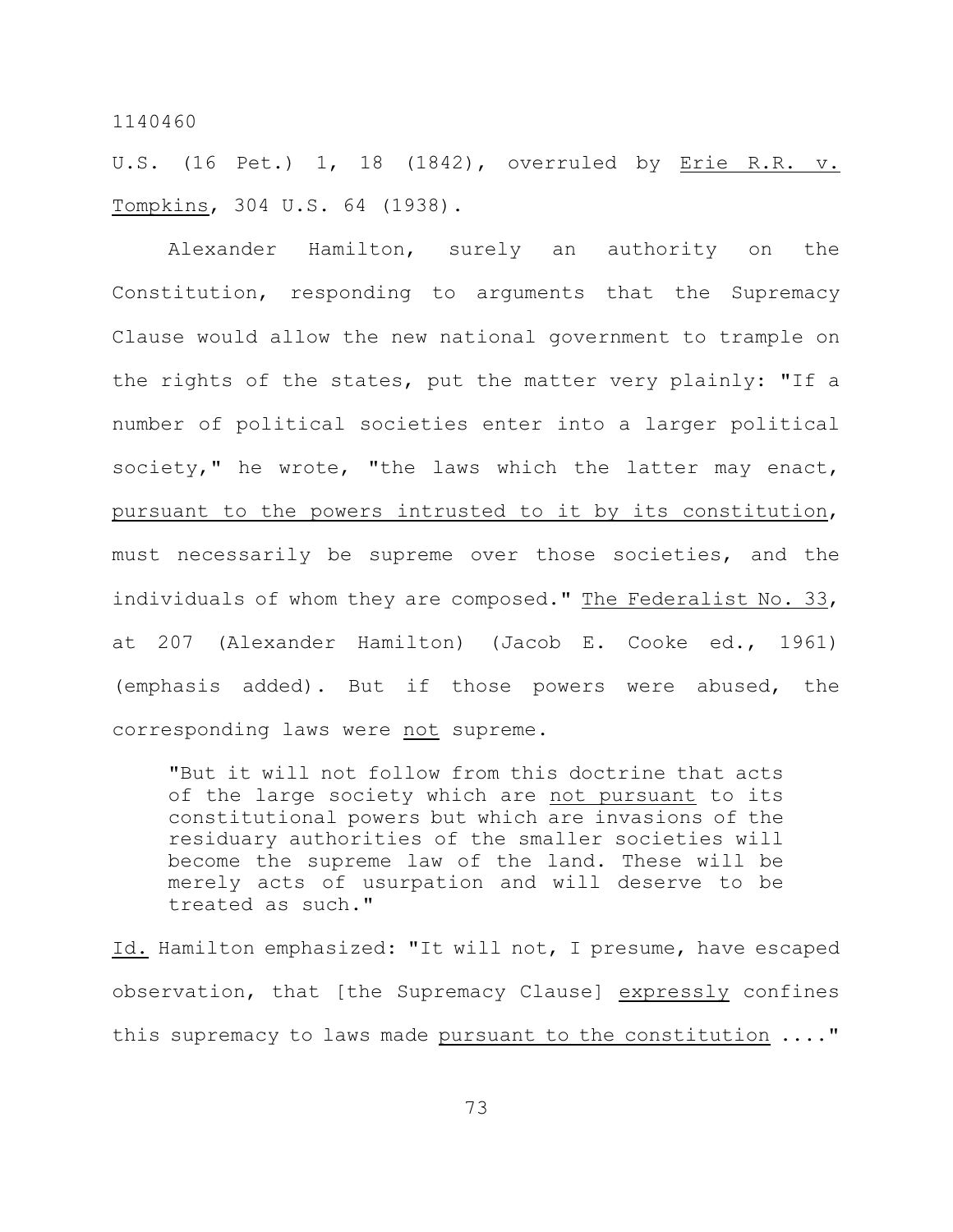U.S. (16 Pet.) 1, 18 (1842), overruled by _Erie R.R. v. Tompkins_, 304 U.S. 64 (1938).

Alexander Hamilton, surely an authority on the Constitution, responding to arguments that the Supremacy Clause would allow the new national government to trample on the rights of the states, put the matter very plainly: "If a number of political societies enter into a larger political society," he wrote, "the laws which the latter may enact, _pursuant to the powers intrusted to it by its constitution_, must necessarily be supreme over those societies, and the individuals of whom they are composed." _The Federalist No. 33_, at 207 (Alexander Hamilton) (Jacob E. Cooke ed., 1961) (emphasis added). But if those powers were abused, the corresponding laws were _not_ supreme.

> "But it will not follow from this doctrine that acts of the large society which are _not pursuant_ to its constitutional powers but which are invasions of the residuary authorities of the smaller societies will become the supreme law of the land. These will be merely acts of usurpation and will deserve to be treated as such."

_Id._ Hamilton emphasized: "It will not, I presume, have escaped observation, that [the Supremacy Clause] _expressly_ confines this supremacy to laws made _pursuant to the constitution_ ...."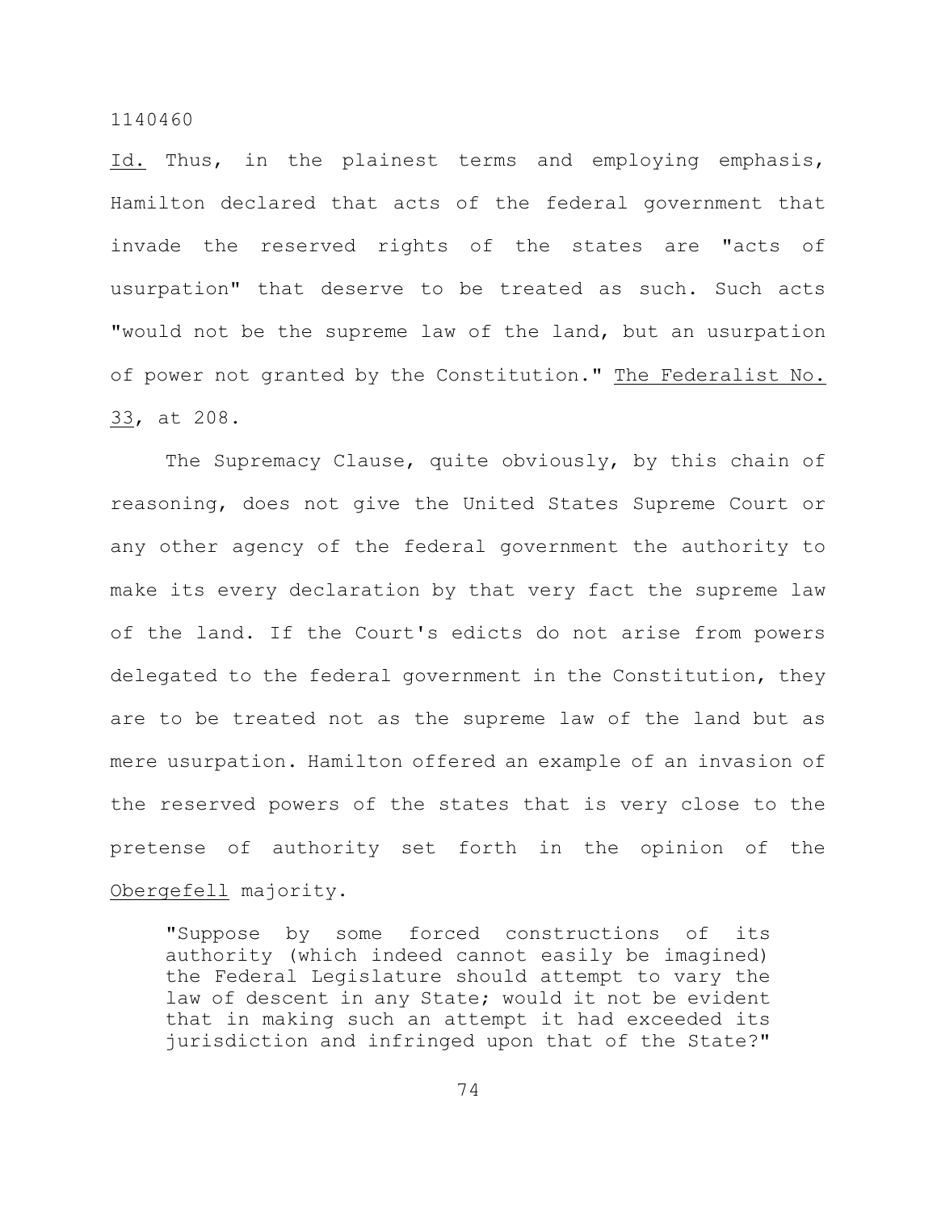*Id.* Thus, in the plainest terms and employing emphasis, Hamilton declared that acts of the federal government that invade the reserved rights of the states are "acts of usurpation" that deserve to be treated as such. Such acts "would not be the supreme law of the land, but an usurpation of power not granted by the Constitution." *The Federalist No. 33*, at 208.

The Supremacy Clause, quite obviously, by this chain of reasoning, does not give the United States Supreme Court or any other agency of the federal government the authority to make its every declaration by that very fact the supreme law of the land. If the Court's edicts do not arise from powers delegated to the federal government in the Constitution, they are to be treated not as the supreme law of the land but as mere usurpation. Hamilton offered an example of an invasion of the reserved powers of the states that is very close to the pretense of authority set forth in the opinion of the *Obergefell* majority.

> "Suppose by some forced constructions of its authority (which indeed cannot easily be imagined) the Federal Legislature should attempt to vary the law of descent in any State; would it not be evident that in making such an attempt it had exceeded its jurisdiction and infringed upon that of the State?"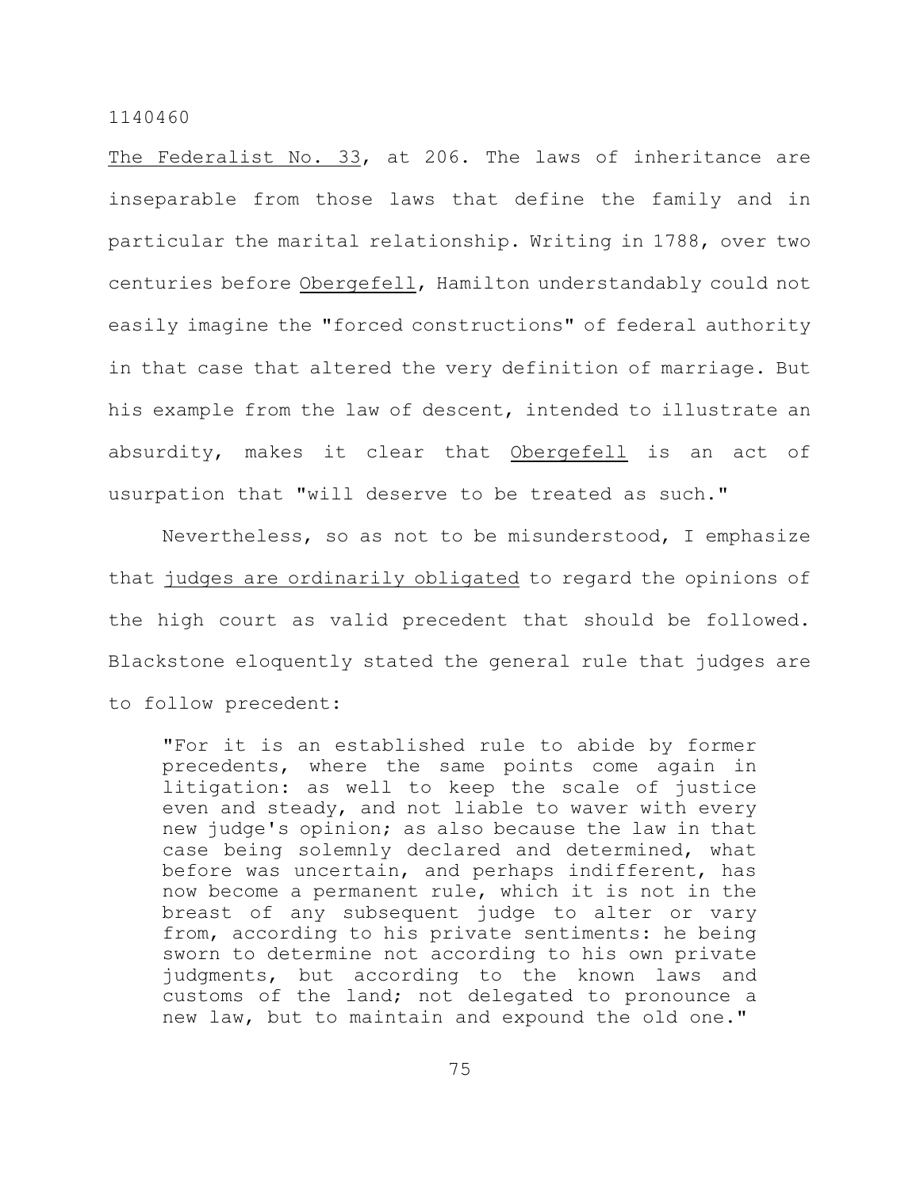The Federalist No. 33, at 206. The laws of inheritance are inseparable from those laws that define the family and in particular the marital relationship. Writing in 1788, over two centuries before Obergefell, Hamilton understandably could not easily imagine the "forced constructions" of federal authority in that case that altered the very definition of marriage. But his example from the law of descent, intended to illustrate an absurdity, makes it clear that Obergefell is an act of usurpation that "will deserve to be treated as such."

Nevertheless, so as not to be misunderstood, I emphasize that judges are ordinarily obligated to regard the opinions of the high court as valid precedent that should be followed. Blackstone eloquently stated the general rule that judges are to follow precedent:

> "For it is an established rule to abide by former precedents, where the same points come again in litigation: as well to keep the scale of justice even and steady, and not liable to waver with every new judge's opinion; as also because the law in that case being solemnly declared and determined, what before was uncertain, and perhaps indifferent, has now become a permanent rule, which it is not in the breast of any subsequent judge to alter or vary from, according to his private sentiments: he being sworn to determine not according to his own private judgments, but according to the known laws and customs of the land; not delegated to pronounce a new law, but to maintain and expound the old one."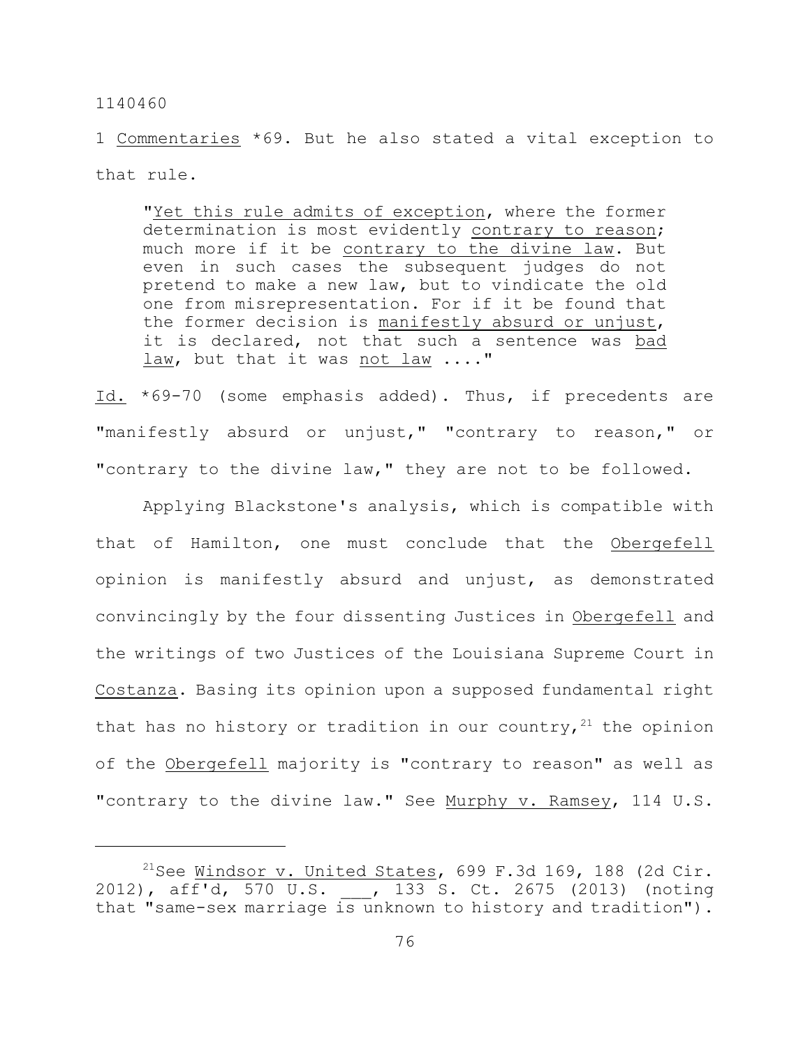1 Commentaries *69. But he also stated a vital exception to that rule.

> "Yet this rule admits of exception, where the former determination is most evidently contrary to reason; much more if it be contrary to the divine law. But even in such cases the subsequent judges do not pretend to make a new law, but to vindicate the old one from misrepresentation. For if it be found that the former decision is manifestly absurd or unjust, it is declared, not that such a sentence was bad law, but that it was not law ...."

Id. *69-70 (some emphasis added). Thus, if precedents are "manifestly absurd or unjust," "contrary to reason," or "contrary to the divine law," they are not to be followed.

Applying Blackstone's analysis, which is compatible with that of Hamilton, one must conclude that the Obergefell opinion is manifestly absurd and unjust, as demonstrated convincingly by the four dissenting Justices in Obergefell and the writings of two Justices of the Louisiana Supreme Court in Costanza. Basing its opinion upon a supposed fundamental right that has no history or tradition in our country,[21] the opinion of the Obergefell majority is "contrary to reason" as well as "contrary to the divine law." See Murphy v. Ramsey, 114 U.S.

---

[21] See Windsor v. United States, 699 F.3d 169, 188 (2d Cir. 2012), aff'd, 570 U.S. ___, 133 S. Ct. 2675 (2013) (noting that "same-sex marriage is unknown to history and tradition").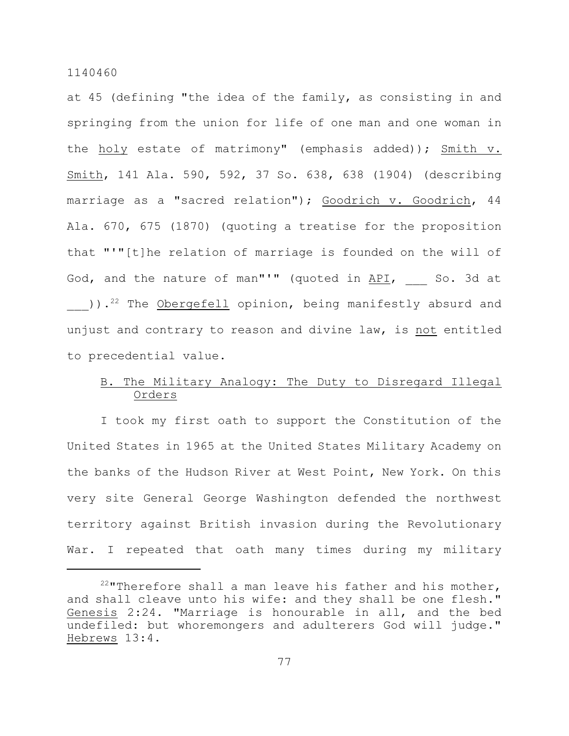at 45 (defining "the idea of the family, as consisting in and springing from the union for life of one man and one woman in the <u>holy</u> estate of matrimony" (emphasis added)); <u>Smith v. Smith</u>, 141 Ala. 590, 592, 37 So. 638, 638 (1904) (describing marriage as a "sacred relation"); <u>Goodrich v. Goodrich</u>, 44 Ala. 670, 675 (1870) (quoting a treatise for the proposition that "'"[t]he relation of marriage is founded on the will of God, and the nature of man"'" (quoted in <u>API</u>, ___ So. 3d at ___)).[22] The <u>Obergefell</u> opinion, being manifestly absurd and unjust and contrary to reason and divine law, is <u>not</u> entitled to precedential value.

## B. The Military Analogy: The Duty to Disregard Illegal Orders

I took my first oath to support the Constitution of the United States in 1965 at the United States Military Academy on the banks of the Hudson River at West Point, New York. On this very site General George Washington defended the northwest territory against British invasion during the Revolutionary War. I repeated that oath many times during my military

---

[22] "Therefore shall a man leave his father and his mother, and shall cleave unto his wife: and they shall be one flesh." <u>Genesis</u> 2:24. "Marriage is honourable in all, and the bed undefiled: but whoremongers and adulterers God will judge." <u>Hebrews</u> 13:4.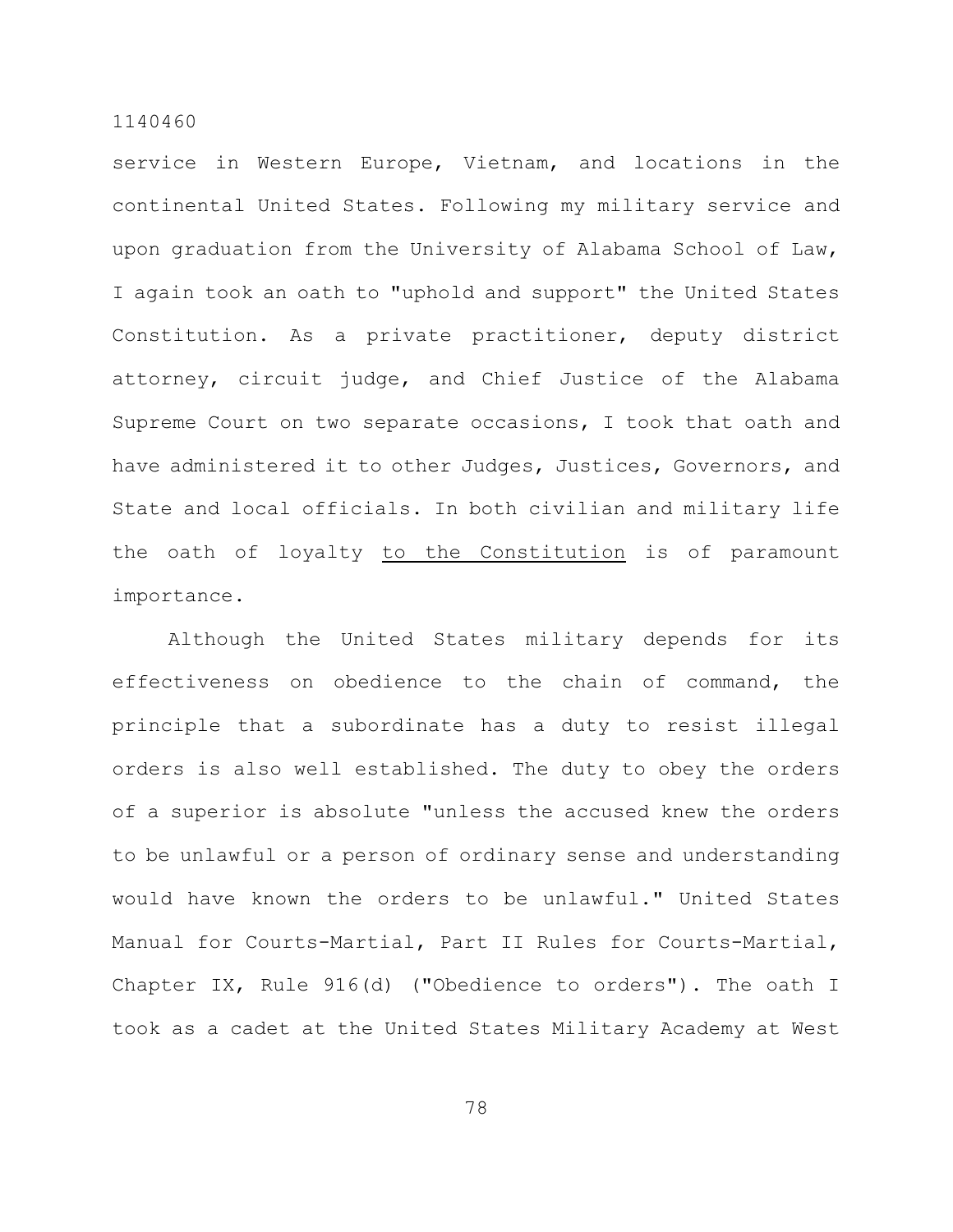service in Western Europe, Vietnam, and locations in the continental United States. Following my military service and upon graduation from the University of Alabama School of Law, I again took an oath to "uphold and support" the United States Constitution. As a private practitioner, deputy district attorney, circuit judge, and Chief Justice of the Alabama Supreme Court on two separate occasions, I took that oath and have administered it to other Judges, Justices, Governors, and State and local officials. In both civilian and military life the oath of loyalty <u>to the Constitution</u> is of paramount importance.

Although the United States military depends for its effectiveness on obedience to the chain of command, the principle that a subordinate has a duty to resist illegal orders is also well established. The duty to obey the orders of a superior is absolute "unless the accused knew the orders to be unlawful or a person of ordinary sense and understanding would have known the orders to be unlawful." United States Manual for Courts-Martial, Part II Rules for Courts-Martial, Chapter IX, Rule 916(d) ("Obedience to orders"). The oath I took as a cadet at the United States Military Academy at West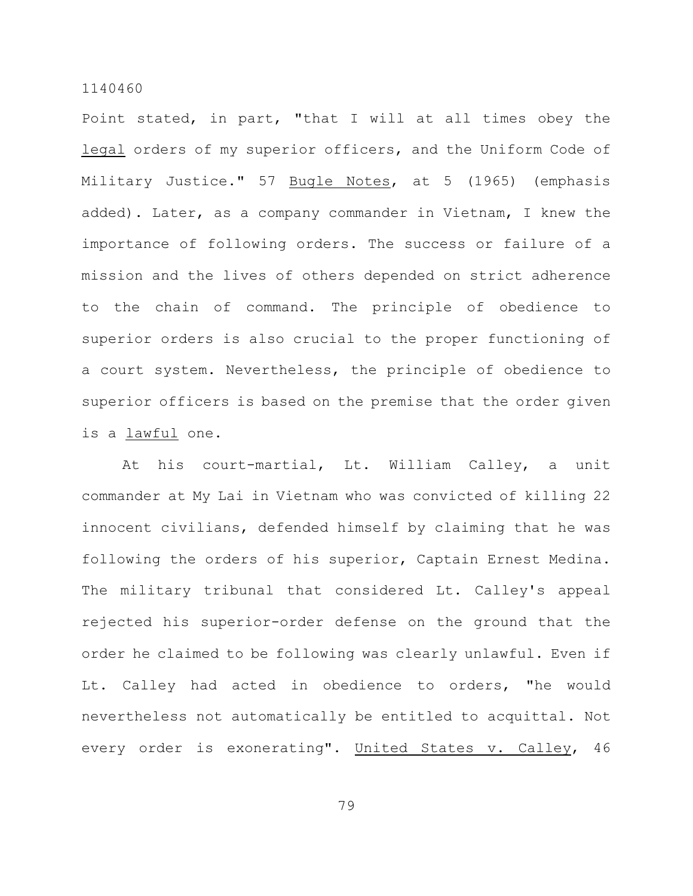Point stated, in part, "that I will at all times obey the legal orders of my superior officers, and the Uniform Code of Military Justice." 57 Bugle Notes, at 5 (1965) (emphasis added). Later, as a company commander in Vietnam, I knew the importance of following orders. The success or failure of a mission and the lives of others depended on strict adherence to the chain of command. The principle of obedience to superior orders is also crucial to the proper functioning of a court system. Nevertheless, the principle of obedience to superior officers is based on the premise that the order given is a lawful one.

At his court-martial, Lt. William Calley, a unit commander at My Lai in Vietnam who was convicted of killing 22 innocent civilians, defended himself by claiming that he was following the orders of his superior, Captain Ernest Medina. The military tribunal that considered Lt. Calley's appeal rejected his superior-order defense on the ground that the order he claimed to be following was clearly unlawful. Even if Lt. Calley had acted in obedience to orders, "he would nevertheless not automatically be entitled to acquittal. Not every order is exonerating". United States v. Calley, 46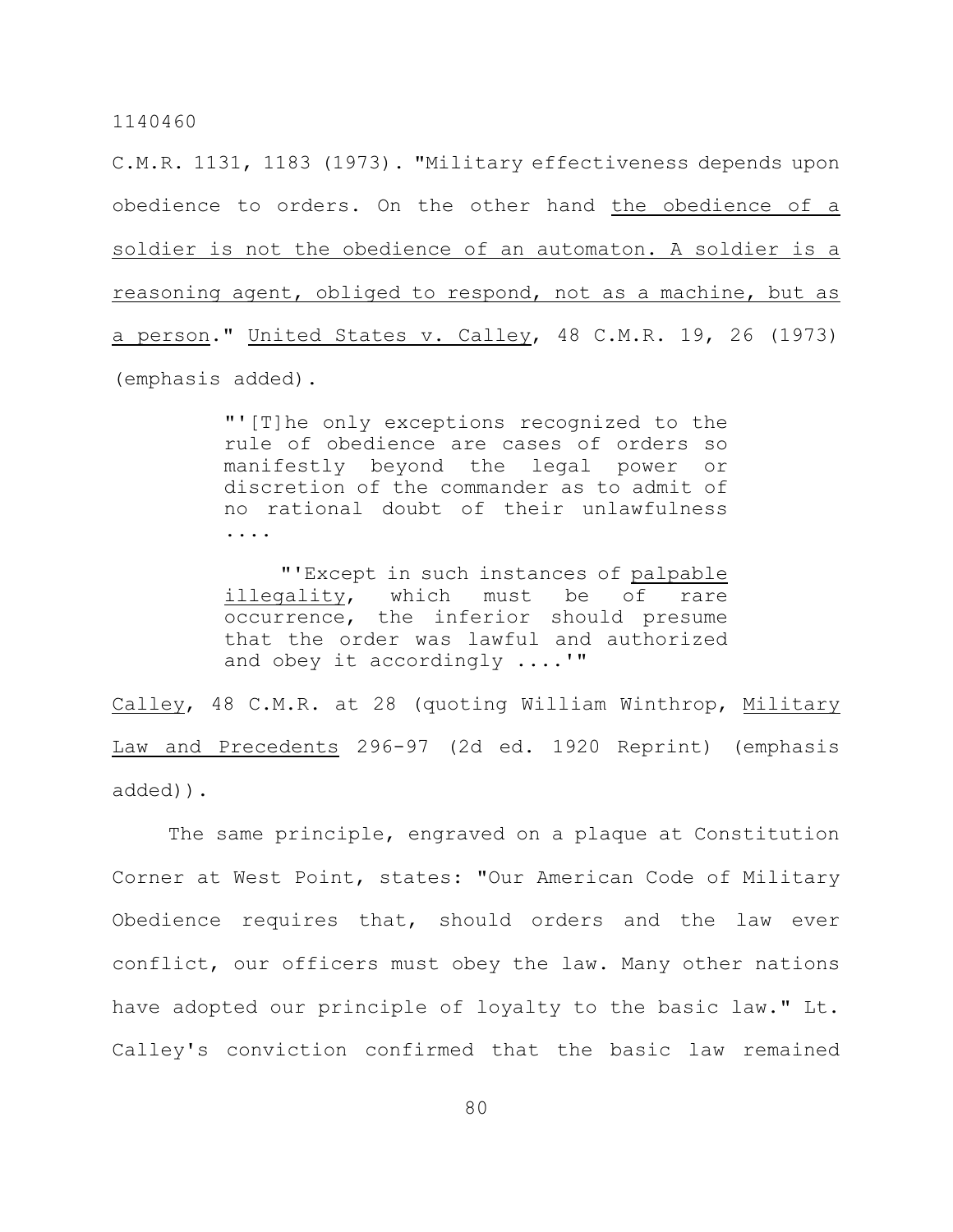C.M.R. 1131, 1183 (1973). "Military effectiveness depends upon obedience to orders. On the other hand <u>the obedience of a soldier is not the obedience of an automaton. A soldier is a reasoning agent, obliged to respond, not as a machine, but as a person</u>." <u>United States v. Calley</u>, 48 C.M.R. 19, 26 (1973) (emphasis added).

> "'[T]he only exceptions recognized to the rule of obedience are cases of orders so manifestly beyond the legal power or discretion of the commander as to admit of no rational doubt of their unlawfulness ....
>
> "'Except in such instances of <u>palpable illegality</u>, which must be of rare occurrence, the inferior should presume that the order was lawful and authorized and obey it accordingly ....'"

<u>Calley</u>, 48 C.M.R. at 28 (quoting William Winthrop, <u>Military Law and Precedents</u> 296-97 (2d ed. 1920 Reprint) (emphasis added)).

The same principle, engraved on a plaque at Constitution Corner at West Point, states: "Our American Code of Military Obedience requires that, should orders and the law ever conflict, our officers must obey the law. Many other nations have adopted our principle of loyalty to the basic law." Lt. Calley's conviction confirmed that the basic law remained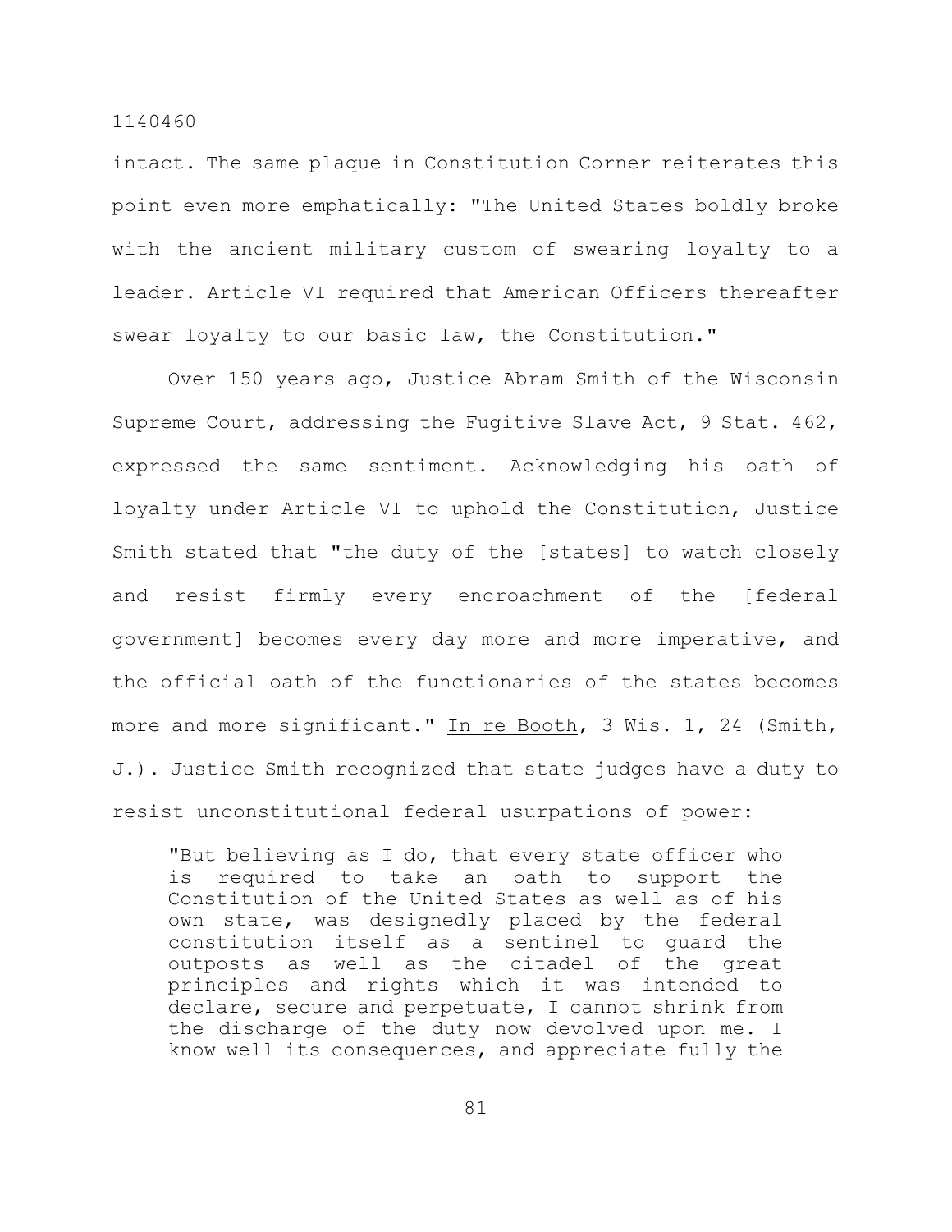intact. The same plaque in Constitution Corner reiterates this point even more emphatically: "The United States boldly broke with the ancient military custom of swearing loyalty to a leader. Article VI required that American Officers thereafter swear loyalty to our basic law, the Constitution."

Over 150 years ago, Justice Abram Smith of the Wisconsin Supreme Court, addressing the Fugitive Slave Act, 9 Stat. 462, expressed the same sentiment. Acknowledging his oath of loyalty under Article VI to uphold the Constitution, Justice Smith stated that "the duty of the [states] to watch closely and resist firmly every encroachment of the [federal government] becomes every day more and more imperative, and the official oath of the functionaries of the states becomes more and more significant." In re Booth, 3 Wis. 1, 24 (Smith, J.). Justice Smith recognized that state judges have a duty to resist unconstitutional federal usurpations of power:

> "But believing as I do, that every state officer who is required to take an oath to support the Constitution of the United States as well as of his own state, was designedly placed by the federal constitution itself as a sentinel to guard the outposts as well as the citadel of the great principles and rights which it was intended to declare, secure and perpetuate, I cannot shrink from the discharge of the duty now devolved upon me. I know well its consequences, and appreciate fully the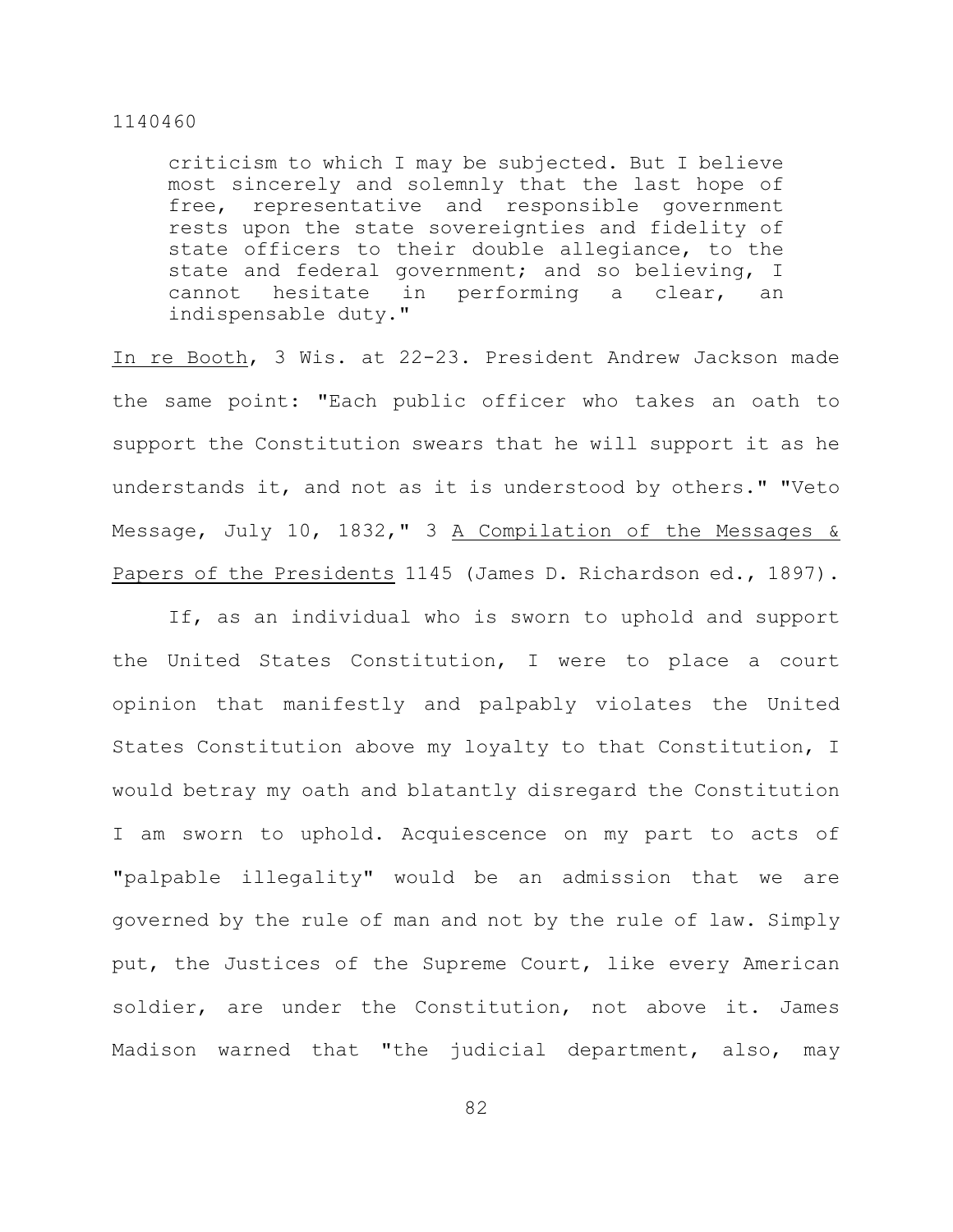> criticism to which I may be subjected. But I believe most sincerely and solemnly that the last hope of free, representative and responsible government rests upon the state sovereignties and fidelity of state officers to their double allegiance, to the state and federal government; and so believing, I cannot hesitate in performing a clear, an indispensable duty."

In re Booth, 3 Wis. at 22-23. President Andrew Jackson made the same point: "Each public officer who takes an oath to support the Constitution swears that he will support it as he understands it, and not as it is understood by others." "Veto Message, July 10, 1832," 3 A Compilation of the Messages & Papers of the Presidents 1145 (James D. Richardson ed., 1897).

If, as an individual who is sworn to uphold and support the United States Constitution, I were to place a court opinion that manifestly and palpably violates the United States Constitution above my loyalty to that Constitution, I would betray my oath and blatantly disregard the Constitution I am sworn to uphold. Acquiescence on my part to acts of "palpable illegality" would be an admission that we are governed by the rule of man and not by the rule of law. Simply put, the Justices of the Supreme Court, like every American soldier, are under the Constitution, not above it. James Madison warned that "the judicial department, also, may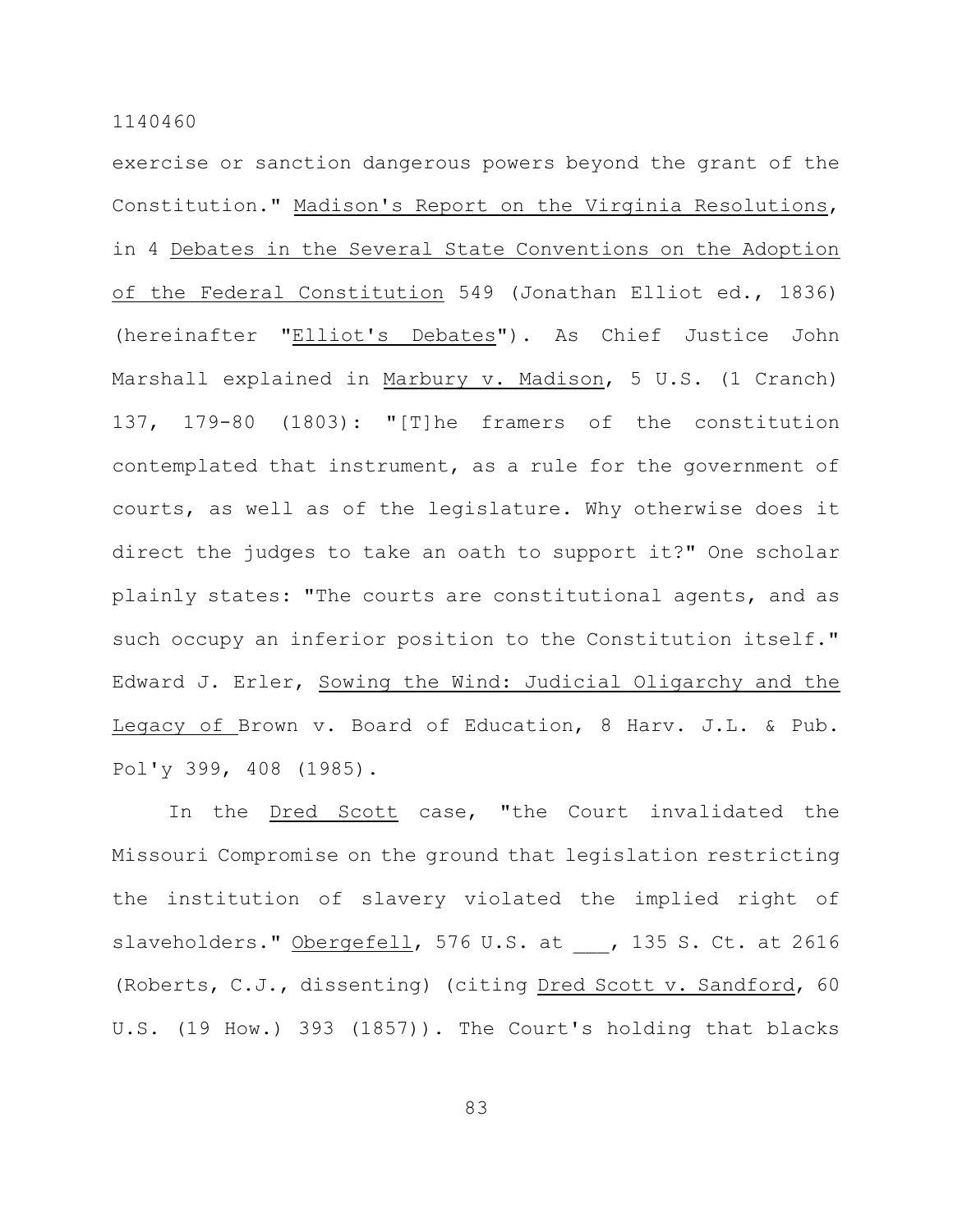exercise or sanction dangerous powers beyond the grant of the Constitution." Madison's Report on the Virginia Resolutions, in 4 Debates in the Several State Conventions on the Adoption of the Federal Constitution 549 (Jonathan Elliot ed., 1836) (hereinafter "Elliot's Debates"). As Chief Justice John Marshall explained in Marbury v. Madison, 5 U.S. (1 Cranch) 137, 179-80 (1803): "[T]he framers of the constitution contemplated that instrument, as a rule for the government of courts, as well as of the legislature. Why otherwise does it direct the judges to take an oath to support it?" One scholar plainly states: "The courts are constitutional agents, and as such occupy an inferior position to the Constitution itself." Edward J. Erler, Sowing the Wind: Judicial Oligarchy and the Legacy of Brown v. Board of Education, 8 Harv. J.L. & Pub. Pol'y 399, 408 (1985).

In the Dred Scott case, "the Court invalidated the Missouri Compromise on the ground that legislation restricting the institution of slavery violated the implied right of slaveholders." Obergefell, 576 U.S. at ___, 135 S. Ct. at 2616 (Roberts, C.J., dissenting) (citing Dred Scott v. Sandford, 60 U.S. (19 How.) 393 (1857)). The Court's holding that blacks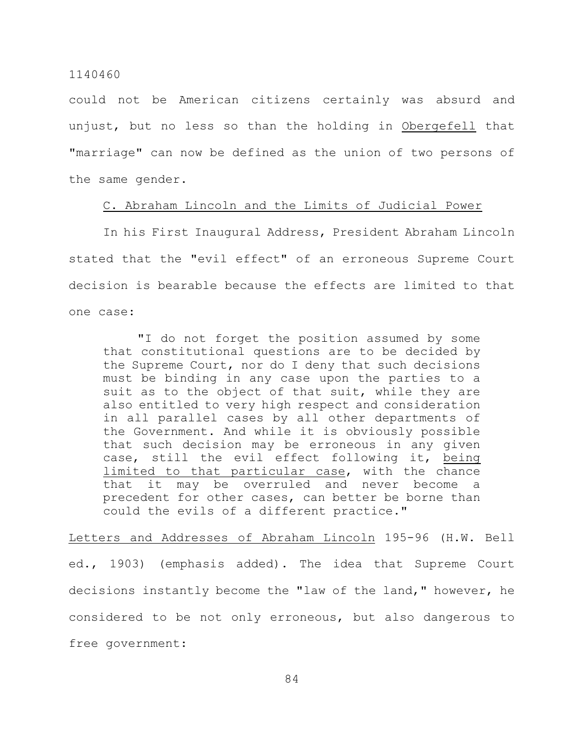could not be American citizens certainly was absurd and unjust, but no less so than the holding in Obergefell that "marriage" can now be defined as the union of two persons of the same gender.

C. Abraham Lincoln and the Limits of Judicial Power

In his First Inaugural Address, President Abraham Lincoln stated that the "evil effect" of an erroneous Supreme Court decision is bearable because the effects are limited to that one case:

> "I do not forget the position assumed by some that constitutional questions are to be decided by the Supreme Court, nor do I deny that such decisions must be binding in any case upon the parties to a suit as to the object of that suit, while they are also entitled to very high respect and consideration in all parallel cases by all other departments of the Government. And while it is obviously possible that such decision may be erroneous in any given case, still the evil effect following it, being limited to that particular case, with the chance that it may be overruled and never become a precedent for other cases, can better be borne than could the evils of a different practice."

Letters and Addresses of Abraham Lincoln 195-96 (H.W. Bell ed., 1903) (emphasis added). The idea that Supreme Court decisions instantly become the "law of the land," however, he considered to be not only erroneous, but also dangerous to free government: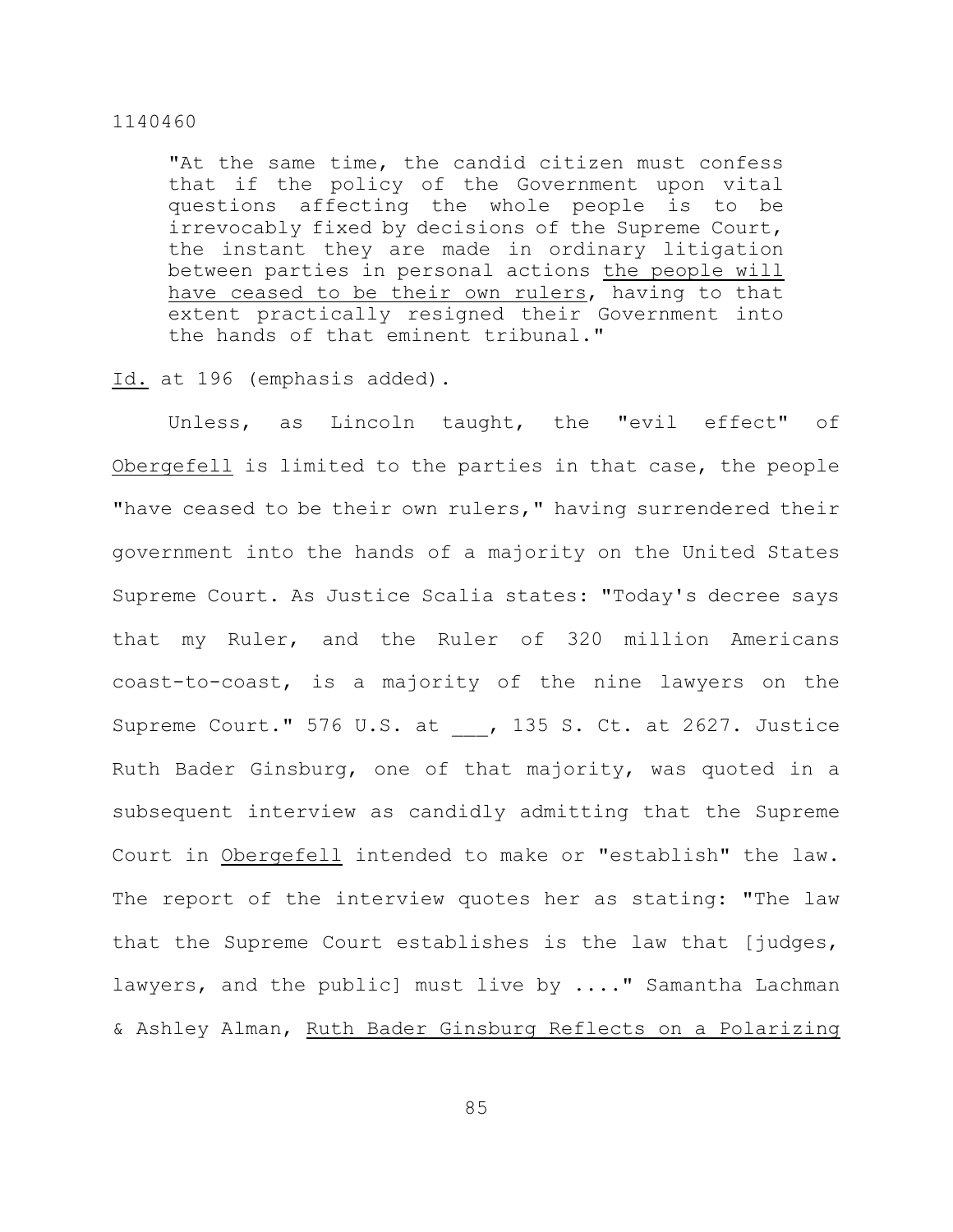> "At the same time, the candid citizen must confess that if the policy of the Government upon vital questions affecting the whole people is to be irrevocably fixed by decisions of the Supreme Court, the instant they are made in ordinary litigation between parties in personal actions <u>the people will have ceased to be their own rulers</u>, having to that extent practically resigned their Government into the hands of that eminent tribunal."

<u>Id.</u> at 196 (emphasis added).

Unless, as Lincoln taught, the "evil effect" of <u>Obergefell</u> is limited to the parties in that case, the people "have ceased to be their own rulers," having surrendered their government into the hands of a majority on the United States Supreme Court. As Justice Scalia states: "Today's decree says that my Ruler, and the Ruler of 320 million Americans coast-to-coast, is a majority of the nine lawyers on the Supreme Court." 576 U.S. at ___, 135 S. Ct. at 2627. Justice Ruth Bader Ginsburg, one of that majority, was quoted in a subsequent interview as candidly admitting that the Supreme Court in <u>Obergefell</u> intended to make or "establish" the law. The report of the interview quotes her as stating: "The law that the Supreme Court establishes is the law that [judges, lawyers, and the public] must live by ...." Samantha Lachman & Ashley Alman, <u>Ruth Bader Ginsburg Reflects on a Polarizing</u>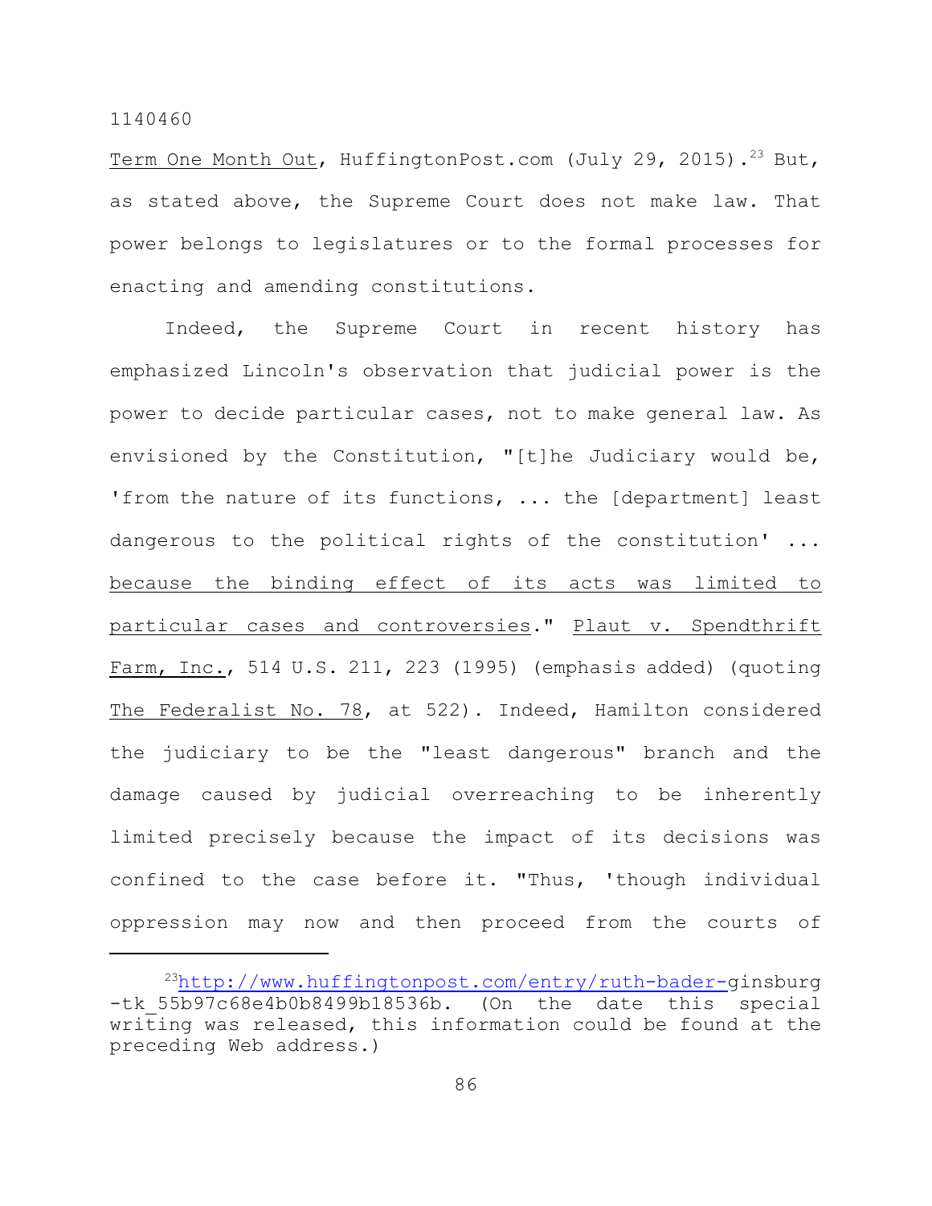Term One Month Out, HuffingtonPost.com (July 29, 2015).[23] But, as stated above, the Supreme Court does not make law. That power belongs to legislatures or to the formal processes for enacting and amending constitutions.

Indeed, the Supreme Court in recent history has emphasized Lincoln's observation that judicial power is the power to decide particular cases, not to make general law. As envisioned by the Constitution, "[t]he Judiciary would be, 'from the nature of its functions, ... the [department] least dangerous to the political rights of the constitution' ... because the binding effect of its acts was limited to particular cases and controversies." Plaut v. Spendthrift Farm, Inc., 514 U.S. 211, 223 (1995) (emphasis added) (quoting The Federalist No. 78, at 522). Indeed, Hamilton considered the judiciary to be the "least dangerous" branch and the damage caused by judicial overreaching to be inherently limited precisely because the impact of its decisions was confined to the case before it. "Thus, 'though individual oppression may now and then proceed from the courts of

---

[23] http://www.huffingtonpost.com/entry/ruth-bader-ginsburg-tk_55b97c68e4b0b8499b18536b. (On the date this special writing was released, this information could be found at the preceding Web address.)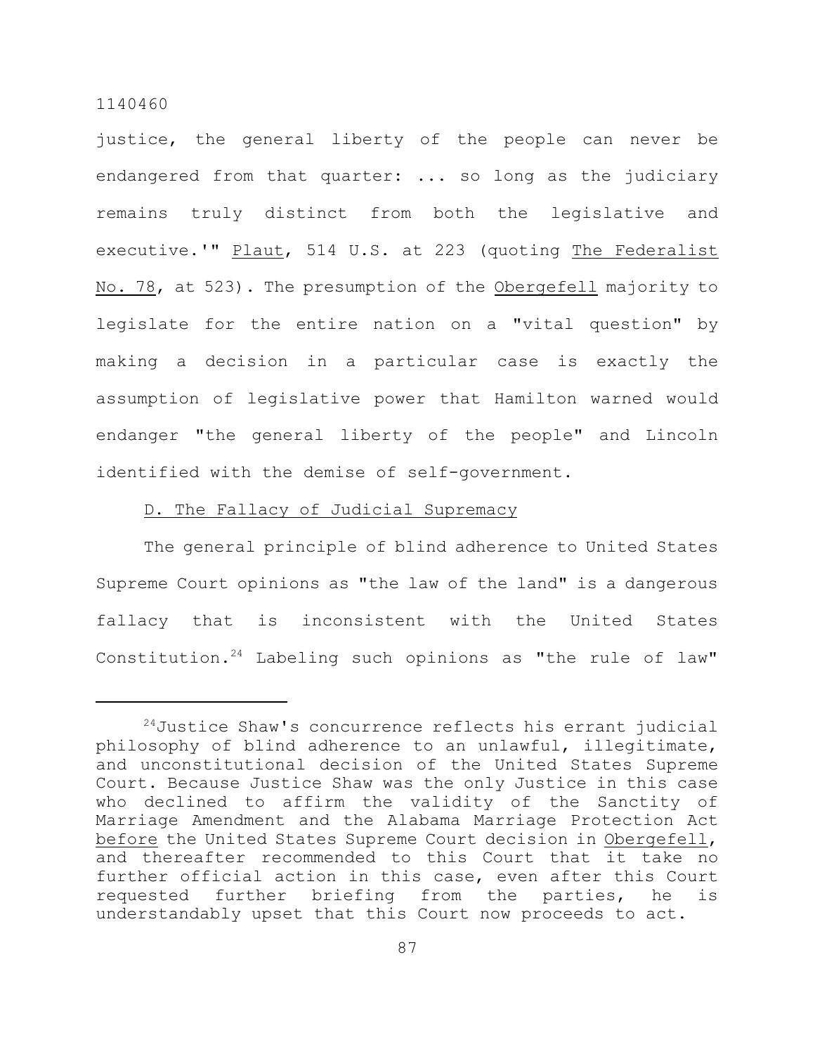justice, the general liberty of the people can never be endangered from that quarter: ... so long as the judiciary remains truly distinct from both the legislative and executive.'" Plaut, 514 U.S. at 223 (quoting The Federalist No. 78, at 523). The presumption of the Obergefell majority to legislate for the entire nation on a "vital question" by making a decision in a particular case is exactly the assumption of legislative power that Hamilton warned would endanger "the general liberty of the people" and Lincoln identified with the demise of self-government.

D. The Fallacy of Judicial Supremacy

The general principle of blind adherence to United States Supreme Court opinions as "the law of the land" is a dangerous fallacy that is inconsistent with the United States Constitution.[24] Labeling such opinions as "the rule of law"

---

[24] Justice Shaw's concurrence reflects his errant judicial philosophy of blind adherence to an unlawful, illegitimate, and unconstitutional decision of the United States Supreme Court. Because Justice Shaw was the only Justice in this case who declined to affirm the validity of the Sanctity of Marriage Amendment and the Alabama Marriage Protection Act before the United States Supreme Court decision in Obergefell, and thereafter recommended to this Court that it take no further official action in this case, even after this Court requested further briefing from the parties, he is understandably upset that this Court now proceeds to act.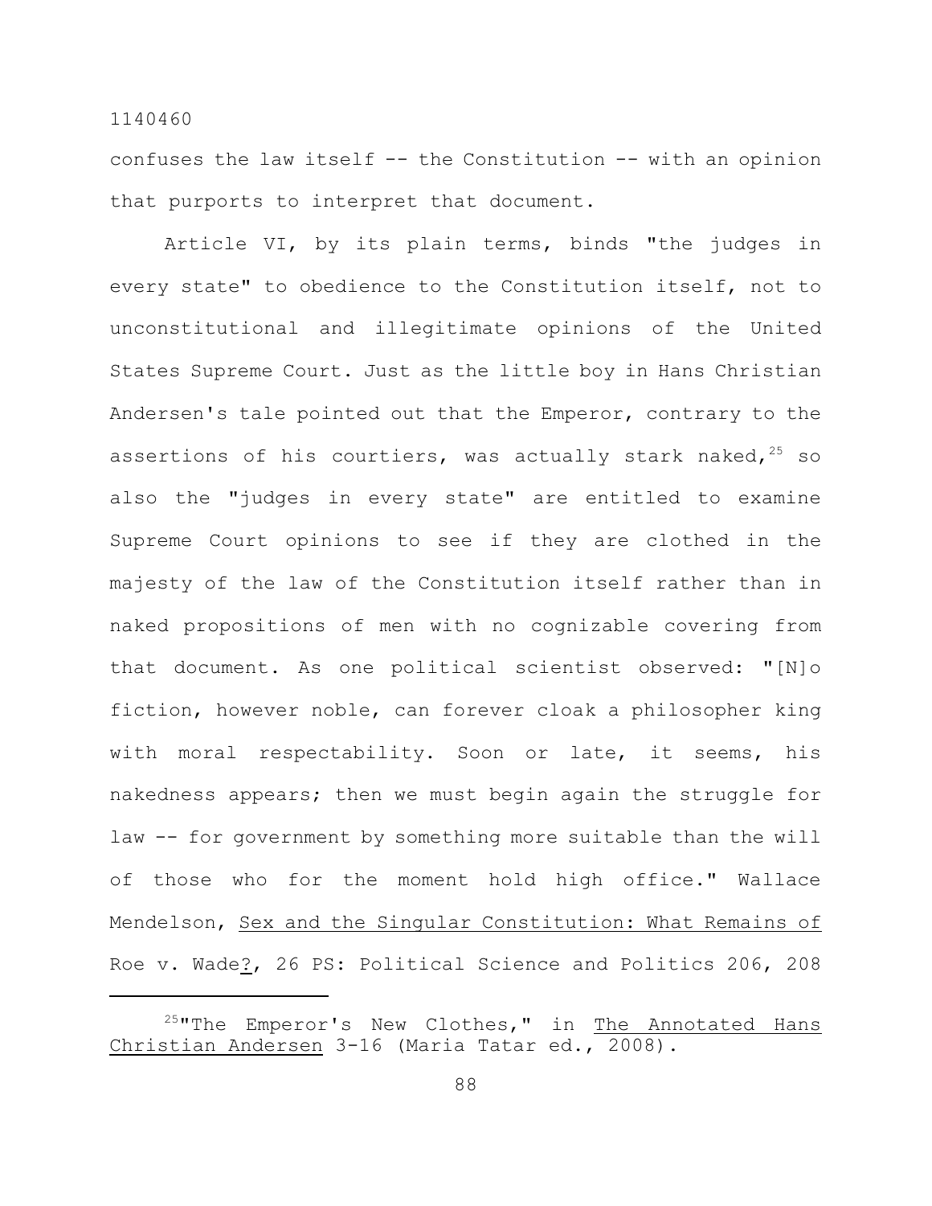confuses the law itself -- the Constitution -- with an opinion that purports to interpret that document.

Article VI, by its plain terms, binds "the judges in every state" to obedience to the Constitution itself, not to unconstitutional and illegitimate opinions of the United States Supreme Court. Just as the little boy in Hans Christian Andersen's tale pointed out that the Emperor, contrary to the assertions of his courtiers, was actually stark naked,[25] so also the "judges in every state" are entitled to examine Supreme Court opinions to see if they are clothed in the majesty of the law of the Constitution itself rather than in naked propositions of men with no cognizable covering from that document. As one political scientist observed: "[N]o fiction, however noble, can forever cloak a philosopher king with moral respectability. Soon or late, it seems, his nakedness appears; then we must begin again the struggle for law -- for government by something more suitable than the will of those who for the moment hold high office." Wallace Mendelson, Sex and the Singular Constitution: What Remains of Roe v. Wade?, 26 PS: Political Science and Politics 206, 208

---

[25]"The Emperor's New Clothes," in The Annotated Hans Christian Andersen 3-16 (Maria Tatar ed., 2008).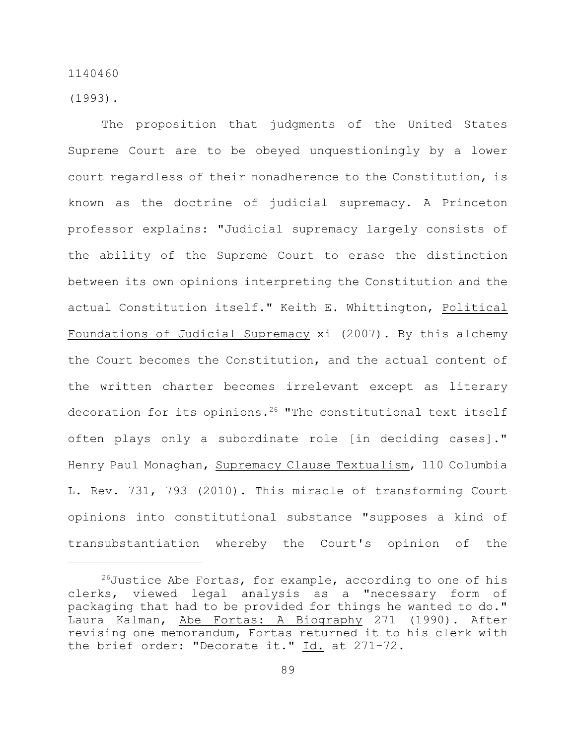(1993).

The proposition that judgments of the United States Supreme Court are to be obeyed unquestioningly by a lower court regardless of their nonadherence to the Constitution, is known as the doctrine of judicial supremacy. A Princeton professor explains: "Judicial supremacy largely consists of the ability of the Supreme Court to erase the distinction between its own opinions interpreting the Constitution and the actual Constitution itself." Keith E. Whittington, Political Foundations of Judicial Supremacy xi (2007). By this alchemy the Court becomes the Constitution, and the actual content of the written charter becomes irrelevant except as literary decoration for its opinions.[26] "The constitutional text itself often plays only a subordinate role [in deciding cases]." Henry Paul Monaghan, Supremacy Clause Textualism, 110 Columbia L. Rev. 731, 793 (2010). This miracle of transforming Court opinions into constitutional substance "supposes a kind of transubstantiation whereby the Court's opinion of the

---

[26]Justice Abe Fortas, for example, according to one of his clerks, viewed legal analysis as a "necessary form of packaging that had to be provided for things he wanted to do." Laura Kalman, Abe Fortas: A Biography 271 (1990). After revising one memorandum, Fortas returned it to his clerk with the brief order: "Decorate it." Id. at 271-72.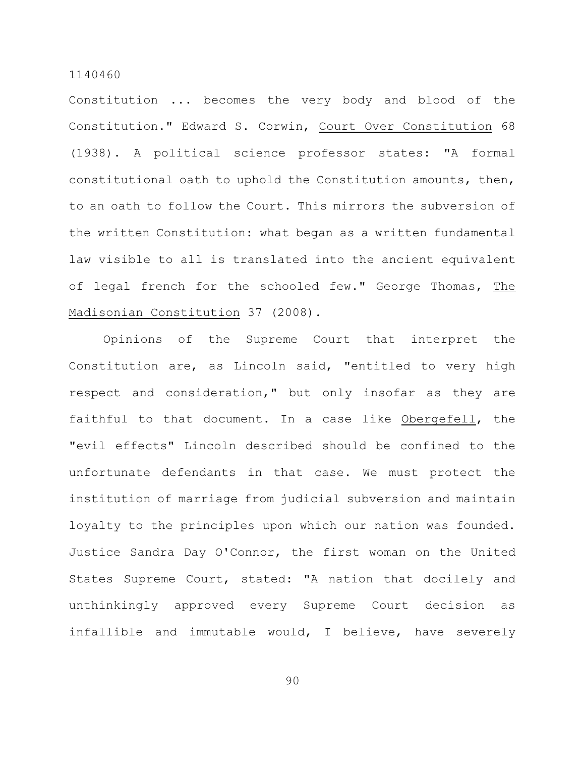Constitution ... becomes the very body and blood of the Constitution." Edward S. Corwin, Court Over Constitution 68 (1938). A political science professor states: "A formal constitutional oath to uphold the Constitution amounts, then, to an oath to follow the Court. This mirrors the subversion of the written Constitution: what began as a written fundamental law visible to all is translated into the ancient equivalent of legal french for the schooled few." George Thomas, The Madisonian Constitution 37 (2008).

Opinions of the Supreme Court that interpret the Constitution are, as Lincoln said, "entitled to very high respect and consideration," but only insofar as they are faithful to that document. In a case like *Obergefell*, the "evil effects" Lincoln described should be confined to the unfortunate defendants in that case. We must protect the institution of marriage from judicial subversion and maintain loyalty to the principles upon which our nation was founded. Justice Sandra Day O'Connor, the first woman on the United States Supreme Court, stated: "A nation that docilely and unthinkingly approved every Supreme Court decision as infallible and immutable would, I believe, have severely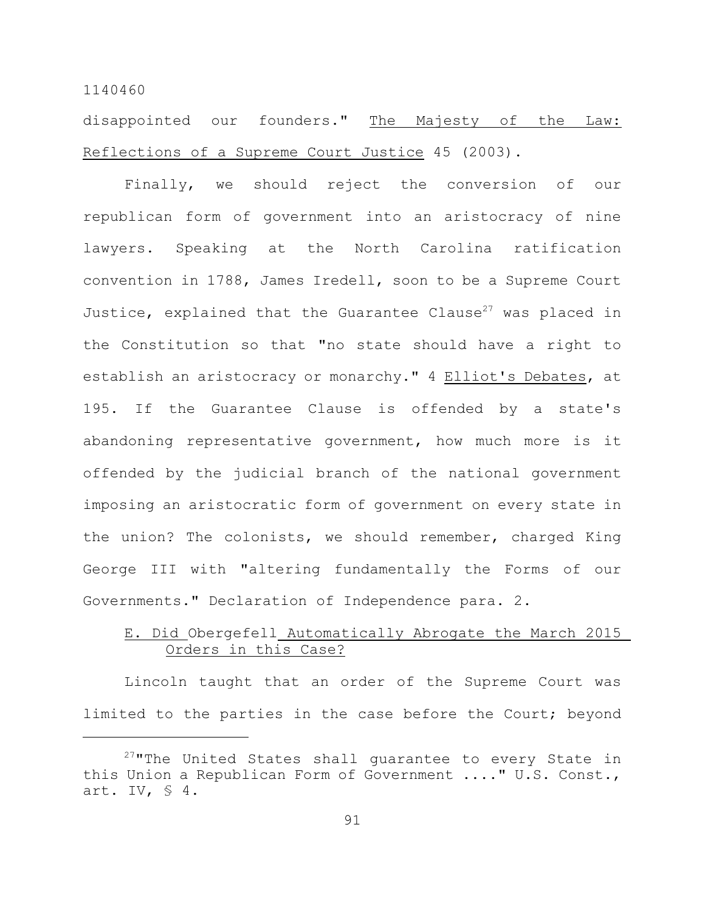disappointed our founders." The Majesty of the Law: Reflections of a Supreme Court Justice 45 (2003).

Finally, we should reject the conversion of our republican form of government into an aristocracy of nine lawyers. Speaking at the North Carolina ratification convention in 1788, James Iredell, soon to be a Supreme Court Justice, explained that the Guarantee Clause[27] was placed in the Constitution so that "no state should have a right to establish an aristocracy or monarchy." 4 Elliot's Debates, at 195. If the Guarantee Clause is offended by a state's abandoning representative government, how much more is it offended by the judicial branch of the national government imposing an aristocratic form of government on every state in the union? The colonists, we should remember, charged King George III with "altering fundamentally the Forms of our Governments." Declaration of Independence para. 2.

### E. Did *Obergefell* Automatically Abrogate the March 2015 Orders in this Case?

Lincoln taught that an order of the Supreme Court was limited to the parties in the case before the Court; beyond

[27]"The United States shall guarantee to every State in this Union a Republican Form of Government ...." U.S. Const., art. IV, § 4.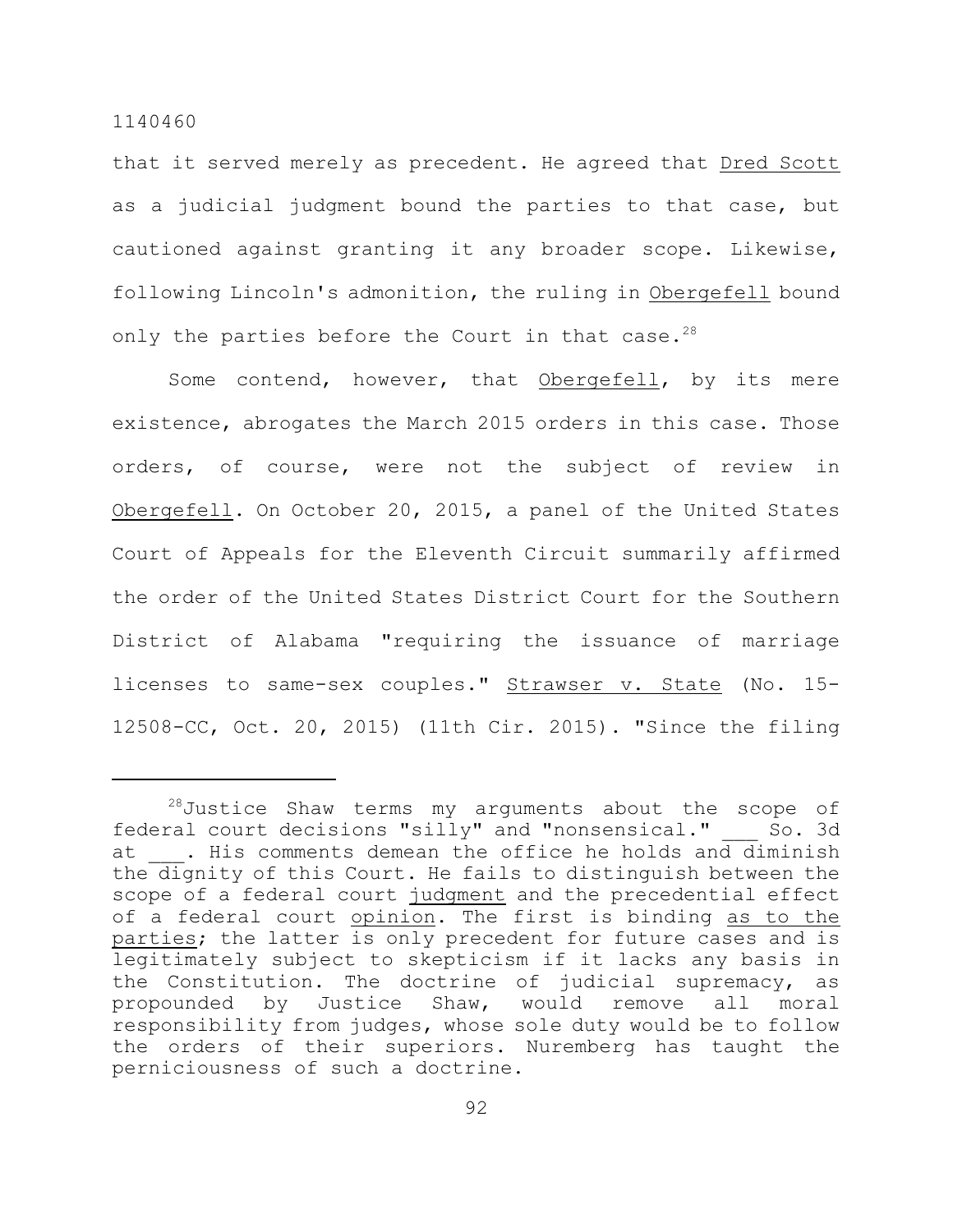that it served merely as precedent. He agreed that Dred Scott as a judicial judgment bound the parties to that case, but cautioned against granting it any broader scope. Likewise, following Lincoln's admonition, the ruling in Obergefell bound only the parties before the Court in that case.[28]

Some contend, however, that Obergefell, by its mere existence, abrogates the March 2015 orders in this case. Those orders, of course, were not the subject of review in Obergefell. On October 20, 2015, a panel of the United States Court of Appeals for the Eleventh Circuit summarily affirmed the order of the United States District Court for the Southern District of Alabama "requiring the issuance of marriage licenses to same-sex couples." Strawser v. State (No. 15-12508-CC, Oct. 20, 2015) (11th Cir. 2015). "Since the filing

---

[28]Justice Shaw terms my arguments about the scope of federal court decisions "silly" and "nonsensical." ___ So. 3d at ___. His comments demean the office he holds and diminish the dignity of this Court. He fails to distinguish between the scope of a federal court judgment and the precedential effect of a federal court opinion. The first is binding as to the parties; the latter is only precedent for future cases and is legitimately subject to skepticism if it lacks any basis in the Constitution. The doctrine of judicial supremacy, as propounded by Justice Shaw, would remove all moral responsibility from judges, whose sole duty would be to follow the orders of their superiors. Nuremberg has taught the perniciousness of such a doctrine.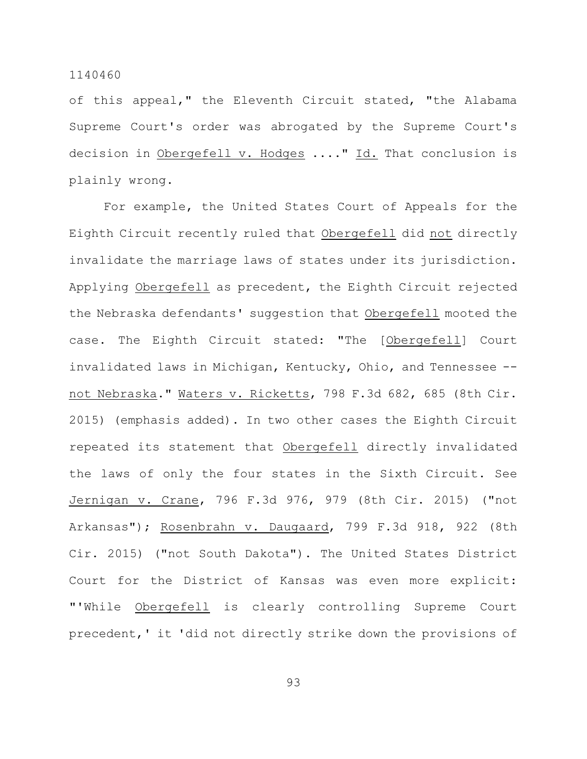of this appeal," the Eleventh Circuit stated, "the Alabama Supreme Court's order was abrogated by the Supreme Court's decision in Obergefell v. Hodges ...." Id. That conclusion is plainly wrong.

For example, the United States Court of Appeals for the Eighth Circuit recently ruled that Obergefell did not directly invalidate the marriage laws of states under its jurisdiction. Applying Obergefell as precedent, the Eighth Circuit rejected the Nebraska defendants' suggestion that Obergefell mooted the case. The Eighth Circuit stated: "The [Obergefell] Court invalidated laws in Michigan, Kentucky, Ohio, and Tennessee -- not Nebraska." Waters v. Ricketts, 798 F.3d 682, 685 (8th Cir. 2015) (emphasis added). In two other cases the Eighth Circuit repeated its statement that Obergefell directly invalidated the laws of only the four states in the Sixth Circuit. See Jernigan v. Crane, 796 F.3d 976, 979 (8th Cir. 2015) ("not Arkansas"); Rosenbrahn v. Daugaard, 799 F.3d 918, 922 (8th Cir. 2015) ("not South Dakota"). The United States District Court for the District of Kansas was even more explicit: "'While Obergefell is clearly controlling Supreme Court precedent,' it 'did not directly strike down the provisions of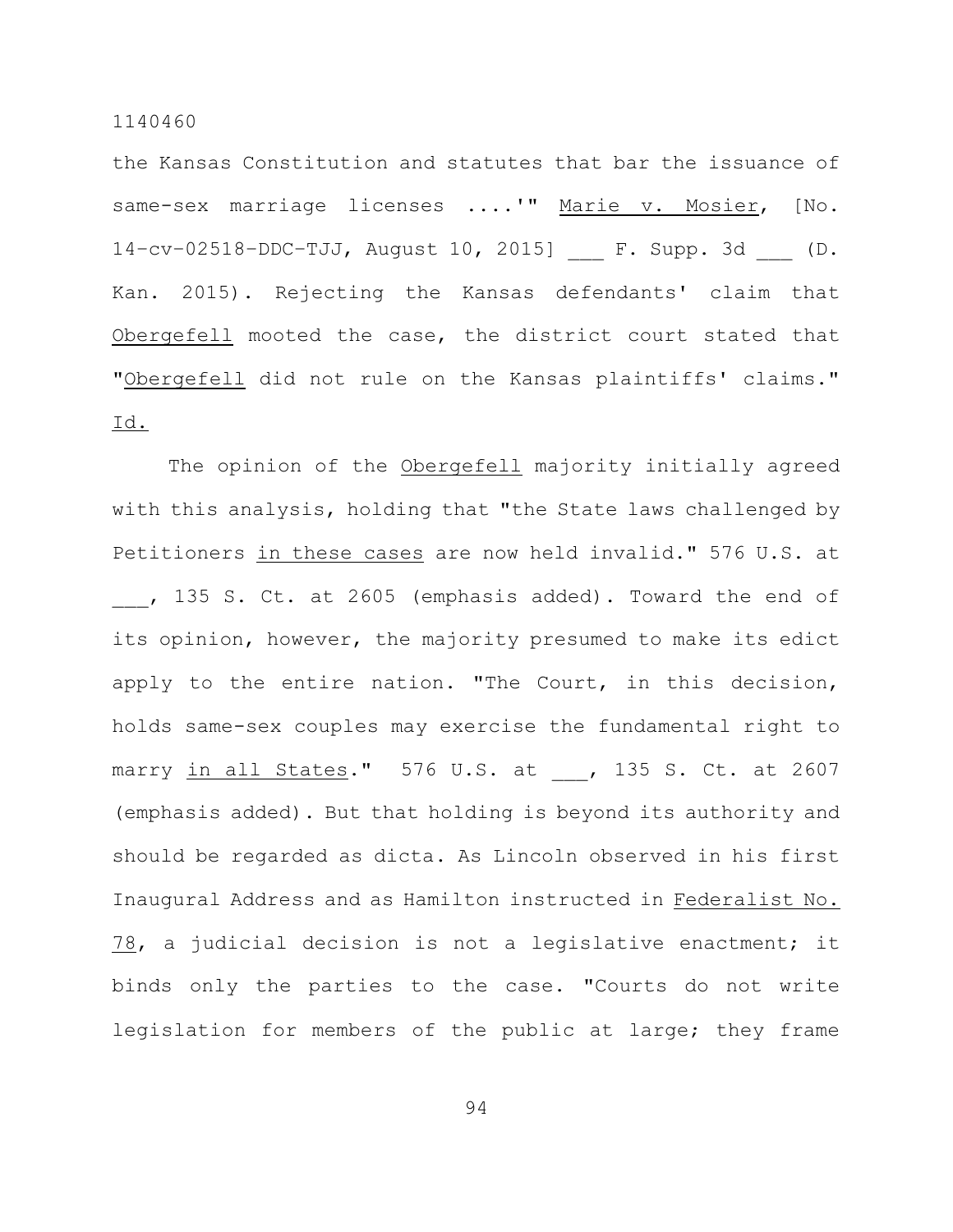the Kansas Constitution and statutes that bar the issuance of same-sex marriage licenses ....'" Marie v. Mosier, [No. 14-cv-02518-DDC-TJJ, August 10, 2015] ___ F. Supp. 3d ___ (D. Kan. 2015). Rejecting the Kansas defendants' claim that Obergefell mooted the case, the district court stated that "Obergefell did not rule on the Kansas plaintiffs' claims." Id.

The opinion of the Obergefell majority initially agreed with this analysis, holding that "the State laws challenged by Petitioners in these cases are now held invalid." 576 U.S. at ___, 135 S. Ct. at 2605 (emphasis added). Toward the end of its opinion, however, the majority presumed to make its edict apply to the entire nation. "The Court, in this decision, holds same-sex couples may exercise the fundamental right to marry in all States." 576 U.S. at ___, 135 S. Ct. at 2607 (emphasis added). But that holding is beyond its authority and should be regarded as dicta. As Lincoln observed in his first Inaugural Address and as Hamilton instructed in Federalist No. 78, a judicial decision is not a legislative enactment; it binds only the parties to the case. "Courts do not write legislation for members of the public at large; they frame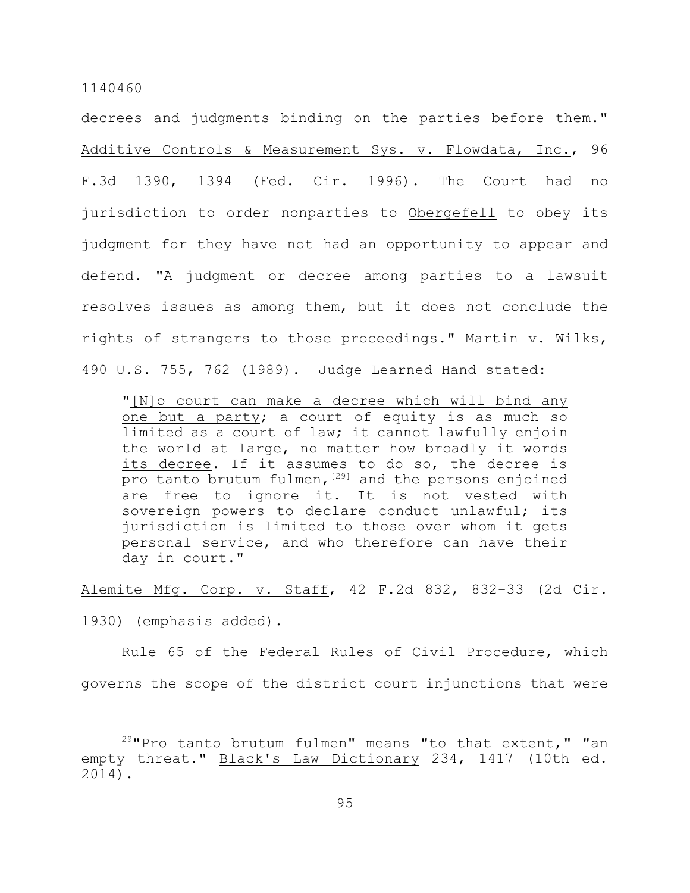decrees and judgments binding on the parties before them." Additive Controls & Measurement Sys. v. Flowdata, Inc., 96 F.3d 1390, 1394 (Fed. Cir. 1996). The Court had no jurisdiction to order nonparties to Obergefell to obey its judgment for they have not had an opportunity to appear and defend. "A judgment or decree among parties to a lawsuit resolves issues as among them, but it does not conclude the rights of strangers to those proceedings." Martin v. Wilks, 490 U.S. 755, 762 (1989). Judge Learned Hand stated:

> "[N]o court can make a decree which will bind any one but a party; a court of equity is as much so limited as a court of law; it cannot lawfully enjoin the world at large, no matter how broadly it words its decree. If it assumes to do so, the decree is pro tanto brutum fulmen,[29] and the persons enjoined are free to ignore it. It is not vested with sovereign powers to declare conduct unlawful; its jurisdiction is limited to those over whom it gets personal service, and who therefore can have their day in court."

Alemite Mfg. Corp. v. Staff, 42 F.2d 832, 832-33 (2d Cir. 1930) (emphasis added).

Rule 65 of the Federal Rules of Civil Procedure, which governs the scope of the district court injunctions that were

---

[29]"Pro tanto brutum fulmen" means "to that extent," "an empty threat." Black's Law Dictionary 234, 1417 (10th ed. 2014).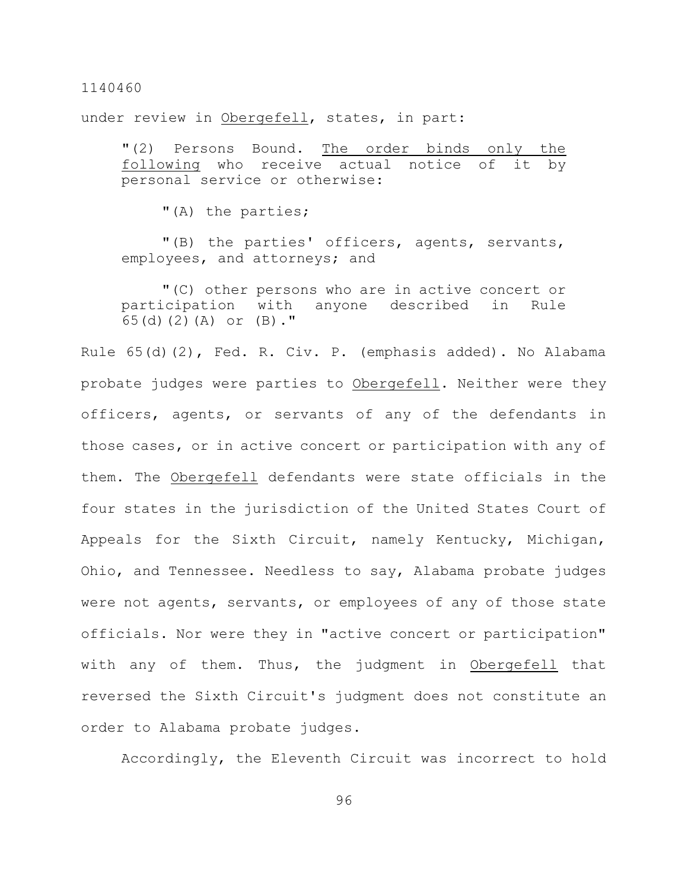under review in Obergefell, states, in part:

> "(2) Persons Bound. The order binds only the following who receive actual notice of it by personal service or otherwise:
>
> "(A) the parties;
>
> "(B) the parties' officers, agents, servants, employees, and attorneys; and
>
> "(C) other persons who are in active concert or participation with anyone described in Rule 65(d)(2)(A) or (B)."

Rule 65(d)(2), Fed. R. Civ. P. (emphasis added). No Alabama probate judges were parties to Obergefell. Neither were they officers, agents, or servants of any of the defendants in those cases, or in active concert or participation with any of them. The Obergefell defendants were state officials in the four states in the jurisdiction of the United States Court of Appeals for the Sixth Circuit, namely Kentucky, Michigan, Ohio, and Tennessee. Needless to say, Alabama probate judges were not agents, servants, or employees of any of those state officials. Nor were they in "active concert or participation" with any of them. Thus, the judgment in Obergefell that reversed the Sixth Circuit's judgment does not constitute an order to Alabama probate judges.

Accordingly, the Eleventh Circuit was incorrect to hold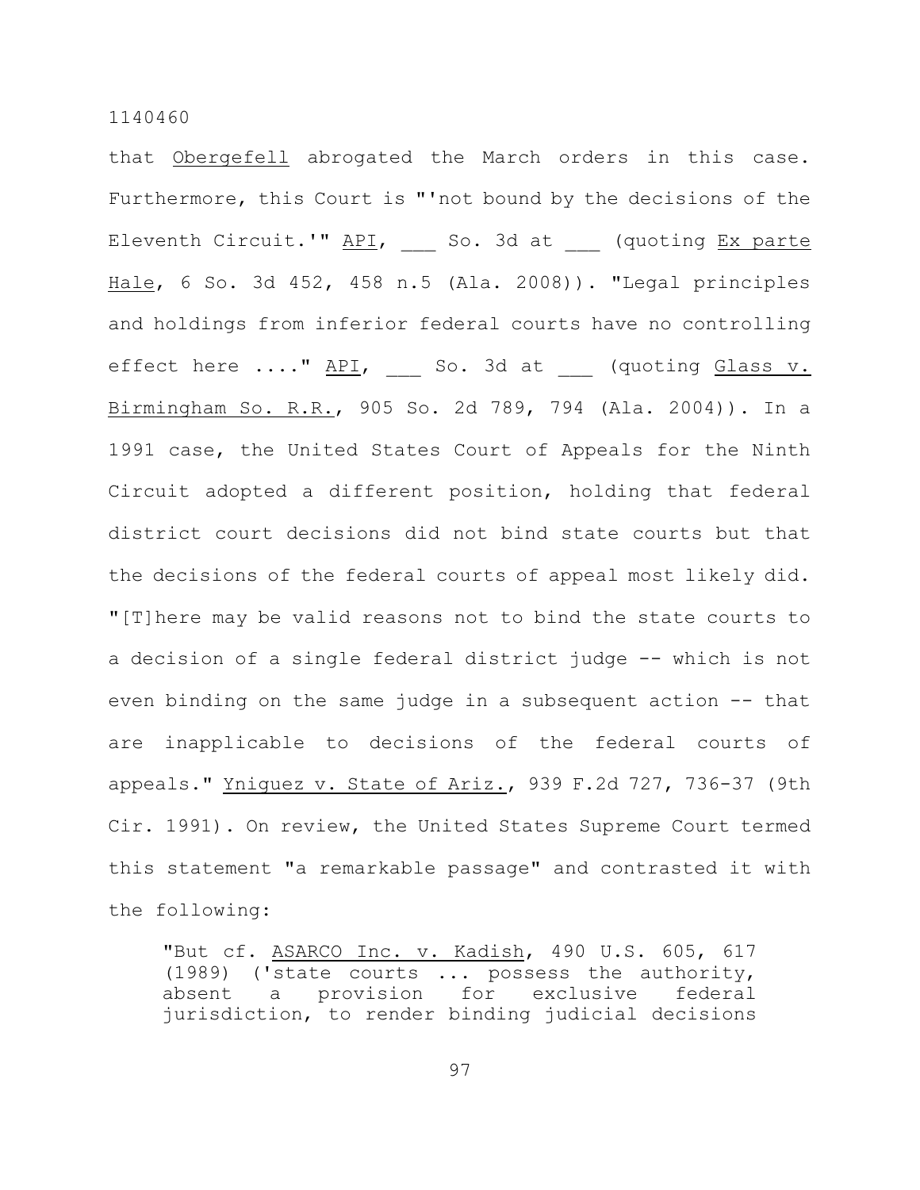that Obergefell abrogated the March orders in this case. Furthermore, this Court is "'not bound by the decisions of the Eleventh Circuit.'" API, ___ So. 3d at ___ (quoting Ex parte Hale, 6 So. 3d 452, 458 n.5 (Ala. 2008)). "Legal principles and holdings from inferior federal courts have no controlling effect here ...." API, ___ So. 3d at ___ (quoting Glass v. Birmingham So. R.R., 905 So. 2d 789, 794 (Ala. 2004)). In a 1991 case, the United States Court of Appeals for the Ninth Circuit adopted a different position, holding that federal district court decisions did not bind state courts but that the decisions of the federal courts of appeal most likely did. "[T]here may be valid reasons not to bind the state courts to a decision of a single federal district judge -- which is not even binding on the same judge in a subsequent action -- that are inapplicable to decisions of the federal courts of appeals." Yniguez v. State of Ariz., 939 F.2d 727, 736-37 (9th Cir. 1991). On review, the United States Supreme Court termed this statement "a remarkable passage" and contrasted it with the following:

> "But cf. ASARCO Inc. v. Kadish, 490 U.S. 605, 617 (1989) ('state courts ... possess the authority, absent a provision for exclusive federal jurisdiction, to render binding judicial decisions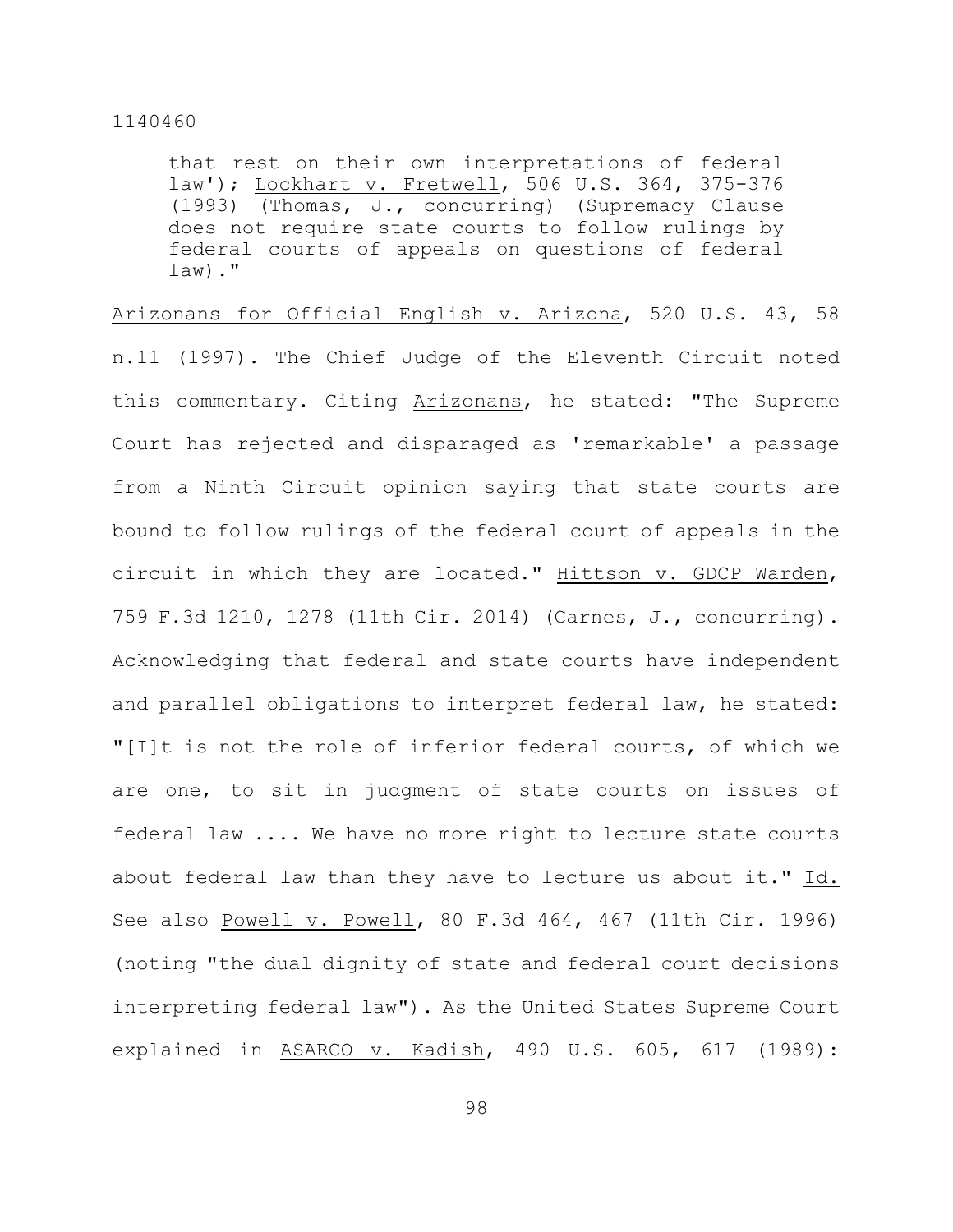> that rest on their own interpretations of federal law'); Lockhart v. Fretwell, 506 U.S. 364, 375-376 (1993) (Thomas, J., concurring) (Supremacy Clause does not require state courts to follow rulings by federal courts of appeals on questions of federal law)."

Arizonans for Official English v. Arizona, 520 U.S. 43, 58 n.11 (1997). The Chief Judge of the Eleventh Circuit noted this commentary. Citing Arizonans, he stated: "The Supreme Court has rejected and disparaged as 'remarkable' a passage from a Ninth Circuit opinion saying that state courts are bound to follow rulings of the federal court of appeals in the circuit in which they are located." Hittson v. GDCP Warden, 759 F.3d 1210, 1278 (11th Cir. 2014) (Carnes, J., concurring). Acknowledging that federal and state courts have independent and parallel obligations to interpret federal law, he stated: "[I]t is not the role of inferior federal courts, of which we are one, to sit in judgment of state courts on issues of federal law .... We have no more right to lecture state courts about federal law than they have to lecture us about it." Id. See also Powell v. Powell, 80 F.3d 464, 467 (11th Cir. 1996) (noting "the dual dignity of state and federal court decisions interpreting federal law"). As the United States Supreme Court explained in ASARCO v. Kadish, 490 U.S. 605, 617 (1989):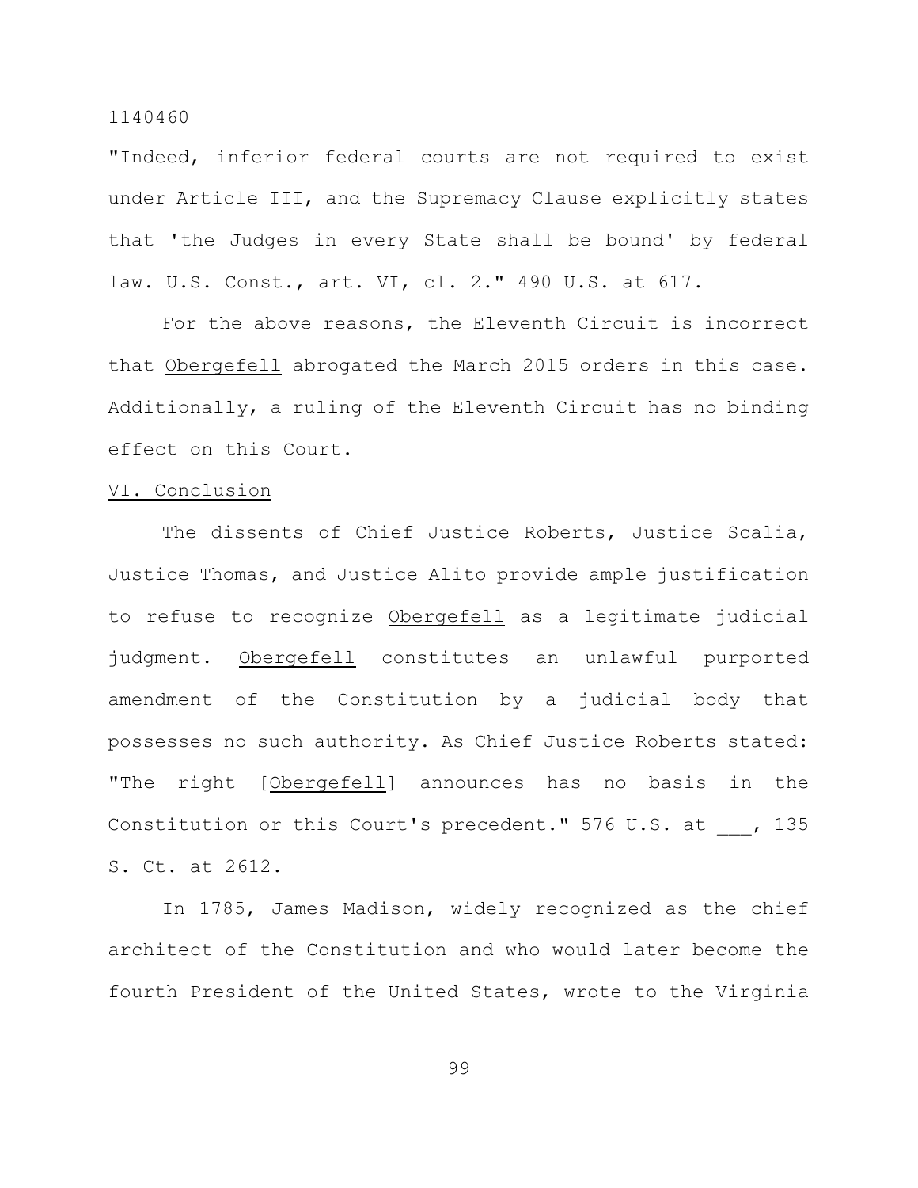"Indeed, inferior federal courts are not required to exist under Article III, and the Supremacy Clause explicitly states that 'the Judges in every State shall be bound' by federal law. U.S. Const., art. VI, cl. 2." 490 U.S. at 617.

For the above reasons, the Eleventh Circuit is incorrect that Obergefell abrogated the March 2015 orders in this case. Additionally, a ruling of the Eleventh Circuit has no binding effect on this Court.

## VI. Conclusion

The dissents of Chief Justice Roberts, Justice Scalia, Justice Thomas, and Justice Alito provide ample justification to refuse to recognize Obergefell as a legitimate judicial judgment. Obergefell constitutes an unlawful purported amendment of the Constitution by a judicial body that possesses no such authority. As Chief Justice Roberts stated: "The right [Obergefell] announces has no basis in the Constitution or this Court's precedent." 576 U.S. at ___, 135 S. Ct. at 2612.

In 1785, James Madison, widely recognized as the chief architect of the Constitution and who would later become the fourth President of the United States, wrote to the Virginia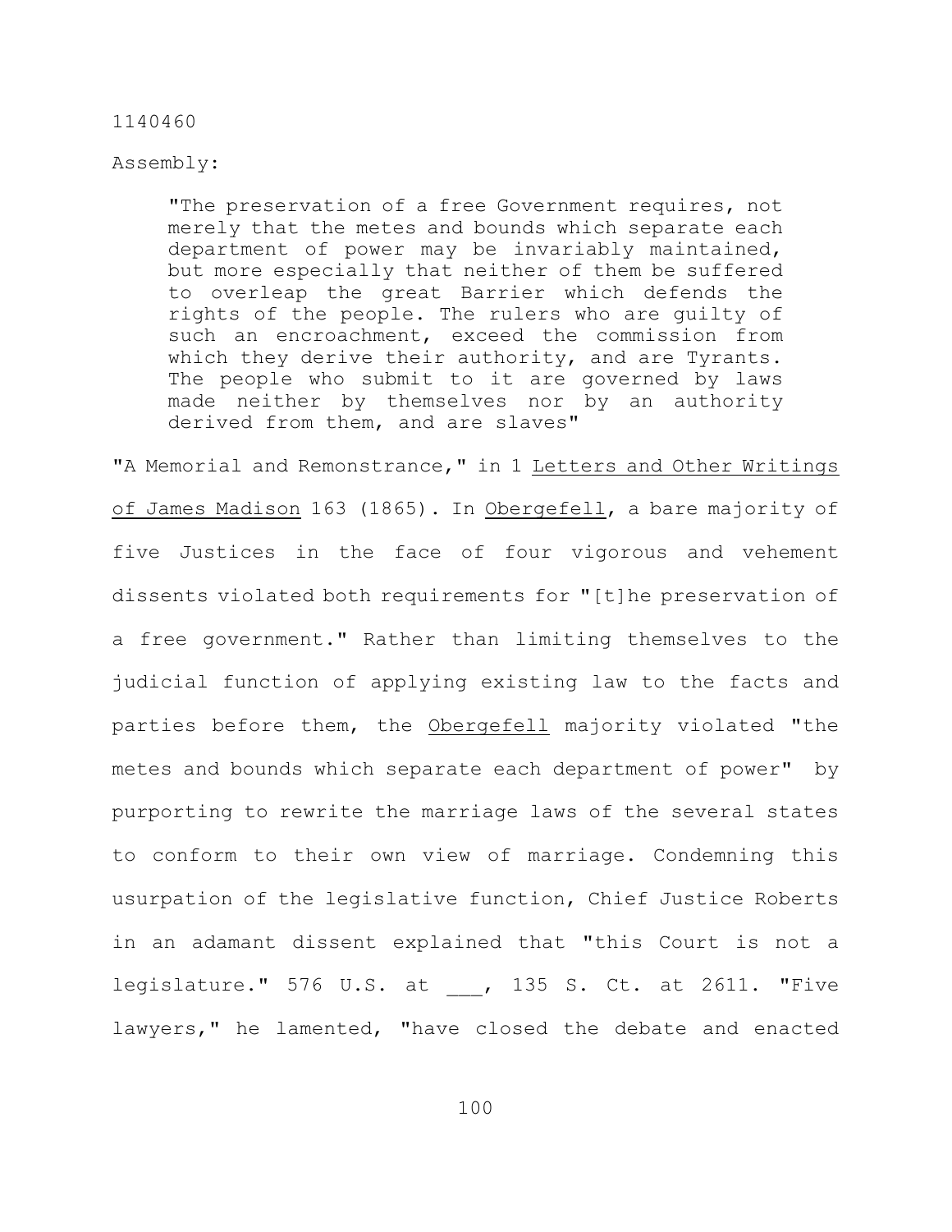Assembly:

> "The preservation of a free Government requires, not merely that the metes and bounds which separate each department of power may be invariably maintained, but more especially that neither of them be suffered to overleap the great Barrier which defends the rights of the people. The rulers who are guilty of such an encroachment, exceed the commission from which they derive their authority, and are Tyrants. The people who submit to it are governed by laws made neither by themselves nor by an authority derived from them, and are slaves"

"A Memorial and Remonstrance," in 1 Letters and Other Writings of James Madison 163 (1865). In Obergefell, a bare majority of five Justices in the face of four vigorous and vehement dissents violated both requirements for "[t]he preservation of a free government." Rather than limiting themselves to the judicial function of applying existing law to the facts and parties before them, the Obergefell majority violated "the metes and bounds which separate each department of power" by purporting to rewrite the marriage laws of the several states to conform to their own view of marriage. Condemning this usurpation of the legislative function, Chief Justice Roberts in an adamant dissent explained that "this Court is not a legislature." 576 U.S. at ___, 135 S. Ct. at 2611. "Five lawyers," he lamented, "have closed the debate and enacted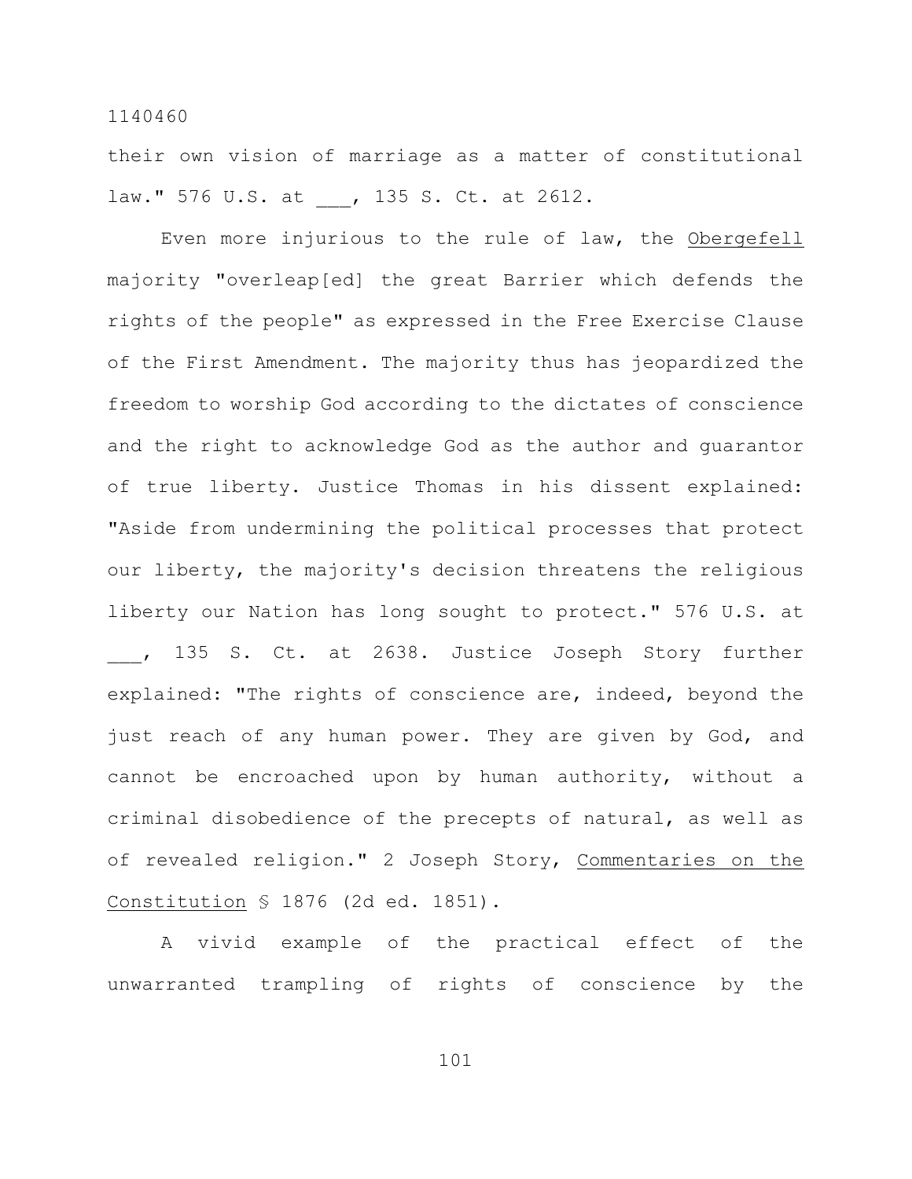their own vision of marriage as a matter of constitutional law." 576 U.S. at ___, 135 S. Ct. at 2612.

Even more injurious to the rule of law, the Obergefell majority "overleap[ed] the great Barrier which defends the rights of the people" as expressed in the Free Exercise Clause of the First Amendment. The majority thus has jeopardized the freedom to worship God according to the dictates of conscience and the right to acknowledge God as the author and guarantor of true liberty. Justice Thomas in his dissent explained: "Aside from undermining the political processes that protect our liberty, the majority's decision threatens the religious liberty our Nation has long sought to protect." 576 U.S. at ___, 135 S. Ct. at 2638. Justice Joseph Story further explained: "The rights of conscience are, indeed, beyond the just reach of any human power. They are given by God, and cannot be encroached upon by human authority, without a criminal disobedience of the precepts of natural, as well as of revealed religion." 2 Joseph Story, Commentaries on the Constitution § 1876 (2d ed. 1851).

A vivid example of the practical effect of the unwarranted trampling of rights of conscience by the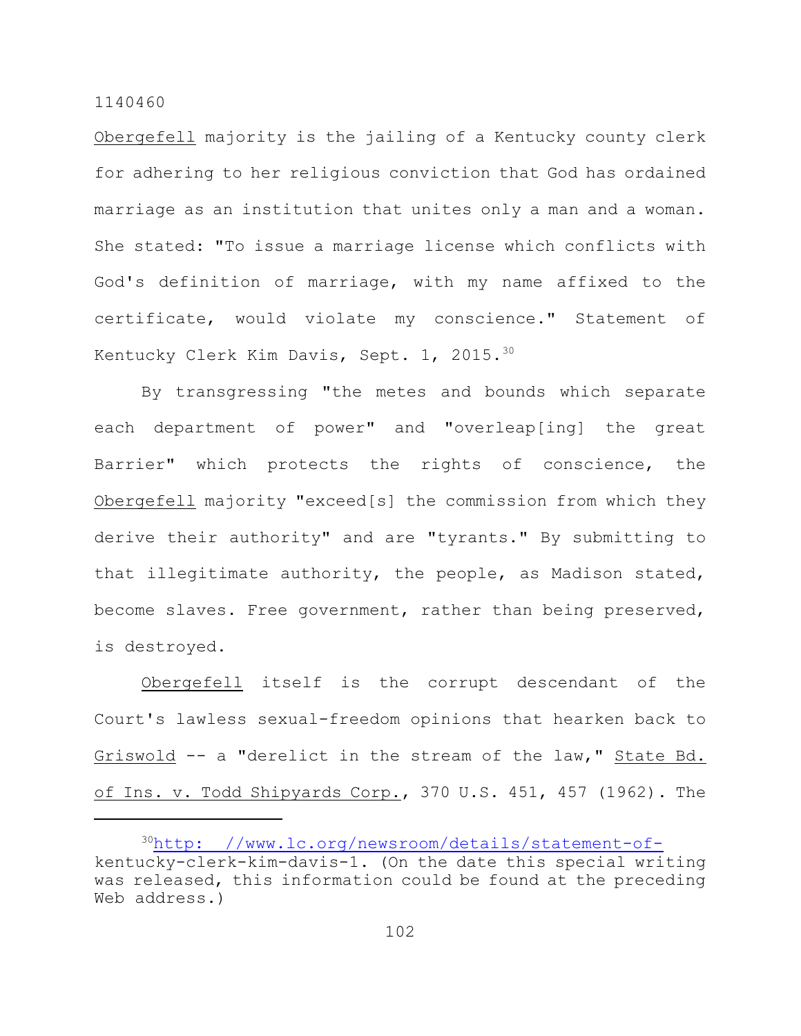Obergefell majority is the jailing of a Kentucky county clerk for adhering to her religious conviction that God has ordained marriage as an institution that unites only a man and a woman. She stated: "To issue a marriage license which conflicts with God's definition of marriage, with my name affixed to the certificate, would violate my conscience." Statement of Kentucky Clerk Kim Davis, Sept. 1, 2015.[30]

By transgressing "the metes and bounds which separate each department of power" and "overleap[ing] the great Barrier" which protects the rights of conscience, the Obergefell majority "exceed[s] the commission from which they derive their authority" and are "tyrants." By submitting to that illegitimate authority, the people, as Madison stated, become slaves. Free government, rather than being preserved, is destroyed.

Obergefell itself is the corrupt descendant of the Court's lawless sexual-freedom opinions that hearken back to Griswold -- a "derelict in the stream of the law," State Bd. of Ins. v. Todd Shipyards Corp., 370 U.S. 451, 457 (1962). The

---

[30]http: //www.lc.org/newsroom/details/statement-of-kentucky-clerk-kim-davis-1. (On the date this special writing was released, this information could be found at the preceding Web address.)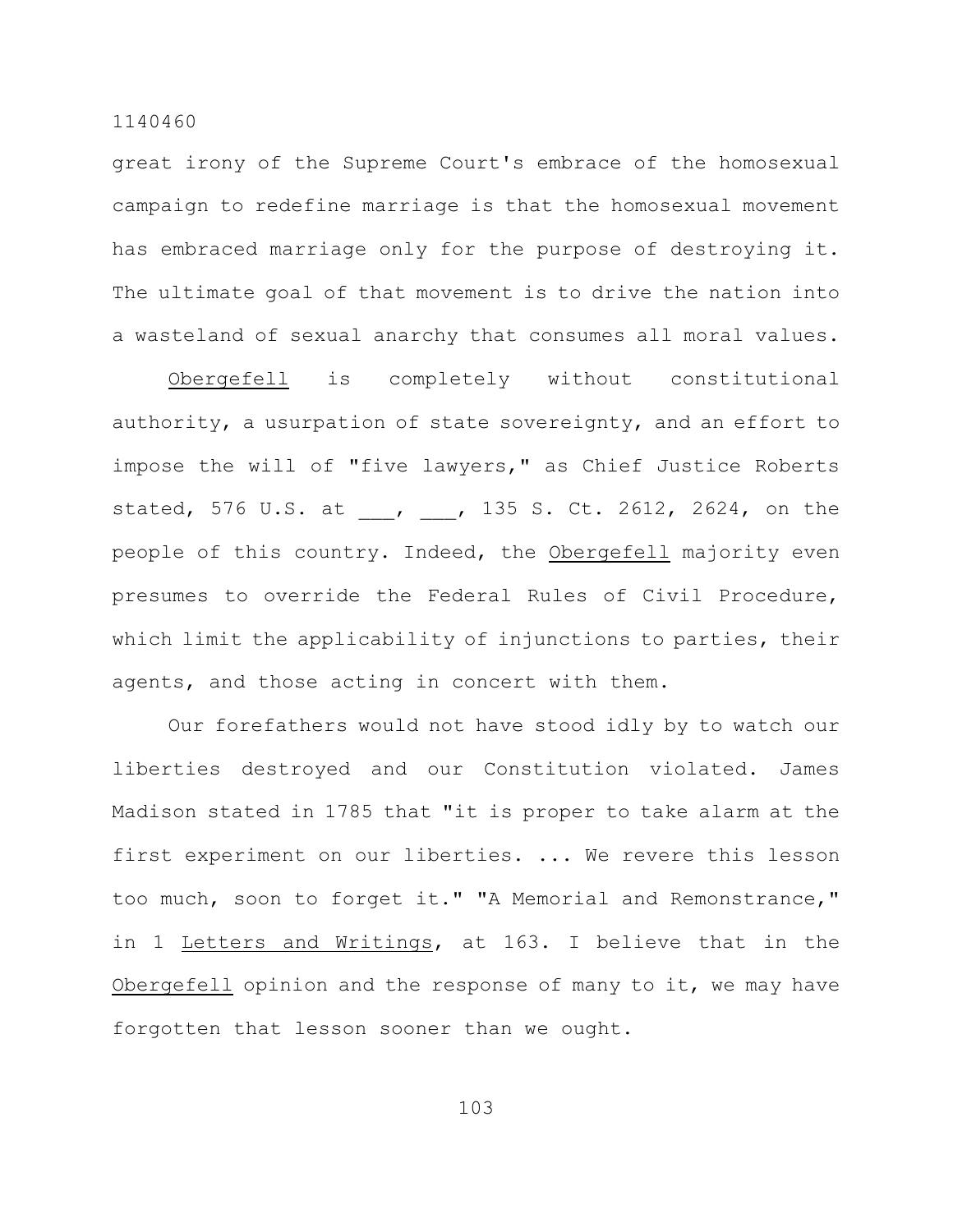great irony of the Supreme Court's embrace of the homosexual campaign to redefine marriage is that the homosexual movement has embraced marriage only for the purpose of destroying it. The ultimate goal of that movement is to drive the nation into a wasteland of sexual anarchy that consumes all moral values.

Obergefell is completely without constitutional authority, a usurpation of state sovereignty, and an effort to impose the will of "five lawyers," as Chief Justice Roberts stated, 576 U.S. at ___, ___, 135 S. Ct. 2612, 2624, on the people of this country. Indeed, the Obergefell majority even presumes to override the Federal Rules of Civil Procedure, which limit the applicability of injunctions to parties, their agents, and those acting in concert with them.

Our forefathers would not have stood idly by to watch our liberties destroyed and our Constitution violated. James Madison stated in 1785 that "it is proper to take alarm at the first experiment on our liberties. ... We revere this lesson too much, soon to forget it." "A Memorial and Remonstrance," in 1 Letters and Writings, at 163. I believe that in the Obergefell opinion and the response of many to it, we may have forgotten that lesson sooner than we ought.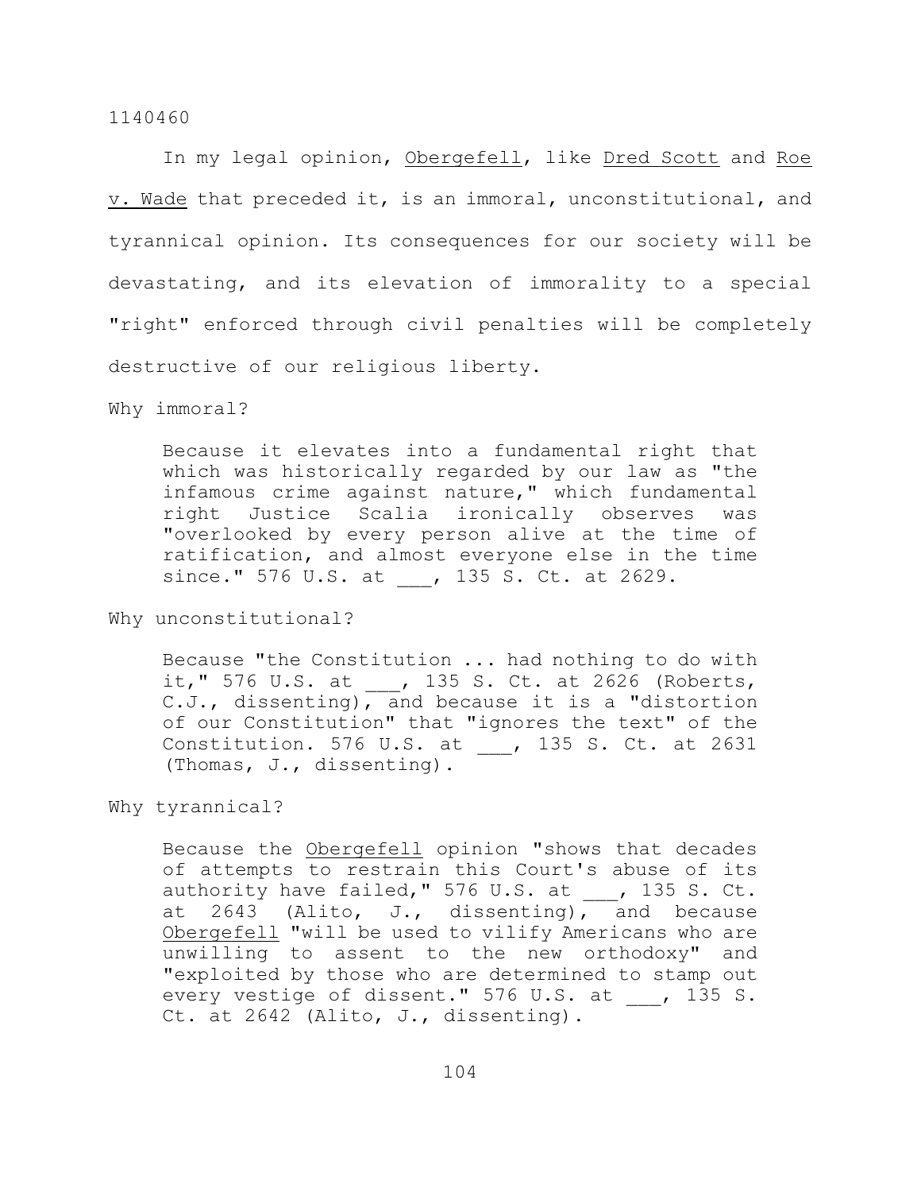In my legal opinion, Obergefell, like Dred Scott and Roe v. Wade that preceded it, is an immoral, unconstitutional, and tyrannical opinion. Its consequences for our society will be devastating, and its elevation of immorality to a special "right" enforced through civil penalties will be completely destructive of our religious liberty.

Why immoral?

> Because it elevates into a fundamental right that which was historically regarded by our law as "the infamous crime against nature," which fundamental right Justice Scalia ironically observes was "overlooked by every person alive at the time of ratification, and almost everyone else in the time since." 576 U.S. at ___, 135 S. Ct. at 2629.

Why unconstitutional?

> Because "the Constitution ... had nothing to do with it," 576 U.S. at ___, 135 S. Ct. at 2626 (Roberts, C.J., dissenting), and because it is a "distortion of our Constitution" that "ignores the text" of the Constitution. 576 U.S. at ___, 135 S. Ct. at 2631 (Thomas, J., dissenting).

Why tyrannical?

> Because the Obergefell opinion "shows that decades of attempts to restrain this Court's abuse of its authority have failed," 576 U.S. at ___, 135 S. Ct. at 2643 (Alito, J., dissenting), and because Obergefell "will be used to vilify Americans who are unwilling to assent to the new orthodoxy" and "exploited by those who are determined to stamp out every vestige of dissent." 576 U.S. at ___, 135 S. Ct. at 2642 (Alito, J., dissenting).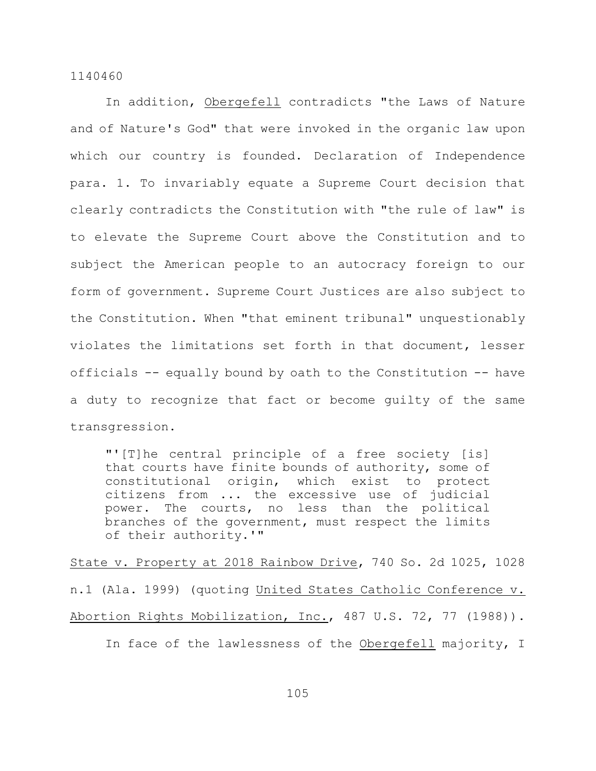In addition, Obergefell contradicts "the Laws of Nature and of Nature's God" that were invoked in the organic law upon which our country is founded. Declaration of Independence para. 1. To invariably equate a Supreme Court decision that clearly contradicts the Constitution with "the rule of law" is to elevate the Supreme Court above the Constitution and to subject the American people to an autocracy foreign to our form of government. Supreme Court Justices are also subject to the Constitution. When "that eminent tribunal" unquestionably violates the limitations set forth in that document, lesser officials -- equally bound by oath to the Constitution -- have a duty to recognize that fact or become guilty of the same transgression.

> "'[T]he central principle of a free society [is] that courts have finite bounds of authority, some of constitutional origin, which exist to protect citizens from ... the excessive use of judicial power. The courts, no less than the political branches of the government, must respect the limits of their authority.'"

State v. Property at 2018 Rainbow Drive, 740 So. 2d 1025, 1028 n.1 (Ala. 1999) (quoting United States Catholic Conference v. Abortion Rights Mobilization, Inc., 487 U.S. 72, 77 (1988)).

In face of the lawlessness of the Obergefell majority, I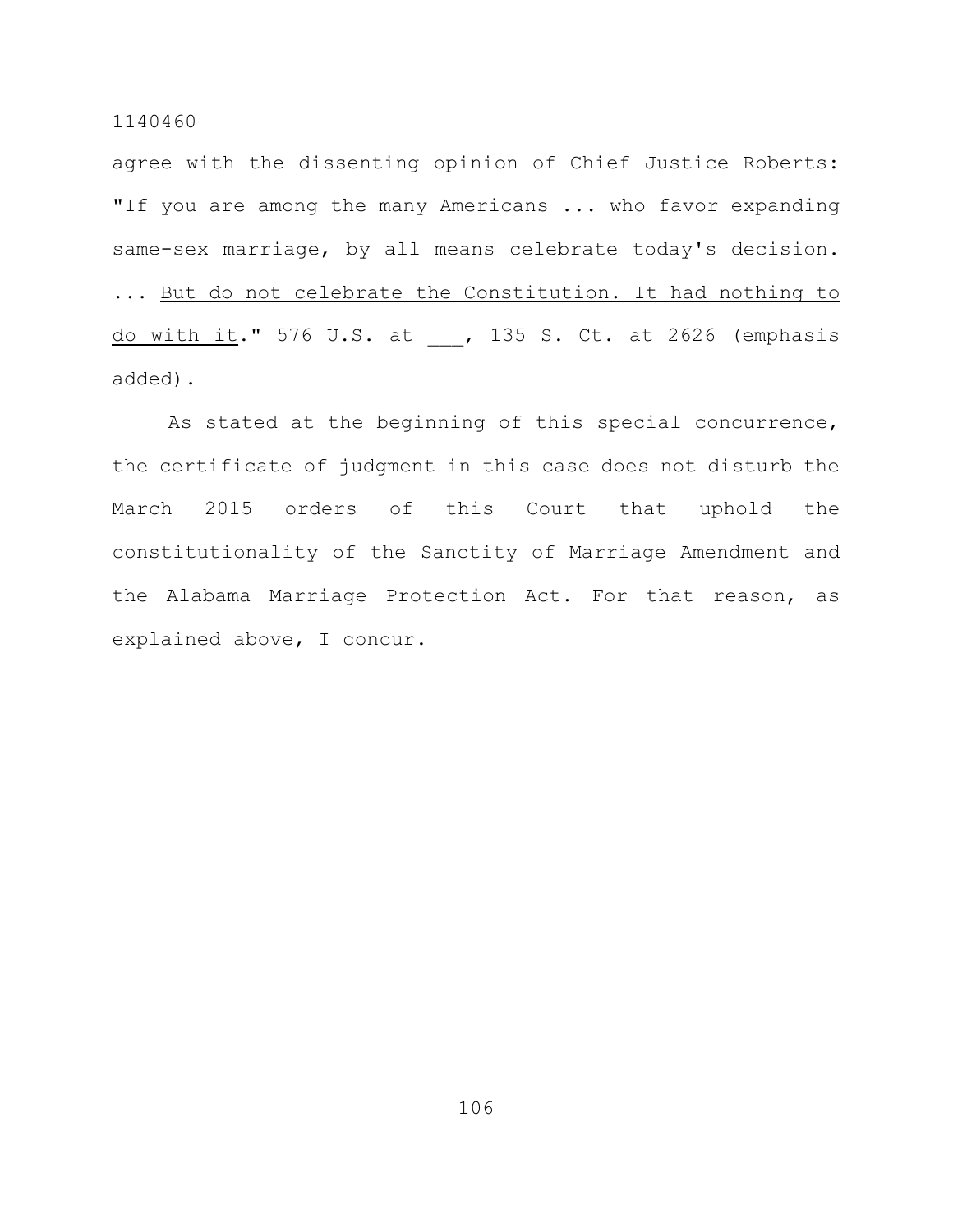agree with the dissenting opinion of Chief Justice Roberts: "If you are among the many Americans ... who favor expanding same-sex marriage, by all means celebrate today's decision. ... <u>But do not celebrate the Constitution. It had nothing to do with it</u>." 576 U.S. at ___, 135 S. Ct. at 2626 (emphasis added).

As stated at the beginning of this special concurrence, the certificate of judgment in this case does not disturb the March 2015 orders of this Court that uphold the constitutionality of the Sanctity of Marriage Amendment and the Alabama Marriage Protection Act. For that reason, as explained above, I concur.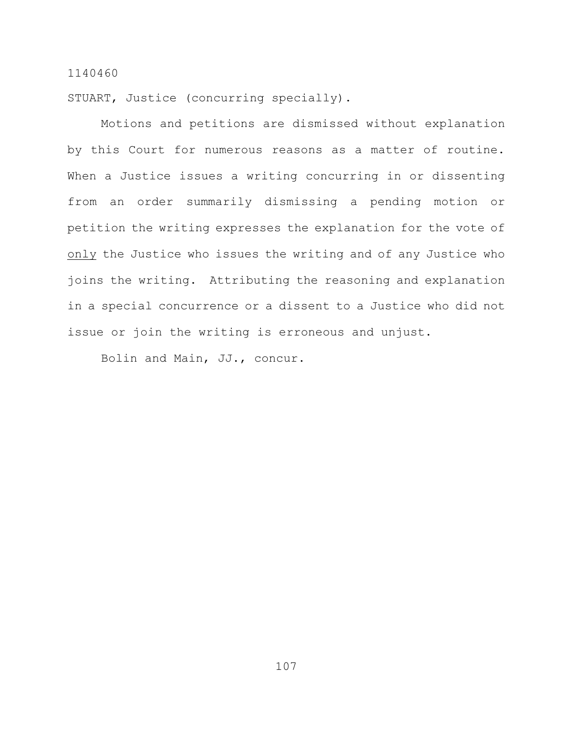1140460

STUART, Justice (concurring specially).

Motions and petitions are dismissed without explanation by this Court for numerous reasons as a matter of routine. When a Justice issues a writing concurring in or dissenting from an order summarily dismissing a pending motion or petition the writing expresses the explanation for the vote of only the Justice who issues the writing and of any Justice who joins the writing. Attributing the reasoning and explanation in a special concurrence or a dissent to a Justice who did not issue or join the writing is erroneous and unjust.

Bolin and Main, JJ., concur.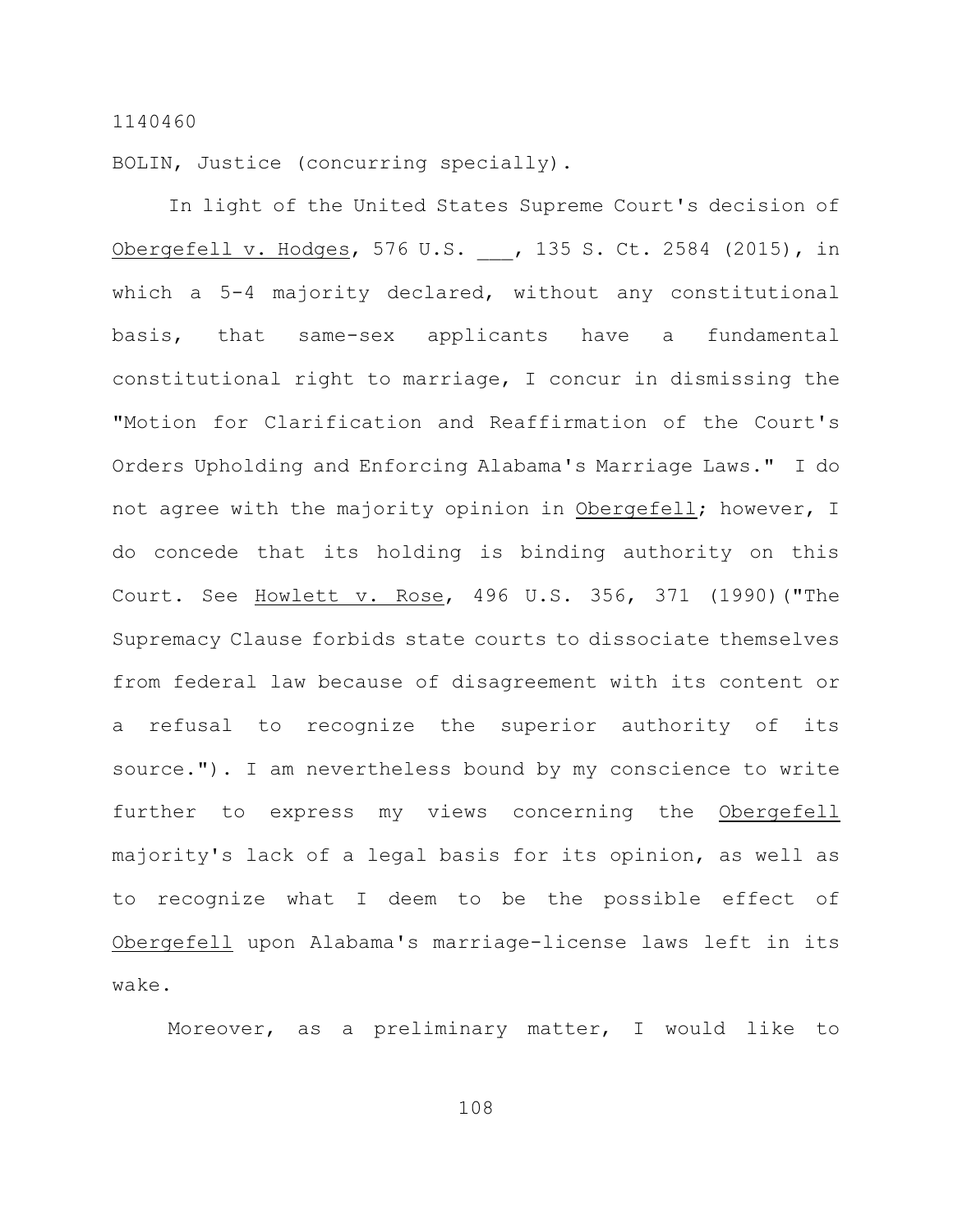1140460

BOLIN, Justice (concurring specially).

In light of the United States Supreme Court's decision of Obergefell v. Hodges, 576 U.S. ___, 135 S. Ct. 2584 (2015), in which a 5-4 majority declared, without any constitutional basis, that same-sex applicants have a fundamental constitutional right to marriage, I concur in dismissing the "Motion for Clarification and Reaffirmation of the Court's Orders Upholding and Enforcing Alabama's Marriage Laws." I do not agree with the majority opinion in Obergefell; however, I do concede that its holding is binding authority on this Court. See Howlett v. Rose, 496 U.S. 356, 371 (1990)("The Supremacy Clause forbids state courts to dissociate themselves from federal law because of disagreement with its content or a refusal to recognize the superior authority of its source."). I am nevertheless bound by my conscience to write further to express my views concerning the Obergefell majority's lack of a legal basis for its opinion, as well as to recognize what I deem to be the possible effect of Obergefell upon Alabama's marriage-license laws left in its wake.

Moreover, as a preliminary matter, I would like to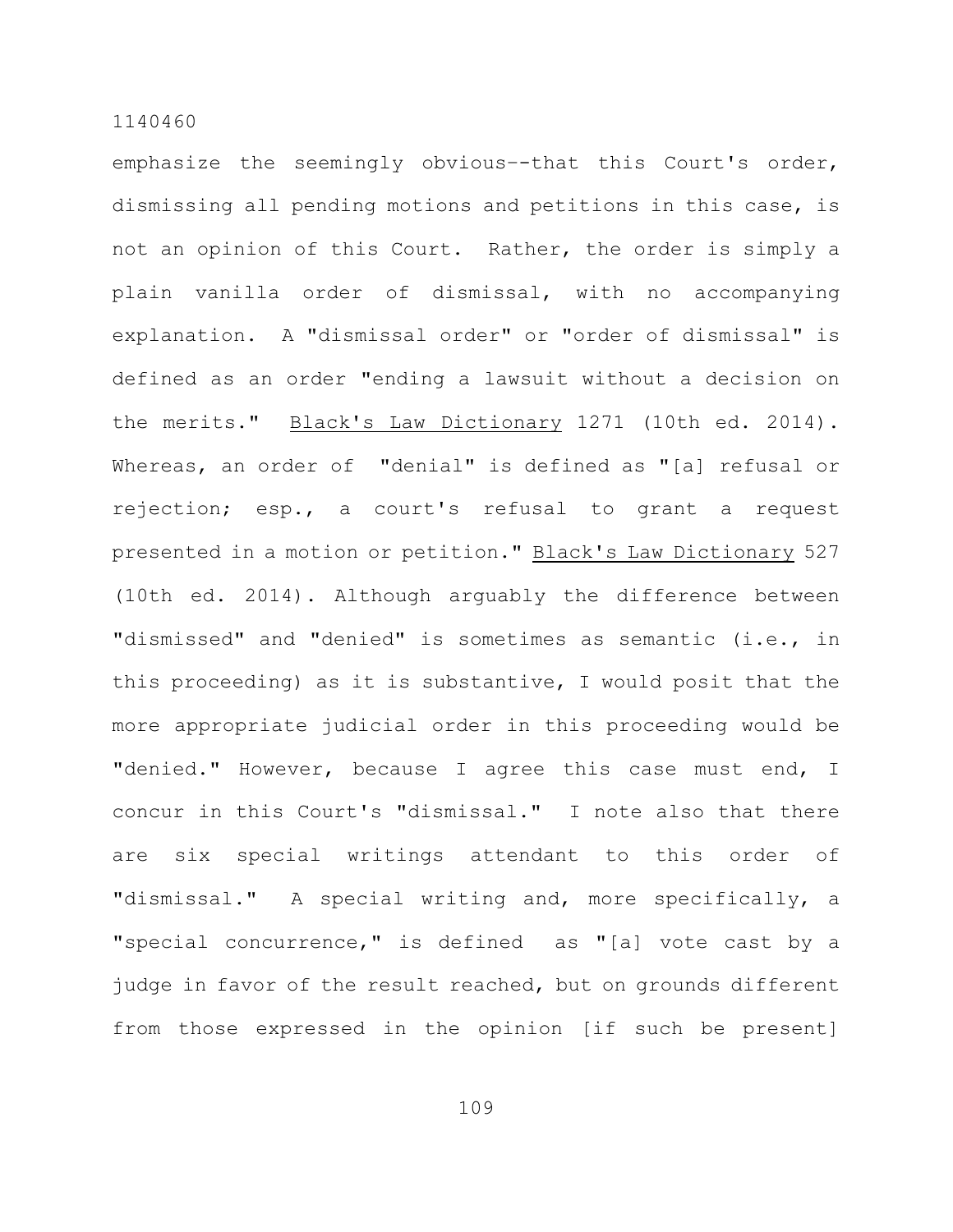emphasize the seemingly obvious--that this Court's order, dismissing all pending motions and petitions in this case, is not an opinion of this Court. Rather, the order is simply a plain vanilla order of dismissal, with no accompanying explanation. A "dismissal order" or "order of dismissal" is defined as an order "ending a lawsuit without a decision on the merits." Black's Law Dictionary 1271 (10th ed. 2014). Whereas, an order of "denial" is defined as "[a] refusal or rejection; esp., a court's refusal to grant a request presented in a motion or petition." Black's Law Dictionary 527 (10th ed. 2014). Although arguably the difference between "dismissed" and "denied" is sometimes as semantic (i.e., in this proceeding) as it is substantive, I would posit that the more appropriate judicial order in this proceeding would be "denied." However, because I agree this case must end, I concur in this Court's "dismissal." I note also that there are six special writings attendant to this order of "dismissal." A special writing and, more specifically, a "special concurrence," is defined as "[a] vote cast by a judge in favor of the result reached, but on grounds different from those expressed in the opinion [if such be present]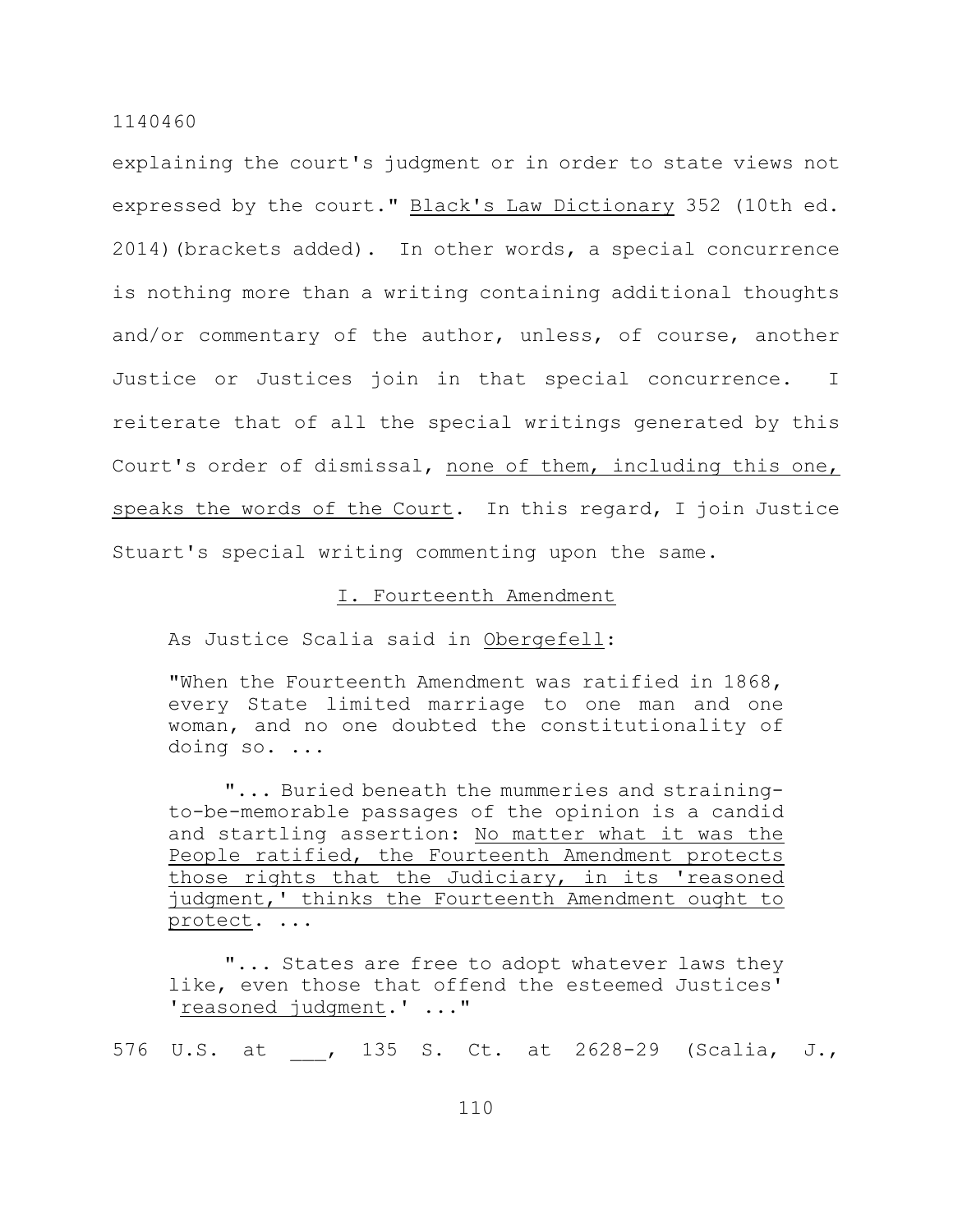explaining the court's judgment or in order to state views not expressed by the court." Black's Law Dictionary 352 (10th ed. 2014)(brackets added). In other words, a special concurrence is nothing more than a writing containing additional thoughts and/or commentary of the author, unless, of course, another Justice or Justices join in that special concurrence. I reiterate that of all the special writings generated by this Court's order of dismissal, <u>none of them, including this one, speaks the words of the Court</u>. In this regard, I join Justice Stuart's special writing commenting upon the same.

## I. Fourteenth Amendment

As Justice Scalia said in Obergefell:

> "When the Fourteenth Amendment was ratified in 1868, every State limited marriage to one man and one woman, and no one doubted the constitutionality of doing so. ...
>
> "... Buried beneath the mummeries and straining-to-be-memorable passages of the opinion is a candid and startling assertion: <u>No matter what it was the People ratified, the Fourteenth Amendment protects those rights that the Judiciary, in its 'reasoned judgment,' thinks the Fourteenth Amendment ought to protect</u>. ...
>
> "... States are free to adopt whatever laws they like, even those that offend the esteemed Justices' '<u>reasoned judgment</u>.' ..."

576 U.S. at ___, 135 S. Ct. at 2628-29 (Scalia, J.,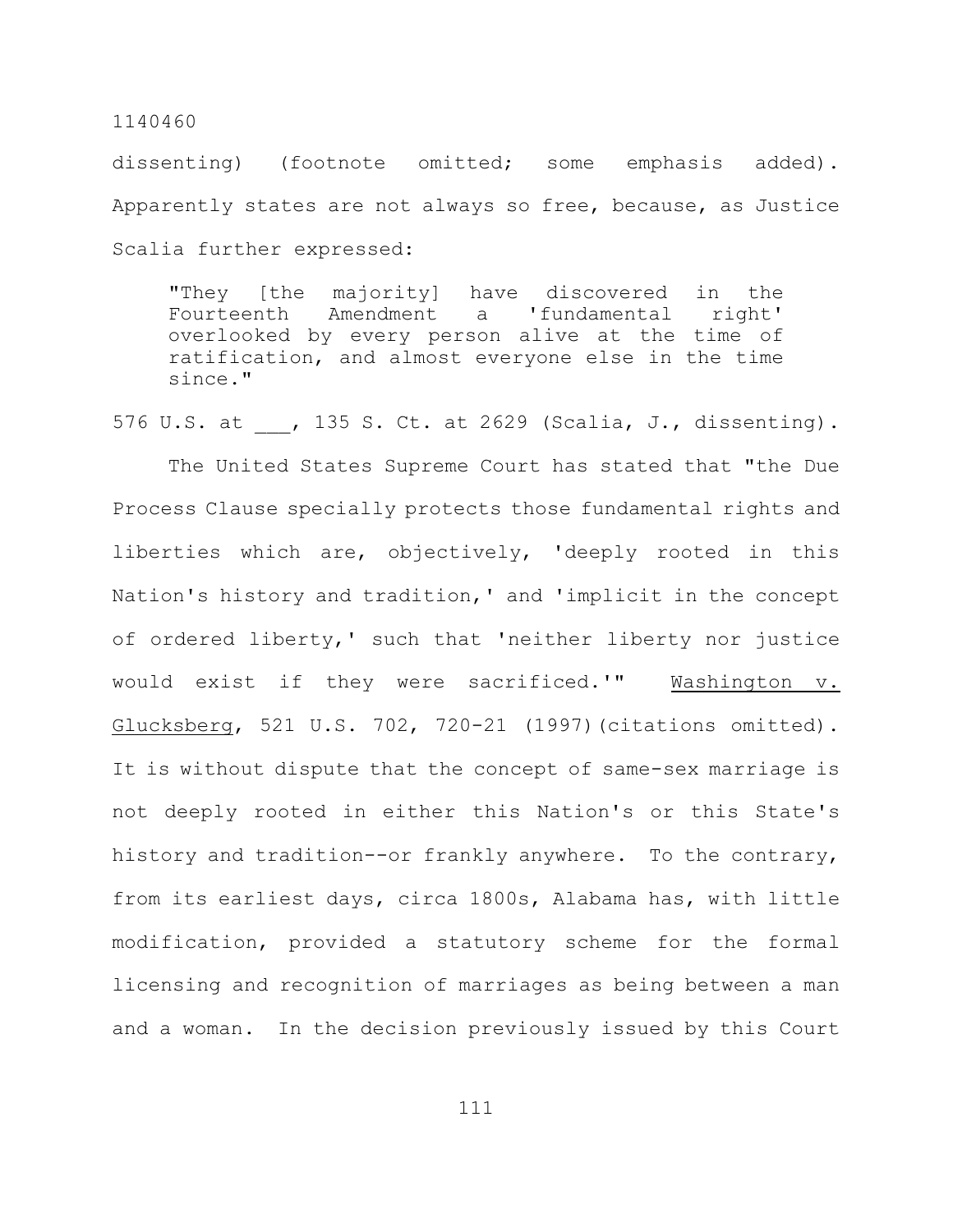dissenting) (footnote omitted; some emphasis added). Apparently states are not always so free, because, as Justice Scalia further expressed:

> "They [the majority] have discovered in the Fourteenth Amendment a 'fundamental right' overlooked by every person alive at the time of ratification, and almost everyone else in the time since."

576 U.S. at ___, 135 S. Ct. at 2629 (Scalia, J., dissenting).

The United States Supreme Court has stated that "the Due Process Clause specially protects those fundamental rights and liberties which are, objectively, 'deeply rooted in this Nation's history and tradition,' and 'implicit in the concept of ordered liberty,' such that 'neither liberty nor justice would exist if they were sacrificed.'" Washington v. Glucksberg, 521 U.S. 702, 720-21 (1997)(citations omitted). It is without dispute that the concept of same-sex marriage is not deeply rooted in either this Nation's or this State's history and tradition--or frankly anywhere. To the contrary, from its earliest days, circa 1800s, Alabama has, with little modification, provided a statutory scheme for the formal licensing and recognition of marriages as being between a man and a woman. In the decision previously issued by this Court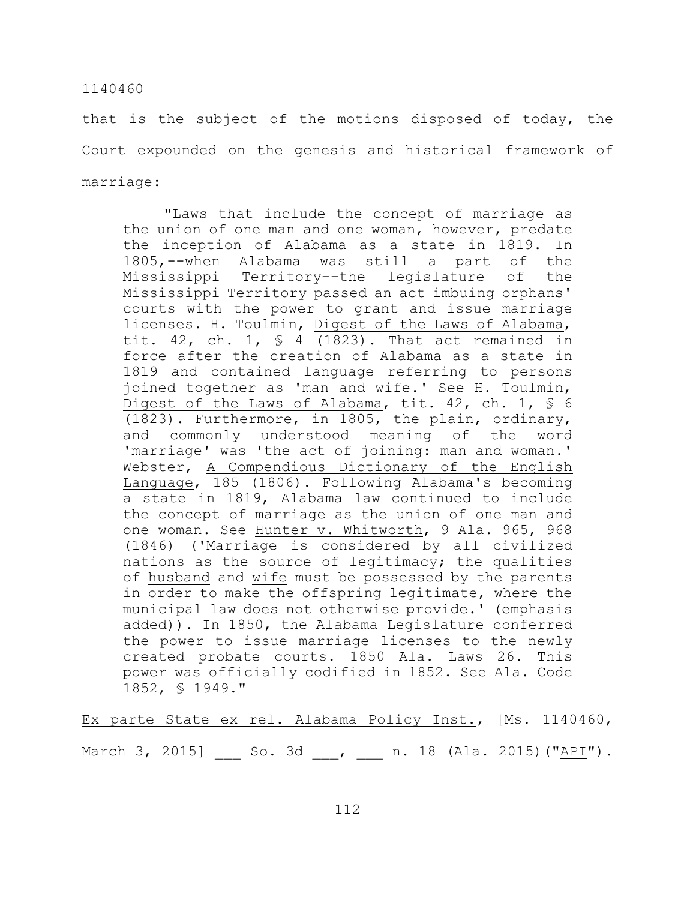that is the subject of the motions disposed of today, the Court expounded on the genesis and historical framework of marriage:

> "Laws that include the concept of marriage as the union of one man and one woman, however, predate the inception of Alabama as a state in 1819. In 1805,--when Alabama was still a part of the Mississippi Territory--the legislature of the Mississippi Territory passed an act imbuing orphans' courts with the power to grant and issue marriage licenses. H. Toulmin, Digest of the Laws of Alabama, tit. 42, ch. 1, § 4 (1823). That act remained in force after the creation of Alabama as a state in 1819 and contained language referring to persons joined together as 'man and wife.' See H. Toulmin, Digest of the Laws of Alabama, tit. 42, ch. 1, § 6 (1823). Furthermore, in 1805, the plain, ordinary, and commonly understood meaning of the word 'marriage' was 'the act of joining: man and woman.' Webster, A Compendious Dictionary of the English Language, 185 (1806). Following Alabama's becoming a state in 1819, Alabama law continued to include the concept of marriage as the union of one man and one woman. See Hunter v. Whitworth, 9 Ala. 965, 968 (1846) ('Marriage is considered by all civilized nations as the source of legitimacy; the qualities of husband and wife must be possessed by the parents in order to make the offspring legitimate, where the municipal law does not otherwise provide.' (emphasis added)). In 1850, the Alabama Legislature conferred the power to issue marriage licenses to the newly created probate courts. 1850 Ala. Laws 26. This power was officially codified in 1852. See Ala. Code 1852, § 1949."

Ex parte State ex rel. Alabama Policy Inst., [Ms. 1140460, March 3, 2015] ___ So. 3d ___, ___ n. 18 (Ala. 2015)("API").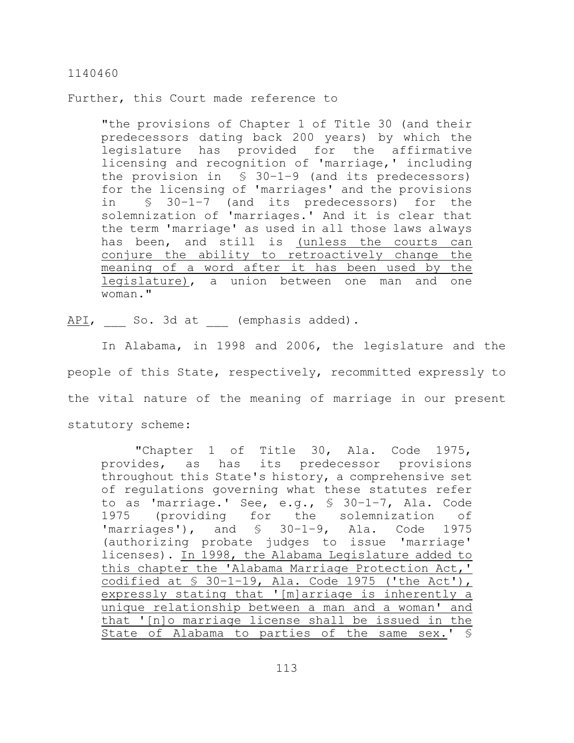Further, this Court made reference to

> "the provisions of Chapter 1 of Title 30 (and their predecessors dating back 200 years) by which the legislature has provided for the affirmative licensing and recognition of 'marriage,' including the provision in § 30-1-9 (and its predecessors) for the licensing of 'marriages' and the provisions in § 30-1-7 (and its predecessors) for the solemnization of 'marriages.' And it is clear that the term 'marriage' as used in all those laws always has been, and still is <u>(unless the courts can conjure the ability to retroactively change the meaning of a word after it has been used by the legislature)</u>, a union between one man and one woman."

<u>API</u>, ___ So. 3d at ___ (emphasis added).

In Alabama, in 1998 and 2006, the legislature and the people of this State, respectively, recommitted expressly to the vital nature of the meaning of marriage in our present statutory scheme:

> "Chapter 1 of Title 30, Ala. Code 1975, provides, as has its predecessor provisions throughout this State's history, a comprehensive set of regulations governing what these statutes refer to as 'marriage.' See, e.g., § 30-1-7, Ala. Code 1975 (providing for the solemnization of 'marriages'), and § 30-1-9, Ala. Code 1975 (authorizing probate judges to issue 'marriage' licenses). <u>In 1998, the Alabama Legislature added to this chapter the 'Alabama Marriage Protection Act,' codified at § 30-1-19, Ala. Code 1975 ('the Act'), expressly stating that '[m]arriage is inherently a unique relationship between a man and a woman' and that '[n]o marriage license shall be issued in the State of Alabama to parties of the same sex.'</u> §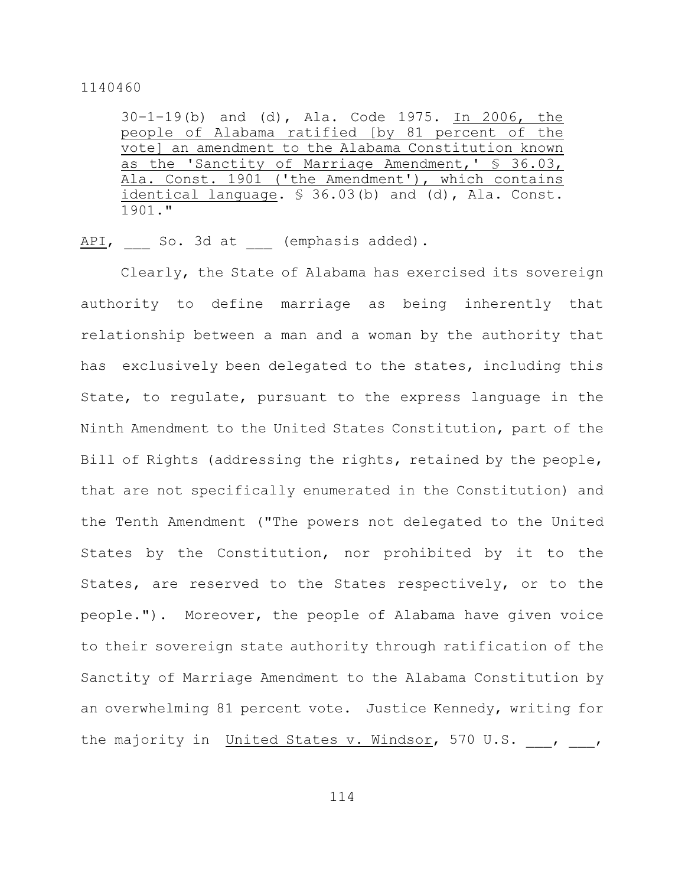> 30-1-19(b) and (d), Ala. Code 1975. <u>In 2006, the people of Alabama ratified [by 81 percent of the vote] an amendment to the Alabama Constitution known as the 'Sanctity of Marriage Amendment,' § 36.03, Ala. Const. 1901 ('the Amendment'), which contains identical language</u>. § 36.03(b) and (d), Ala. Const. 1901."

<u>API</u>, ___ So. 3d at ___ (emphasis added).

Clearly, the State of Alabama has exercised its sovereign authority to define marriage as being inherently that relationship between a man and a woman by the authority that has exclusively been delegated to the states, including this State, to regulate, pursuant to the express language in the Ninth Amendment to the United States Constitution, part of the Bill of Rights (addressing the rights, retained by the people, that are not specifically enumerated in the Constitution) and the Tenth Amendment ("The powers not delegated to the United States by the Constitution, nor prohibited by it to the States, are reserved to the States respectively, or to the people."). Moreover, the people of Alabama have given voice to their sovereign state authority through ratification of the Sanctity of Marriage Amendment to the Alabama Constitution by an overwhelming 81 percent vote. Justice Kennedy, writing for the majority in <u>United States v. Windsor</u>, 570 U.S. ___, ___,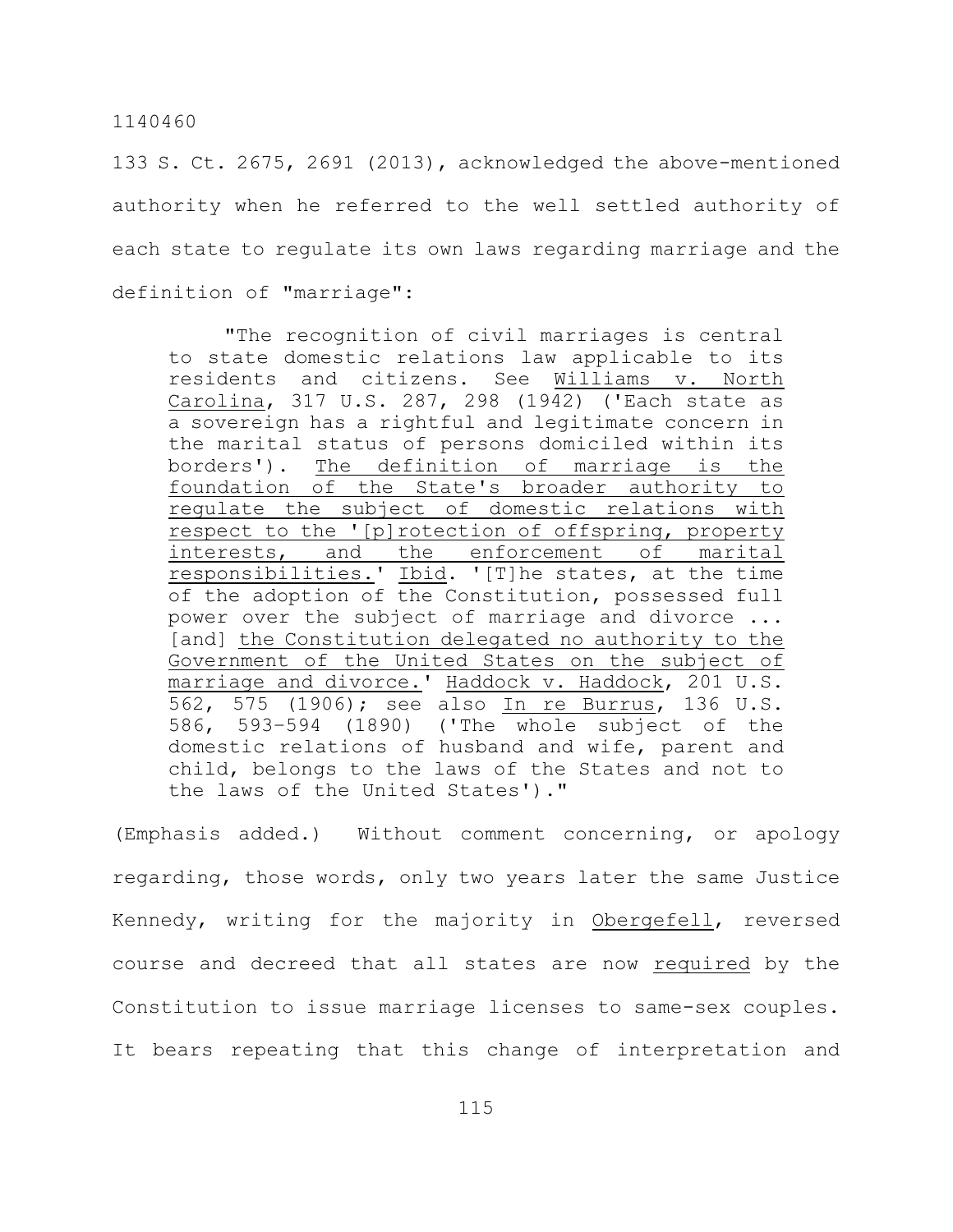133 S. Ct. 2675, 2691 (2013), acknowledged the above-mentioned authority when he referred to the well settled authority of each state to regulate its own laws regarding marriage and the definition of "marriage":

> "The recognition of civil marriages is central to state domestic relations law applicable to its residents and citizens. See Williams v. North Carolina, 317 U.S. 287, 298 (1942) ('Each state as a sovereign has a rightful and legitimate concern in the marital status of persons domiciled within its borders'). The definition of marriage is the foundation of the State's broader authority to regulate the subject of domestic relations with respect to the '[p]rotection of offspring, property interests, and the enforcement of marital responsibilities.' Ibid. '[T]he states, at the time of the adoption of the Constitution, possessed full power over the subject of marriage and divorce ... [and] the Constitution delegated no authority to the Government of the United States on the subject of marriage and divorce.' Haddock v. Haddock, 201 U.S. 562, 575 (1906); see also In re Burrus, 136 U.S. 586, 593–594 (1890) ('The whole subject of the domestic relations of husband and wife, parent and child, belongs to the laws of the States and not to the laws of the United States')."

(Emphasis added.) Without comment concerning, or apology regarding, those words, only two years later the same Justice Kennedy, writing for the majority in Obergefell, reversed course and decreed that all states are now required by the Constitution to issue marriage licenses to same-sex couples. It bears repeating that this change of interpretation and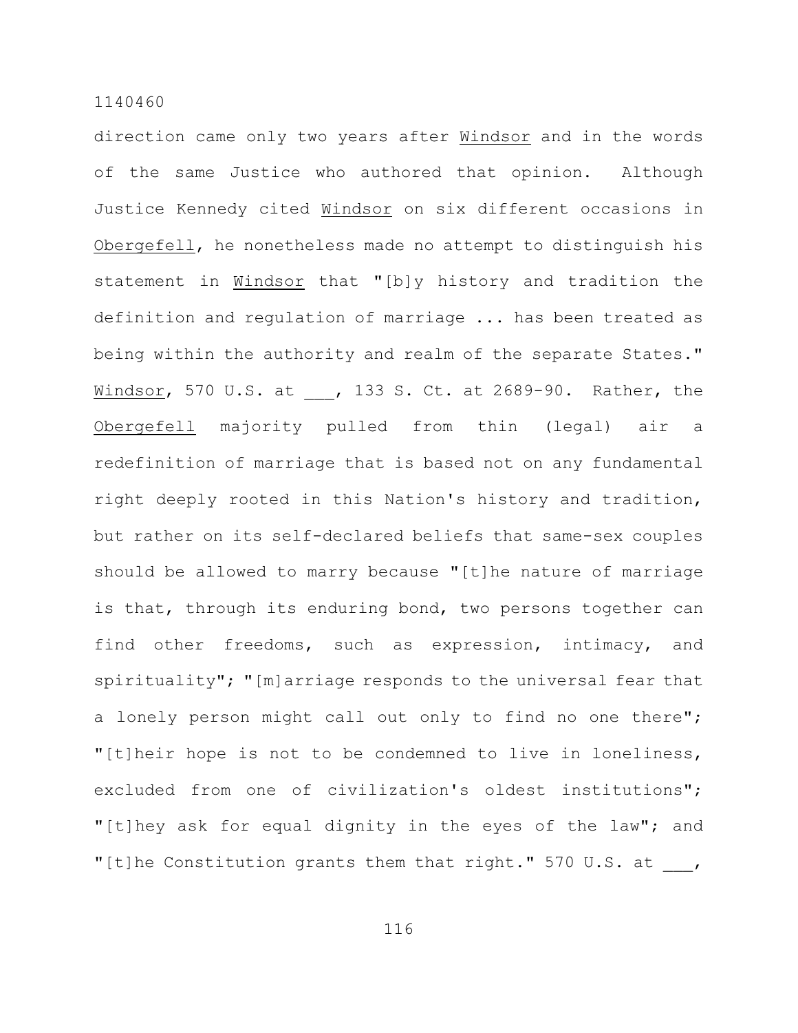direction came only two years after Windsor and in the words of the same Justice who authored that opinion. Although Justice Kennedy cited Windsor on six different occasions in Obergefell, he nonetheless made no attempt to distinguish his statement in Windsor that "[b]y history and tradition the definition and regulation of marriage ... has been treated as being within the authority and realm of the separate States." Windsor, 570 U.S. at ___, 133 S. Ct. at 2689-90. Rather, the Obergefell majority pulled from thin (legal) air a redefinition of marriage that is based not on any fundamental right deeply rooted in this Nation's history and tradition, but rather on its self-declared beliefs that same-sex couples should be allowed to marry because "[t]he nature of marriage is that, through its enduring bond, two persons together can find other freedoms, such as expression, intimacy, and spirituality"; "[m]arriage responds to the universal fear that a lonely person might call out only to find no one there"; "[t]heir hope is not to be condemned to live in loneliness, excluded from one of civilization's oldest institutions"; "[t]hey ask for equal dignity in the eyes of the law"; and "[t]he Constitution grants them that right." 570 U.S. at ___,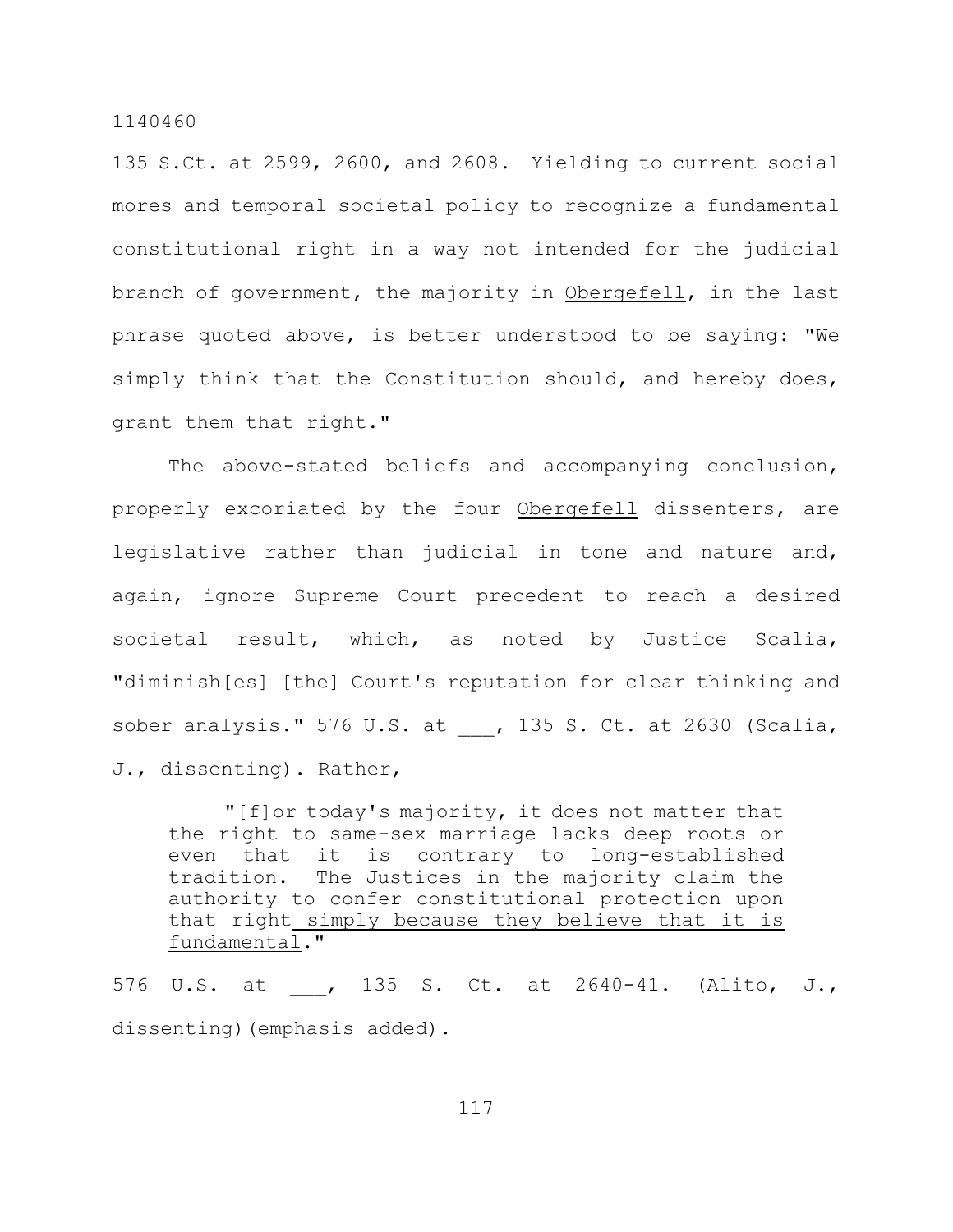135 S.Ct. at 2599, 2600, and 2608. Yielding to current social mores and temporal societal policy to recognize a fundamental constitutional right in a way not intended for the judicial branch of government, the majority in Obergefell, in the last phrase quoted above, is better understood to be saying: "We simply think that the Constitution should, and hereby does, grant them that right."

The above-stated beliefs and accompanying conclusion, properly excoriated by the four Obergefell dissenters, are legislative rather than judicial in tone and nature and, again, ignore Supreme Court precedent to reach a desired societal result, which, as noted by Justice Scalia, "diminish[es] [the] Court's reputation for clear thinking and sober analysis." 576 U.S. at ___, 135 S. Ct. at 2630 (Scalia, J., dissenting). Rather,

> "[f]or today's majority, it does not matter that the right to same-sex marriage lacks deep roots or even that it is contrary to long-established tradition. The Justices in the majority claim the authority to confer constitutional protection upon that right simply because they believe that it is fundamental."

576 U.S. at ___, 135 S. Ct. at 2640-41. (Alito, J., dissenting)(emphasis added).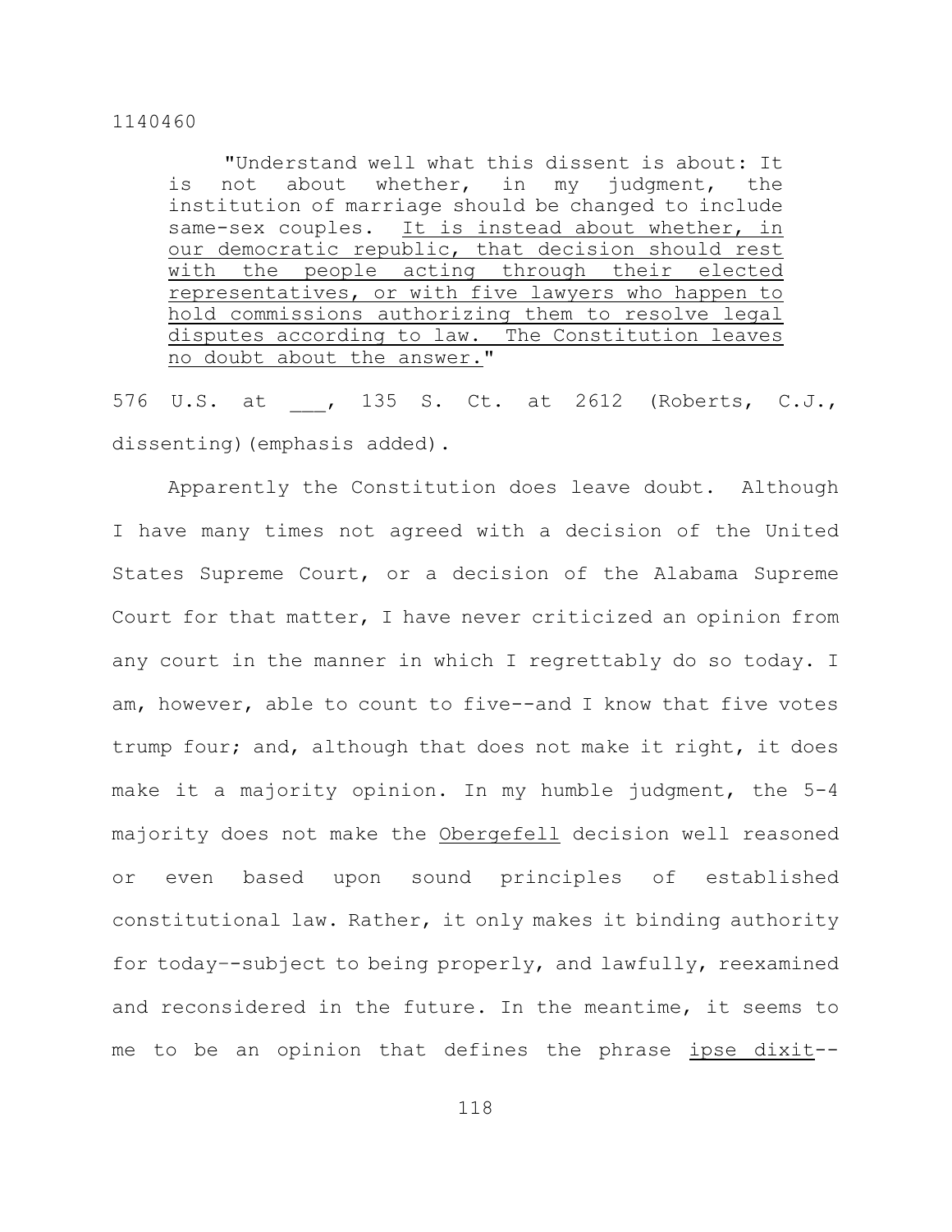"Understand well what this dissent is about: It is not about whether, in my judgment, the institution of marriage should be changed to include same-sex couples. It is instead about whether, in our democratic republic, that decision should rest with the people acting through their elected representatives, or with five lawyers who happen to hold commissions authorizing them to resolve legal disputes according to law. The Constitution leaves no doubt about the answer."

576 U.S. at ___, 135 S. Ct. at 2612 (Roberts, C.J., dissenting)(emphasis added).

Apparently the Constitution does leave doubt. Although I have many times not agreed with a decision of the United States Supreme Court, or a decision of the Alabama Supreme Court for that matter, I have never criticized an opinion from any court in the manner in which I regrettably do so today. I am, however, able to count to five--and I know that five votes trump four; and, although that does not make it right, it does make it a majority opinion. In my humble judgment, the 5-4 majority does not make the *Obergefell* decision well reasoned or even based upon sound principles of established constitutional law. Rather, it only makes it binding authority for today--subject to being properly, and lawfully, reexamined and reconsidered in the future. In the meantime, it seems to me to be an opinion that defines the phrase *ipse dixit*--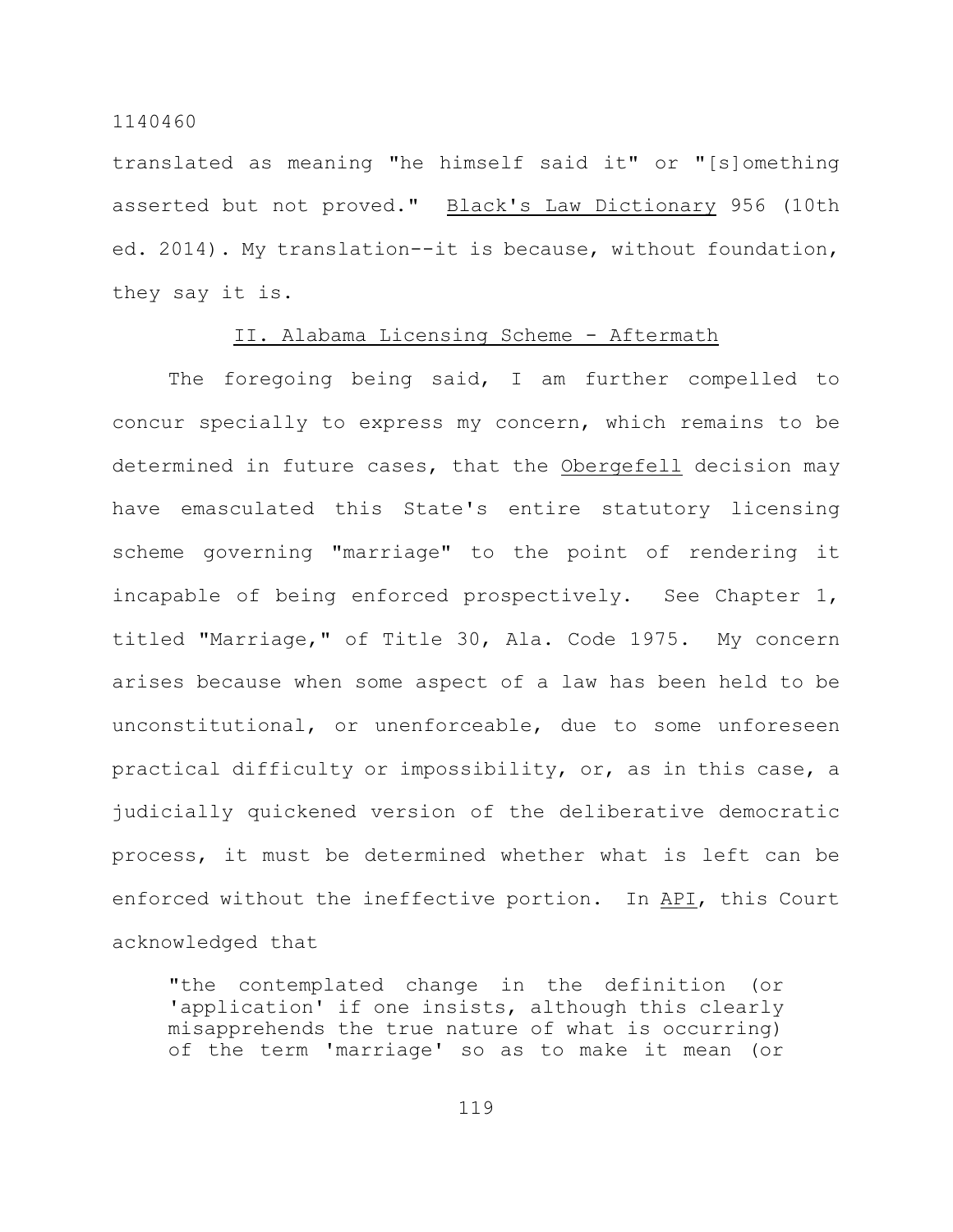translated as meaning "he himself said it" or "[s]omething asserted but not proved." Black's Law Dictionary 956 (10th ed. 2014). My translation--it is because, without foundation, they say it is.

## II. Alabama Licensing Scheme - Aftermath

The foregoing being said, I am further compelled to concur specially to express my concern, which remains to be determined in future cases, that the Obergefell decision may have emasculated this State's entire statutory licensing scheme governing "marriage" to the point of rendering it incapable of being enforced prospectively. See Chapter 1, titled "Marriage," of Title 30, Ala. Code 1975. My concern arises because when some aspect of a law has been held to be unconstitutional, or unenforceable, due to some unforeseen practical difficulty or impossibility, or, as in this case, a judicially quickened version of the deliberative democratic process, it must be determined whether what is left can be enforced without the ineffective portion. In API, this Court acknowledged that

> "the contemplated change in the definition (or 'application' if one insists, although this clearly misapprehends the true nature of what is occurring) of the term 'marriage' so as to make it mean (or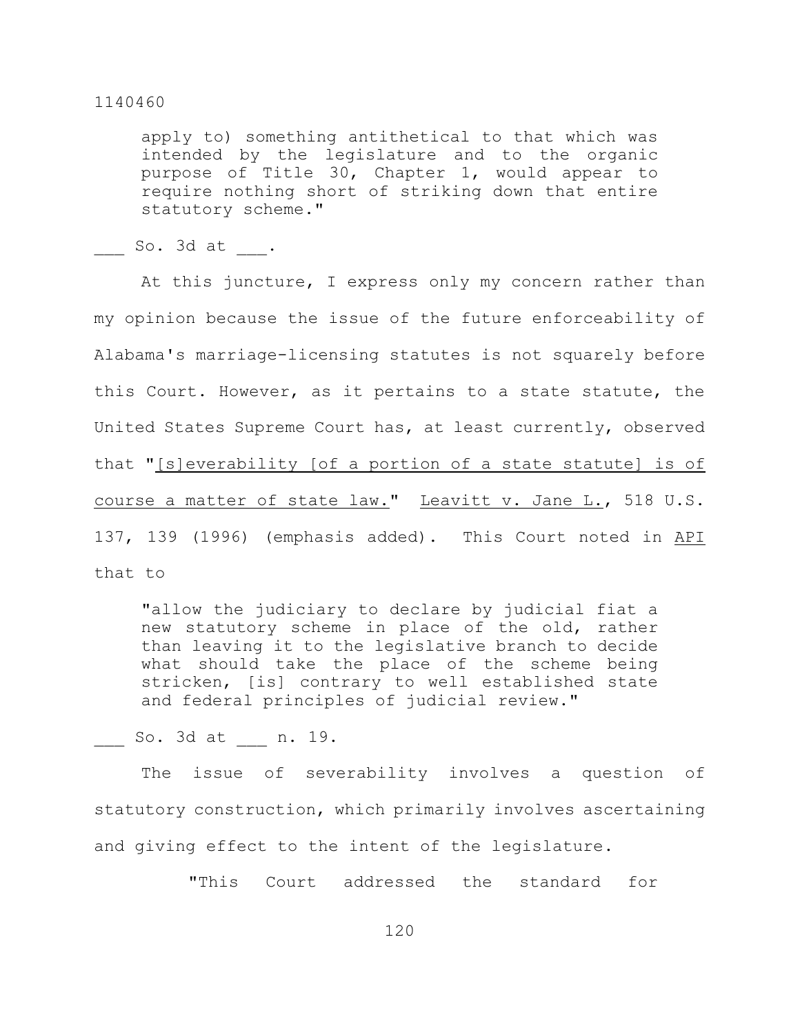> apply to) something antithetical to that which was intended by the legislature and to the organic purpose of Title 30, Chapter 1, would appear to require nothing short of striking down that entire statutory scheme."

___ So. 3d at ___.

At this juncture, I express only my concern rather than my opinion because the issue of the future enforceability of Alabama's marriage-licensing statutes is not squarely before this Court. However, as it pertains to a state statute, the United States Supreme Court has, at least currently, observed that "<u>[s]everability [of a portion of a state statute] is of course a matter of state law.</u>" <u>Leavitt v. Jane L.</u>, 518 U.S. 137, 139 (1996) (emphasis added). This Court noted in <u>API</u> that to

> "allow the judiciary to declare by judicial fiat a new statutory scheme in place of the old, rather than leaving it to the legislative branch to decide what should take the place of the scheme being stricken, [is] contrary to well established state and federal principles of judicial review."

___ So. 3d at ___ n. 19.

The issue of severability involves a question of statutory construction, which primarily involves ascertaining and giving effect to the intent of the legislature.

> "This Court addressed the standard for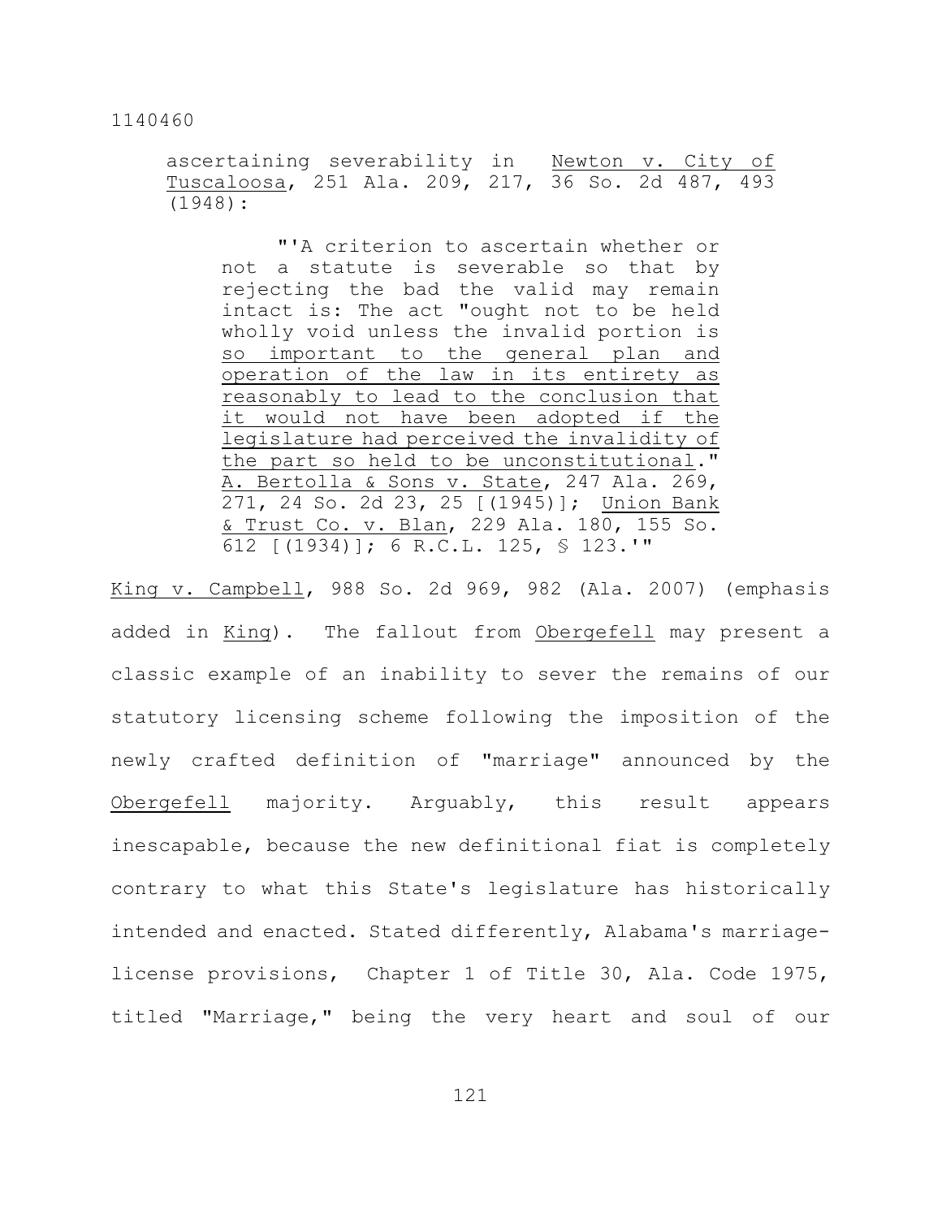> ascertaining severability in Newton v. City of Tuscaloosa, 251 Ala. 209, 217, 36 So. 2d 487, 493 (1948):
>
> > "'A criterion to ascertain whether or not a statute is severable so that by rejecting the bad the valid may remain intact is: The act "ought not to be held wholly void unless the invalid portion is <u>so important to the general plan and operation of the law in its entirety as reasonably to lead to the conclusion that it would not have been adopted if the legislature had perceived the invalidity of the part so held to be unconstitutional</u>." A. Bertolla & Sons v. State, 247 Ala. 269, 271, 24 So. 2d 23, 25 [(1945)]; Union Bank & Trust Co. v. Blan, 229 Ala. 180, 155 So. 612 [(1934)]; 6 R.C.L. 125, § 123.'"

King v. Campbell, 988 So. 2d 969, 982 (Ala. 2007) (emphasis added in King). The fallout from Obergefell may present a classic example of an inability to sever the remains of our statutory licensing scheme following the imposition of the newly crafted definition of "marriage" announced by the Obergefell majority. Arguably, this result appears inescapable, because the new definitional fiat is completely contrary to what this State's legislature has historically intended and enacted. Stated differently, Alabama's marriage-license provisions, Chapter 1 of Title 30, Ala. Code 1975, titled "Marriage," being the very heart and soul of our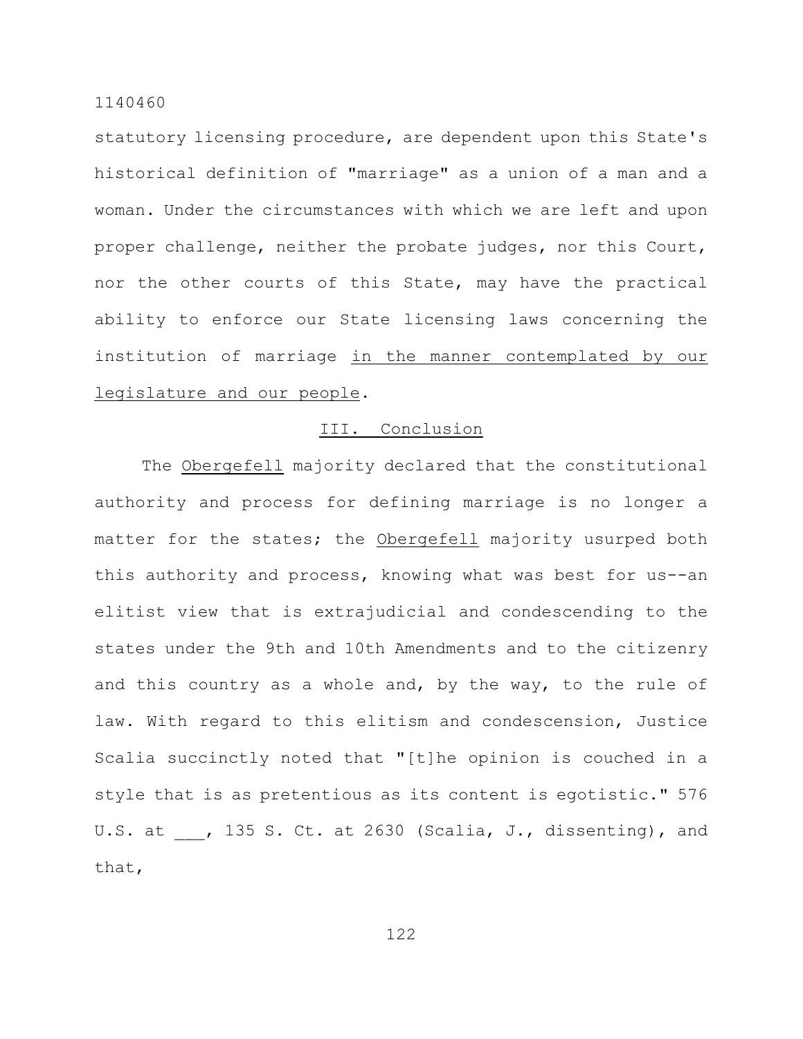statutory licensing procedure, are dependent upon this State's historical definition of "marriage" as a union of a man and a woman. Under the circumstances with which we are left and upon proper challenge, neither the probate judges, nor this Court, nor the other courts of this State, may have the practical ability to enforce our State licensing laws concerning the institution of marriage <u>in the manner contemplated by our legislature and our people</u>.

## III. Conclusion

The <u>Obergefell</u> majority declared that the constitutional authority and process for defining marriage is no longer a matter for the states; the <u>Obergefell</u> majority usurped both this authority and process, knowing what was best for us--an elitist view that is extrajudicial and condescending to the states under the 9th and 10th Amendments and to the citizenry and this country as a whole and, by the way, to the rule of law. With regard to this elitism and condescension, Justice Scalia succinctly noted that "[t]he opinion is couched in a style that is as pretentious as its content is egotistic." 576 U.S. at ___, 135 S. Ct. at 2630 (Scalia, J., dissenting), and that,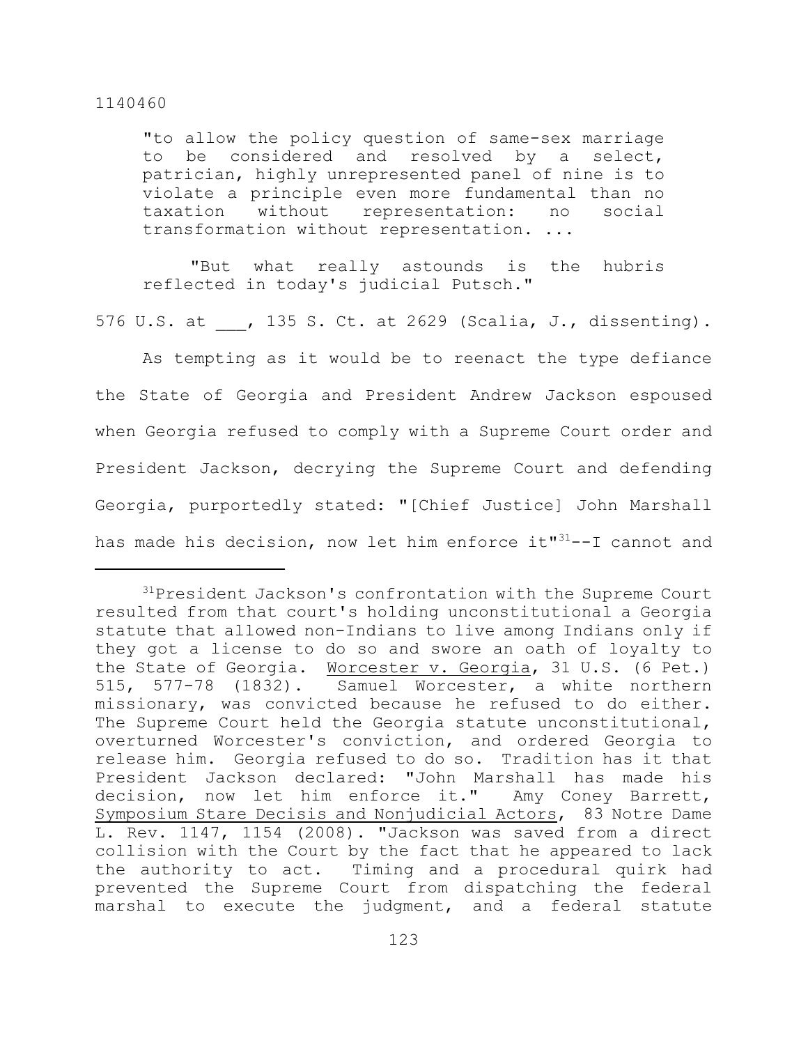> "to allow the policy question of same-sex marriage to be considered and resolved by a select, patrician, highly unrepresented panel of nine is to violate a principle even more fundamental than no taxation without representation: no social transformation without representation. ...
>
> "But what really astounds is the hubris reflected in today's judicial Putsch."

576 U.S. at ___, 135 S. Ct. at 2629 (Scalia, J., dissenting).

As tempting as it would be to reenact the type defiance the State of Georgia and President Andrew Jackson espoused when Georgia refused to comply with a Supreme Court order and President Jackson, decrying the Supreme Court and defending Georgia, purportedly stated: "[Chief Justice] John Marshall has made his decision, now let him enforce it"[31]--I cannot and

---

[31] President Jackson's confrontation with the Supreme Court resulted from that court's holding unconstitutional a Georgia statute that allowed non-Indians to live among Indians only if they got a license to do so and swore an oath of loyalty to the State of Georgia. Worcester v. Georgia, 31 U.S. (6 Pet.) 515, 577-78 (1832). Samuel Worcester, a white northern missionary, was convicted because he refused to do either. The Supreme Court held the Georgia statute unconstitutional, overturned Worcester's conviction, and ordered Georgia to release him. Georgia refused to do so. Tradition has it that President Jackson declared: "John Marshall has made his decision, now let him enforce it." Amy Coney Barrett, Symposium Stare Decisis and Nonjudicial Actors, 83 Notre Dame L. Rev. 1147, 1154 (2008). "Jackson was saved from a direct collision with the Court by the fact that he appeared to lack the authority to act. Timing and a procedural quirk had prevented the Supreme Court from dispatching the federal marshal to execute the judgment, and a federal statute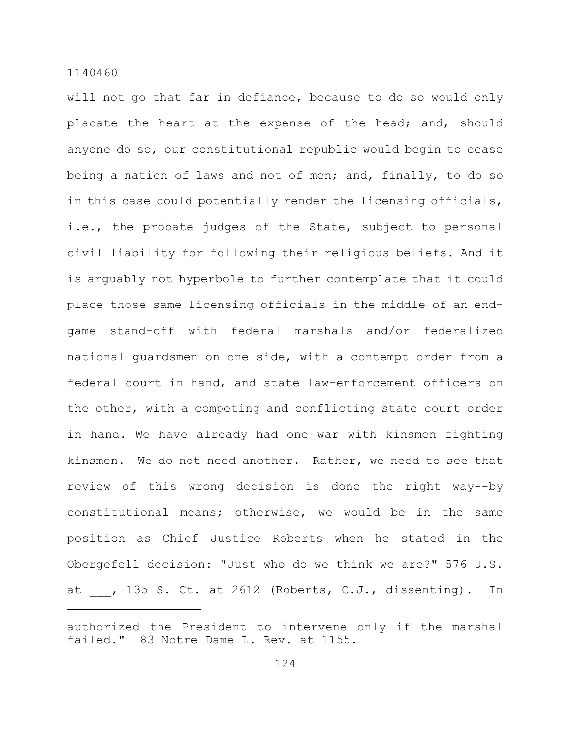will not go that far in defiance, because to do so would only placate the heart at the expense of the head; and, should anyone do so, our constitutional republic would begin to cease being a nation of laws and not of men; and, finally, to do so in this case could potentially render the licensing officials, i.e., the probate judges of the State, subject to personal civil liability for following their religious beliefs. And it is arguably not hyperbole to further contemplate that it could place those same licensing officials in the middle of an end-game stand-off with federal marshals and/or federalized national guardsmen on one side, with a contempt order from a federal court in hand, and state law-enforcement officers on the other, with a competing and conflicting state court order in hand. We have already had one war with kinsmen fighting kinsmen. We do not need another. Rather, we need to see that review of this wrong decision is done the right way--by constitutional means; otherwise, we would be in the same position as Chief Justice Roberts when he stated in the _Obergefell_ decision: "Just who do we think we are?" 576 U.S. at ___, 135 S. Ct. at 2612 (Roberts, C.J., dissenting). In

---

authorized the President to intervene only if the marshal failed." 83 Notre Dame L. Rev. at 1155.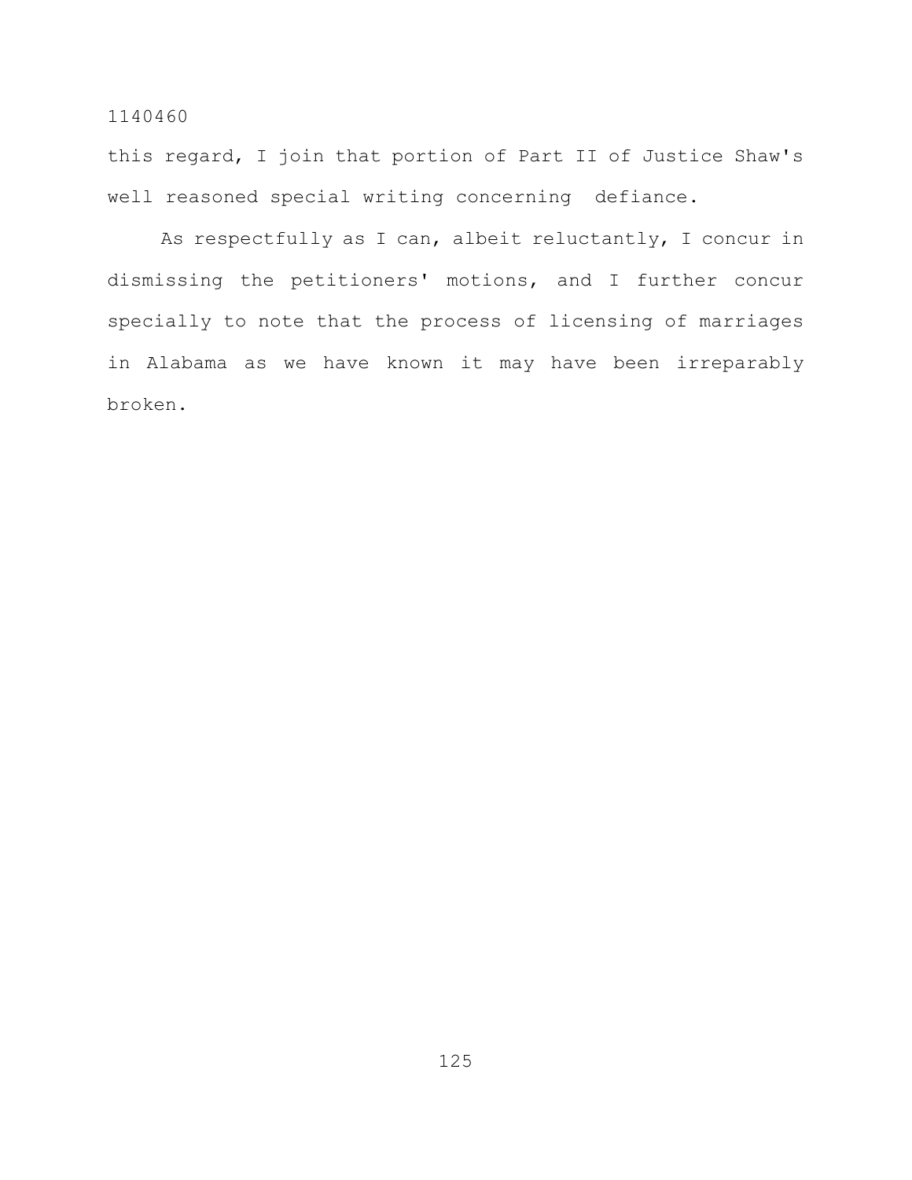this regard, I join that portion of Part II of Justice Shaw's well reasoned special writing concerning defiance.

As respectfully as I can, albeit reluctantly, I concur in dismissing the petitioners' motions, and I further concur specially to note that the process of licensing of marriages in Alabama as we have known it may have been irreparably broken.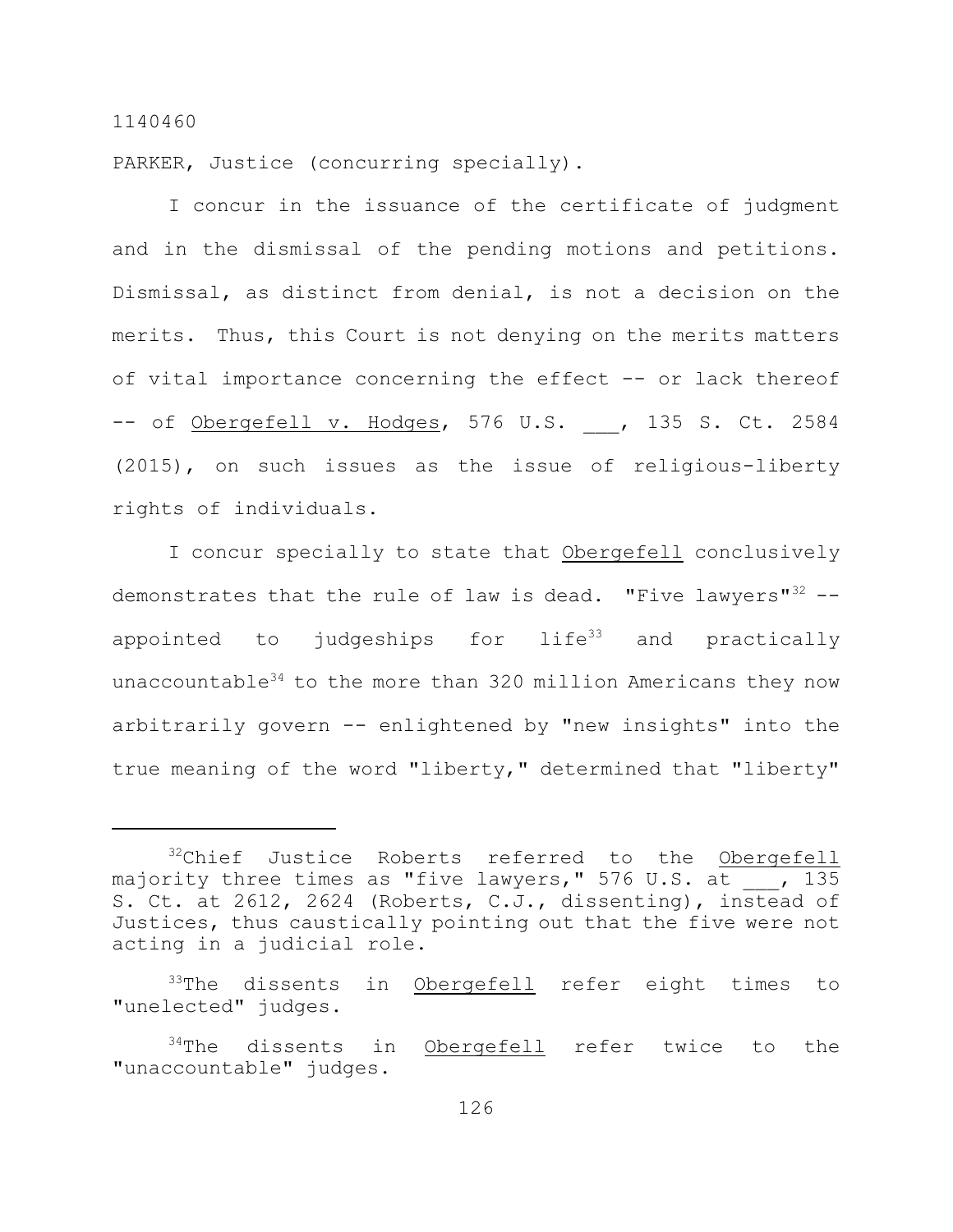1140460

PARKER, Justice (concurring specially).

I concur in the issuance of the certificate of judgment and in the dismissal of the pending motions and petitions. Dismissal, as distinct from denial, is not a decision on the merits. Thus, this Court is not denying on the merits matters of vital importance concerning the effect -- or lack thereof -- of Obergefell v. Hodges, 576 U.S. ___, 135 S. Ct. 2584 (2015), on such issues as the issue of religious-liberty rights of individuals.

I concur specially to state that Obergefell conclusively demonstrates that the rule of law is dead. "Five lawyers"[32] -- appointed to judgeships for life[33] and practically unaccountable[34] to the more than 320 million Americans they now arbitrarily govern -- enlightened by "new insights" into the true meaning of the word "liberty," determined that "liberty"

---

[32]Chief Justice Roberts referred to the Obergefell majority three times as "five lawyers," 576 U.S. at ___, 135 S. Ct. at 2612, 2624 (Roberts, C.J., dissenting), instead of Justices, thus caustically pointing out that the five were not acting in a judicial role.

[33]The dissents in Obergefell refer eight times to "unelected" judges.

[34]The dissents in Obergefell refer twice to the "unaccountable" judges.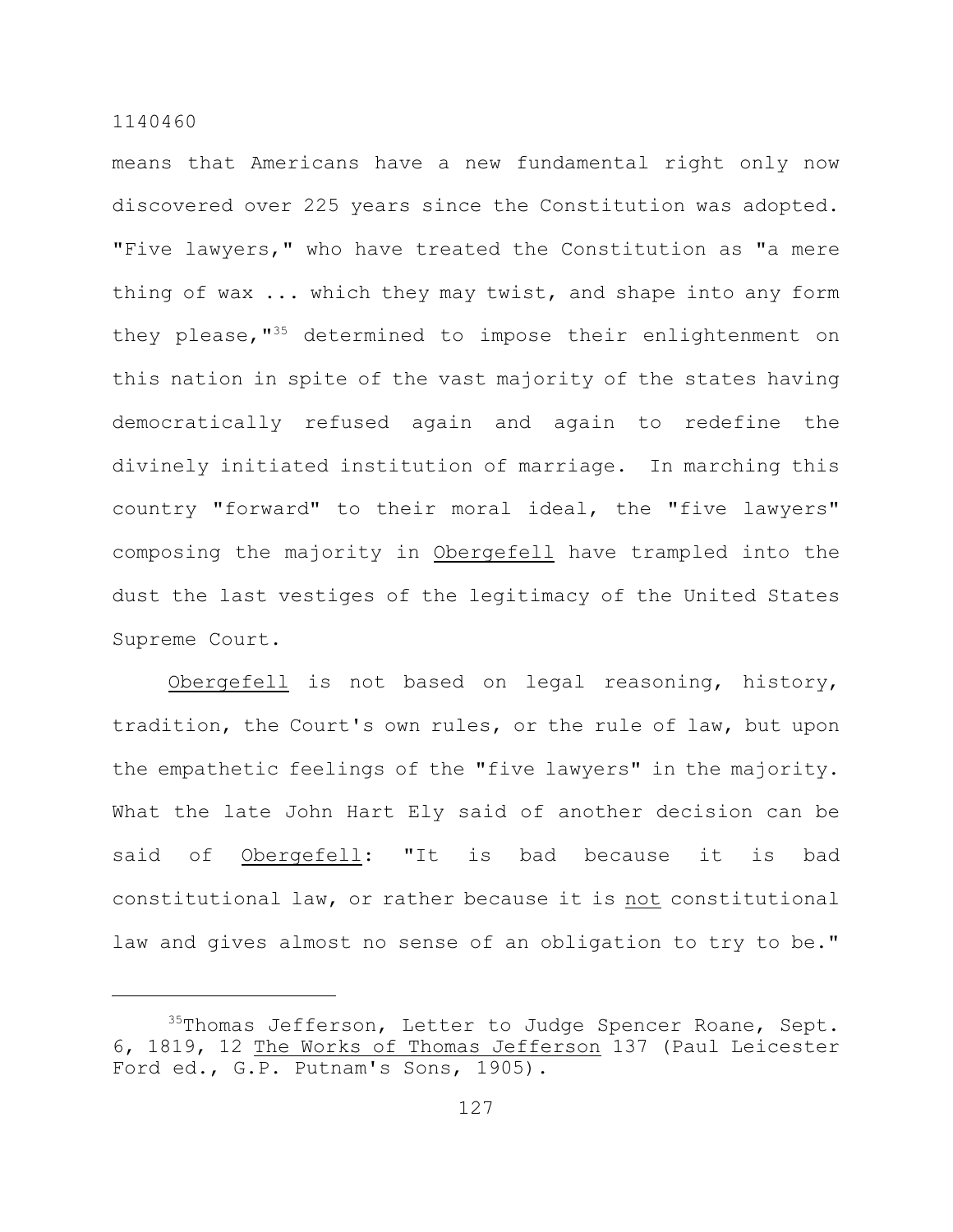means that Americans have a new fundamental right only now discovered over 225 years since the Constitution was adopted. "Five lawyers," who have treated the Constitution as "a mere thing of wax ... which they may twist, and shape into any form they please,"[35] determined to impose their enlightenment on this nation in spite of the vast majority of the states having democratically refused again and again to redefine the divinely initiated institution of marriage. In marching this country "forward" to their moral ideal, the "five lawyers" composing the majority in Obergefell have trampled into the dust the last vestiges of the legitimacy of the United States Supreme Court.

Obergefell is not based on legal reasoning, history, tradition, the Court's own rules, or the rule of law, but upon the empathetic feelings of the "five lawyers" in the majority. What the late John Hart Ely said of another decision can be said of Obergefell: "It is bad because it is bad constitutional law, or rather because it is not constitutional law and gives almost no sense of an obligation to try to be."

---

[35]Thomas Jefferson, Letter to Judge Spencer Roane, Sept. 6, 1819, 12 The Works of Thomas Jefferson 137 (Paul Leicester Ford ed., G.P. Putnam's Sons, 1905).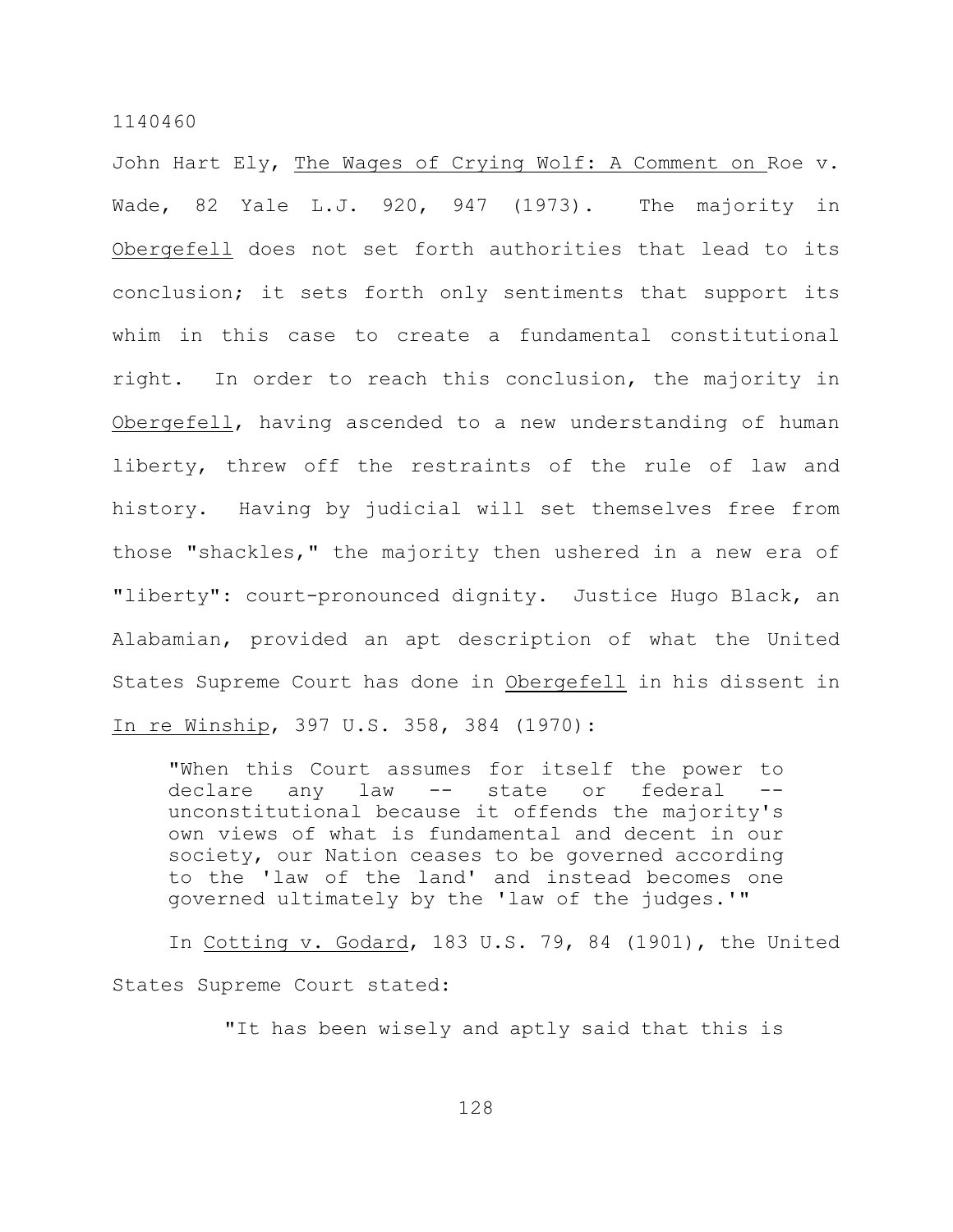John Hart Ely, The Wages of Crying Wolf: A Comment on Roe v. Wade, 82 Yale L.J. 920, 947 (1973). The majority in Obergefell does not set forth authorities that lead to its conclusion; it sets forth only sentiments that support its whim in this case to create a fundamental constitutional right. In order to reach this conclusion, the majority in Obergefell, having ascended to a new understanding of human liberty, threw off the restraints of the rule of law and history. Having by judicial will set themselves free from those "shackles," the majority then ushered in a new era of "liberty": court-pronounced dignity. Justice Hugo Black, an Alabamian, provided an apt description of what the United States Supreme Court has done in Obergefell in his dissent in In re Winship, 397 U.S. 358, 384 (1970):

> "When this Court assumes for itself the power to declare any law -- state or federal -- unconstitutional because it offends the majority's own views of what is fundamental and decent in our society, our Nation ceases to be governed according to the 'law of the land' and instead becomes one governed ultimately by the 'law of the judges.'"

In Cotting v. Godard, 183 U.S. 79, 84 (1901), the United States Supreme Court stated:

> "It has been wisely and aptly said that this is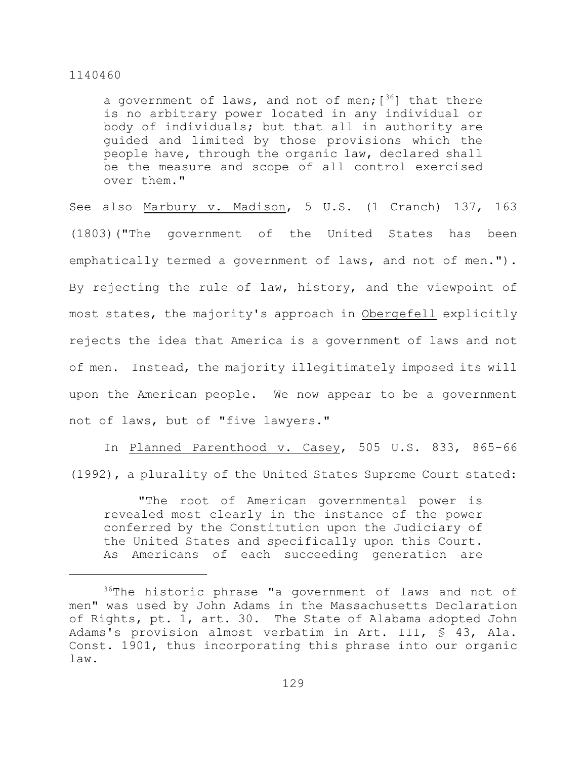> a government of laws, and not of men;[36] that there is no arbitrary power located in any individual or body of individuals; but that all in authority are guided and limited by those provisions which the people have, through the organic law, declared shall be the measure and scope of all control exercised over them."

See also Marbury v. Madison, 5 U.S. (1 Cranch) 137, 163 (1803)("The government of the United States has been emphatically termed a government of laws, and not of men."). By rejecting the rule of law, history, and the viewpoint of most states, the majority's approach in Obergefell explicitly rejects the idea that America is a government of laws and not of men. Instead, the majority illegitimately imposed its will upon the American people. We now appear to be a government not of laws, but of "five lawyers."

In Planned Parenthood v. Casey, 505 U.S. 833, 865-66 (1992), a plurality of the United States Supreme Court stated:

> "The root of American governmental power is revealed most clearly in the instance of the power conferred by the Constitution upon the Judiciary of the United States and specifically upon this Court. As Americans of each succeeding generation are

---

[36]The historic phrase "a government of laws and not of men" was used by John Adams in the Massachusetts Declaration of Rights, pt. 1, art. 30. The State of Alabama adopted John Adams's provision almost verbatim in Art. III, § 43, Ala. Const. 1901, thus incorporating this phrase into our organic law.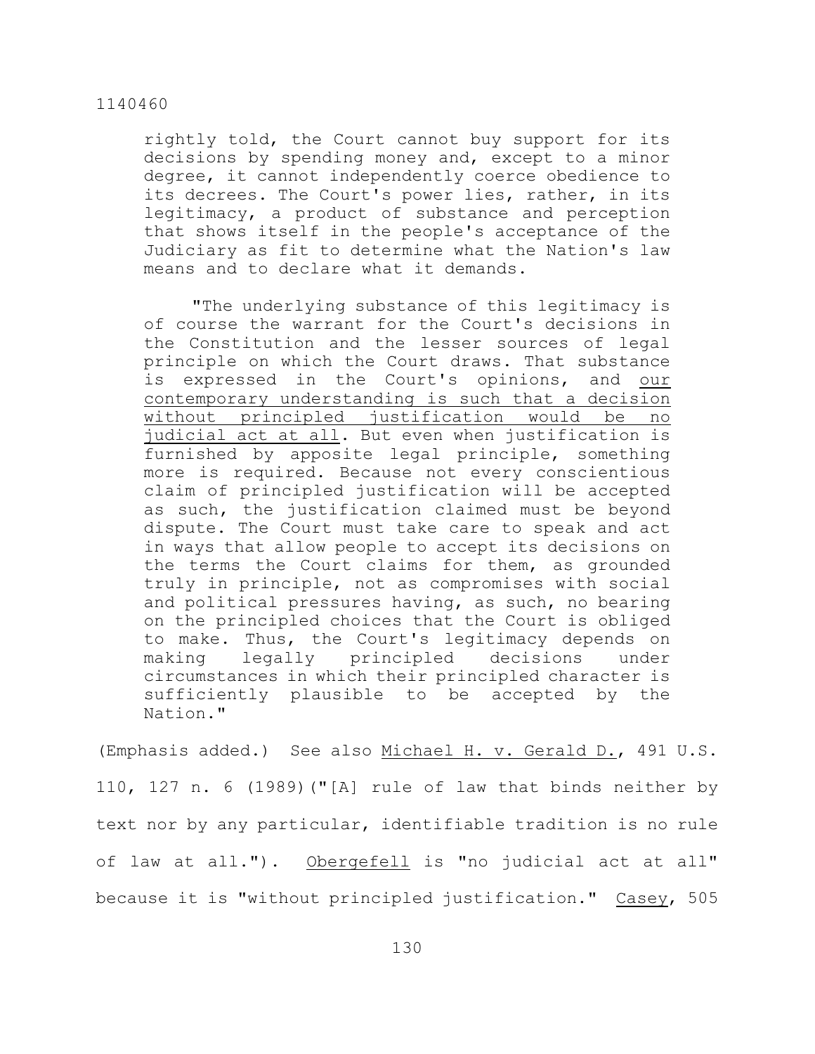> rightly told, the Court cannot buy support for its decisions by spending money and, except to a minor degree, it cannot independently coerce obedience to its decrees. The Court's power lies, rather, in its legitimacy, a product of substance and perception that shows itself in the people's acceptance of the Judiciary as fit to determine what the Nation's law means and to declare what it demands.
>
> "The underlying substance of this legitimacy is of course the warrant for the Court's decisions in the Constitution and the lesser sources of legal principle on which the Court draws. That substance is expressed in the Court's opinions, and <u>our contemporary understanding is such that a decision without principled justification would be no judicial act at all</u>. But even when justification is furnished by apposite legal principle, something more is required. Because not every conscientious claim of principled justification will be accepted as such, the justification claimed must be beyond dispute. The Court must take care to speak and act in ways that allow people to accept its decisions on the terms the Court claims for them, as grounded truly in principle, not as compromises with social and political pressures having, as such, no bearing on the principled choices that the Court is obliged to make. Thus, the Court's legitimacy depends on making legally principled decisions under circumstances in which their principled character is sufficiently plausible to be accepted by the Nation."

(Emphasis added.) See also <u>Michael H. v. Gerald D.</u>, 491 U.S. 110, 127 n. 6 (1989)("[A] rule of law that binds neither by text nor by any particular, identifiable tradition is no rule of law at all."). <u>Obergefell</u> is "no judicial act at all" because it is "without principled justification." <u>Casey</u>, 505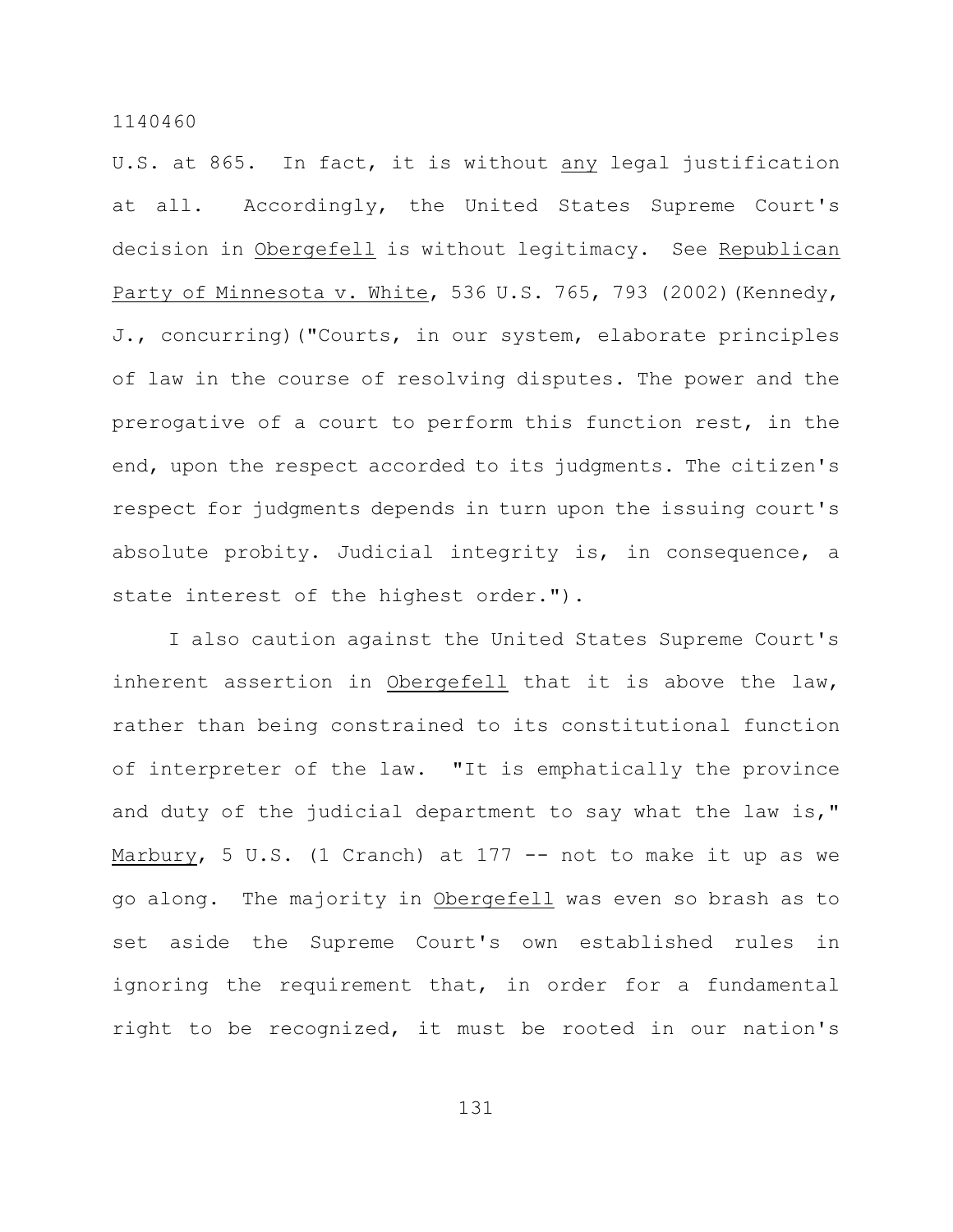U.S. at 865. In fact, it is without <u>any</u> legal justification at all. Accordingly, the United States Supreme Court's decision in <u>Obergefell</u> is without legitimacy. See <u>Republican Party of Minnesota v. White</u>, 536 U.S. 765, 793 (2002)(Kennedy, J., concurring)("Courts, in our system, elaborate principles of law in the course of resolving disputes. The power and the prerogative of a court to perform this function rest, in the end, upon the respect accorded to its judgments. The citizen's respect for judgments depends in turn upon the issuing court's absolute probity. Judicial integrity is, in consequence, a state interest of the highest order.").

I also caution against the United States Supreme Court's inherent assertion in <u>Obergefell</u> that it is above the law, rather than being constrained to its constitutional function of interpreter of the law. "It is emphatically the province and duty of the judicial department to say what the law is," <u>Marbury</u>, 5 U.S. (1 Cranch) at 177 -- not to make it up as we go along. The majority in <u>Obergefell</u> was even so brash as to set aside the Supreme Court's own established rules in ignoring the requirement that, in order for a fundamental right to be recognized, it must be rooted in our nation's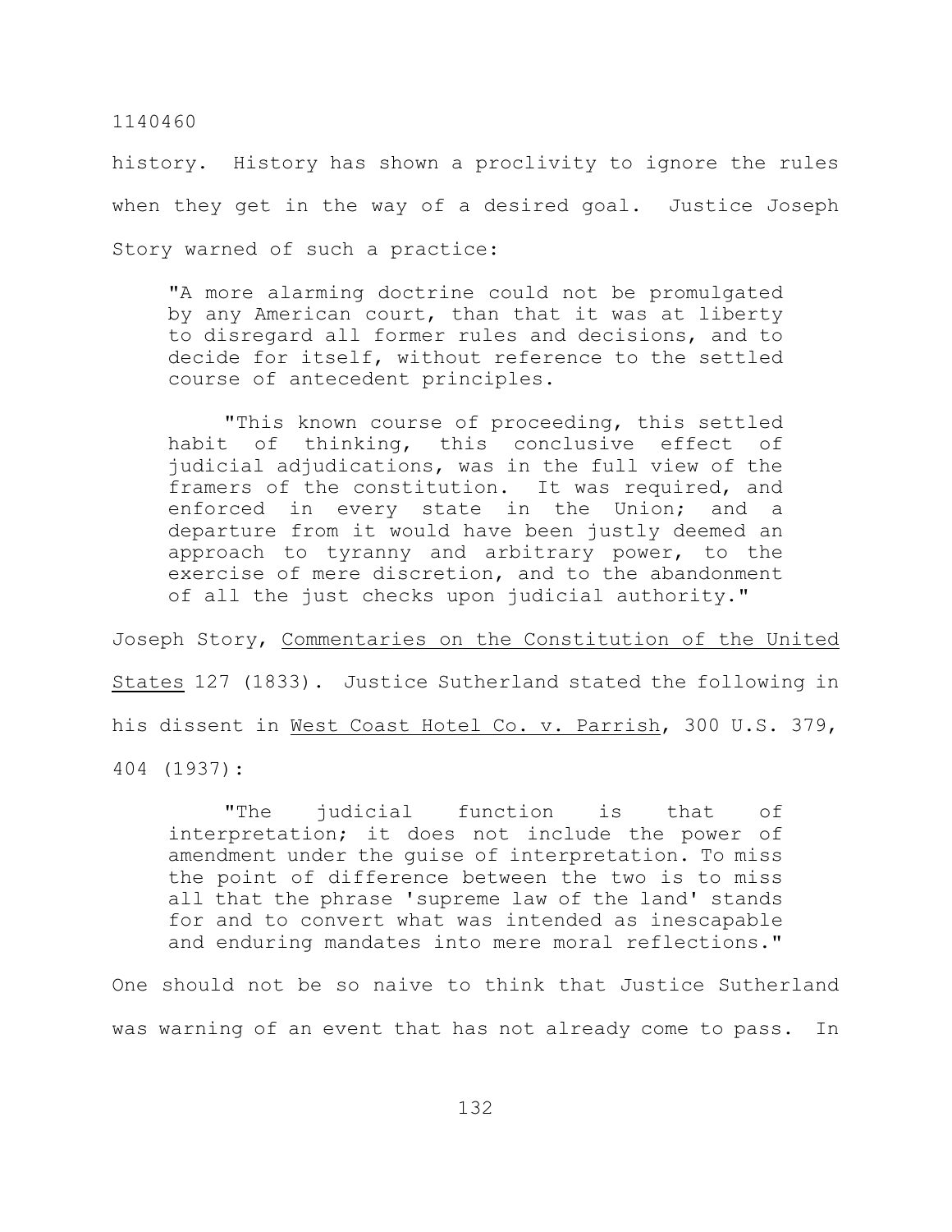history. History has shown a proclivity to ignore the rules when they get in the way of a desired goal. Justice Joseph Story warned of such a practice:

> "A more alarming doctrine could not be promulgated by any American court, than that it was at liberty to disregard all former rules and decisions, and to decide for itself, without reference to the settled course of antecedent principles.
>
> "This known course of proceeding, this settled habit of thinking, this conclusive effect of judicial adjudications, was in the full view of the framers of the constitution. It was required, and enforced in every state in the Union; and a departure from it would have been justly deemed an approach to tyranny and arbitrary power, to the exercise of mere discretion, and to the abandonment of all the just checks upon judicial authority."

Joseph Story, Commentaries on the Constitution of the United States 127 (1833). Justice Sutherland stated the following in his dissent in West Coast Hotel Co. v. Parrish, 300 U.S. 379, 404 (1937):

> "The judicial function is that of interpretation; it does not include the power of amendment under the guise of interpretation. To miss the point of difference between the two is to miss all that the phrase 'supreme law of the land' stands for and to convert what was intended as inescapable and enduring mandates into mere moral reflections."

One should not be so naive to think that Justice Sutherland was warning of an event that has not already come to pass. In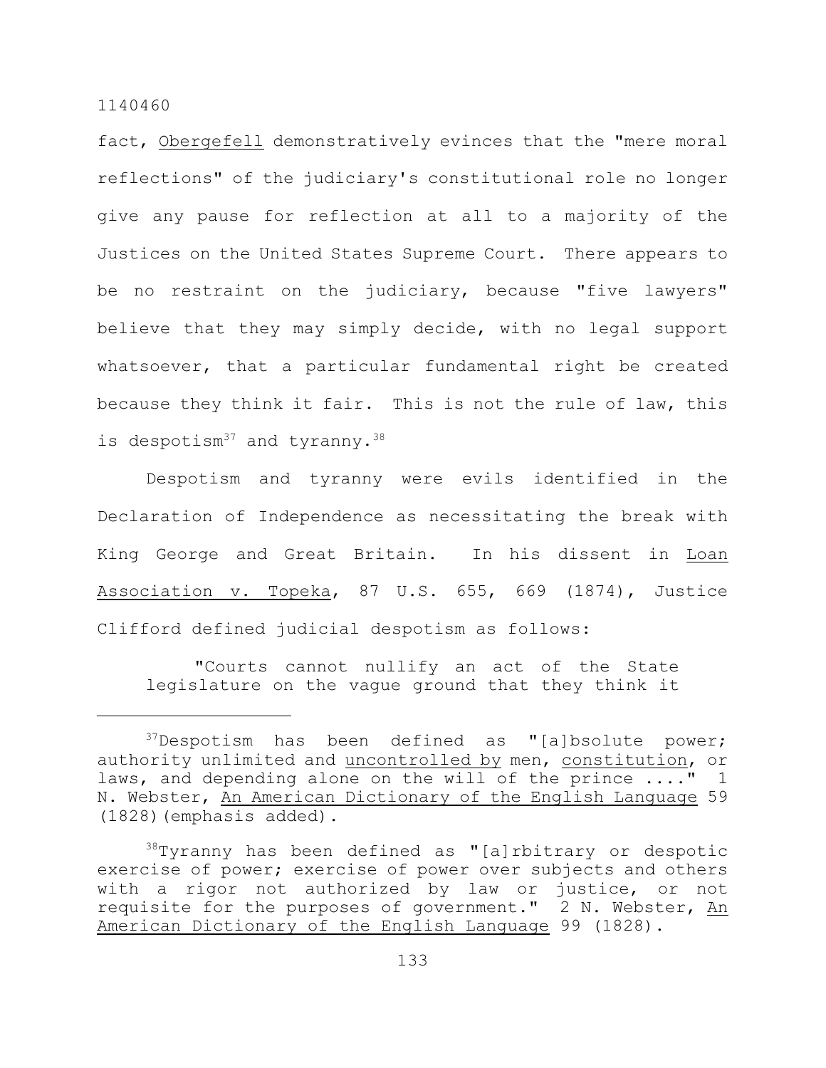fact, _Obergefell_ demonstratively evinces that the "mere moral reflections" of the judiciary's constitutional role no longer give any pause for reflection at all to a majority of the Justices on the United States Supreme Court. There appears to be no restraint on the judiciary, because "five lawyers" believe that they may simply decide, with no legal support whatsoever, that a particular fundamental right be created because they think it fair. This is not the rule of law, this is despotism[37] and tyranny.[38]

Despotism and tyranny were evils identified in the Declaration of Independence as necessitating the break with King George and Great Britain. In his dissent in _Loan Association v. Topeka_, 87 U.S. 655, 669 (1874), Justice Clifford defined judicial despotism as follows:

> "Courts cannot nullify an act of the State legislature on the vague ground that they think it

---

[37]Despotism has been defined as "[a]bsolute power; authority unlimited and _uncontrolled by_ men, _constitution_, or laws, and depending alone on the will of the prince ...." 1 N. Webster, _An American Dictionary of the English Language_ 59 (1828)(emphasis added).

[38]Tyranny has been defined as "[a]rbitrary or despotic exercise of power; exercise of power over subjects and others with a rigor not authorized by law or justice, or not requisite for the purposes of government." 2 N. Webster, _An American Dictionary of the English Language_ 99 (1828).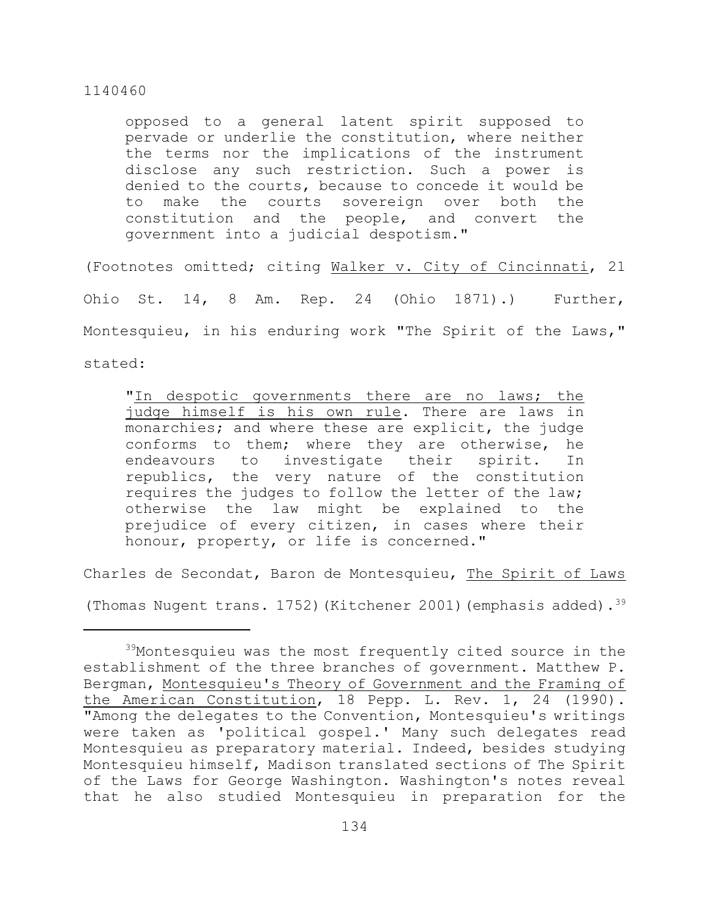> opposed to a general latent spirit supposed to pervade or underlie the constitution, where neither the terms nor the implications of the instrument disclose any such restriction. Such a power is denied to the courts, because to concede it would be to make the courts sovereign over both the constitution and the people, and convert the government into a judicial despotism."

(Footnotes omitted; citing Walker v. City of Cincinnati, 21 Ohio St. 14, 8 Am. Rep. 24 (Ohio 1871).) Further, Montesquieu, in his enduring work "The Spirit of the Laws," stated:

> "In despotic governments there are no laws; the judge himself is his own rule. There are laws in monarchies; and where these are explicit, the judge conforms to them; where they are otherwise, he endeavours to investigate their spirit. In republics, the very nature of the constitution requires the judges to follow the letter of the law; otherwise the law might be explained to the prejudice of every citizen, in cases where their honour, property, or life is concerned."

Charles de Secondat, Baron de Montesquieu, The Spirit of Laws (Thomas Nugent trans. 1752)(Kitchener 2001)(emphasis added).[39]

---

[39]Montesquieu was the most frequently cited source in the establishment of the three branches of government. Matthew P. Bergman, Montesquieu's Theory of Government and the Framing of the American Constitution, 18 Pepp. L. Rev. 1, 24 (1990). "Among the delegates to the Convention, Montesquieu's writings were taken as 'political gospel.' Many such delegates read Montesquieu as preparatory material. Indeed, besides studying Montesquieu himself, Madison translated sections of The Spirit of the Laws for George Washington. Washington's notes reveal that he also studied Montesquieu in preparation for the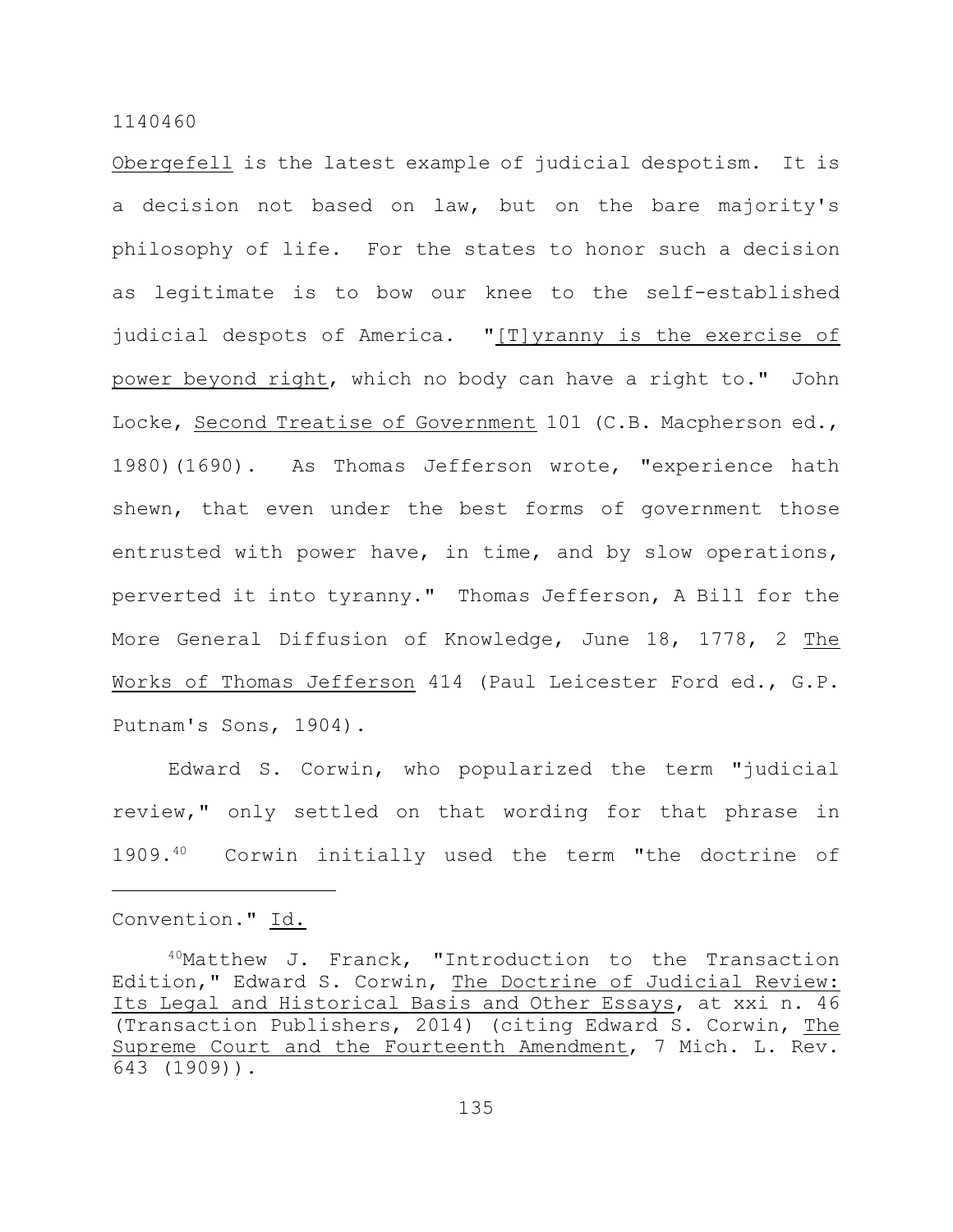_Obergefell_ is the latest example of judicial despotism. It is a decision not based on law, but on the bare majority's philosophy of life. For the states to honor such a decision as legitimate is to bow our knee to the self-established judicial despots of America. "_[T]yranny is the exercise of power beyond right_, which no body can have a right to." John Locke, _Second Treatise of Government_ 101 (C.B. Macpherson ed., 1980)(1690). As Thomas Jefferson wrote, "experience hath shewn, that even under the best forms of government those entrusted with power have, in time, and by slow operations, perverted it into tyranny." Thomas Jefferson, A Bill for the More General Diffusion of Knowledge, June 18, 1778, 2 _The Works of Thomas Jefferson_ 414 (Paul Leicester Ford ed., G.P. Putnam's Sons, 1904).

Edward S. Corwin, who popularized the term "judicial review," only settled on that wording for that phrase in 1909.[40] Corwin initially used the term "the doctrine of

---

Convention." _Id._

[40]Matthew J. Franck, "Introduction to the Transaction Edition," Edward S. Corwin, _The Doctrine of Judicial Review: Its Legal and Historical Basis and Other Essays_, at xxi n. 46 (Transaction Publishers, 2014) (citing Edward S. Corwin, _The Supreme Court and the Fourteenth Amendment_, 7 Mich. L. Rev. 643 (1909)).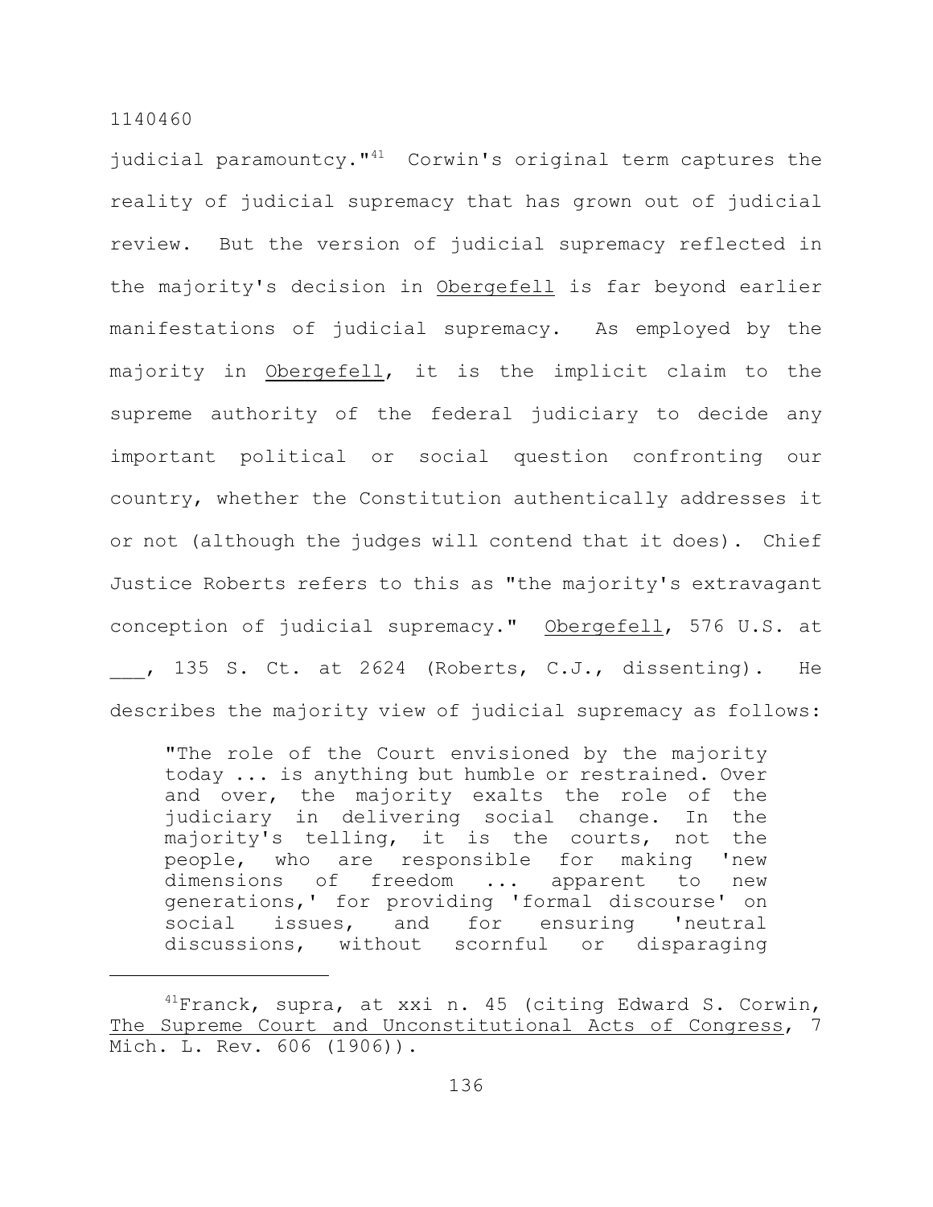judicial paramountcy."[41] Corwin's original term captures the reality of judicial supremacy that has grown out of judicial review. But the version of judicial supremacy reflected in the majority's decision in Obergefell is far beyond earlier manifestations of judicial supremacy. As employed by the majority in Obergefell, it is the implicit claim to the supreme authority of the federal judiciary to decide any important political or social question confronting our country, whether the Constitution authentically addresses it or not (although the judges will contend that it does). Chief Justice Roberts refers to this as "the majority's extravagant conception of judicial supremacy." Obergefell, 576 U.S. at ___, 135 S. Ct. at 2624 (Roberts, C.J., dissenting). He describes the majority view of judicial supremacy as follows:

> "The role of the Court envisioned by the majority today ... is anything but humble or restrained. Over and over, the majority exalts the role of the judiciary in delivering social change. In the majority's telling, it is the courts, not the people, who are responsible for making 'new dimensions of freedom ... apparent to new generations,' for providing 'formal discourse' on social issues, and for ensuring 'neutral discussions, without scornful or disparaging

---

[41] Franck, supra, at xxi n. 45 (citing Edward S. Corwin, The Supreme Court and Unconstitutional Acts of Congress, 7 Mich. L. Rev. 606 (1906)).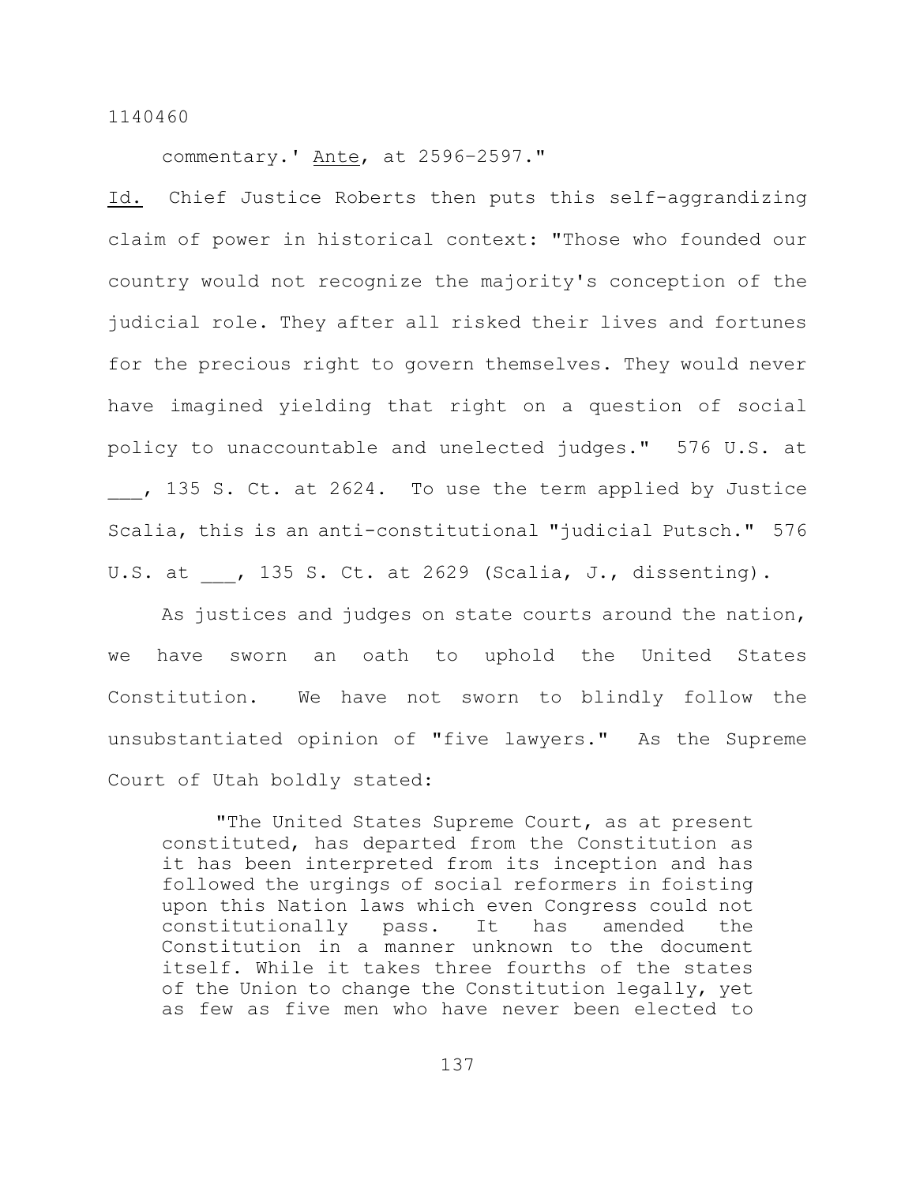commentary.' _Ante_, at 2596–2597."

_Id._ Chief Justice Roberts then puts this self-aggrandizing claim of power in historical context: "Those who founded our country would not recognize the majority's conception of the judicial role. They after all risked their lives and fortunes for the precious right to govern themselves. They would never have imagined yielding that right on a question of social policy to unaccountable and unelected judges." 576 U.S. at ___, 135 S. Ct. at 2624. To use the term applied by Justice Scalia, this is an anti-constitutional "judicial Putsch." 576 U.S. at ___, 135 S. Ct. at 2629 (Scalia, J., dissenting).

As justices and judges on state courts around the nation, we have sworn an oath to uphold the United States Constitution. We have not sworn to blindly follow the unsubstantiated opinion of "five lawyers." As the Supreme Court of Utah boldly stated:

> "The United States Supreme Court, as at present constituted, has departed from the Constitution as it has been interpreted from its inception and has followed the urgings of social reformers in foisting upon this Nation laws which even Congress could not constitutionally pass. It has amended the Constitution in a manner unknown to the document itself. While it takes three fourths of the states of the Union to change the Constitution legally, yet as few as five men who have never been elected to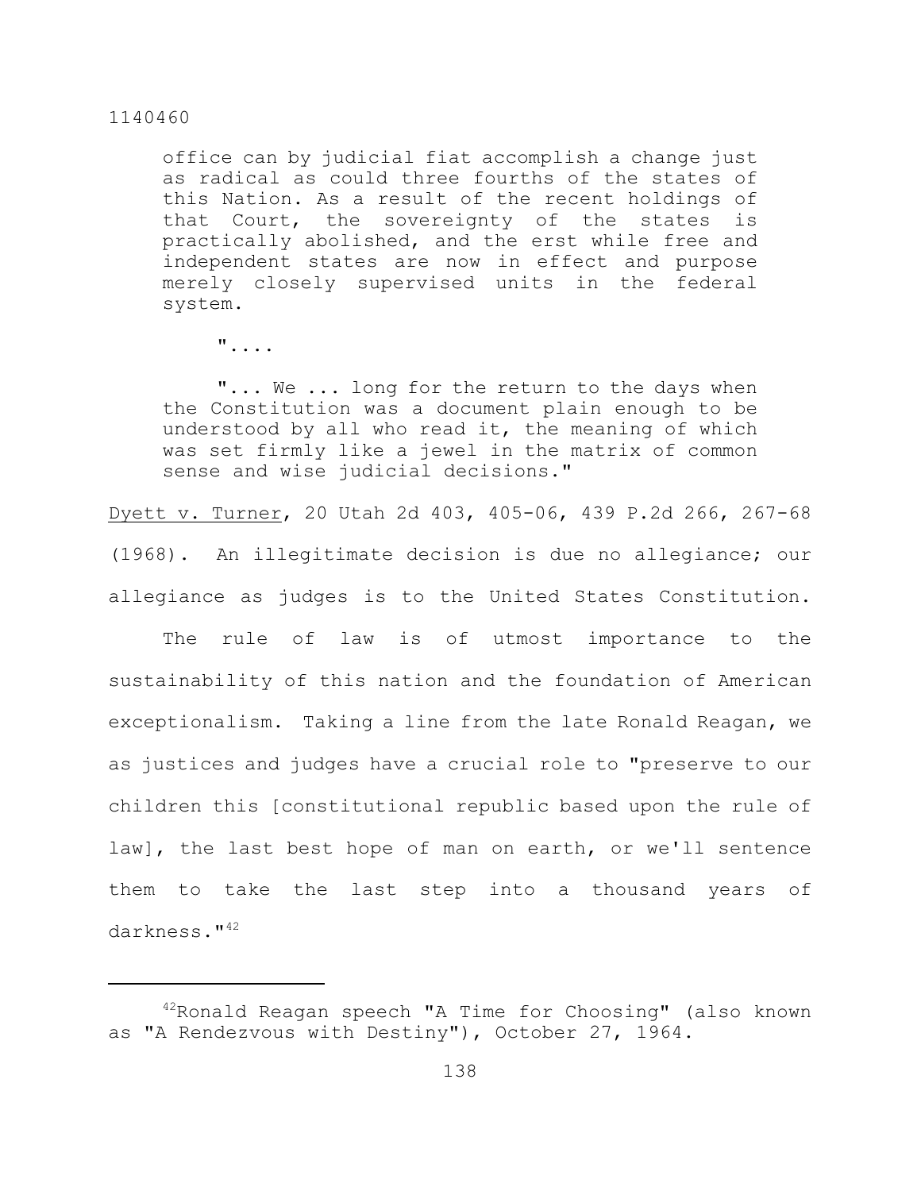> office can by judicial fiat accomplish a change just as radical as could three fourths of the states of this Nation. As a result of the recent holdings of that Court, the sovereignty of the states is practically abolished, and the erst while free and independent states are now in effect and purpose merely closely supervised units in the federal system.
>
> "....
>
> "... We ... long for the return to the days when the Constitution was a document plain enough to be understood by all who read it, the meaning of which was set firmly like a jewel in the matrix of common sense and wise judicial decisions."

Dyett v. Turner, 20 Utah 2d 403, 405-06, 439 P.2d 266, 267-68 (1968). An illegitimate decision is due no allegiance; our allegiance as judges is to the United States Constitution.

The rule of law is of utmost importance to the sustainability of this nation and the foundation of American exceptionalism. Taking a line from the late Ronald Reagan, we as justices and judges have a crucial role to "preserve to our children this [constitutional republic based upon the rule of law], the last best hope of man on earth, or we'll sentence them to take the last step into a thousand years of darkness."[42]

---

[42] Ronald Reagan speech "A Time for Choosing" (also known as "A Rendezvous with Destiny"), October 27, 1964.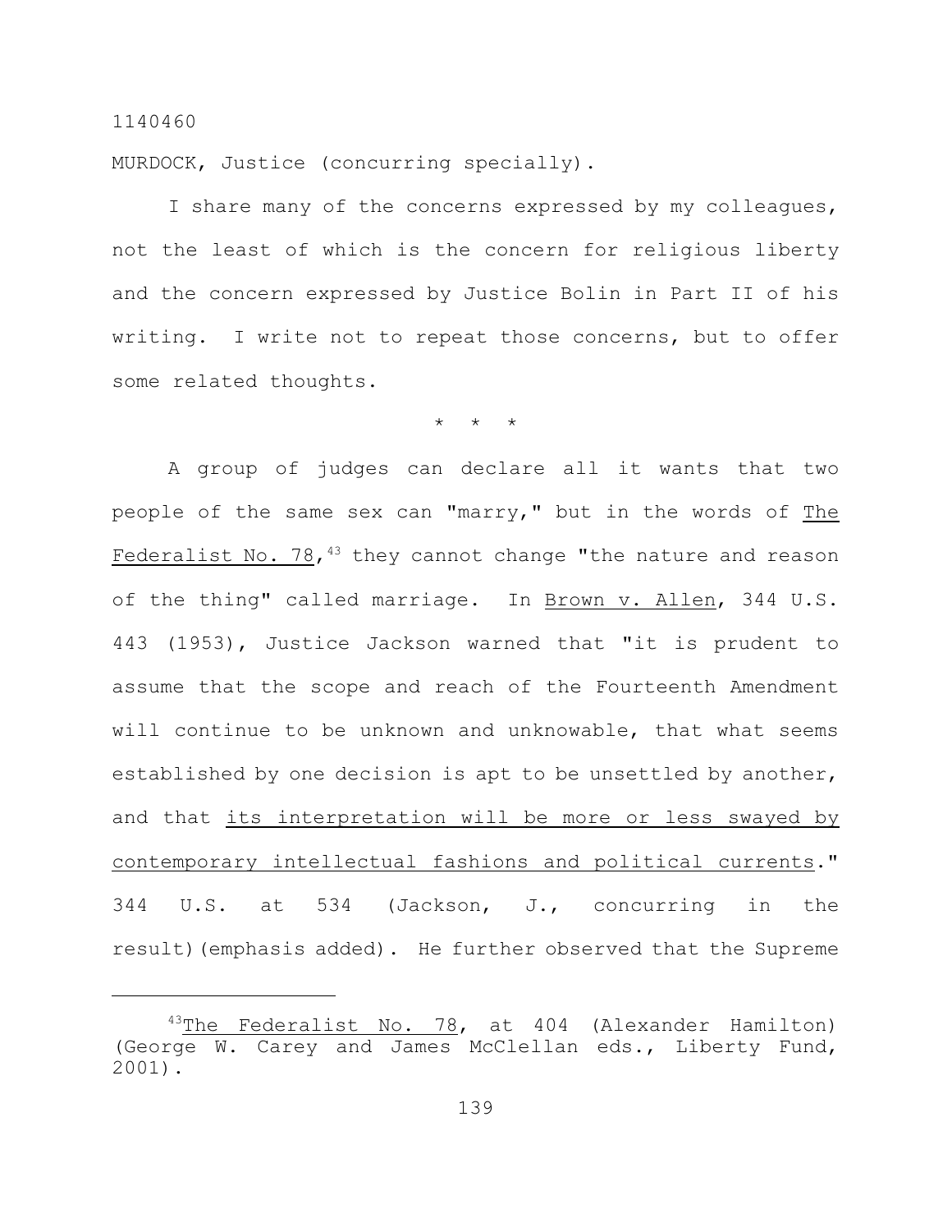MURDOCK, Justice (concurring specially).

I share many of the concerns expressed by my colleagues, not the least of which is the concern for religious liberty and the concern expressed by Justice Bolin in Part II of his writing. I write not to repeat those concerns, but to offer some related thoughts.

\* \* \*

A group of judges can declare all it wants that two people of the same sex can "marry," but in the words of The Federalist No. 78,[43] they cannot change "the nature and reason of the thing" called marriage. In Brown v. Allen, 344 U.S. 443 (1953), Justice Jackson warned that "it is prudent to assume that the scope and reach of the Fourteenth Amendment will continue to be unknown and unknowable, that what seems established by one decision is apt to be unsettled by another, and that its interpretation will be more or less swayed by contemporary intellectual fashions and political currents." 344 U.S. at 534 (Jackson, J., concurring in the result)(emphasis added). He further observed that the Supreme

---

[43] The Federalist No. 78, at 404 (Alexander Hamilton) (George W. Carey and James McClellan eds., Liberty Fund, 2001).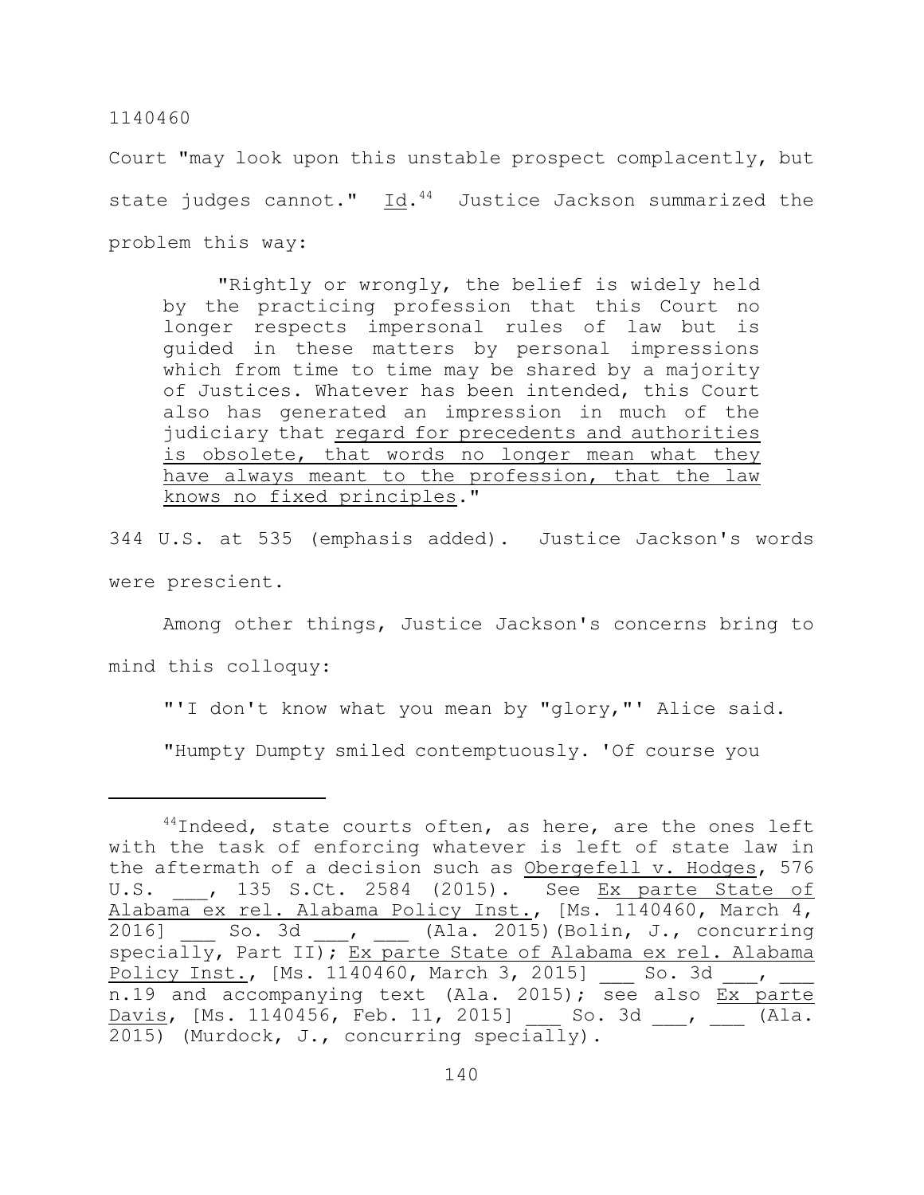Court "may look upon this unstable prospect complacently, but state judges cannot." Id.[44] Justice Jackson summarized the problem this way:

> "Rightly or wrongly, the belief is widely held by the practicing profession that this Court no longer respects impersonal rules of law but is guided in these matters by personal impressions which from time to time may be shared by a majority of Justices. Whatever has been intended, this Court also has generated an impression in much of the judiciary that regard for precedents and authorities is obsolete, that words no longer mean what they have always meant to the profession, that the law knows no fixed principles."

344 U.S. at 535 (emphasis added). Justice Jackson's words were prescient.

Among other things, Justice Jackson's concerns bring to mind this colloquy:

> "'I don't know what you mean by "glory,"' Alice said.
>
> "Humpty Dumpty smiled contemptuously. 'Of course you

---

[44] Indeed, state courts often, as here, are the ones left with the task of enforcing whatever is left of state law in the aftermath of a decision such as Obergefell v. Hodges, 576 U.S. \_\_\_, 135 S.Ct. 2584 (2015). See Ex parte State of Alabama ex rel. Alabama Policy Inst., [Ms. 1140460, March 4, 2016] \_\_\_ So. 3d \_\_\_, \_\_\_ (Ala. 2015)(Bolin, J., concurring specially, Part II); Ex parte State of Alabama ex rel. Alabama Policy Inst., [Ms. 1140460, March 3, 2015] \_\_\_ So. 3d \_\_\_, \_\_\_ n.19 and accompanying text (Ala. 2015); see also Ex parte Davis, [Ms. 1140456, Feb. 11, 2015] \_\_\_ So. 3d \_\_\_, \_\_\_ (Ala. 2015) (Murdock, J., concurring specially).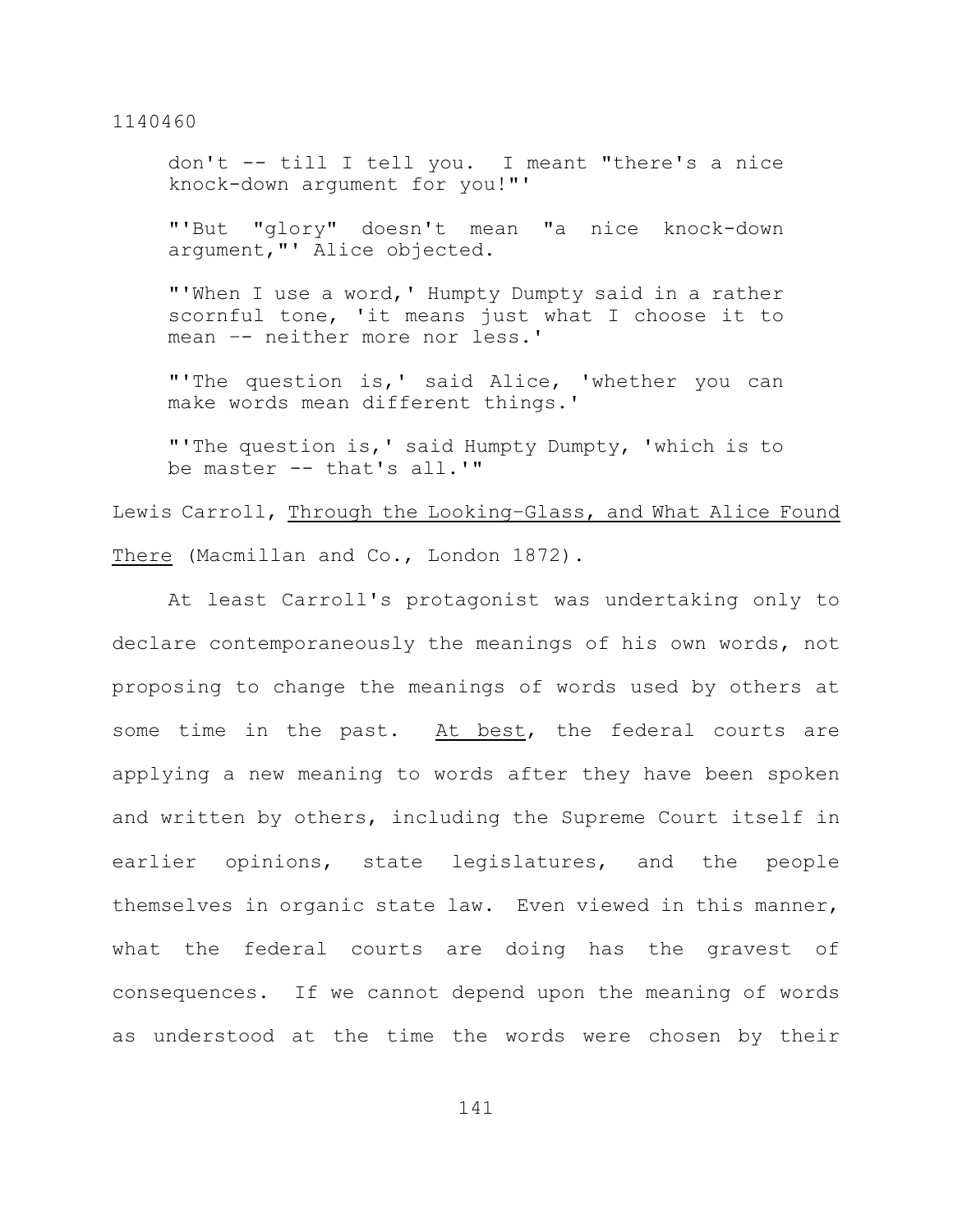> don't -- till I tell you. I meant "there's a nice knock-down argument for you!"'
>
> "'But "glory" doesn't mean "a nice knock-down argument,"' Alice objected.
>
> "'When I use a word,' Humpty Dumpty said in a rather scornful tone, 'it means just what I choose it to mean –- neither more nor less.'
>
> "'The question is,' said Alice, 'whether you can make words mean different things.'
>
> "'The question is,' said Humpty Dumpty, 'which is to be master -- that's all.'"

Lewis Carroll, <u>Through the Looking–Glass, and What Alice Found There</u> (Macmillan and Co., London 1872).

At least Carroll's protagonist was undertaking only to declare contemporaneously the meanings of his own words, not proposing to change the meanings of words used by others at some time in the past. <u>At best</u>, the federal courts are applying a new meaning to words after they have been spoken and written by others, including the Supreme Court itself in earlier opinions, state legislatures, and the people themselves in organic state law. Even viewed in this manner, what the federal courts are doing has the gravest of consequences. If we cannot depend upon the meaning of words as understood at the time the words were chosen by their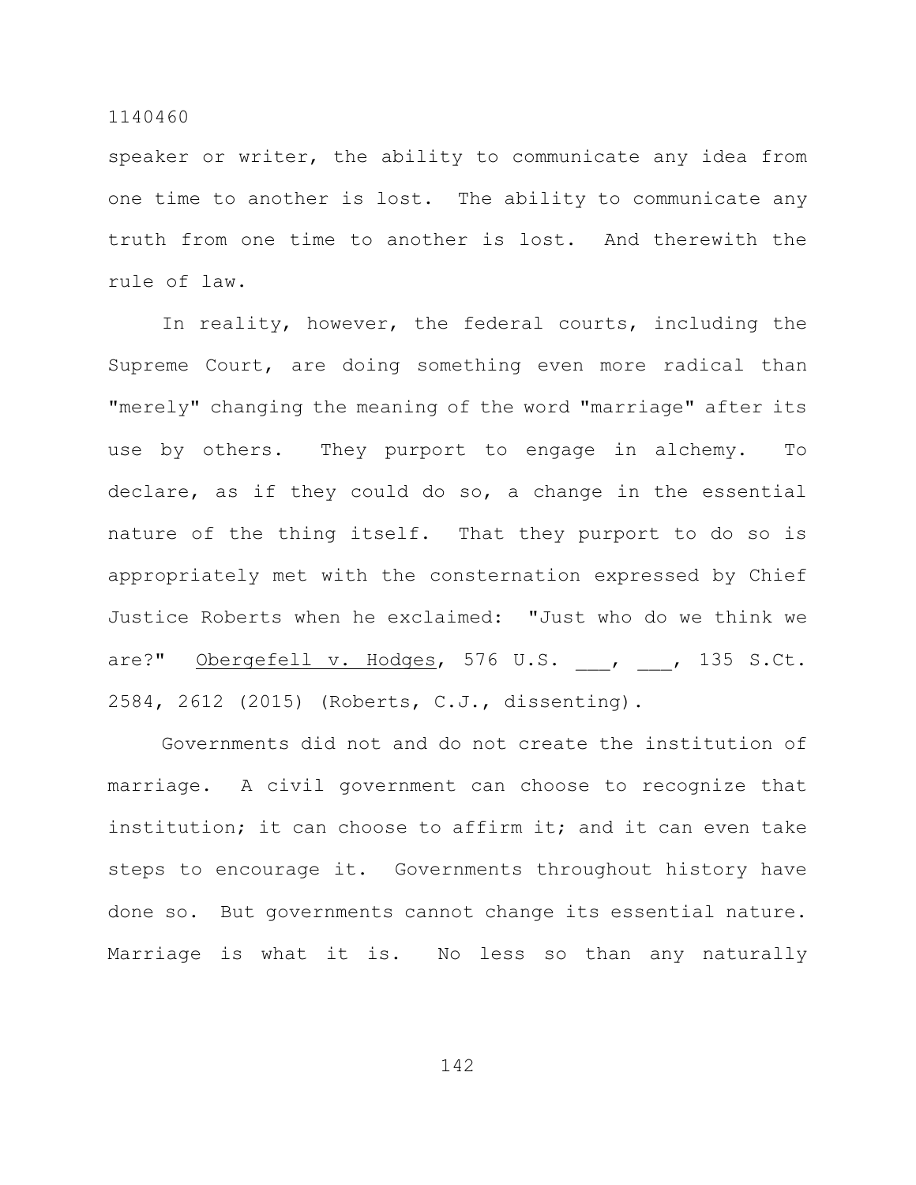speaker or writer, the ability to communicate any idea from one time to another is lost. The ability to communicate any truth from one time to another is lost. And therewith the rule of law.

In reality, however, the federal courts, including the Supreme Court, are doing something even more radical than "merely" changing the meaning of the word "marriage" after its use by others. They purport to engage in alchemy. To declare, as if they could do so, a change in the essential nature of the thing itself. That they purport to do so is appropriately met with the consternation expressed by Chief Justice Roberts when he exclaimed: "Just who do we think we are?" Obergefell v. Hodges, 576 U.S. ___, ___, 135 S.Ct. 2584, 2612 (2015) (Roberts, C.J., dissenting).

Governments did not and do not create the institution of marriage. A civil government can choose to recognize that institution; it can choose to affirm it; and it can even take steps to encourage it. Governments throughout history have done so. But governments cannot change its essential nature. Marriage is what it is. No less so than any naturally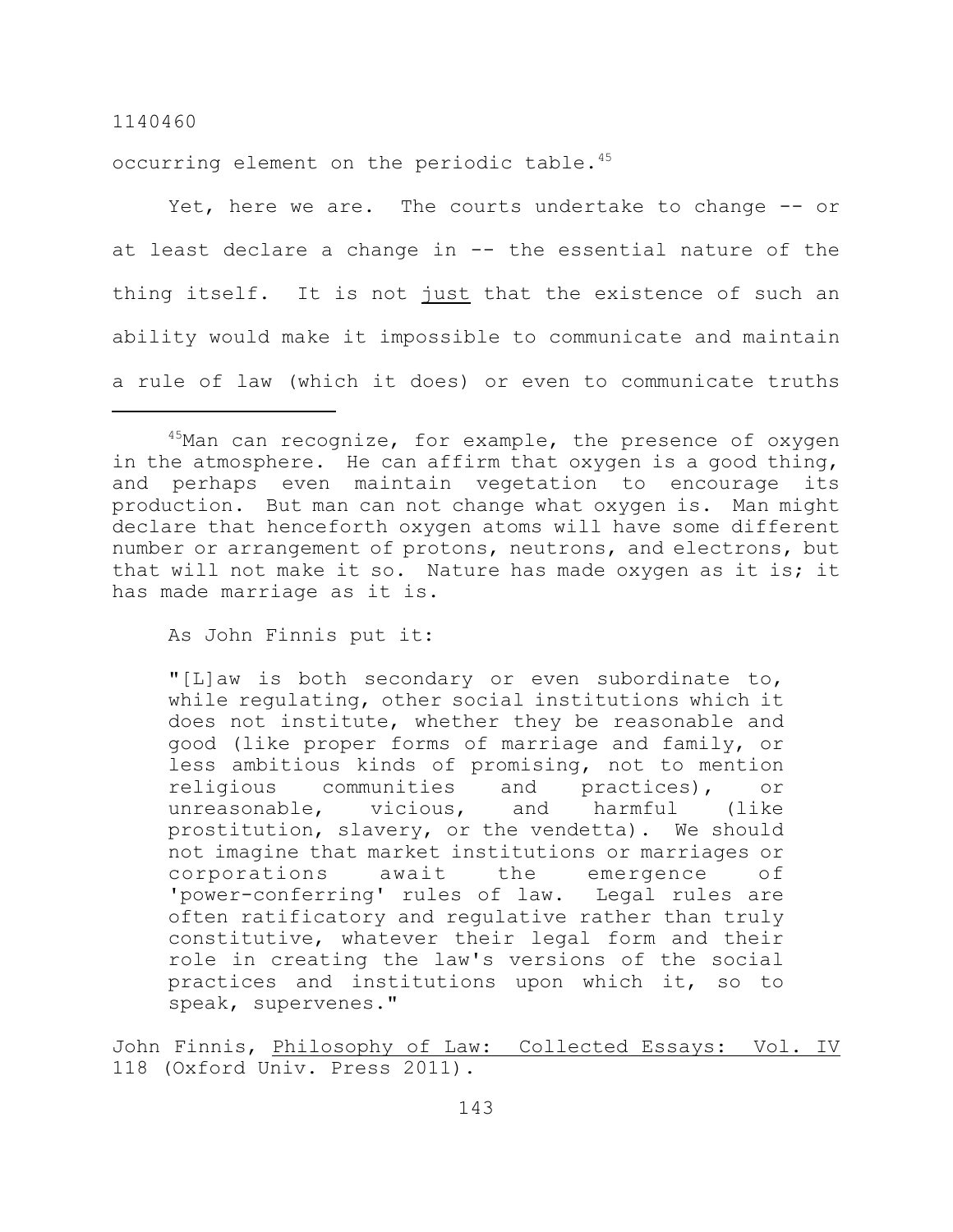occurring element on the periodic table.[45]

Yet, here we are. The courts undertake to change -- or at least declare a change in -- the essential nature of the thing itself. It is not _just_ that the existence of such an ability would make it impossible to communicate and maintain a rule of law (which it does) or even to communicate truths

---

[45]Man can recognize, for example, the presence of oxygen in the atmosphere. He can affirm that oxygen is a good thing, and perhaps even maintain vegetation to encourage its production. But man can not change what oxygen is. Man might declare that henceforth oxygen atoms will have some different number or arrangement of protons, neutrons, and electrons, but that will not make it so. Nature has made oxygen as it is; it has made marriage as it is.

As John Finnis put it:

> "[L]aw is both secondary or even subordinate to, while regulating, other social institutions which it does not institute, whether they be reasonable and good (like proper forms of marriage and family, or less ambitious kinds of promising, not to mention religious communities and practices), or unreasonable, vicious, and harmful (like prostitution, slavery, or the vendetta). We should not imagine that market institutions or marriages or corporations await the emergence of 'power-conferring' rules of law. Legal rules are often ratificatory and regulative rather than truly constitutive, whatever their legal form and their role in creating the law's versions of the social practices and institutions upon which it, so to speak, supervenes."

John Finnis, _Philosophy of Law: Collected Essays: Vol. IV_ 118 (Oxford Univ. Press 2011).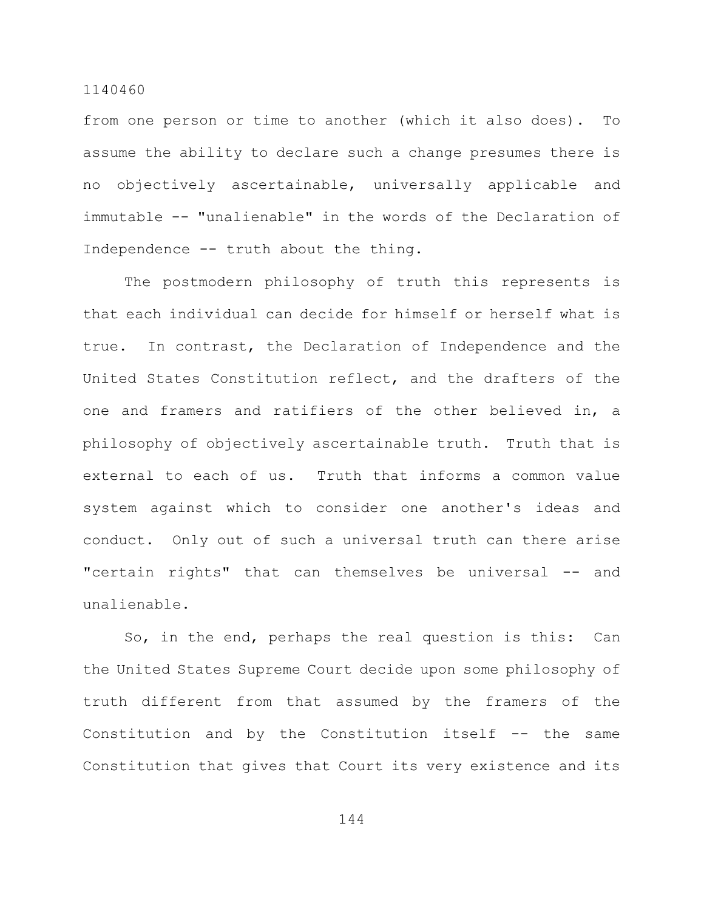from one person or time to another (which it also does). To assume the ability to declare such a change presumes there is no objectively ascertainable, universally applicable and immutable -- "unalienable" in the words of the Declaration of Independence -- truth about the thing.

The postmodern philosophy of truth this represents is that each individual can decide for himself or herself what is true. In contrast, the Declaration of Independence and the United States Constitution reflect, and the drafters of the one and framers and ratifiers of the other believed in, a philosophy of objectively ascertainable truth. Truth that is external to each of us. Truth that informs a common value system against which to consider one another's ideas and conduct. Only out of such a universal truth can there arise "certain rights" that can themselves be universal -- and unalienable.

So, in the end, perhaps the real question is this: Can the United States Supreme Court decide upon some philosophy of truth different from that assumed by the framers of the Constitution and by the Constitution itself -- the same Constitution that gives that Court its very existence and its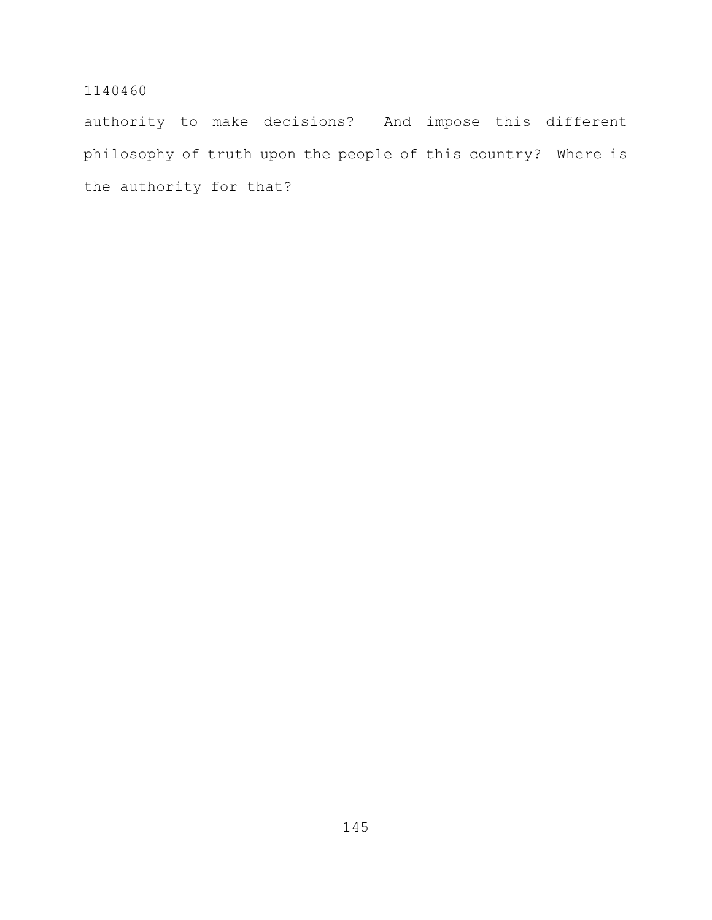authority to make decisions? And impose this different philosophy of truth upon the people of this country? Where is the authority for that?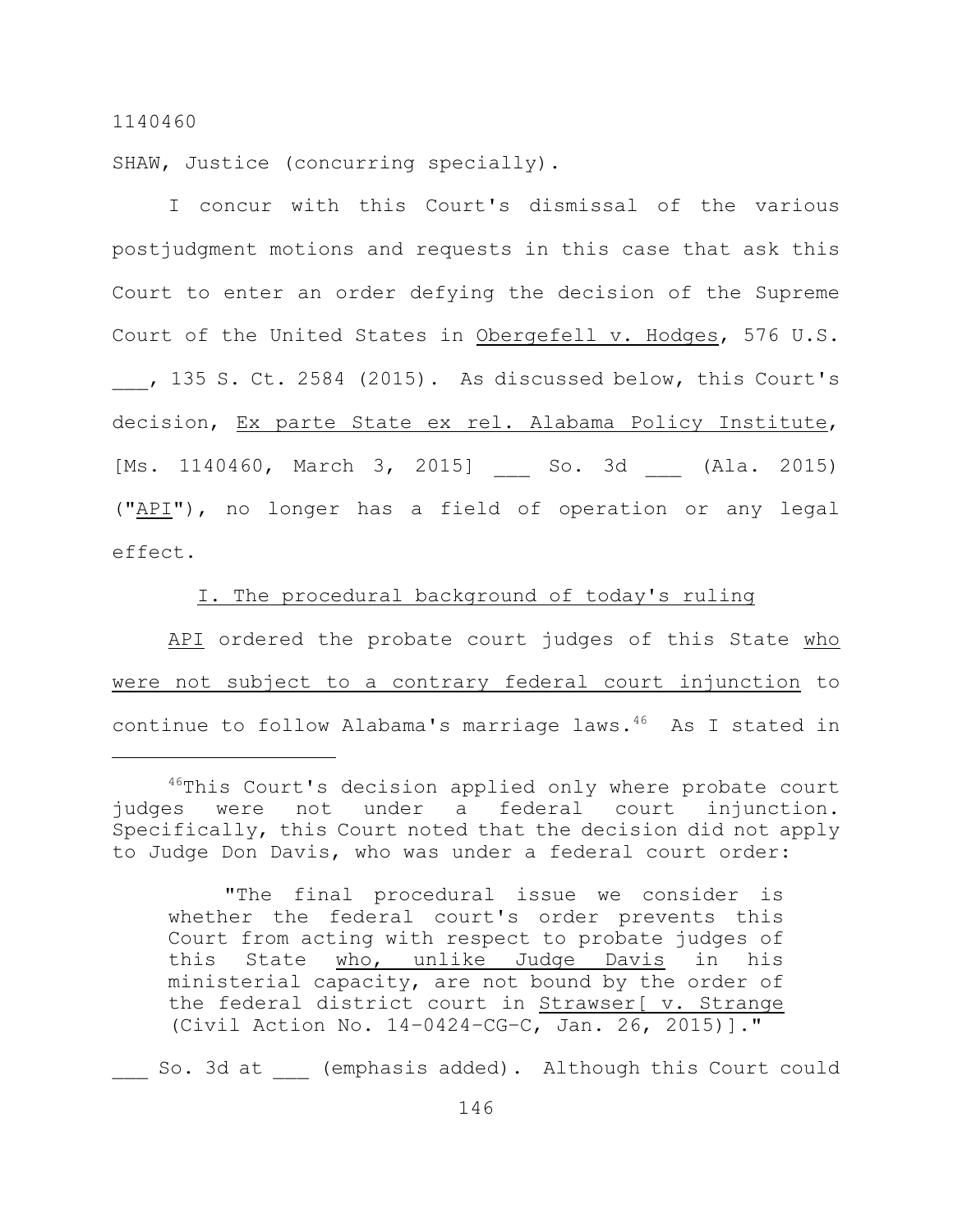1140460

SHAW, Justice (concurring specially).

I concur with this Court's dismissal of the various postjudgment motions and requests in this case that ask this Court to enter an order defying the decision of the Supreme Court of the United States in Obergefell v. Hodges, 576 U.S. ___, 135 S. Ct. 2584 (2015). As discussed below, this Court's decision, Ex parte State ex rel. Alabama Policy Institute, [Ms. 1140460, March 3, 2015] ___ So. 3d ___ (Ala. 2015) ("API"), no longer has a field of operation or any legal effect.

I. The procedural background of today's ruling

API ordered the probate court judges of this State who were not subject to a contrary federal court injunction to continue to follow Alabama's marriage laws.[46] As I stated in

---

[46]This Court's decision applied only where probate court judges were not under a federal court injunction. Specifically, this Court noted that the decision did not apply to Judge Don Davis, who was under a federal court order:

> "The final procedural issue we consider is whether the federal court's order prevents this Court from acting with respect to probate judges of this State who, unlike Judge Davis in his ministerial capacity, are not bound by the order of the federal district court in Strawser[ v. Strange (Civil Action No. 14-0424-CG-C, Jan. 26, 2015)]."

___ So. 3d at ___ (emphasis added). Although this Court could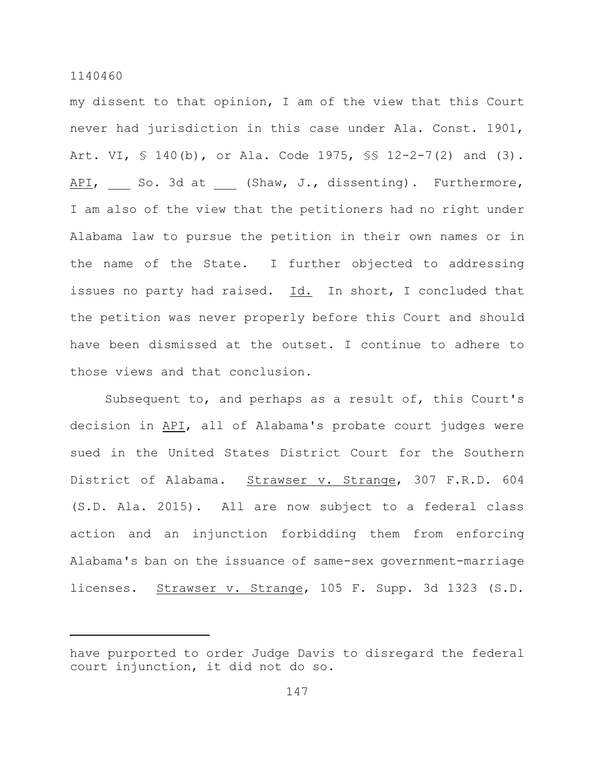my dissent to that opinion, I am of the view that this Court never had jurisdiction in this case under Ala. Const. 1901, Art. VI, § 140(b), or Ala. Code 1975, §§ 12-2-7(2) and (3). API, ___ So. 3d at ___ (Shaw, J., dissenting). Furthermore, I am also of the view that the petitioners had no right under Alabama law to pursue the petition in their own names or in the name of the State. I further objected to addressing issues no party had raised. Id. In short, I concluded that the petition was never properly before this Court and should have been dismissed at the outset. I continue to adhere to those views and that conclusion.

Subsequent to, and perhaps as a result of, this Court's decision in API, all of Alabama's probate court judges were sued in the United States District Court for the Southern District of Alabama. Strawser v. Strange, 307 F.R.D. 604 (S.D. Ala. 2015). All are now subject to a federal class action and an injunction forbidding them from enforcing Alabama's ban on the issuance of same-sex government-marriage licenses. Strawser v. Strange, 105 F. Supp. 3d 1323 (S.D.

---

have purported to order Judge Davis to disregard the federal court injunction, it did not do so.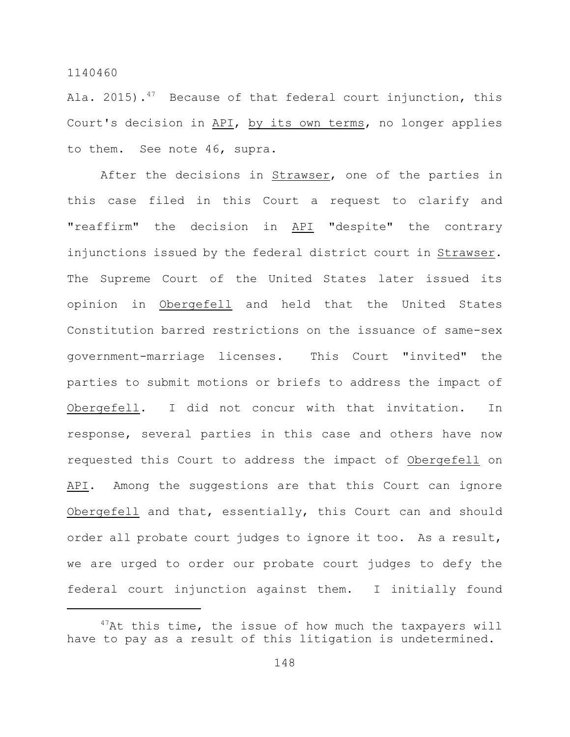Ala. 2015).[47] Because of that federal court injunction, this Court's decision in API, by its own terms, no longer applies to them. See note 46, supra.

After the decisions in Strawser, one of the parties in this case filed in this Court a request to clarify and "reaffirm" the decision in API "despite" the contrary injunctions issued by the federal district court in Strawser. The Supreme Court of the United States later issued its opinion in Obergefell and held that the United States Constitution barred restrictions on the issuance of same-sex government-marriage licenses. This Court "invited" the parties to submit motions or briefs to address the impact of Obergefell. I did not concur with that invitation. In response, several parties in this case and others have now requested this Court to address the impact of Obergefell on API. Among the suggestions are that this Court can ignore Obergefell and that, essentially, this Court can and should order all probate court judges to ignore it too. As a result, we are urged to order our probate court judges to defy the federal court injunction against them. I initially found

---

[47] At this time, the issue of how much the taxpayers will have to pay as a result of this litigation is undetermined.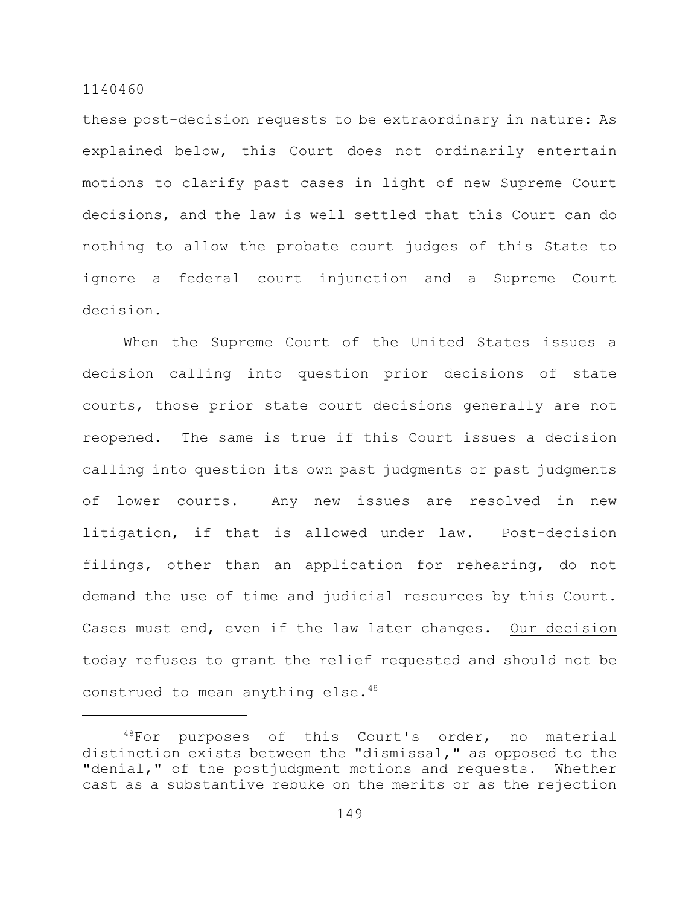these post-decision requests to be extraordinary in nature: As explained below, this Court does not ordinarily entertain motions to clarify past cases in light of new Supreme Court decisions, and the law is well settled that this Court can do nothing to allow the probate court judges of this State to ignore a federal court injunction and a Supreme Court decision.

When the Supreme Court of the United States issues a decision calling into question prior decisions of state courts, those prior state court decisions generally are not reopened. The same is true if this Court issues a decision calling into question its own past judgments or past judgments of lower courts. Any new issues are resolved in new litigation, if that is allowed under law. Post-decision filings, other than an application for rehearing, do not demand the use of time and judicial resources by this Court. Cases must end, even if the law later changes. <u>Our decision today refuses to grant the relief requested and should not be construed to mean anything else</u>.[48]

---

[48]For purposes of this Court's order, no material distinction exists between the "dismissal," as opposed to the "denial," of the postjudgment motions and requests. Whether cast as a substantive rebuke on the merits or as the rejection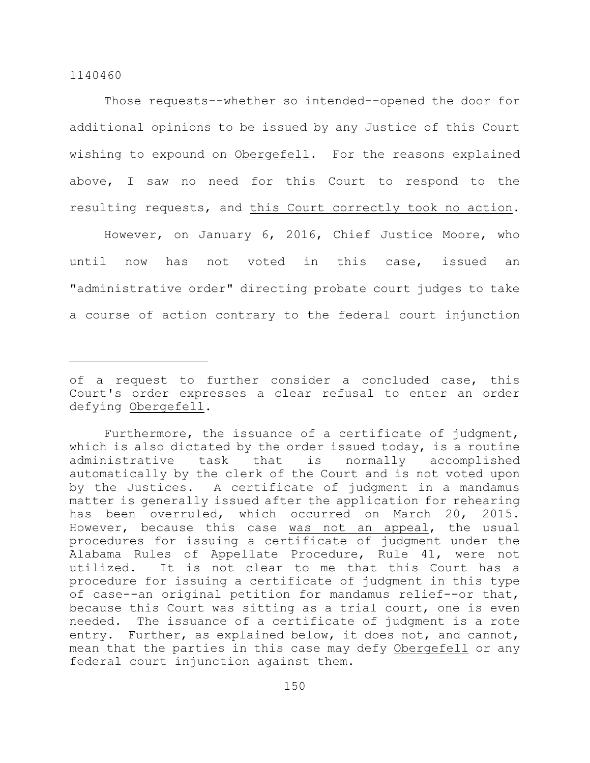Those requests--whether so intended--opened the door for additional opinions to be issued by any Justice of this Court wishing to expound on Obergefell. For the reasons explained above, I saw no need for this Court to respond to the resulting requests, and this Court correctly took no action.

However, on January 6, 2016, Chief Justice Moore, who until now has not voted in this case, issued an "administrative order" directing probate court judges to take a course of action contrary to the federal court injunction

---

of a request to further consider a concluded case, this Court's order expresses a clear refusal to enter an order defying Obergefell.

Furthermore, the issuance of a certificate of judgment, which is also dictated by the order issued today, is a routine administrative task that is normally accomplished automatically by the clerk of the Court and is not voted upon by the Justices. A certificate of judgment in a mandamus matter is generally issued after the application for rehearing has been overruled, which occurred on March 20, 2015. However, because this case was not an appeal, the usual procedures for issuing a certificate of judgment under the Alabama Rules of Appellate Procedure, Rule 41, were not utilized. It is not clear to me that this Court has a procedure for issuing a certificate of judgment in this type of case--an original petition for mandamus relief--or that, because this Court was sitting as a trial court, one is even needed. The issuance of a certificate of judgment is a rote entry. Further, as explained below, it does not, and cannot, mean that the parties in this case may defy Obergefell or any federal court injunction against them.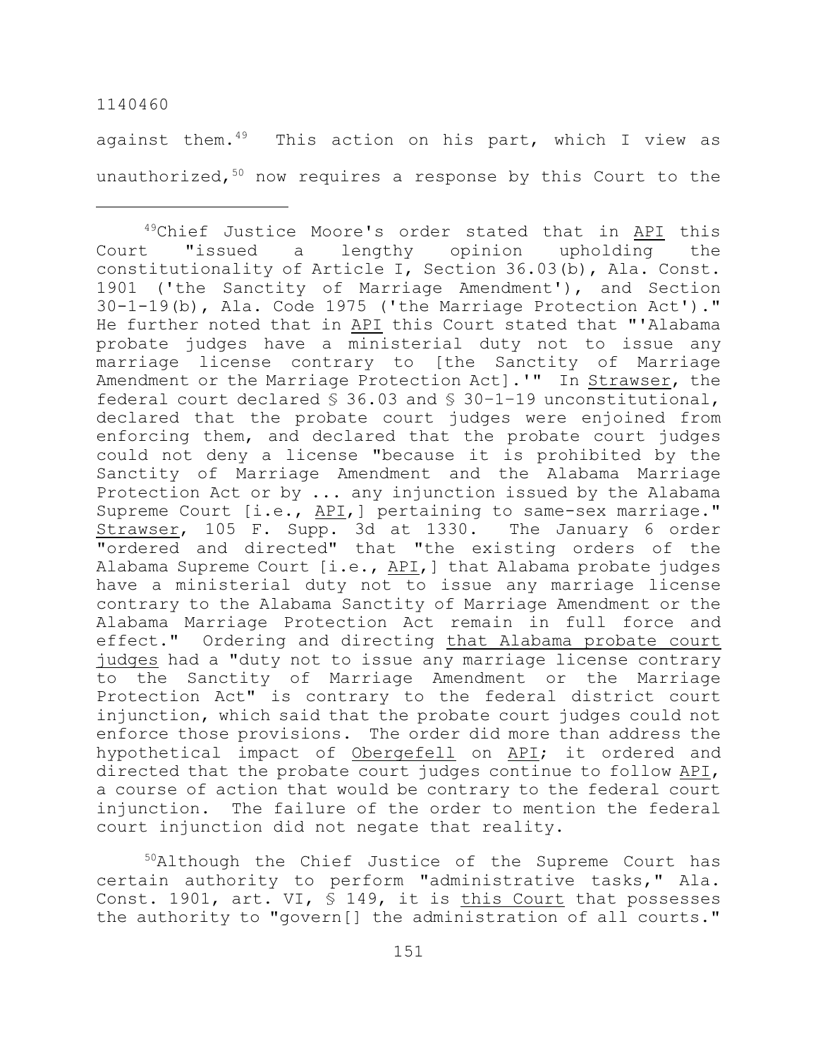against them.[49] This action on his part, which I view as unauthorized,[50] now requires a response by this Court to the

---

[49]Chief Justice Moore's order stated that in API this Court "issued a lengthy opinion upholding the constitutionality of Article I, Section 36.03(b), Ala. Const. 1901 ('the Sanctity of Marriage Amendment'), and Section 30-1-19(b), Ala. Code 1975 ('the Marriage Protection Act')." He further noted that in API this Court stated that "'Alabama probate judges have a ministerial duty not to issue any marriage license contrary to [the Sanctity of Marriage Amendment or the Marriage Protection Act].'" In Strawser, the federal court declared § 36.03 and § 30-1-19 unconstitutional, declared that the probate court judges were enjoined from enforcing them, and declared that the probate court judges could not deny a license "because it is prohibited by the Sanctity of Marriage Amendment and the Alabama Marriage Protection Act or by ... any injunction issued by the Alabama Supreme Court [i.e., API,] pertaining to same-sex marriage." Strawser, 105 F. Supp. 3d at 1330. The January 6 order "ordered and directed" that "the existing orders of the Alabama Supreme Court [i.e., API,] that Alabama probate judges have a ministerial duty not to issue any marriage license contrary to the Alabama Sanctity of Marriage Amendment or the Alabama Marriage Protection Act remain in full force and effect." Ordering and directing that Alabama probate court judges had a "duty not to issue any marriage license contrary to the Sanctity of Marriage Amendment or the Marriage Protection Act" is contrary to the federal district court injunction, which said that the probate court judges could not enforce those provisions. The order did more than address the hypothetical impact of Obergefell on API; it ordered and directed that the probate court judges continue to follow API, a course of action that would be contrary to the federal court injunction. The failure of the order to mention the federal court injunction did not negate that reality.

[50]Although the Chief Justice of the Supreme Court has certain authority to perform "administrative tasks," Ala. Const. 1901, art. VI, § 149, it is this Court that possesses the authority to "govern[] the administration of all courts."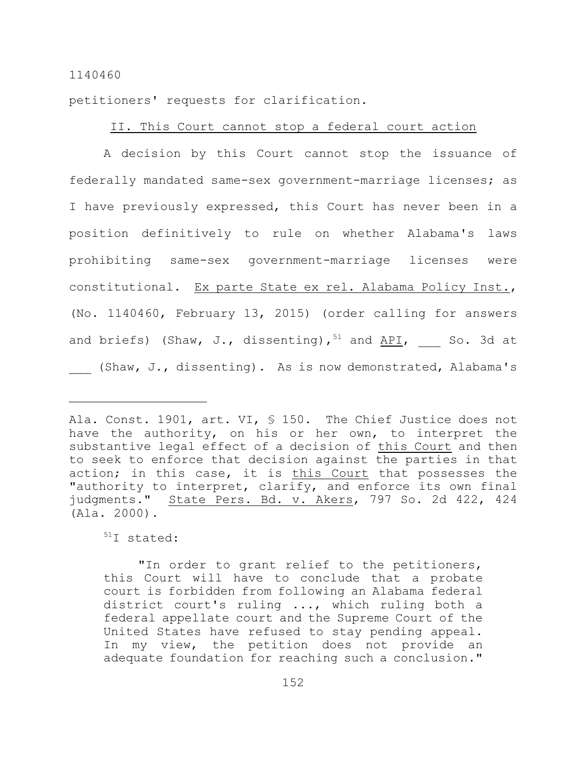petitioners' requests for clarification.

II. This Court cannot stop a federal court action

A decision by this Court cannot stop the issuance of federally mandated same-sex government-marriage licenses; as I have previously expressed, this Court has never been in a position definitively to rule on whether Alabama's laws prohibiting same-sex government-marriage licenses were constitutional. Ex parte State ex rel. Alabama Policy Inst., (No. 1140460, February 13, 2015) (order calling for answers and briefs) (Shaw, J., dissenting),[51] and API, ___ So. 3d at ___ (Shaw, J., dissenting). As is now demonstrated, Alabama's

---

Ala. Const. 1901, art. VI, § 150. The Chief Justice does not have the authority, on his or her own, to interpret the substantive legal effect of a decision of this Court and then to seek to enforce that decision against the parties in that action; in this case, it is this Court that possesses the "authority to interpret, clarify, and enforce its own final judgments." State Pers. Bd. v. Akers, 797 So. 2d 422, 424 (Ala. 2000).

[51]I stated:

> "In order to grant relief to the petitioners, this Court will have to conclude that a probate court is forbidden from following an Alabama federal district court's ruling ..., which ruling both a federal appellate court and the Supreme Court of the United States have refused to stay pending appeal. In my view, the petition does not provide an adequate foundation for reaching such a conclusion."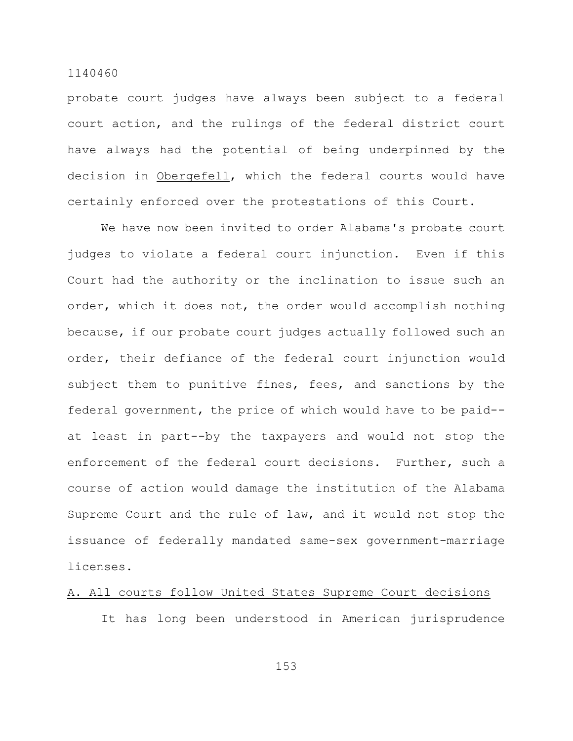probate court judges have always been subject to a federal court action, and the rulings of the federal district court have always had the potential of being underpinned by the decision in Obergefell, which the federal courts would have certainly enforced over the protestations of this Court.

We have now been invited to order Alabama's probate court judges to violate a federal court injunction. Even if this Court had the authority or the inclination to issue such an order, which it does not, the order would accomplish nothing because, if our probate court judges actually followed such an order, their defiance of the federal court injunction would subject them to punitive fines, fees, and sanctions by the federal government, the price of which would have to be paid--at least in part--by the taxpayers and would not stop the enforcement of the federal court decisions. Further, such a course of action would damage the institution of the Alabama Supreme Court and the rule of law, and it would not stop the issuance of federally mandated same-sex government-marriage licenses.

A. All courts follow United States Supreme Court decisions

It has long been understood in American jurisprudence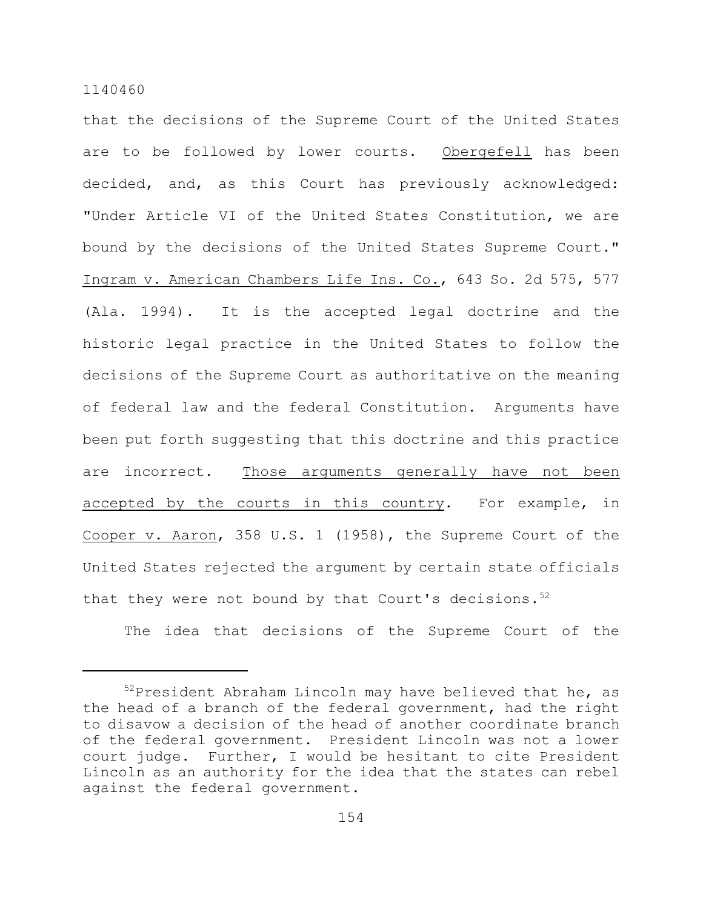that the decisions of the Supreme Court of the United States are to be followed by lower courts. Obergefell has been decided, and, as this Court has previously acknowledged: "Under Article VI of the United States Constitution, we are bound by the decisions of the United States Supreme Court." Ingram v. American Chambers Life Ins. Co., 643 So. 2d 575, 577 (Ala. 1994). It is the accepted legal doctrine and the historic legal practice in the United States to follow the decisions of the Supreme Court as authoritative on the meaning of federal law and the federal Constitution. Arguments have been put forth suggesting that this doctrine and this practice are incorrect. Those arguments generally have not been accepted by the courts in this country. For example, in Cooper v. Aaron, 358 U.S. 1 (1958), the Supreme Court of the United States rejected the argument by certain state officials that they were not bound by that Court's decisions.[52]

The idea that decisions of the Supreme Court of the

---

[52]President Abraham Lincoln may have believed that he, as the head of a branch of the federal government, had the right to disavow a decision of the head of another coordinate branch of the federal government. President Lincoln was not a lower court judge. Further, I would be hesitant to cite President Lincoln as an authority for the idea that the states can rebel against the federal government.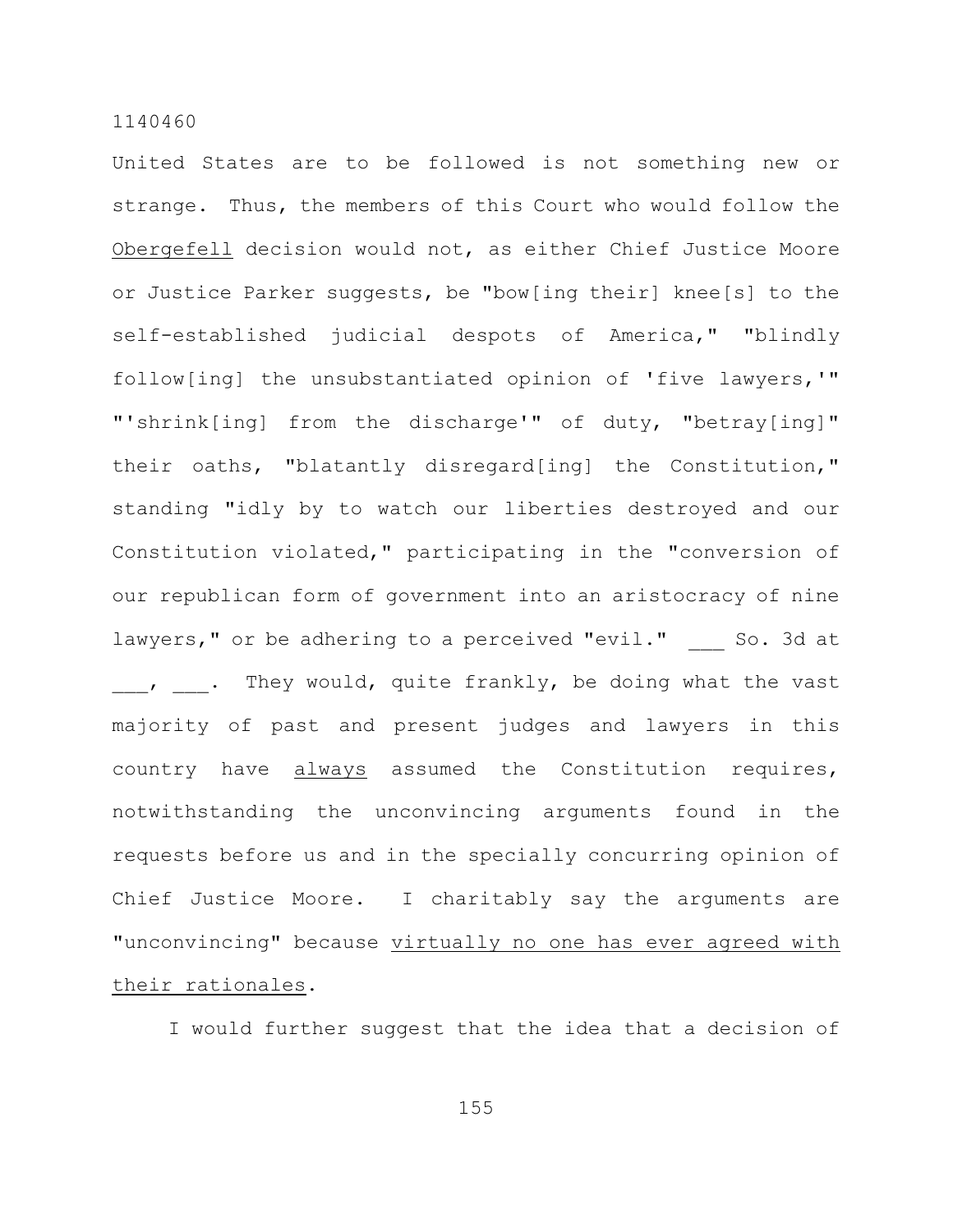United States are to be followed is not something new or strange. Thus, the members of this Court who would follow the <u>Obergefell</u> decision would not, as either Chief Justice Moore or Justice Parker suggests, be "bow[ing their] knee[s] to the self-established judicial despots of America," "blindly follow[ing] the unsubstantiated opinion of 'five lawyers,'" "'shrink[ing] from the discharge'" of duty, "betray[ing]" their oaths, "blatantly disregard[ing] the Constitution," standing "idly by to watch our liberties destroyed and our Constitution violated," participating in the "conversion of our republican form of government into an aristocracy of nine lawyers," or be adhering to a perceived "evil." ___ So. 3d at ___, ___. They would, quite frankly, be doing what the vast majority of past and present judges and lawyers in this country have <u>always</u> assumed the Constitution requires, notwithstanding the unconvincing arguments found in the requests before us and in the specially concurring opinion of Chief Justice Moore. I charitably say the arguments are "unconvincing" because <u>virtually no one has ever agreed with their rationales</u>.

I would further suggest that the idea that a decision of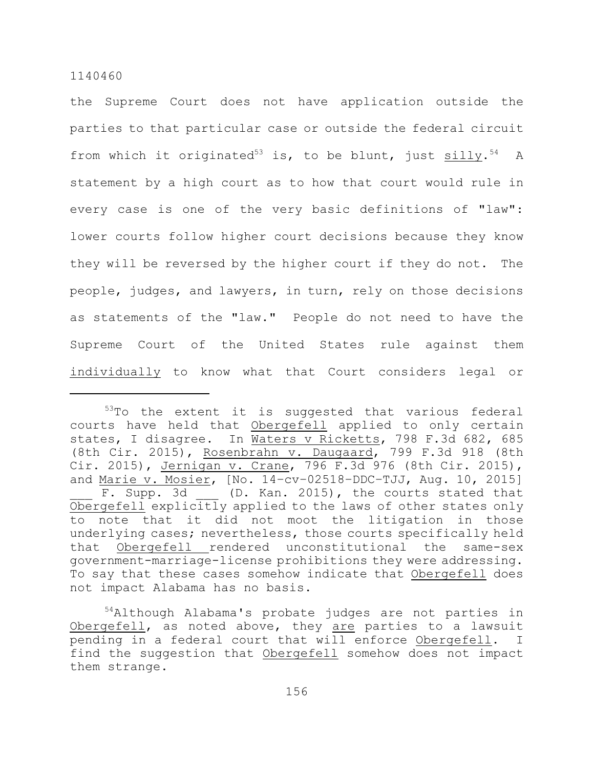the Supreme Court does not have application outside the parties to that particular case or outside the federal circuit from which it originated[53] is, to be blunt, just silly.[54] A statement by a high court as to how that court would rule in every case is one of the very basic definitions of "law": lower courts follow higher court decisions because they know they will be reversed by the higher court if they do not. The people, judges, and lawyers, in turn, rely on those decisions as statements of the "law." People do not need to have the Supreme Court of the United States rule against them individually to know what that Court considers legal or

---

[53]To the extent it is suggested that various federal courts have held that Obergefell applied to only certain states, I disagree. In Waters v Ricketts, 798 F.3d 682, 685 (8th Cir. 2015), Rosenbrahn v. Daugaard, 799 F.3d 918 (8th Cir. 2015), Jernigan v. Crane, 796 F.3d 976 (8th Cir. 2015), and Marie v. Mosier, [No. 14-cv-02518-DDC-TJJ, Aug. 10, 2015] ___ F. Supp. 3d ___ (D. Kan. 2015), the courts stated that Obergefell explicitly applied to the laws of other states only to note that it did not moot the litigation in those underlying cases; nevertheless, those courts specifically held that Obergefell rendered unconstitutional the same-sex government-marriage-license prohibitions they were addressing. To say that these cases somehow indicate that Obergefell does not impact Alabama has no basis.

[54]Although Alabama's probate judges are not parties in Obergefell, as noted above, they are parties to a lawsuit pending in a federal court that will enforce Obergefell. I find the suggestion that Obergefell somehow does not impact them strange.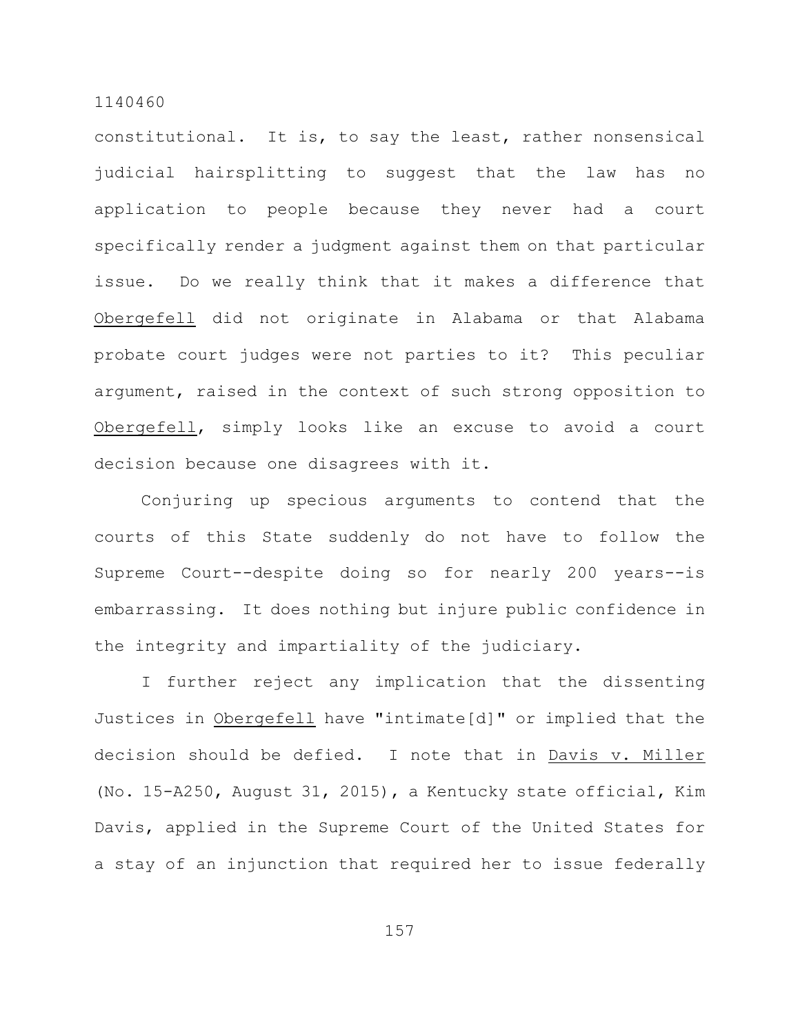constitutional. It is, to say the least, rather nonsensical judicial hairsplitting to suggest that the law has no application to people because they never had a court specifically render a judgment against them on that particular issue. Do we really think that it makes a difference that Obergefell did not originate in Alabama or that Alabama probate court judges were not parties to it? This peculiar argument, raised in the context of such strong opposition to Obergefell, simply looks like an excuse to avoid a court decision because one disagrees with it.

Conjuring up specious arguments to contend that the courts of this State suddenly do not have to follow the Supreme Court--despite doing so for nearly 200 years--is embarrassing. It does nothing but injure public confidence in the integrity and impartiality of the judiciary.

I further reject any implication that the dissenting Justices in Obergefell have "intimate[d]" or implied that the decision should be defied. I note that in Davis v. Miller (No. 15-A250, August 31, 2015), a Kentucky state official, Kim Davis, applied in the Supreme Court of the United States for a stay of an injunction that required her to issue federally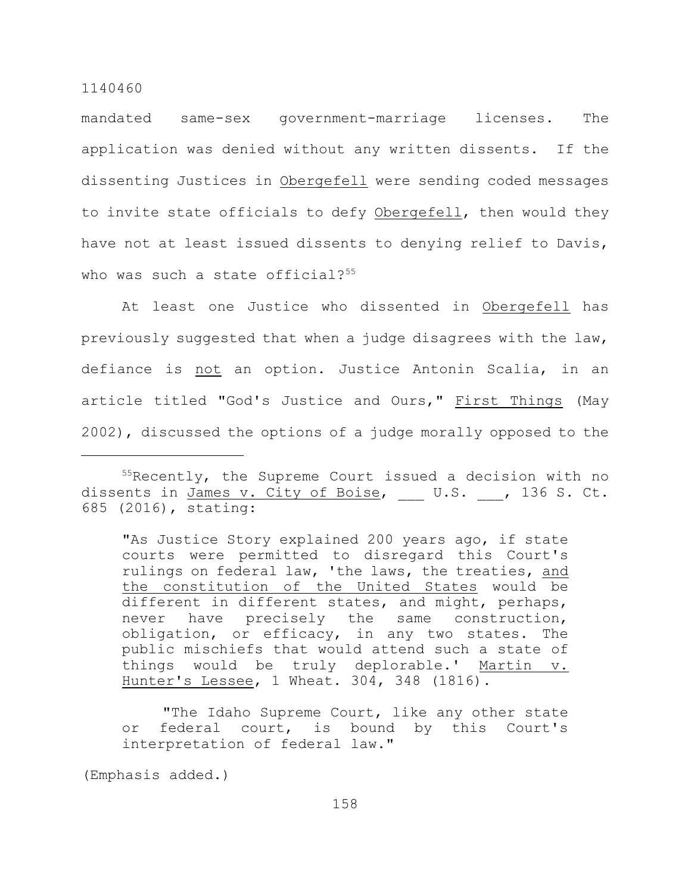mandated same-sex government-marriage licenses. The application was denied without any written dissents. If the dissenting Justices in Obergefell were sending coded messages to invite state officials to defy Obergefell, then would they have not at least issued dissents to denying relief to Davis, who was such a state official?[55]

At least one Justice who dissented in Obergefell has previously suggested that when a judge disagrees with the law, defiance is not an option. Justice Antonin Scalia, in an article titled "God's Justice and Ours," First Things (May 2002), discussed the options of a judge morally opposed to the

---

[55]Recently, the Supreme Court issued a decision with no dissents in James v. City of Boise, ___ U.S. ___, 136 S. Ct. 685 (2016), stating:

> "As Justice Story explained 200 years ago, if state courts were permitted to disregard this Court's rulings on federal law, 'the laws, the treaties, and the constitution of the United States would be different in different states, and might, perhaps, never have precisely the same construction, obligation, or efficacy, in any two states. The public mischiefs that would attend such a state of things would be truly deplorable.' Martin v. Hunter's Lessee, 1 Wheat. 304, 348 (1816).
>
> "The Idaho Supreme Court, like any other state or federal court, is bound by this Court's interpretation of federal law."

(Emphasis added.)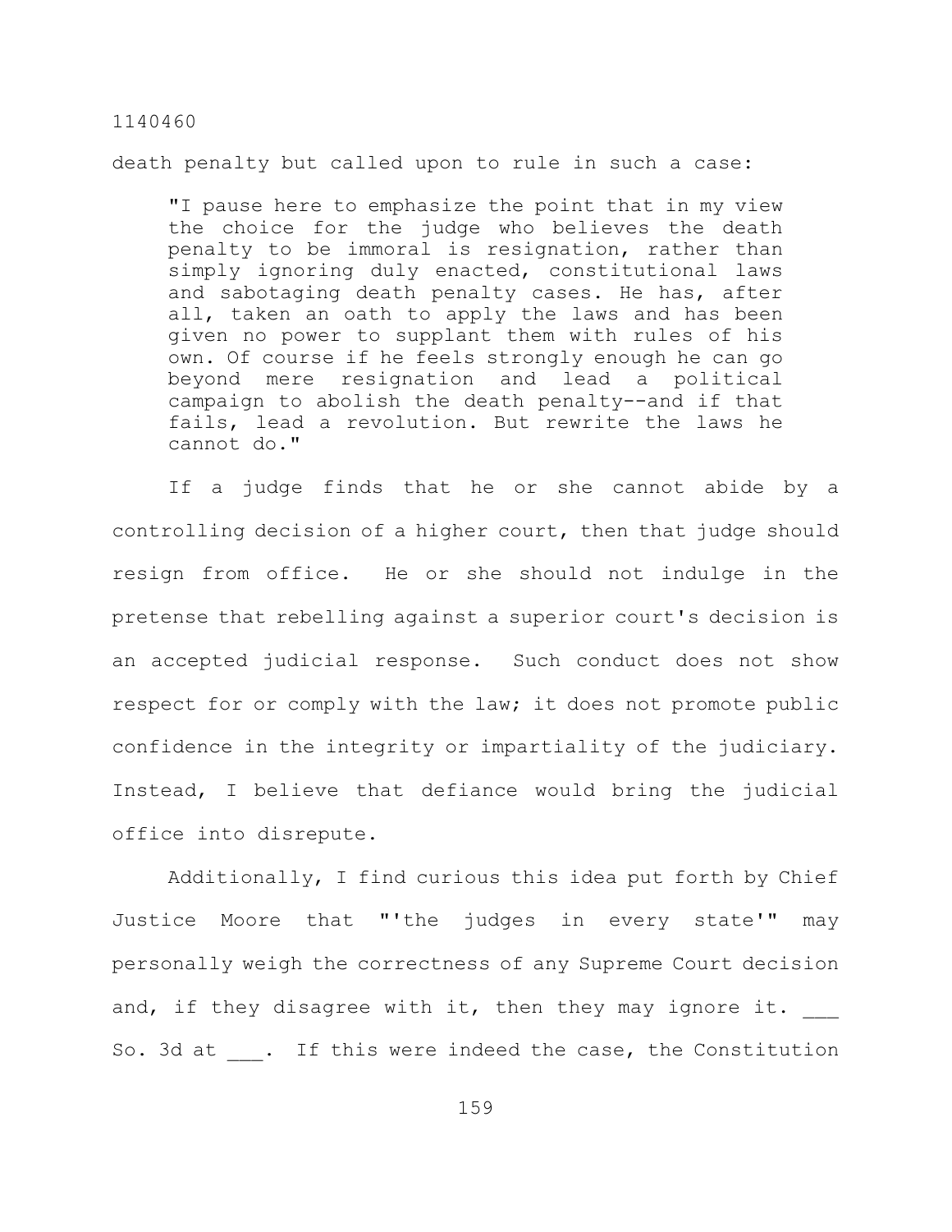death penalty but called upon to rule in such a case:

> "I pause here to emphasize the point that in my view the choice for the judge who believes the death penalty to be immoral is resignation, rather than simply ignoring duly enacted, constitutional laws and sabotaging death penalty cases. He has, after all, taken an oath to apply the laws and has been given no power to supplant them with rules of his own. Of course if he feels strongly enough he can go beyond mere resignation and lead a political campaign to abolish the death penalty--and if that fails, lead a revolution. But rewrite the laws he cannot do."

If a judge finds that he or she cannot abide by a controlling decision of a higher court, then that judge should resign from office. He or she should not indulge in the pretense that rebelling against a superior court's decision is an accepted judicial response. Such conduct does not show respect for or comply with the law; it does not promote public confidence in the integrity or impartiality of the judiciary. Instead, I believe that defiance would bring the judicial office into disrepute.

Additionally, I find curious this idea put forth by Chief Justice Moore that "'the judges in every state'" may personally weigh the correctness of any Supreme Court decision and, if they disagree with it, then they may ignore it. ___ So. 3d at ___. If this were indeed the case, the Constitution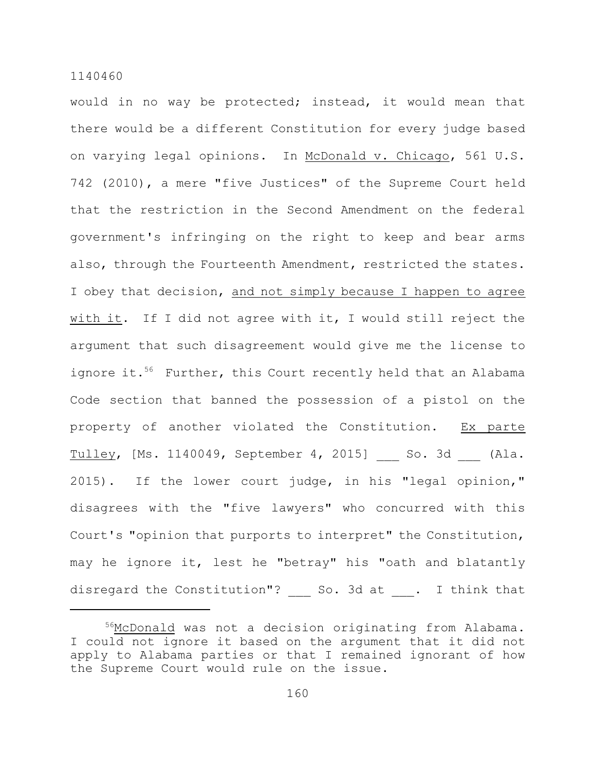would in no way be protected; instead, it would mean that there would be a different Constitution for every judge based on varying legal opinions. In McDonald v. Chicago, 561 U.S. 742 (2010), a mere "five Justices" of the Supreme Court held that the restriction in the Second Amendment on the federal government's infringing on the right to keep and bear arms also, through the Fourteenth Amendment, restricted the states. I obey that decision, and not simply because I happen to agree with it. If I did not agree with it, I would still reject the argument that such disagreement would give me the license to ignore it.[56] Further, this Court recently held that an Alabama Code section that banned the possession of a pistol on the property of another violated the Constitution. Ex parte Tulley, [Ms. 1140049, September 4, 2015] ___ So. 3d ___ (Ala. 2015). If the lower court judge, in his "legal opinion," disagrees with the "five lawyers" who concurred with this Court's "opinion that purports to interpret" the Constitution, may he ignore it, lest he "betray" his "oath and blatantly disregard the Constitution"? ___ So. 3d at ___. I think that

---

[56] McDonald was not a decision originating from Alabama. I could not ignore it based on the argument that it did not apply to Alabama parties or that I remained ignorant of how the Supreme Court would rule on the issue.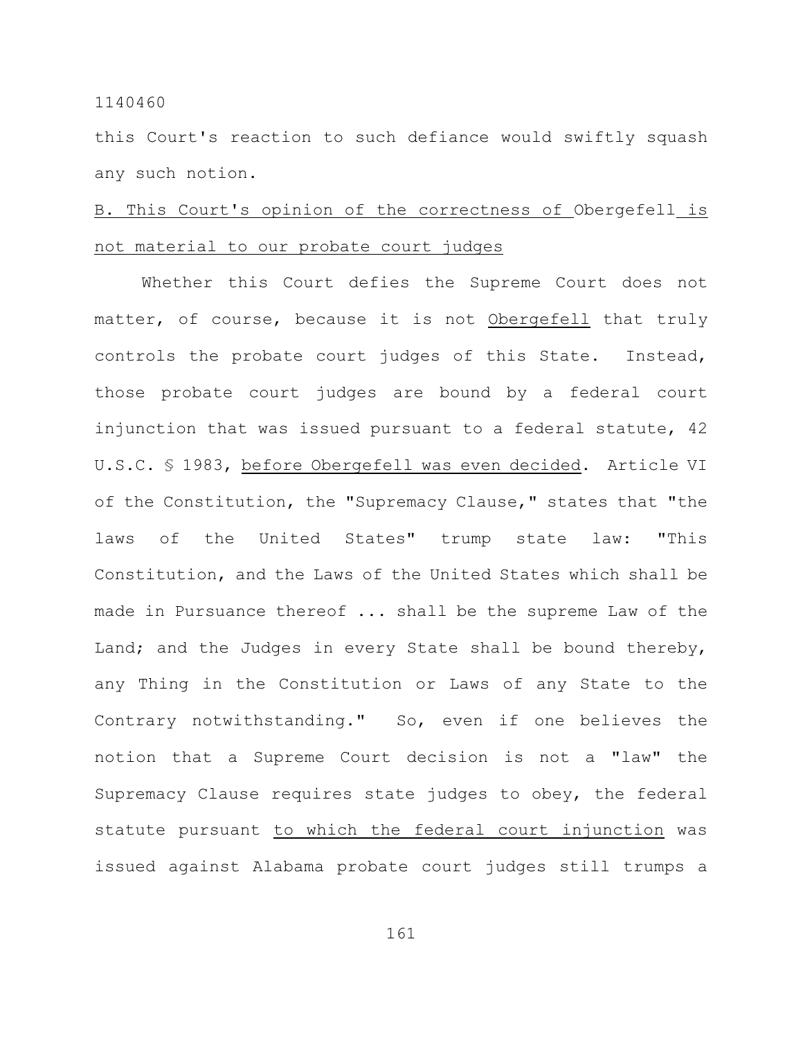this Court's reaction to such defiance would swiftly squash any such notion.

B. This Court's opinion of the correctness of *Obergefell* is not material to our probate court judges

Whether this Court defies the Supreme Court does not matter, of course, because it is not *Obergefell* that truly controls the probate court judges of this State. Instead, those probate court judges are bound by a federal court injunction that was issued pursuant to a federal statute, 42 U.S.C. § 1983, *before Obergefell was even decided*. Article VI of the Constitution, the "Supremacy Clause," states that "the laws of the United States" trump state law: "This Constitution, and the Laws of the United States which shall be made in Pursuance thereof ... shall be the supreme Law of the Land; and the Judges in every State shall be bound thereby, any Thing in the Constitution or Laws of any State to the Contrary notwithstanding." So, even if one believes the notion that a Supreme Court decision is not a "law" the Supremacy Clause requires state judges to obey, the federal statute pursuant *to which the federal court injunction* was issued against Alabama probate court judges still trumps a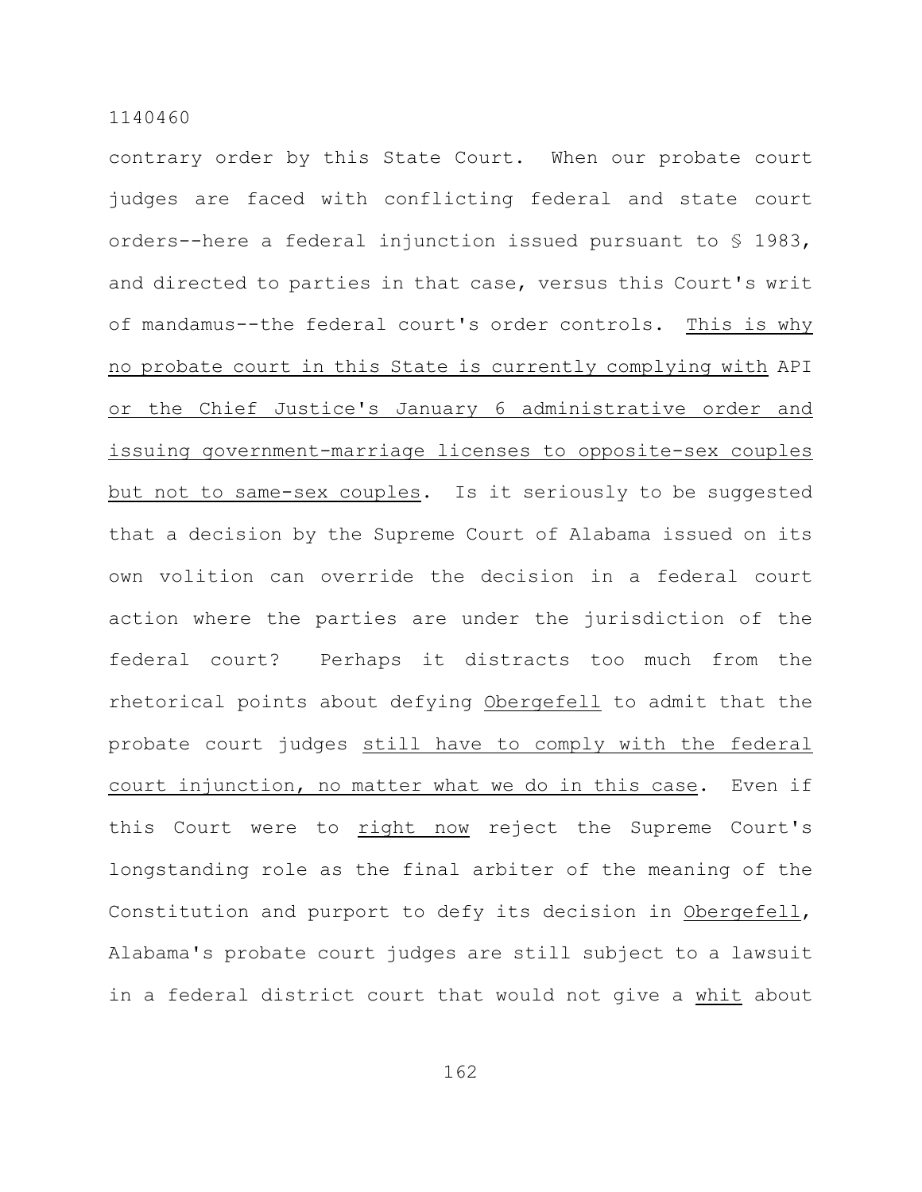contrary order by this State Court. When our probate court judges are faced with conflicting federal and state court orders--here a federal injunction issued pursuant to § 1983, and directed to parties in that case, versus this Court's writ of mandamus--the federal court's order controls. <u>This is why no probate court in this State is currently complying with</u> API <u>or the Chief Justice's January 6 administrative order and issuing government-marriage licenses to opposite-sex couples but not to same-sex couples</u>. Is it seriously to be suggested that a decision by the Supreme Court of Alabama issued on its own volition can override the decision in a federal court action where the parties are under the jurisdiction of the federal court? Perhaps it distracts too much from the rhetorical points about defying <u>Obergefell</u> to admit that the probate court judges <u>still have to comply with the federal court injunction, no matter what we do in this case</u>. Even if this Court were to <u>right now</u> reject the Supreme Court's longstanding role as the final arbiter of the meaning of the Constitution and purport to defy its decision in <u>Obergefell</u>, Alabama's probate court judges are still subject to a lawsuit in a federal district court that would not give a <u>whit</u> about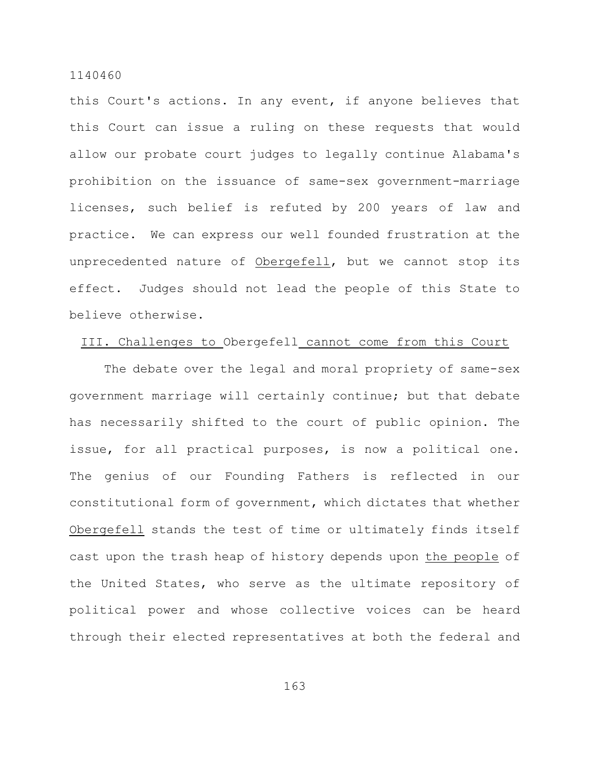this Court's actions. In any event, if anyone believes that this Court can issue a ruling on these requests that would allow our probate court judges to legally continue Alabama's prohibition on the issuance of same-sex government-marriage licenses, such belief is refuted by 200 years of law and practice. We can express our well founded frustration at the unprecedented nature of Obergefell, but we cannot stop its effect. Judges should not lead the people of this State to believe otherwise.

### III. Challenges to Obergefell cannot come from this Court

The debate over the legal and moral propriety of same-sex government marriage will certainly continue; but that debate has necessarily shifted to the court of public opinion. The issue, for all practical purposes, is now a political one. The genius of our Founding Fathers is reflected in our constitutional form of government, which dictates that whether Obergefell stands the test of time or ultimately finds itself cast upon the trash heap of history depends upon the people of the United States, who serve as the ultimate repository of political power and whose collective voices can be heard through their elected representatives at both the federal and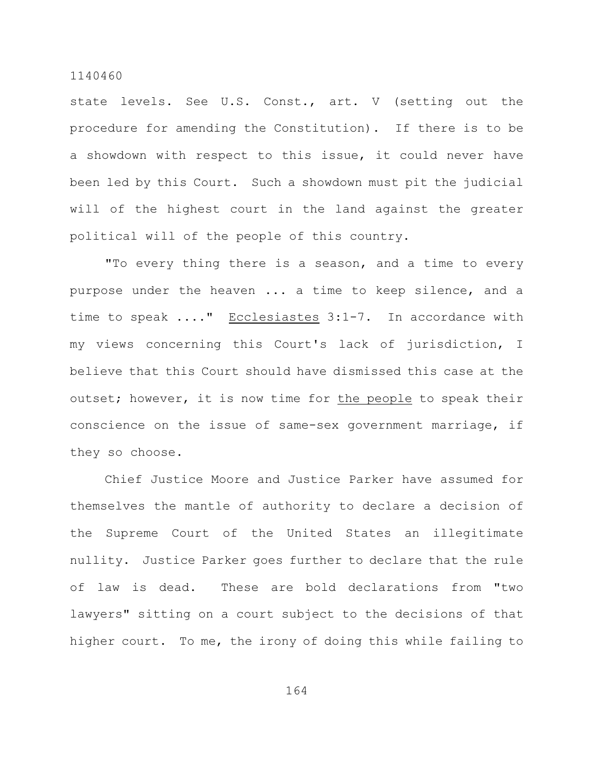state levels. See U.S. Const., art. V (setting out the procedure for amending the Constitution). If there is to be a showdown with respect to this issue, it could never have been led by this Court. Such a showdown must pit the judicial will of the highest court in the land against the greater political will of the people of this country.

"To every thing there is a season, and a time to every purpose under the heaven ... a time to keep silence, and a time to speak ...." _Ecclesiastes_ 3:1-7. In accordance with my views concerning this Court's lack of jurisdiction, I believe that this Court should have dismissed this case at the outset; however, it is now time for _the people_ to speak their conscience on the issue of same-sex government marriage, if they so choose.

Chief Justice Moore and Justice Parker have assumed for themselves the mantle of authority to declare a decision of the Supreme Court of the United States an illegitimate nullity. Justice Parker goes further to declare that the rule of law is dead. These are bold declarations from "two lawyers" sitting on a court subject to the decisions of that higher court. To me, the irony of doing this while failing to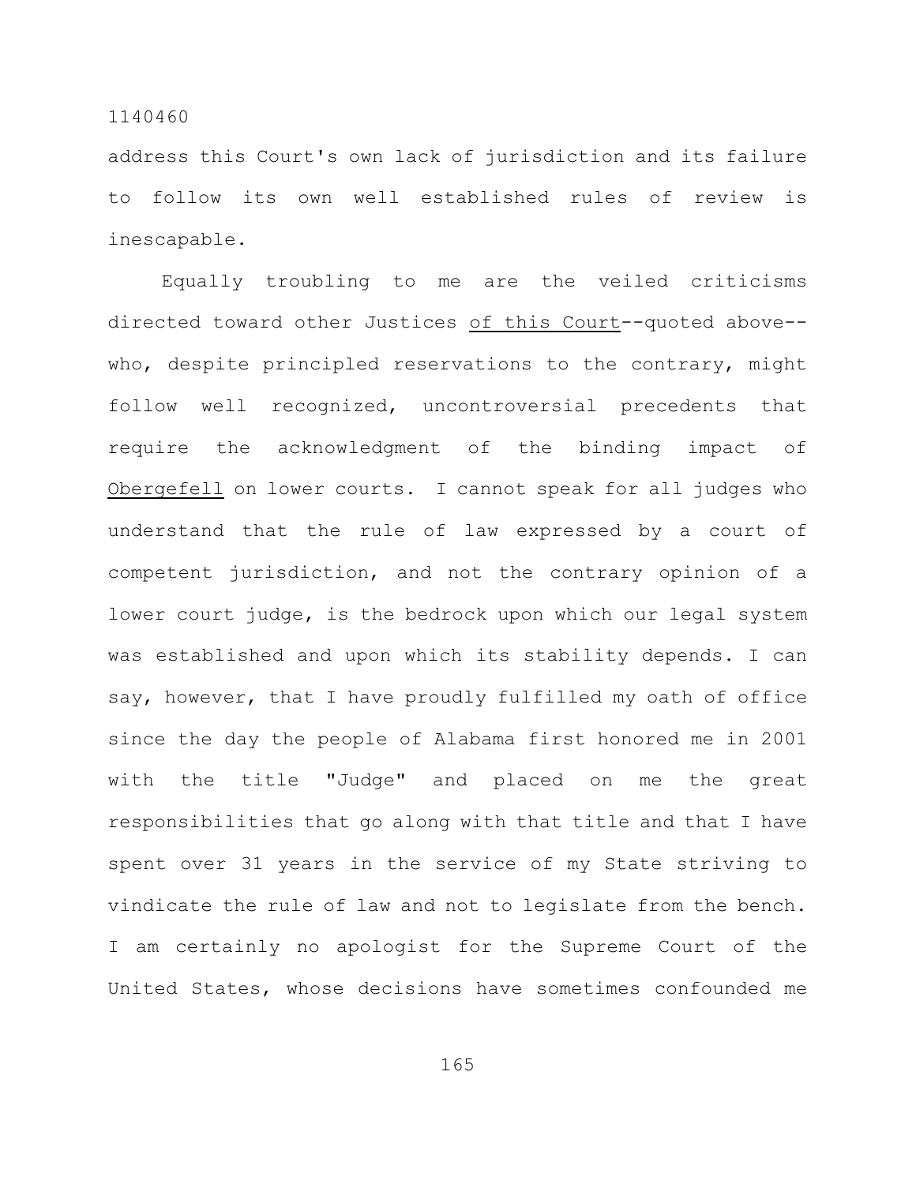address this Court's own lack of jurisdiction and its failure to follow its own well established rules of review is inescapable.

Equally troubling to me are the veiled criticisms directed toward other Justices <u>of this Court</u>--quoted above--who, despite principled reservations to the contrary, might follow well recognized, uncontroversial precedents that require the acknowledgment of the binding impact of <u>Obergefell</u> on lower courts. I cannot speak for all judges who understand that the rule of law expressed by a court of competent jurisdiction, and not the contrary opinion of a lower court judge, is the bedrock upon which our legal system was established and upon which its stability depends. I can say, however, that I have proudly fulfilled my oath of office since the day the people of Alabama first honored me in 2001 with the title "Judge" and placed on me the great responsibilities that go along with that title and that I have spent over 31 years in the service of my State striving to vindicate the rule of law and not to legislate from the bench. I am certainly no apologist for the Supreme Court of the United States, whose decisions have sometimes confounded me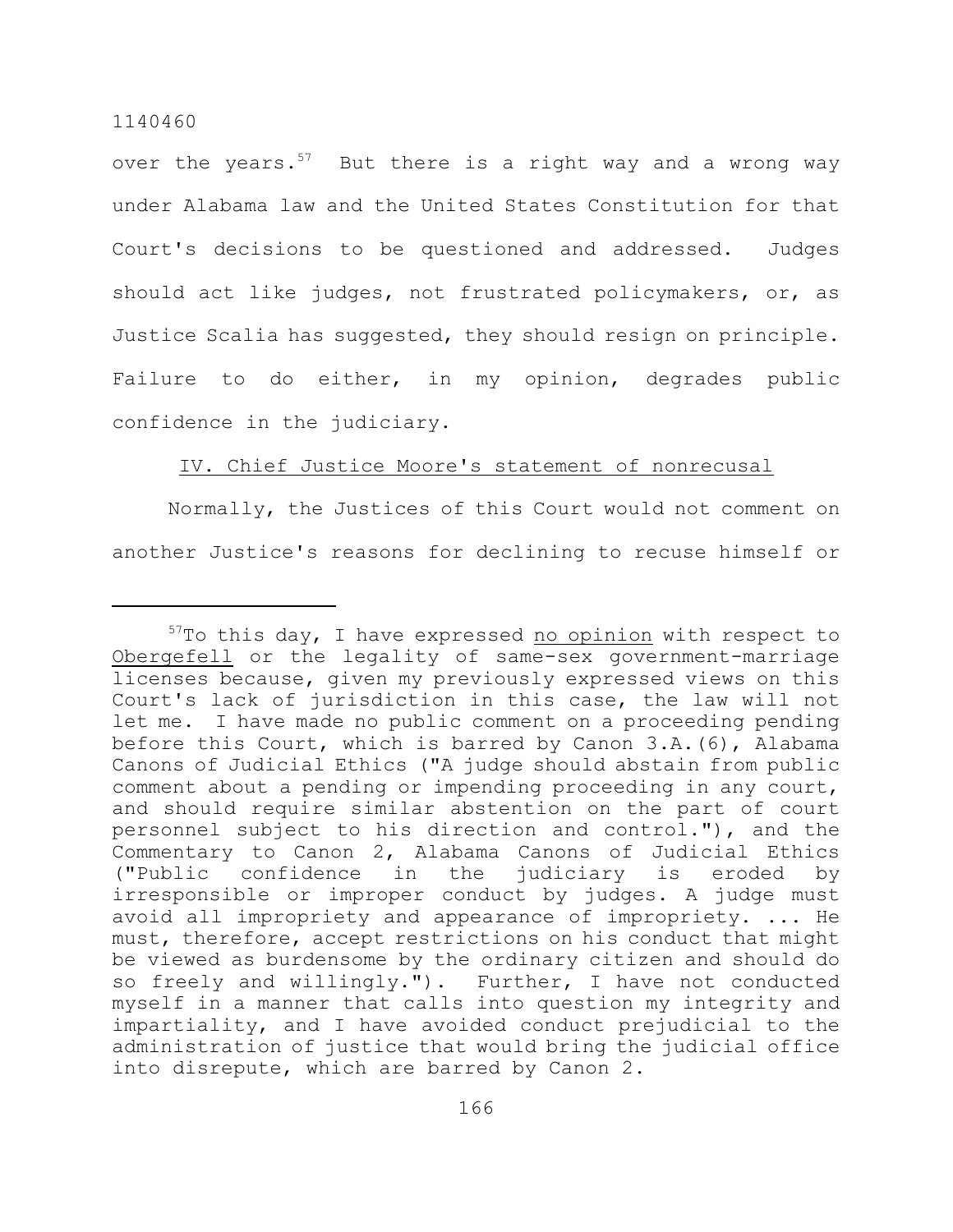over the years.[57] But there is a right way and a wrong way under Alabama law and the United States Constitution for that Court's decisions to be questioned and addressed. Judges should act like judges, not frustrated policymakers, or, as Justice Scalia has suggested, they should resign on principle. Failure to do either, in my opinion, degrades public confidence in the judiciary.

IV. Chief Justice Moore's statement of nonrecusal

Normally, the Justices of this Court would not comment on another Justice's reasons for declining to recuse himself or

---

[57]To this day, I have expressed no opinion with respect to Obergefell or the legality of same-sex government-marriage licenses because, given my previously expressed views on this Court's lack of jurisdiction in this case, the law will not let me. I have made no public comment on a proceeding pending before this Court, which is barred by Canon 3.A.(6), Alabama Canons of Judicial Ethics ("A judge should abstain from public comment about a pending or impending proceeding in any court, and should require similar abstention on the part of court personnel subject to his direction and control."), and the Commentary to Canon 2, Alabama Canons of Judicial Ethics ("Public confidence in the judiciary is eroded by irresponsible or improper conduct by judges. A judge must avoid all impropriety and appearance of impropriety. ... He must, therefore, accept restrictions on his conduct that might be viewed as burdensome by the ordinary citizen and should do so freely and willingly."). Further, I have not conducted myself in a manner that calls into question my integrity and impartiality, and I have avoided conduct prejudicial to the administration of justice that would bring the judicial office into disrepute, which are barred by Canon 2.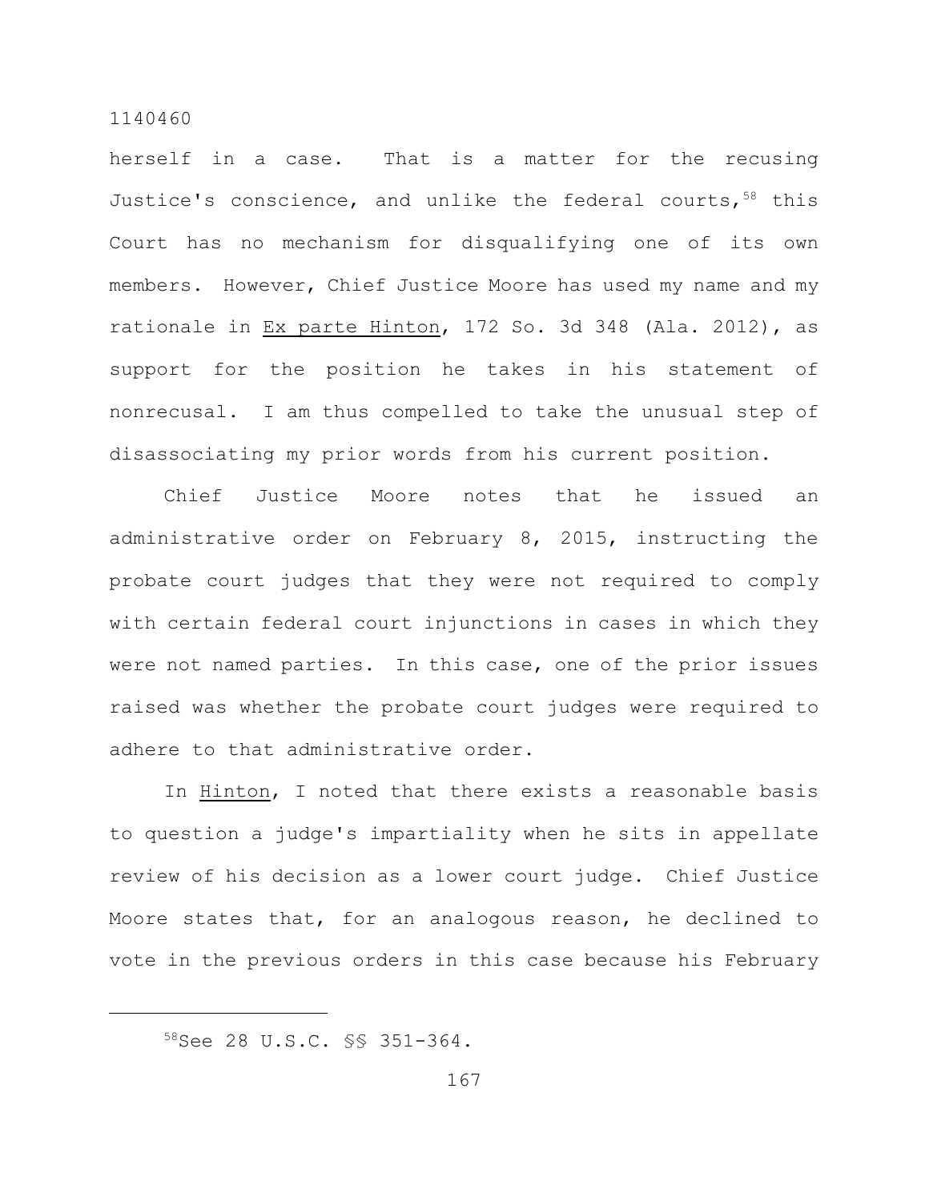herself in a case. That is a matter for the recusing Justice's conscience, and unlike the federal courts,[58] this Court has no mechanism for disqualifying one of its own members. However, Chief Justice Moore has used my name and my rationale in Ex parte Hinton, 172 So. 3d 348 (Ala. 2012), as support for the position he takes in his statement of nonrecusal. I am thus compelled to take the unusual step of disassociating my prior words from his current position.

Chief Justice Moore notes that he issued an administrative order on February 8, 2015, instructing the probate court judges that they were not required to comply with certain federal court injunctions in cases in which they were not named parties. In this case, one of the prior issues raised was whether the probate court judges were required to adhere to that administrative order.

In Hinton, I noted that there exists a reasonable basis to question a judge's impartiality when he sits in appellate review of his decision as a lower court judge. Chief Justice Moore states that, for an analogous reason, he declined to vote in the previous orders in this case because his February

[58] See 28 U.S.C. §§ 351-364.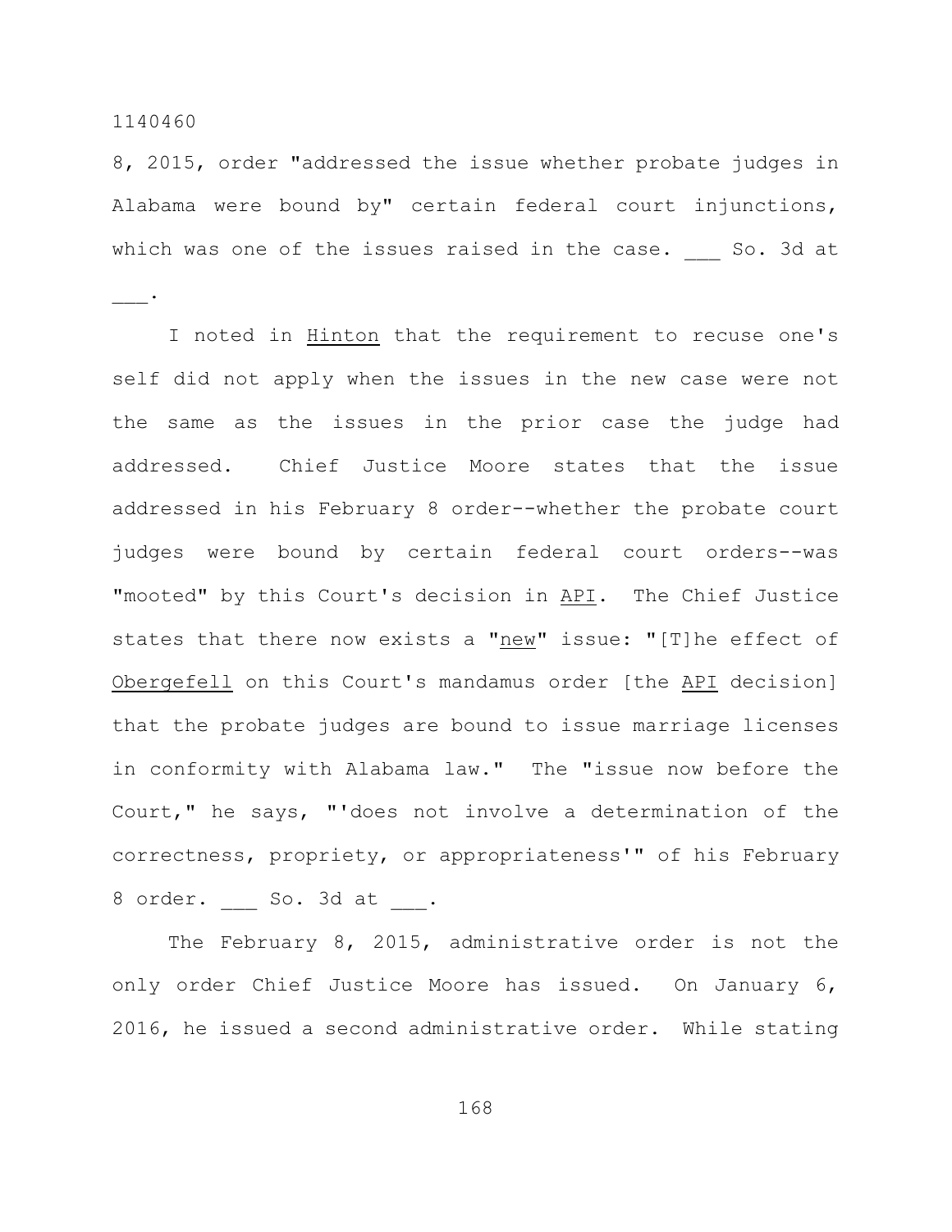8, 2015, order "addressed the issue whether probate judges in Alabama were bound by" certain federal court injunctions, which was one of the issues raised in the case. ___ So. 3d at ___.

I noted in Hinton that the requirement to recuse one's self did not apply when the issues in the new case were not the same as the issues in the prior case the judge had addressed. Chief Justice Moore states that the issue addressed in his February 8 order--whether the probate court judges were bound by certain federal court orders--was "mooted" by this Court's decision in API. The Chief Justice states that there now exists a "new" issue: "[T]he effect of Obergefell on this Court's mandamus order [the API decision] that the probate judges are bound to issue marriage licenses in conformity with Alabama law." The "issue now before the Court," he says, "'does not involve a determination of the correctness, propriety, or appropriateness'" of his February 8 order. ___ So. 3d at ___.

The February 8, 2015, administrative order is not the only order Chief Justice Moore has issued. On January 6, 2016, he issued a second administrative order. While stating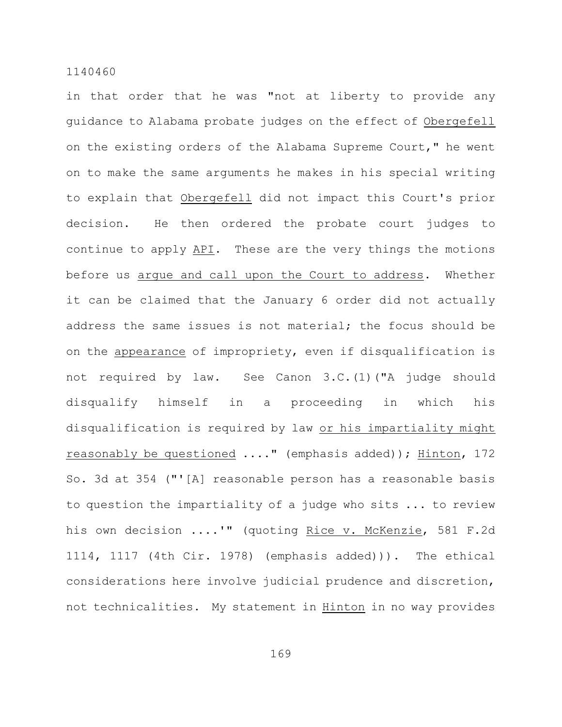in that order that he was "not at liberty to provide any guidance to Alabama probate judges on the effect of Obergefell on the existing orders of the Alabama Supreme Court," he went on to make the same arguments he makes in his special writing to explain that Obergefell did not impact this Court's prior decision. He then ordered the probate court judges to continue to apply API. These are the very things the motions before us argue and call upon the Court to address. Whether it can be claimed that the January 6 order did not actually address the same issues is not material; the focus should be on the appearance of impropriety, even if disqualification is not required by law. See Canon 3.C.(1)("A judge should disqualify himself in a proceeding in which his disqualification is required by law or his impartiality might reasonably be questioned ...." (emphasis added)); Hinton, 172 So. 3d at 354 ("'[A] reasonable person has a reasonable basis to question the impartiality of a judge who sits ... to review his own decision ....'" (quoting Rice v. McKenzie, 581 F.2d 1114, 1117 (4th Cir. 1978) (emphasis added))). The ethical considerations here involve judicial prudence and discretion, not technicalities. My statement in Hinton in no way provides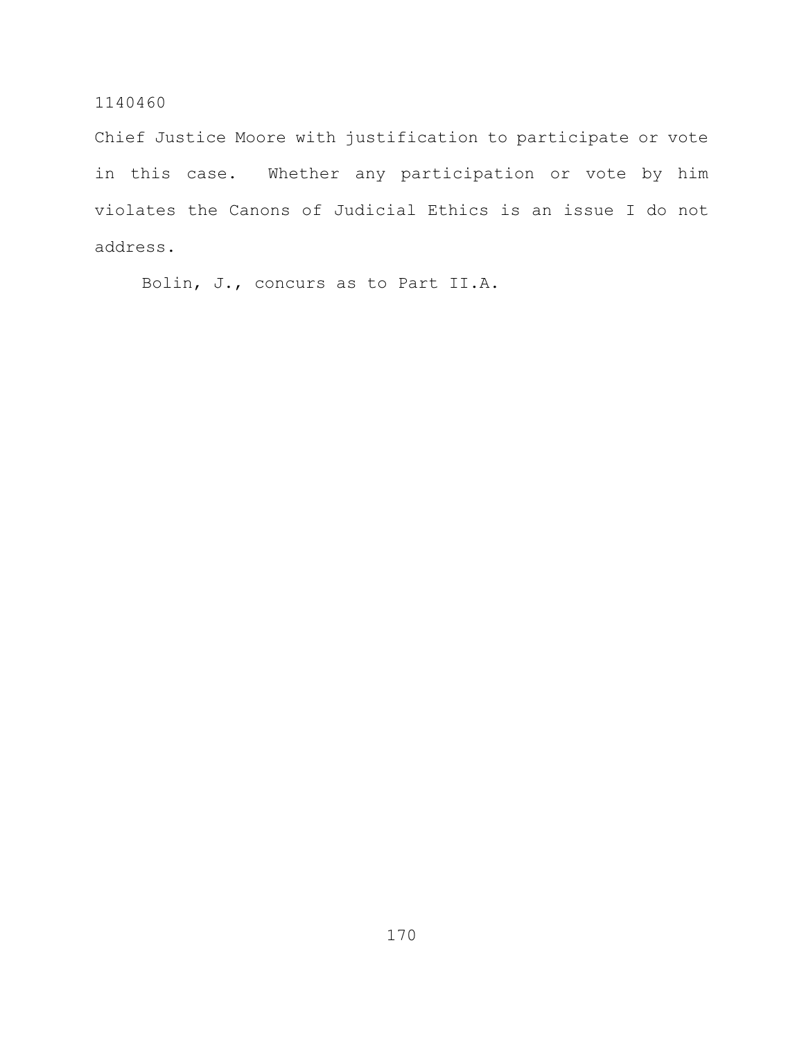Chief Justice Moore with justification to participate or vote in this case. Whether any participation or vote by him violates the Canons of Judicial Ethics is an issue I do not address.

Bolin, J., concurs as to Part II.A.